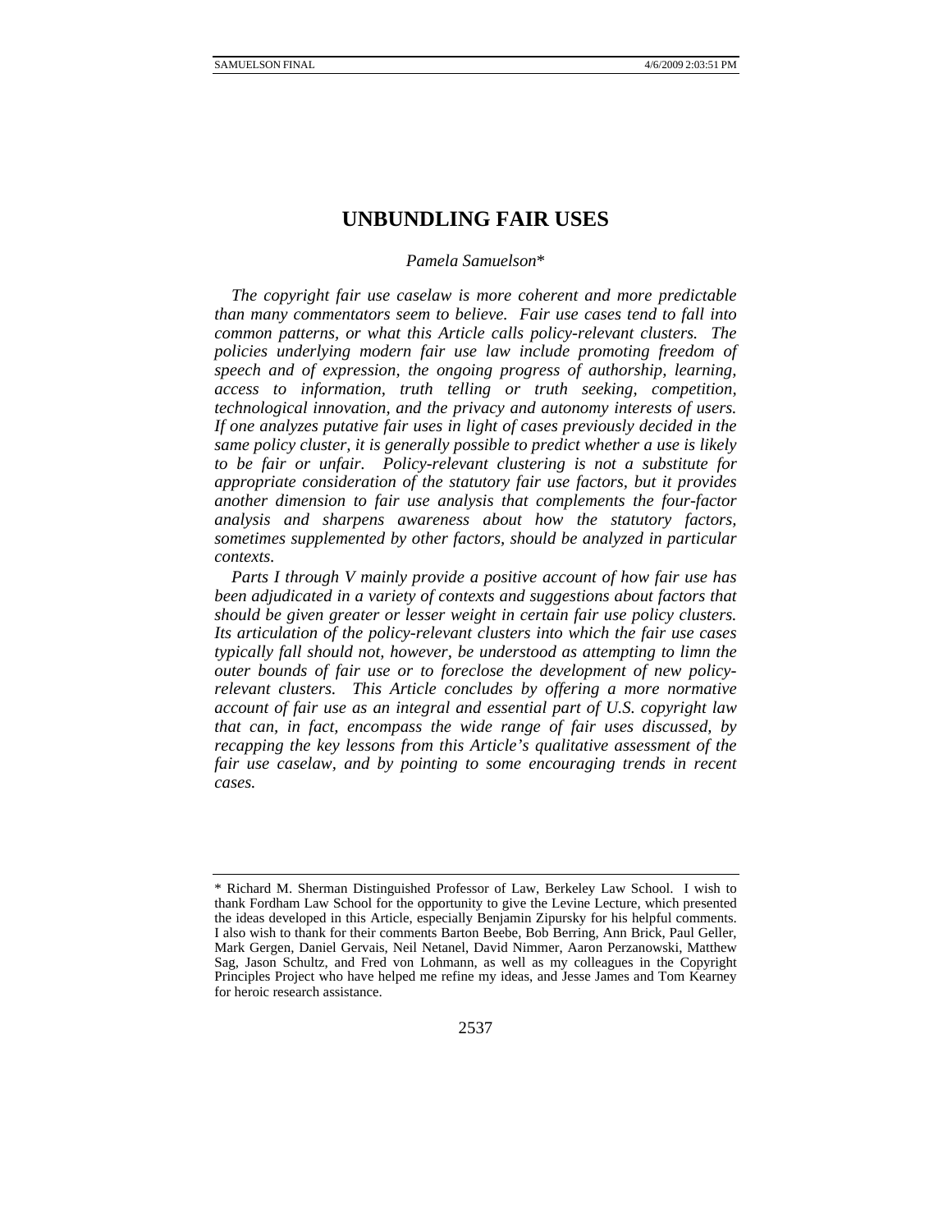# UNBUNDLING FAIR USES

*Pamela Samuelson\**

*The copyright fair use caselaw is more coherent and more predictable than many commentators seem to believe. Fair use cases tend to fall into common patterns, or what this Article calls policy-relevant clusters. The policies underlying modern fair use law include promoting freedom of speech and of expression, the ongoing progress of authorship, learning, access to information, truth telling or truth seeking, competition, technological innovation, and the privacy and autonomy interests of users. If one analyzes putative fair uses in light of cases previously decided in the same policy cluster, it is generally possible to predict whether a use is likely to be fair or unfair. Policy-relevant clustering is not a substitute for appropriate consideration of the statutory fair use factors, but it provides another dimension to fair use analysis that complements the four-factor analysis and sharpens awareness about how the statutory factors, sometimes supplemented by other factors, should be analyzed in particular contexts.*

*Parts I through V mainly provide a positive account of how fair use has been adjudicated in a variety of contexts and suggestions about factors that should be given greater or lesser weight in certain fair use policy clusters. Its articulation of the policy-relevant clusters into which the fair use cases typically fall should not, however, be understood as attempting to limn the outer bounds of fair use or to foreclose the development of new policy-relevant clusters. This Article concludes by offering a more normative account of fair use as an integral and essential part of U.S. copyright law that can, in fact, encompass the wide range of fair uses discussed, by recapping the key lessons from this Article's qualitative assessment of the fair use caselaw, and by pointing to some encouraging trends in recent cases.*

---

\* Richard M. Sherman Distinguished Professor of Law, Berkeley Law School. I wish to thank Fordham Law School for the opportunity to give the Levine Lecture, which presented the ideas developed in this Article, especially Benjamin Zipursky for his helpful comments. I also wish to thank for their comments Barton Beebe, Bob Berring, Ann Brick, Paul Geller, Mark Gergen, Daniel Gervais, Neil Netanel, David Nimmer, Aaron Perzanowski, Matthew Sag, Jason Schultz, and Fred von Lohmann, as well as my colleagues in the Copyright Principles Project who have helped me refine my ideas, and Jesse James and Tom Kearney for heroic research assistance.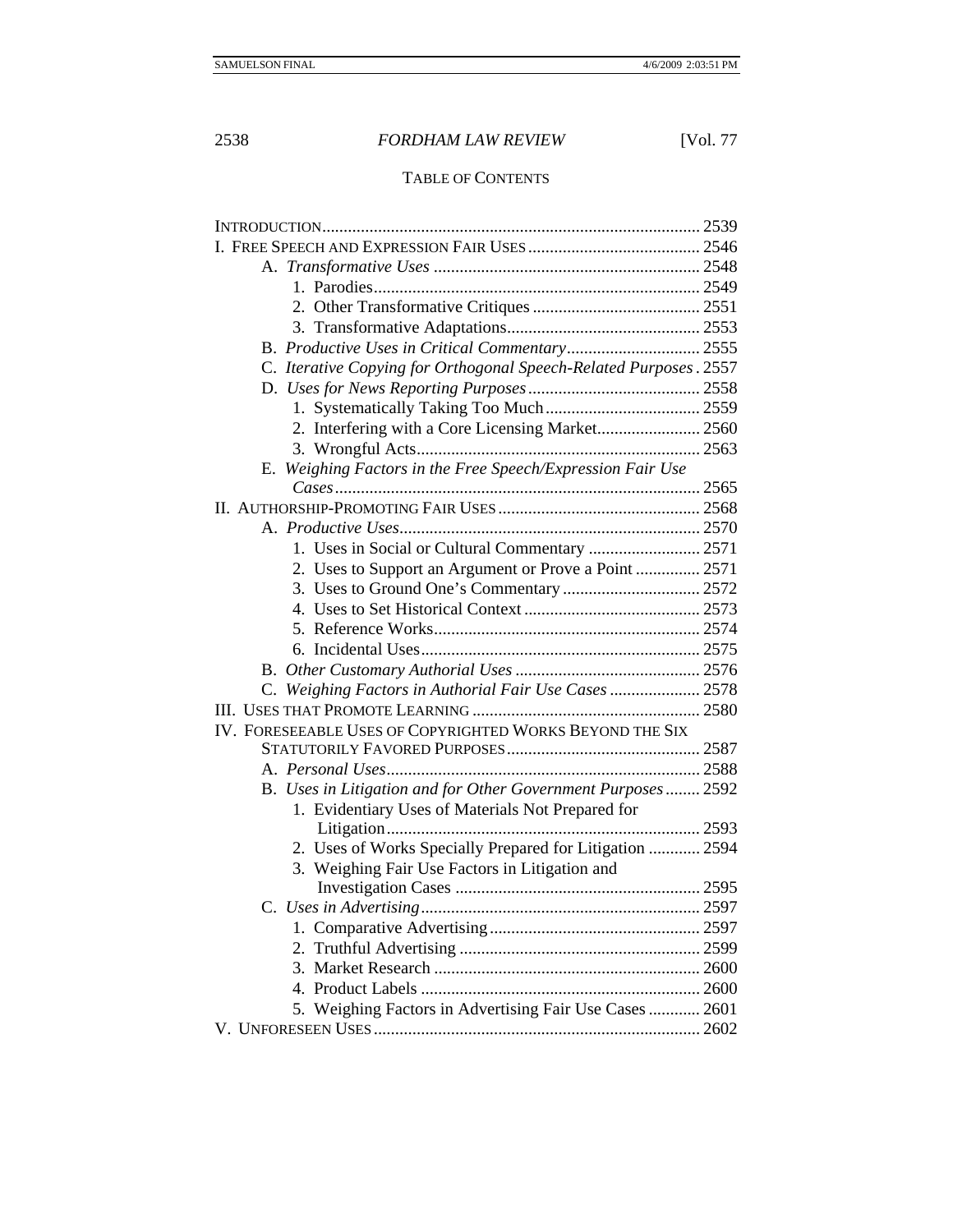## TABLE OF CONTENTS

INTRODUCTION ........ 2539

I. FREE SPEECH AND EXPRESSION FAIR USES ........ 2546

- A. *Transformative Uses* ........ 2548
  - 1. Parodies ........ 2549
  - 2. Other Transformative Critiques ........ 2551
  - 3. Transformative Adaptations ........ 2553
- B. *Productive Uses in Critical Commentary* ........ 2555
- C. *Iterative Copying for Orthogonal Speech-Related Purposes* . 2557
- D. *Uses for News Reporting Purposes* ........ 2558
  - 1. Systematically Taking Too Much ........ 2559
  - 2. Interfering with a Core Licensing Market ........ 2560
  - 3. Wrongful Acts ........ 2563
- E. *Weighing Factors in the Free Speech/Expression Fair Use Cases* ........ 2565

II. AUTHORSHIP-PROMOTING FAIR USES ........ 2568

- A. *Productive Uses* ........ 2570
  - 1. Uses in Social or Cultural Commentary ........ 2571
  - 2. Uses to Support an Argument or Prove a Point ........ 2571
  - 3. Uses to Ground One's Commentary ........ 2572
  - 4. Uses to Set Historical Context ........ 2573
  - 5. Reference Works ........ 2574
  - 6. Incidental Uses ........ 2575
- B. *Other Customary Authorial Uses* ........ 2576
- C. *Weighing Factors in Authorial Fair Use Cases* ........ 2578

III. USES THAT PROMOTE LEARNING ........ 2580

IV. FORESEEABLE USES OF COPYRIGHTED WORKS BEYOND THE SIX STATUTORILY FAVORED PURPOSES ........ 2587

- A. *Personal Uses* ........ 2588
- B. *Uses in Litigation and for Other Government Purposes* ........ 2592
  - 1. Evidentiary Uses of Materials Not Prepared for Litigation ........ 2593
  - 2. Uses of Works Specially Prepared for Litigation ........ 2594
  - 3. Weighing Fair Use Factors in Litigation and Investigation Cases ........ 2595
- C. *Uses in Advertising* ........ 2597
  - 1. Comparative Advertising ........ 2597
  - 2. Truthful Advertising ........ 2599
  - 3. Market Research ........ 2600
  - 4. Product Labels ........ 2600
  - 5. Weighing Factors in Advertising Fair Use Cases ........ 2601

V. UNFORESEEN USES ........ 2602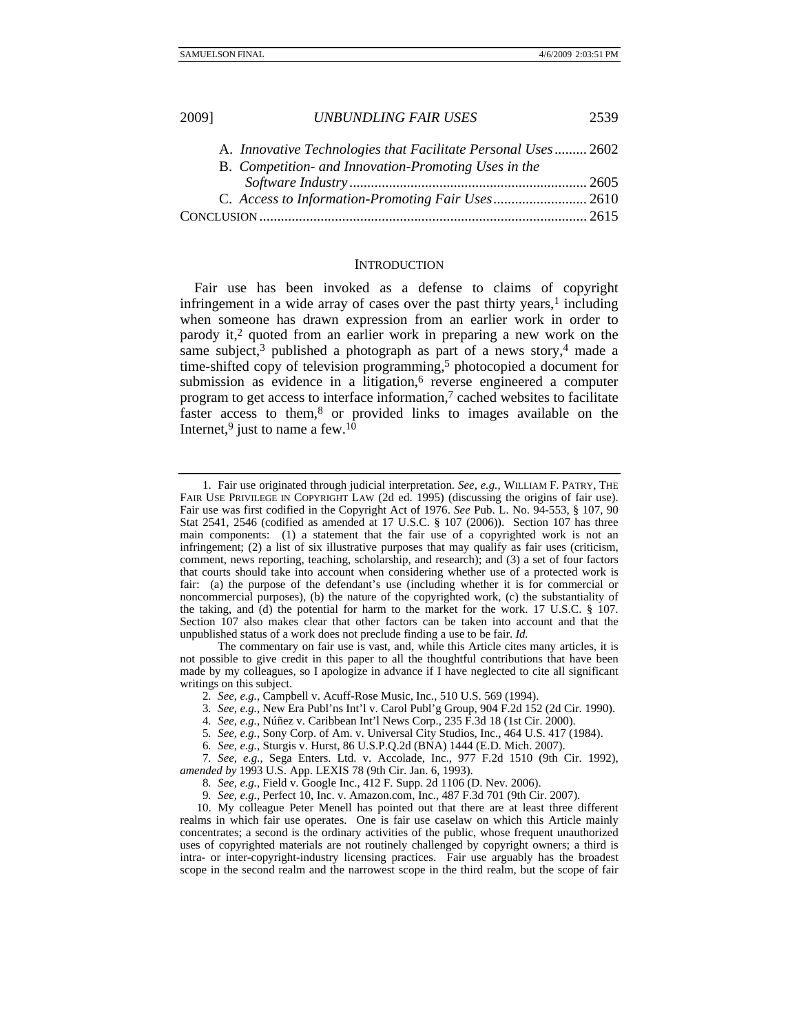A. *Innovative Technologies that Facilitate Personal Uses* ......... 2602
B. *Competition- and Innovation-Promoting Uses in the Software Industry* ................................................................ 2605
C. *Access to Information-Promoting Fair Uses* .......................... 2610

CONCLUSION .......................................................................................... 2615

## INTRODUCTION

Fair use has been invoked as a defense to claims of copyright infringement in a wide array of cases over the past thirty years,[1] including when someone has drawn expression from an earlier work in order to parody it,[2] quoted from an earlier work in preparing a new work on the same subject,[3] published a photograph as part of a news story,[4] made a time-shifted copy of television programming,[5] photocopied a document for submission as evidence in a litigation,[6] reverse engineered a computer program to get access to interface information,[7] cached websites to facilitate faster access to them,[8] or provided links to images available on the Internet,[9] just to name a few.[10]

---

1. Fair use originated through judicial interpretation. *See, e.g.*, WILLIAM F. PATRY, THE FAIR USE PRIVILEGE IN COPYRIGHT LAW (2d ed. 1995) (discussing the origins of fair use). Fair use was first codified in the Copyright Act of 1976. *See* Pub. L. No. 94-553, § 107, 90 Stat 2541, 2546 (codified as amended at 17 U.S.C. § 107 (2006)). Section 107 has three main components: (1) a statement that the fair use of a copyrighted work is not an infringement; (2) a list of six illustrative purposes that may qualify as fair uses (criticism, comment, news reporting, teaching, scholarship, and research); and (3) a set of four factors that courts should take into account when considering whether use of a protected work is fair: (a) the purpose of the defendant's use (including whether it is for commercial or noncommercial purposes), (b) the nature of the copyrighted work, (c) the substantiality of the taking, and (d) the potential for harm to the market for the work. 17 U.S.C. § 107. Section 107 also makes clear that other factors can be taken into account and that the unpublished status of a work does not preclude finding a use to be fair. *Id.*

   The commentary on fair use is vast, and, while this Article cites many articles, it is not possible to give credit in this paper to all the thoughtful contributions that have been made by my colleagues, so I apologize in advance if I have neglected to cite all significant writings on this subject.

2. *See, e.g.*, Campbell v. Acuff-Rose Music, Inc., 510 U.S. 569 (1994).
3. *See, e.g.*, New Era Publ'ns Int'l v. Carol Publ'g Group, 904 F.2d 152 (2d Cir. 1990).
4. *See, e.g.*, Núñez v. Caribbean Int'l News Corp., 235 F.3d 18 (1st Cir. 2000).
5. *See, e.g.*, Sony Corp. of Am. v. Universal City Studios, Inc., 464 U.S. 417 (1984).
6. *See, e.g.*, Sturgis v. Hurst, 86 U.S.P.Q.2d (BNA) 1444 (E.D. Mich. 2007).
7. *See, e.g.*, Sega Enters. Ltd. v. Accolade, Inc., 977 F.2d 1510 (9th Cir. 1992), *amended by* 1993 U.S. App. LEXIS 78 (9th Cir. Jan. 6, 1993).
8. *See, e.g.*, Field v. Google Inc., 412 F. Supp. 2d 1106 (D. Nev. 2006).
9. *See, e.g.*, Perfect 10, Inc. v. Amazon.com, Inc., 487 F.3d 701 (9th Cir. 2007).
10. My colleague Peter Menell has pointed out that there are at least three different realms in which fair use operates. One is fair use caselaw on which this Article mainly concentrates; a second is the ordinary activities of the public, whose frequent unauthorized uses of copyrighted materials are not routinely challenged by copyright owners; a third is intra- or inter-copyright-industry licensing practices. Fair use arguably has the broadest scope in the second realm and the narrowest scope in the third realm, but the scope of fair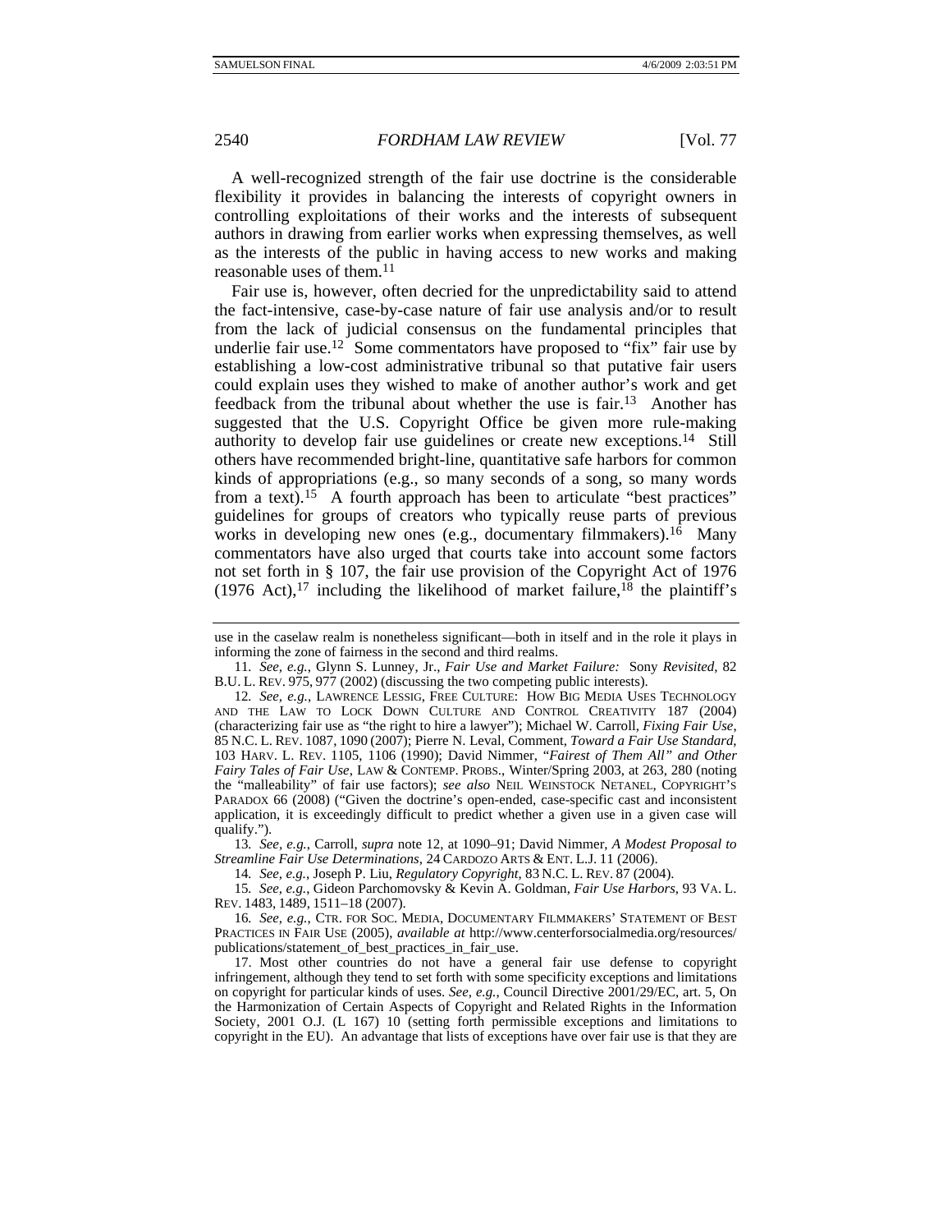A well-recognized strength of the fair use doctrine is the considerable flexibility it provides in balancing the interests of copyright owners in controlling exploitations of their works and the interests of subsequent authors in drawing from earlier works when expressing themselves, as well as the interests of the public in having access to new works and making reasonable uses of them.[11]

Fair use is, however, often decried for the unpredictability said to attend the fact-intensive, case-by-case nature of fair use analysis and/or to result from the lack of judicial consensus on the fundamental principles that underlie fair use.[12] Some commentators have proposed to "fix" fair use by establishing a low-cost administrative tribunal so that putative fair users could explain uses they wished to make of another author's work and get feedback from the tribunal about whether the use is fair.[13] Another has suggested that the U.S. Copyright Office be given more rule-making authority to develop fair use guidelines or create new exceptions.[14] Still others have recommended bright-line, quantitative safe harbors for common kinds of appropriations (e.g., so many seconds of a song, so many words from a text).[15] A fourth approach has been to articulate "best practices" guidelines for groups of creators who typically reuse parts of previous works in developing new ones (e.g., documentary filmmakers).[16] Many commentators have also urged that courts take into account some factors not set forth in § 107, the fair use provision of the Copyright Act of 1976 (1976 Act),[17] including the likelihood of market failure,[18] the plaintiff's

---

use in the caselaw realm is nonetheless significant—both in itself and in the role it plays in informing the zone of fairness in the second and third realms.

11. *See, e.g.*, Glynn S. Lunney, Jr., *Fair Use and Market Failure:* Sony *Revisited*, 82 B.U. L. REV. 975, 977 (2002) (discussing the two competing public interests).

12. *See, e.g.*, LAWRENCE LESSIG, FREE CULTURE: HOW BIG MEDIA USES TECHNOLOGY AND THE LAW TO LOCK DOWN CULTURE AND CONTROL CREATIVITY 187 (2004) (characterizing fair use as "the right to hire a lawyer"); Michael W. Carroll, *Fixing Fair Use*, 85 N.C. L. REV. 1087, 1090 (2007); Pierre N. Leval, Comment, *Toward a Fair Use Standard*, 103 HARV. L. REV. 1105, 1106 (1990); David Nimmer, *"Fairest of Them All" and Other Fairy Tales of Fair Use*, LAW & CONTEMP. PROBS., Winter/Spring 2003, at 263, 280 (noting the "malleability" of fair use factors); *see also* NEIL WEINSTOCK NETANEL, COPYRIGHT'S PARADOX 66 (2008) ("Given the doctrine's open-ended, case-specific cast and inconsistent application, it is exceedingly difficult to predict whether a given use in a given case will qualify.").

13. *See, e.g.*, Carroll, *supra* note 12, at 1090–91; David Nimmer, *A Modest Proposal to Streamline Fair Use Determinations*, 24 CARDOZO ARTS & ENT. L.J. 11 (2006).

14. *See, e.g.*, Joseph P. Liu, *Regulatory Copyright*, 83 N.C. L. REV. 87 (2004).

15. *See, e.g.*, Gideon Parchomovsky & Kevin A. Goldman, *Fair Use Harbors*, 93 VA. L. REV. 1483, 1489, 1511–18 (2007).

16. *See, e.g.*, CTR. FOR SOC. MEDIA, DOCUMENTARY FILMMAKERS' STATEMENT OF BEST PRACTICES IN FAIR USE (2005), *available at* http://www.centerforsocialmedia.org/resources/publications/statement_of_best_practices_in_fair_use.

17. Most other countries do not have a general fair use defense to copyright infringement, although they tend to set forth with some specificity exceptions and limitations on copyright for particular kinds of uses. *See, e.g.*, Council Directive 2001/29/EC, art. 5, On the Harmonization of Certain Aspects of Copyright and Related Rights in the Information Society, 2001 O.J. (L 167) 10 (setting forth permissible exceptions and limitations to copyright in the EU). An advantage that lists of exceptions have over fair use is that they are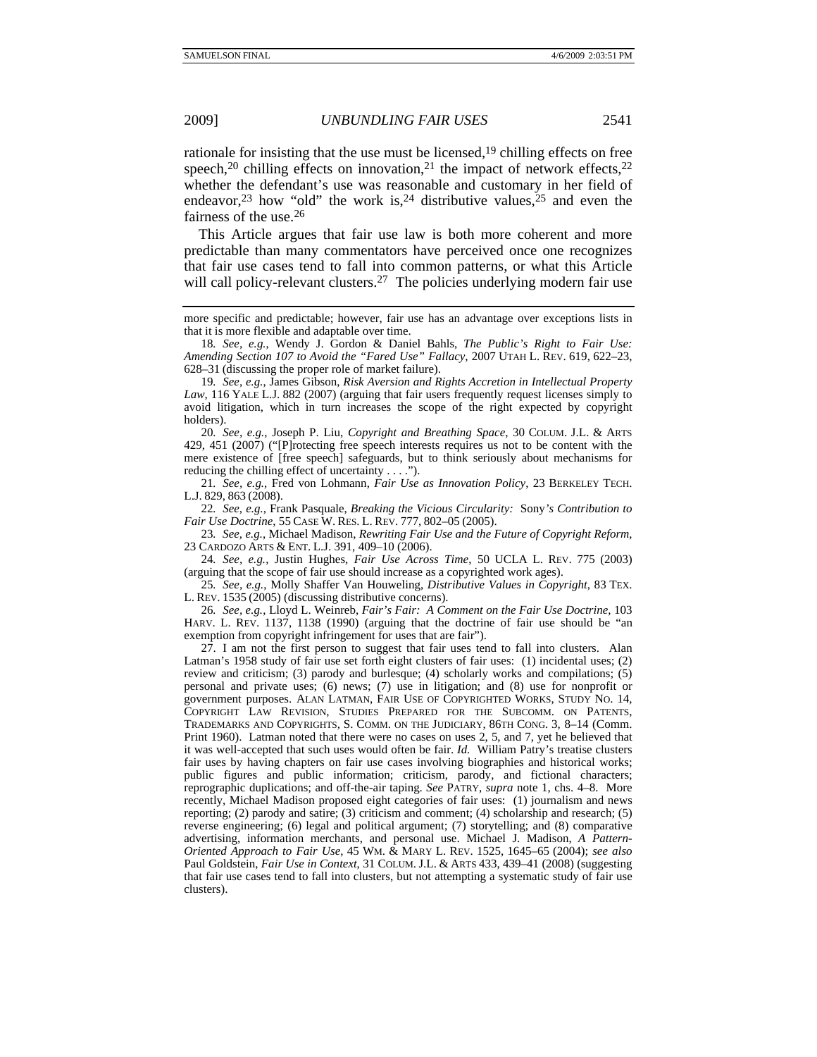rationale for insisting that the use must be licensed,[19] chilling effects on free speech,[20] chilling effects on innovation,[21] the impact of network effects,[22] whether the defendant's use was reasonable and customary in her field of endeavor,[23] how "old" the work is,[24] distributive values,[25] and even the fairness of the use.[26]

This Article argues that fair use law is both more coherent and more predictable than many commentators have perceived once one recognizes that fair use cases tend to fall into common patterns, or what this Article will call policy-relevant clusters.[27] The policies underlying modern fair use

---

more specific and predictable; however, fair use has an advantage over exceptions lists in that it is more flexible and adaptable over time.

18. *See, e.g.*, Wendy J. Gordon & Daniel Bahls, *The Public's Right to Fair Use: Amending Section 107 to Avoid the "Fared Use" Fallacy*, 2007 UTAH L. REV. 619, 622–23, 628–31 (discussing the proper role of market failure).

19. *See, e.g.*, James Gibson, *Risk Aversion and Rights Accretion in Intellectual Property Law*, 116 YALE L.J. 882 (2007) (arguing that fair users frequently request licenses simply to avoid litigation, which in turn increases the scope of the right expected by copyright holders).

20. *See, e.g.*, Joseph P. Liu, *Copyright and Breathing Space*, 30 COLUM. J.L. & ARTS 429, 451 (2007) ("[P]rotecting free speech interests requires us not to be content with the mere existence of [free speech] safeguards, but to think seriously about mechanisms for reducing the chilling effect of uncertainty . . . .").

21. *See, e.g.*, Fred von Lohmann, *Fair Use as Innovation Policy*, 23 BERKELEY TECH. L.J. 829, 863 (2008).

22. *See, e.g.*, Frank Pasquale, *Breaking the Vicious Circularity:* Sony*'s Contribution to Fair Use Doctrine*, 55 CASE W. RES. L. REV. 777, 802–05 (2005).

23. *See, e.g.*, Michael Madison, *Rewriting Fair Use and the Future of Copyright Reform*, 23 CARDOZO ARTS & ENT. L.J. 391, 409–10 (2006).

24. *See, e.g.*, Justin Hughes, *Fair Use Across Time*, 50 UCLA L. REV. 775 (2003) (arguing that the scope of fair use should increase as a copyrighted work ages).

25. *See, e.g.*, Molly Shaffer Van Houweling, *Distributive Values in Copyright*, 83 TEX. L. REV. 1535 (2005) (discussing distributive concerns).

26. *See, e.g.*, Lloyd L. Weinreb, *Fair's Fair: A Comment on the Fair Use Doctrine*, 103 HARV. L. REV. 1137, 1138 (1990) (arguing that the doctrine of fair use should be "an exemption from copyright infringement for uses that are fair").

27. I am not the first person to suggest that fair uses tend to fall into clusters. Alan Latman's 1958 study of fair use set forth eight clusters of fair uses: (1) incidental uses; (2) review and criticism; (3) parody and burlesque; (4) scholarly works and compilations; (5) personal and private uses; (6) news; (7) use in litigation; and (8) use for nonprofit or government purposes. ALAN LATMAN, FAIR USE OF COPYRIGHTED WORKS, STUDY NO. 14, COPYRIGHT LAW REVISION, STUDIES PREPARED FOR THE SUBCOMM. ON PATENTS, TRADEMARKS AND COPYRIGHTS, S. COMM. ON THE JUDICIARY, 86TH CONG. 3, 8–14 (Comm. Print 1960). Latman noted that there were no cases on uses 2, 5, and 7, yet he believed that it was well-accepted that such uses would often be fair. *Id.* William Patry's treatise clusters fair uses by having chapters on fair use cases involving biographies and historical works; public figures and public information; criticism, parody, and fictional characters; reprographic duplications; and off-the-air taping. *See* PATRY, *supra* note 1, chs. 4–8. More recently, Michael Madison proposed eight categories of fair uses: (1) journalism and news reporting; (2) parody and satire; (3) criticism and comment; (4) scholarship and research; (5) reverse engineering; (6) legal and political argument; (7) storytelling; and (8) comparative advertising, information merchants, and personal use. Michael J. Madison, *A Pattern-Oriented Approach to Fair Use*, 45 WM. & MARY L. REV. 1525, 1645–65 (2004); *see also* Paul Goldstein, *Fair Use in Context*, 31 COLUM. J.L. & ARTS 433, 439–41 (2008) (suggesting that fair use cases tend to fall into clusters, but not attempting a systematic study of fair use clusters).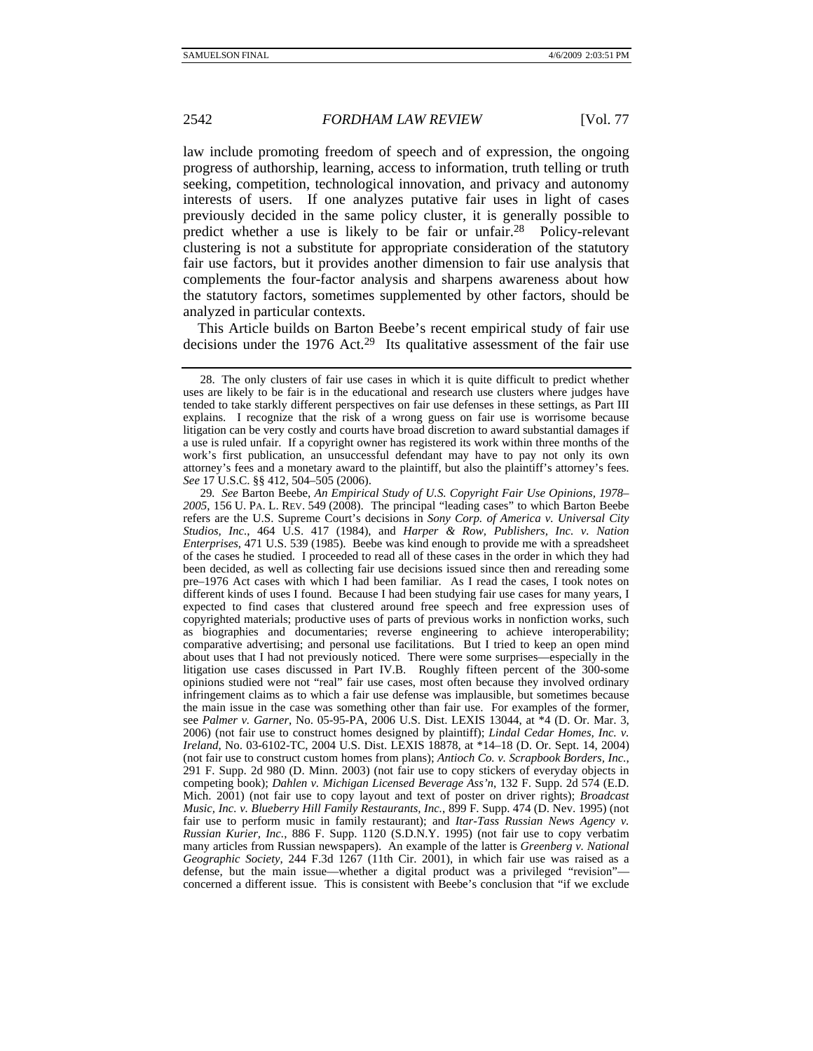law include promoting freedom of speech and of expression, the ongoing progress of authorship, learning, access to information, truth telling or truth seeking, competition, technological innovation, and privacy and autonomy interests of users. If one analyzes putative fair uses in light of cases previously decided in the same policy cluster, it is generally possible to predict whether a use is likely to be fair or unfair.[28] Policy-relevant clustering is not a substitute for appropriate consideration of the statutory fair use factors, but it provides another dimension to fair use analysis that complements the four-factor analysis and sharpens awareness about how the statutory factors, sometimes supplemented by other factors, should be analyzed in particular contexts.

This Article builds on Barton Beebe's recent empirical study of fair use decisions under the 1976 Act.[29] Its qualitative assessment of the fair use

---

28. The only clusters of fair use cases in which it is quite difficult to predict whether uses are likely to be fair is in the educational and research use clusters where judges have tended to take starkly different perspectives on fair use defenses in these settings, as Part III explains. I recognize that the risk of a wrong guess on fair use is worrisome because litigation can be very costly and courts have broad discretion to award substantial damages if a use is ruled unfair. If a copyright owner has registered its work within three months of the work's first publication, an unsuccessful defendant may have to pay not only its own attorney's fees and a monetary award to the plaintiff, but also the plaintiff's attorney's fees. *See* 17 U.S.C. §§ 412, 504–505 (2006).

29. *See* Barton Beebe, *An Empirical Study of U.S. Copyright Fair Use Opinions, 1978–2005*, 156 U. PA. L. REV. 549 (2008). The principal "leading cases" to which Barton Beebe refers are the U.S. Supreme Court's decisions in *Sony Corp. of America v. Universal City Studios, Inc.*, 464 U.S. 417 (1984), and *Harper & Row, Publishers, Inc. v. Nation Enterprises*, 471 U.S. 539 (1985). Beebe was kind enough to provide me with a spreadsheet of the cases he studied. I proceeded to read all of these cases in the order in which they had been decided, as well as collecting fair use decisions issued since then and rereading some pre–1976 Act cases with which I had been familiar. As I read the cases, I took notes on different kinds of uses I found. Because I had been studying fair use cases for many years, I expected to find cases that clustered around free speech and free expression uses of copyrighted materials; productive uses of parts of previous works in nonfiction works, such as biographies and documentaries; reverse engineering to achieve interoperability; comparative advertising; and personal use facilitations. But I tried to keep an open mind about uses that I had not previously noticed. There were some surprises—especially in the litigation use cases discussed in Part IV.B. Roughly fifteen percent of the 300-some opinions studied were not "real" fair use cases, most often because they involved ordinary infringement claims as to which a fair use defense was implausible, but sometimes because the main issue in the case was something other than fair use. For examples of the former, see *Palmer v. Garner*, No. 05-95-PA, 2006 U.S. Dist. LEXIS 13044, at *4 (D. Or. Mar. 3, 2006) (not fair use to construct homes designed by plaintiff); *Lindal Cedar Homes, Inc. v. Ireland*, No. 03-6102-TC, 2004 U.S. Dist. LEXIS 18878, at *14–18 (D. Or. Sept. 14, 2004) (not fair use to construct custom homes from plans); *Antioch Co. v. Scrapbook Borders, Inc.*, 291 F. Supp. 2d 980 (D. Minn. 2003) (not fair use to copy stickers of everyday objects in competing book); *Dahlen v. Michigan Licensed Beverage Ass'n*, 132 F. Supp. 2d 574 (E.D. Mich. 2001) (not fair use to copy layout and text of poster on driver rights); *Broadcast Music, Inc. v. Blueberry Hill Family Restaurants, Inc.*, 899 F. Supp. 474 (D. Nev. 1995) (not fair use to perform music in family restaurant); and *Itar-Tass Russian News Agency v. Russian Kurier, Inc.*, 886 F. Supp. 1120 (S.D.N.Y. 1995) (not fair use to copy verbatim many articles from Russian newspapers). An example of the latter is *Greenberg v. National Geographic Society*, 244 F.3d 1267 (11th Cir. 2001), in which fair use was raised as a defense, but the main issue—whether a digital product was a privileged "revision"—concerned a different issue. This is consistent with Beebe's conclusion that "if we exclude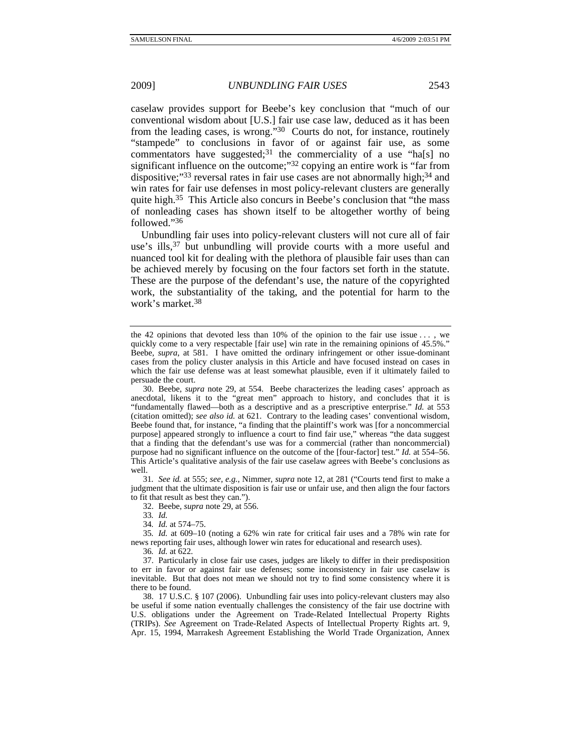caselaw provides support for Beebe's key conclusion that "much of our conventional wisdom about [U.S.] fair use case law, deduced as it has been from the leading cases, is wrong."[30] Courts do not, for instance, routinely "stampede" to conclusions in favor of or against fair use, as some commentators have suggested;[31] the commerciality of a use "ha[s] no significant influence on the outcome;"[32] copying an entire work is "far from dispositive;"[33] reversal rates in fair use cases are not abnormally high;[34] and win rates for fair use defenses in most policy-relevant clusters are generally quite high.[35] This Article also concurs in Beebe's conclusion that "the mass of nonleading cases has shown itself to be altogether worthy of being followed."[36]

Unbundling fair uses into policy-relevant clusters will not cure all of fair use's ills,[37] but unbundling will provide courts with a more useful and nuanced tool kit for dealing with the plethora of plausible fair uses than can be achieved merely by focusing on the four factors set forth in the statute. These are the purpose of the defendant's use, the nature of the copyrighted work, the substantiality of the taking, and the potential for harm to the work's market.[38]

---

the 42 opinions that devoted less than 10% of the opinion to the fair use issue . . . , we quickly come to a very respectable [fair use] win rate in the remaining opinions of 45.5%." Beebe, *supra*, at 581. I have omitted the ordinary infringement or other issue-dominant cases from the policy cluster analysis in this Article and have focused instead on cases in which the fair use defense was at least somewhat plausible, even if it ultimately failed to persuade the court.

30. Beebe, *supra* note 29, at 554. Beebe characterizes the leading cases' approach as anecdotal, likens it to the "great men" approach to history, and concludes that it is "fundamentally flawed—both as a descriptive and as a prescriptive enterprise." *Id.* at 553 (citation omitted); *see also id.* at 621. Contrary to the leading cases' conventional wisdom, Beebe found that, for instance, "a finding that the plaintiff's work was [for a noncommercial purpose] appeared strongly to influence a court to find fair use," whereas "the data suggest that a finding that the defendant's use was for a commercial (rather than noncommercial) purpose had no significant influence on the outcome of the [four-factor] test." *Id.* at 554–56. This Article's qualitative analysis of the fair use caselaw agrees with Beebe's conclusions as well.

31. *See id.* at 555; *see, e.g.*, Nimmer, *supra* note 12, at 281 ("Courts tend first to make a judgment that the ultimate disposition is fair use or unfair use, and then align the four factors to fit that result as best they can.").

32. Beebe, *supra* note 29, at 556.

33. *Id.*

34. *Id.* at 574–75.

35. *Id.* at 609–10 (noting a 62% win rate for critical fair uses and a 78% win rate for news reporting fair uses, although lower win rates for educational and research uses).

36. *Id.* at 622.

37. Particularly in close fair use cases, judges are likely to differ in their predisposition to err in favor or against fair use defenses; some inconsistency in fair use caselaw is inevitable. But that does not mean we should not try to find some consistency where it is there to be found.

38. 17 U.S.C. § 107 (2006). Unbundling fair uses into policy-relevant clusters may also be useful if some nation eventually challenges the consistency of the fair use doctrine with U.S. obligations under the Agreement on Trade-Related Intellectual Property Rights (TRIPs). *See* Agreement on Trade-Related Aspects of Intellectual Property Rights art. 9, Apr. 15, 1994, Marrakesh Agreement Establishing the World Trade Organization, Annex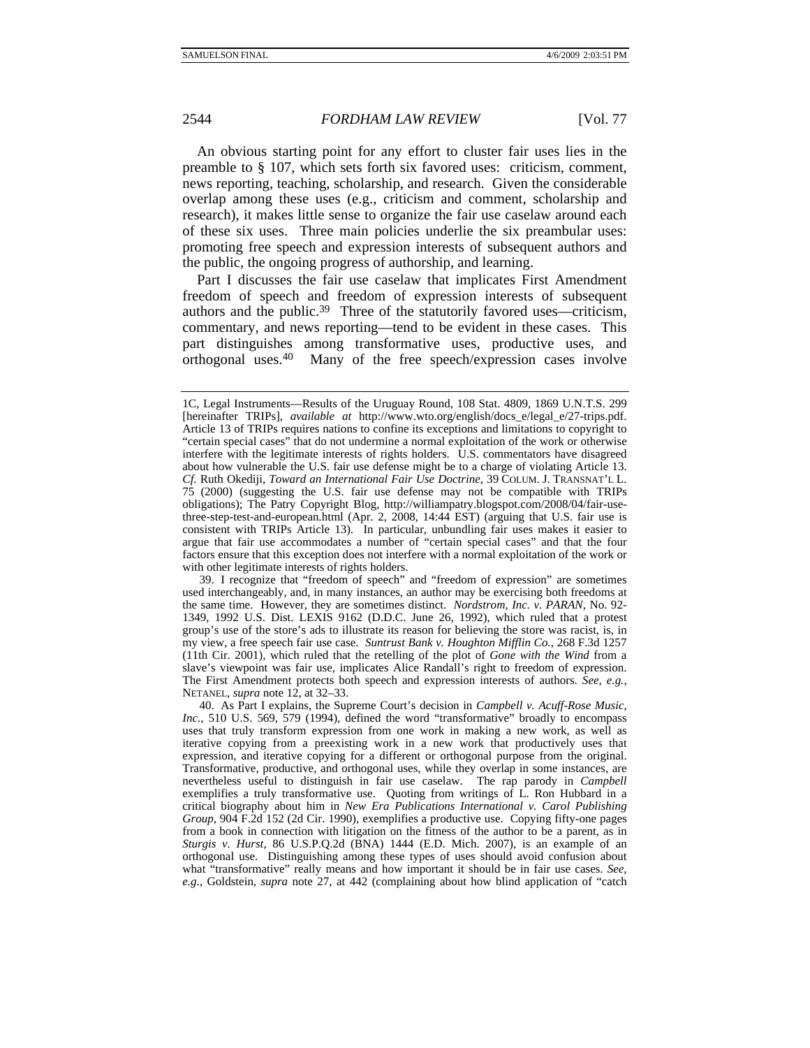An obvious starting point for any effort to cluster fair uses lies in the preamble to § 107, which sets forth six favored uses: criticism, comment, news reporting, teaching, scholarship, and research. Given the considerable overlap among these uses (e.g., criticism and comment, scholarship and research), it makes little sense to organize the fair use caselaw around each of these six uses. Three main policies underlie the six preambular uses: promoting free speech and expression interests of subsequent authors and the public, the ongoing progress of authorship, and learning.

Part I discusses the fair use caselaw that implicates First Amendment freedom of speech and freedom of expression interests of subsequent authors and the public.[39] Three of the statutorily favored uses—criticism, commentary, and news reporting—tend to be evident in these cases. This part distinguishes among transformative uses, productive uses, and orthogonal uses.[40] Many of the free speech/expression cases involve

---

1C, Legal Instruments—Results of the Uruguay Round, 108 Stat. 4809, 1869 U.N.T.S. 299 [hereinafter TRIPs], *available at* http://www.wto.org/english/docs_e/legal_e/27-trips.pdf. Article 13 of TRIPs requires nations to confine its exceptions and limitations to copyright to "certain special cases" that do not undermine a normal exploitation of the work or otherwise interfere with the legitimate interests of rights holders. U.S. commentators have disagreed about how vulnerable the U.S. fair use defense might be to a charge of violating Article 13. *Cf.* Ruth Okediji, *Toward an International Fair Use Doctrine*, 39 COLUM. J. TRANSNAT'L L. 75 (2000) (suggesting the U.S. fair use defense may not be compatible with TRIPs obligations); The Patry Copyright Blog, http://williampatry.blogspot.com/2008/04/fair-use-three-step-test-and-european.html (Apr. 2, 2008, 14:44 EST) (arguing that U.S. fair use is consistent with TRIPs Article 13). In particular, unbundling fair uses makes it easier to argue that fair use accommodates a number of "certain special cases" and that the four factors ensure that this exception does not interfere with a normal exploitation of the work or with other legitimate interests of rights holders.

39. I recognize that "freedom of speech" and "freedom of expression" are sometimes used interchangeably, and, in many instances, an author may be exercising both freedoms at the same time. However, they are sometimes distinct. *Nordstrom, Inc. v. PARAN*, No. 92-1349, 1992 U.S. Dist. LEXIS 9162 (D.D.C. June 26, 1992), which ruled that a protest group's use of the store's ads to illustrate its reason for believing the store was racist, is, in my view, a free speech fair use case. *Suntrust Bank v. Houghton Mifflin Co.*, 268 F.3d 1257 (11th Cir. 2001), which ruled that the retelling of the plot of *Gone with the Wind* from a slave's viewpoint was fair use, implicates Alice Randall's right to freedom of expression. The First Amendment protects both speech and expression interests of authors. *See, e.g.*, NETANEL, *supra* note 12, at 32–33.

40. As Part I explains, the Supreme Court's decision in *Campbell v. Acuff-Rose Music, Inc.*, 510 U.S. 569, 579 (1994), defined the word "transformative" broadly to encompass uses that truly transform expression from one work in making a new work, as well as iterative copying from a preexisting work in a new work that productively uses that expression, and iterative copying for a different or orthogonal purpose from the original. Transformative, productive, and orthogonal uses, while they overlap in some instances, are nevertheless useful to distinguish in fair use caselaw. The rap parody in *Campbell* exemplifies a truly transformative use. Quoting from writings of L. Ron Hubbard in a critical biography about him in *New Era Publications International v. Carol Publishing Group*, 904 F.2d 152 (2d Cir. 1990), exemplifies a productive use. Copying fifty-one pages from a book in connection with litigation on the fitness of the author to be a parent, as in *Sturgis v. Hurst*, 86 U.S.P.Q.2d (BNA) 1444 (E.D. Mich. 2007), is an example of an orthogonal use. Distinguishing among these types of uses should avoid confusion about what "transformative" really means and how important it should be in fair use cases. *See, e.g.*, Goldstein, *supra* note 27, at 442 (complaining about how blind application of "catch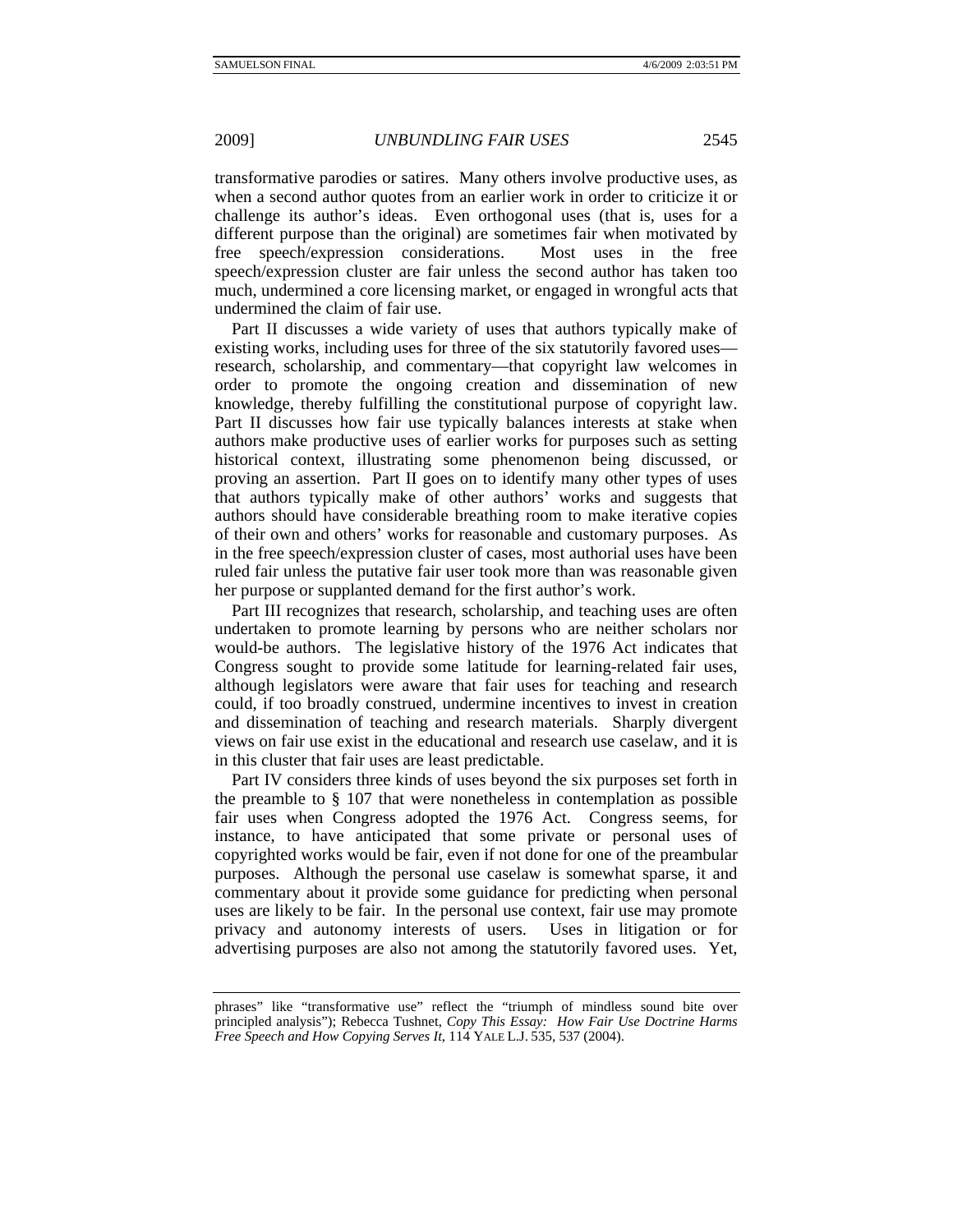transformative parodies or satires. Many others involve productive uses, as when a second author quotes from an earlier work in order to criticize it or challenge its author's ideas. Even orthogonal uses (that is, uses for a different purpose than the original) are sometimes fair when motivated by free speech/expression considerations. Most uses in the free speech/expression cluster are fair unless the second author has taken too much, undermined a core licensing market, or engaged in wrongful acts that undermined the claim of fair use.

Part II discusses a wide variety of uses that authors typically make of existing works, including uses for three of the six statutorily favored uses—research, scholarship, and commentary—that copyright law welcomes in order to promote the ongoing creation and dissemination of new knowledge, thereby fulfilling the constitutional purpose of copyright law. Part II discusses how fair use typically balances interests at stake when authors make productive uses of earlier works for purposes such as setting historical context, illustrating some phenomenon being discussed, or proving an assertion. Part II goes on to identify many other types of uses that authors typically make of other authors' works and suggests that authors should have considerable breathing room to make iterative copies of their own and others' works for reasonable and customary purposes. As in the free speech/expression cluster of cases, most authorial uses have been ruled fair unless the putative fair user took more than was reasonable given her purpose or supplanted demand for the first author's work.

Part III recognizes that research, scholarship, and teaching uses are often undertaken to promote learning by persons who are neither scholars nor would-be authors. The legislative history of the 1976 Act indicates that Congress sought to provide some latitude for learning-related fair uses, although legislators were aware that fair uses for teaching and research could, if too broadly construed, undermine incentives to invest in creation and dissemination of teaching and research materials. Sharply divergent views on fair use exist in the educational and research use caselaw, and it is in this cluster that fair uses are least predictable.

Part IV considers three kinds of uses beyond the six purposes set forth in the preamble to § 107 that were nonetheless in contemplation as possible fair uses when Congress adopted the 1976 Act. Congress seems, for instance, to have anticipated that some private or personal uses of copyrighted works would be fair, even if not done for one of the preambular purposes. Although the personal use caselaw is somewhat sparse, it and commentary about it provide some guidance for predicting when personal uses are likely to be fair. In the personal use context, fair use may promote privacy and autonomy interests of users. Uses in litigation or for advertising purposes are also not among the statutorily favored uses. Yet,

---

phrases" like "transformative use" reflect the "triumph of mindless sound bite over principled analysis"); Rebecca Tushnet, *Copy This Essay: How Fair Use Doctrine Harms Free Speech and How Copying Serves It*, 114 YALE L.J. 535, 537 (2004).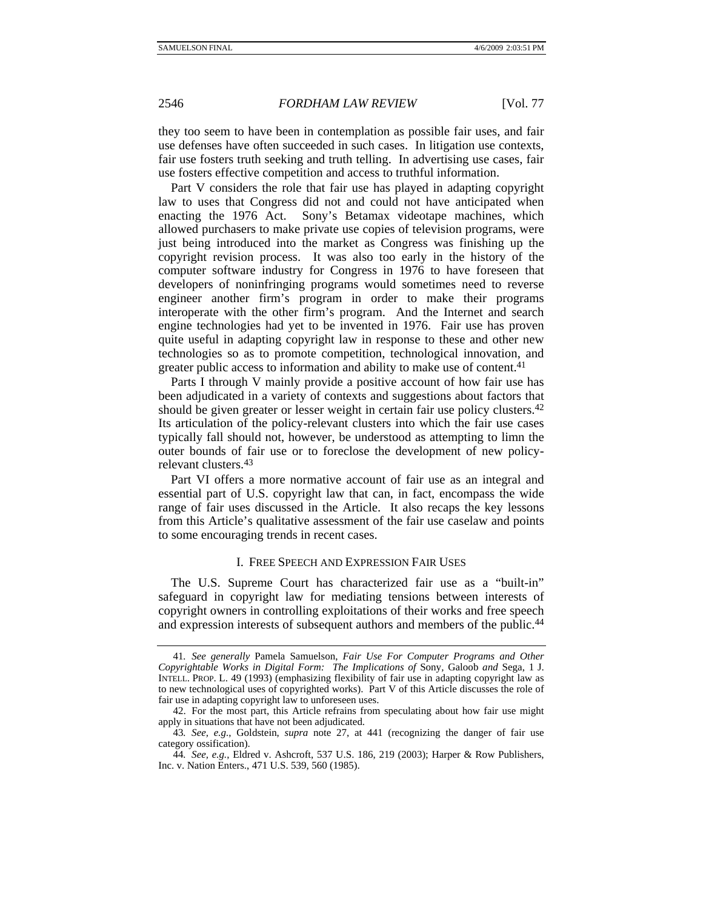they too seem to have been in contemplation as possible fair uses, and fair use defenses have often succeeded in such cases. In litigation use contexts, fair use fosters truth seeking and truth telling. In advertising use cases, fair use fosters effective competition and access to truthful information.

Part V considers the role that fair use has played in adapting copyright law to uses that Congress did not and could not have anticipated when enacting the 1976 Act. Sony's Betamax videotape machines, which allowed purchasers to make private use copies of television programs, were just being introduced into the market as Congress was finishing up the copyright revision process. It was also too early in the history of the computer software industry for Congress in 1976 to have foreseen that developers of noninfringing programs would sometimes need to reverse engineer another firm's program in order to make their programs interoperate with the other firm's program. And the Internet and search engine technologies had yet to be invented in 1976. Fair use has proven quite useful in adapting copyright law in response to these and other new technologies so as to promote competition, technological innovation, and greater public access to information and ability to make use of content.[41]

Parts I through V mainly provide a positive account of how fair use has been adjudicated in a variety of contexts and suggestions about factors that should be given greater or lesser weight in certain fair use policy clusters.[42] Its articulation of the policy-relevant clusters into which the fair use cases typically fall should not, however, be understood as attempting to limn the outer bounds of fair use or to foreclose the development of new policy-relevant clusters.[43]

Part VI offers a more normative account of fair use as an integral and essential part of U.S. copyright law that can, in fact, encompass the wide range of fair uses discussed in the Article. It also recaps the key lessons from this Article's qualitative assessment of the fair use caselaw and points to some encouraging trends in recent cases.

## I. FREE SPEECH AND EXPRESSION FAIR USES

The U.S. Supreme Court has characterized fair use as a "built-in" safeguard in copyright law for mediating tensions between interests of copyright owners in controlling exploitations of their works and free speech and expression interests of subsequent authors and members of the public.[44]

---

41. *See generally* Pamela Samuelson, *Fair Use For Computer Programs and Other Copyrightable Works in Digital Form: The Implications of* Sony, Galoob *and* Sega, 1 J. INTELL. PROP. L. 49 (1993) (emphasizing flexibility of fair use in adapting copyright law as to new technological uses of copyrighted works). Part V of this Article discusses the role of fair use in adapting copyright law to unforeseen uses.

42. For the most part, this Article refrains from speculating about how fair use might apply in situations that have not been adjudicated.

43. *See, e.g.*, Goldstein, *supra* note 27, at 441 (recognizing the danger of fair use category ossification).

44. *See, e.g.*, Eldred v. Ashcroft, 537 U.S. 186, 219 (2003); Harper & Row Publishers, Inc. v. Nation Enters., 471 U.S. 539, 560 (1985).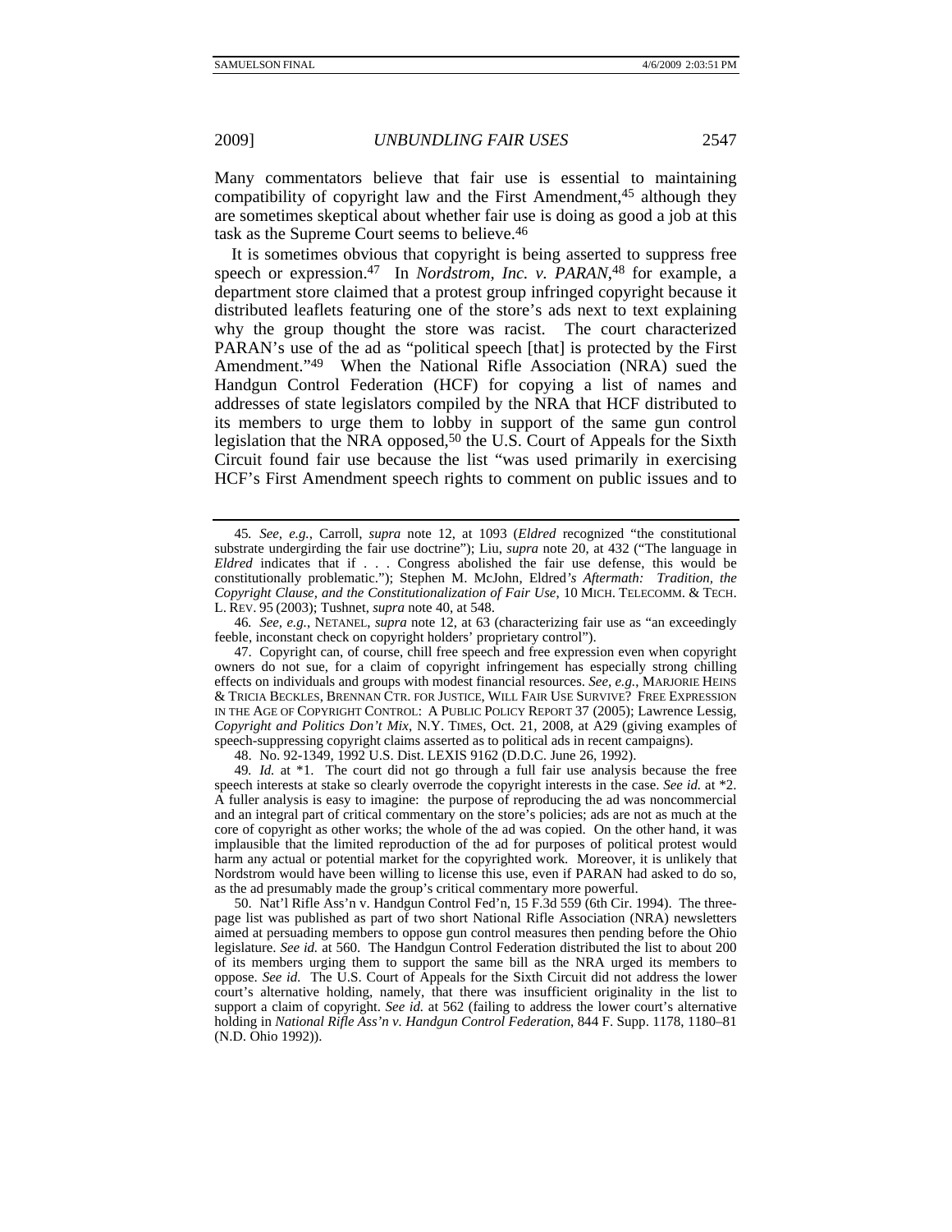Many commentators believe that fair use is essential to maintaining compatibility of copyright law and the First Amendment,[45] although they are sometimes skeptical about whether fair use is doing as good a job at this task as the Supreme Court seems to believe.[46]

It is sometimes obvious that copyright is being asserted to suppress free speech or expression.[47] In *Nordstrom, Inc. v. PARAN*,[48] for example, a department store claimed that a protest group infringed copyright because it distributed leaflets featuring one of the store's ads next to text explaining why the group thought the store was racist. The court characterized PARAN's use of the ad as "political speech [that] is protected by the First Amendment."[49] When the National Rifle Association (NRA) sued the Handgun Control Federation (HCF) for copying a list of names and addresses of state legislators compiled by the NRA that HCF distributed to its members to urge them to lobby in support of the same gun control legislation that the NRA opposed,[50] the U.S. Court of Appeals for the Sixth Circuit found fair use because the list "was used primarily in exercising HCF's First Amendment speech rights to comment on public issues and to

---

45. *See, e.g.*, Carroll, *supra* note 12, at 1093 (*Eldred* recognized "the constitutional substrate undergirding the fair use doctrine"); Liu, *supra* note 20, at 432 ("The language in *Eldred* indicates that if . . . Congress abolished the fair use defense, this would be constitutionally problematic."); Stephen M. McJohn, Eldred*'s Aftermath: Tradition, the Copyright Clause, and the Constitutionalization of Fair Use*, 10 MICH. TELECOMM. & TECH. L. REV. 95 (2003); Tushnet, *supra* note 40, at 548.

46. *See, e.g.*, NETANEL, *supra* note 12, at 63 (characterizing fair use as "an exceedingly feeble, inconstant check on copyright holders' proprietary control").

47. Copyright can, of course, chill free speech and free expression even when copyright owners do not sue, for a claim of copyright infringement has especially strong chilling effects on individuals and groups with modest financial resources. *See, e.g.*, MARJORIE HEINS & TRICIA BECKLES, BRENNAN CTR. FOR JUSTICE, WILL FAIR USE SURVIVE? FREE EXPRESSION IN THE AGE OF COPYRIGHT CONTROL: A PUBLIC POLICY REPORT 37 (2005); Lawrence Lessig, *Copyright and Politics Don't Mix*, N.Y. TIMES, Oct. 21, 2008, at A29 (giving examples of speech-suppressing copyright claims asserted as to political ads in recent campaigns).

48. No. 92-1349, 1992 U.S. Dist. LEXIS 9162 (D.D.C. June 26, 1992).

49. *Id.* at *1. The court did not go through a full fair use analysis because the free speech interests at stake so clearly overrode the copyright interests in the case. *See id.* at *2. A fuller analysis is easy to imagine: the purpose of reproducing the ad was noncommercial and an integral part of critical commentary on the store's policies; ads are not as much at the core of copyright as other works; the whole of the ad was copied. On the other hand, it was implausible that the limited reproduction of the ad for purposes of political protest would harm any actual or potential market for the copyrighted work. Moreover, it is unlikely that Nordstrom would have been willing to license this use, even if PARAN had asked to do so, as the ad presumably made the group's critical commentary more powerful.

50. Nat'l Rifle Ass'n v. Handgun Control Fed'n, 15 F.3d 559 (6th Cir. 1994). The three-page list was published as part of two short National Rifle Association (NRA) newsletters aimed at persuading members to oppose gun control measures then pending before the Ohio legislature. *See id.* at 560. The Handgun Control Federation distributed the list to about 200 of its members urging them to support the same bill as the NRA urged its members to oppose. *See id.* The U.S. Court of Appeals for the Sixth Circuit did not address the lower court's alternative holding, namely, that there was insufficient originality in the list to support a claim of copyright. *See id.* at 562 (failing to address the lower court's alternative holding in *National Rifle Ass'n v. Handgun Control Federation*, 844 F. Supp. 1178, 1180–81 (N.D. Ohio 1992)).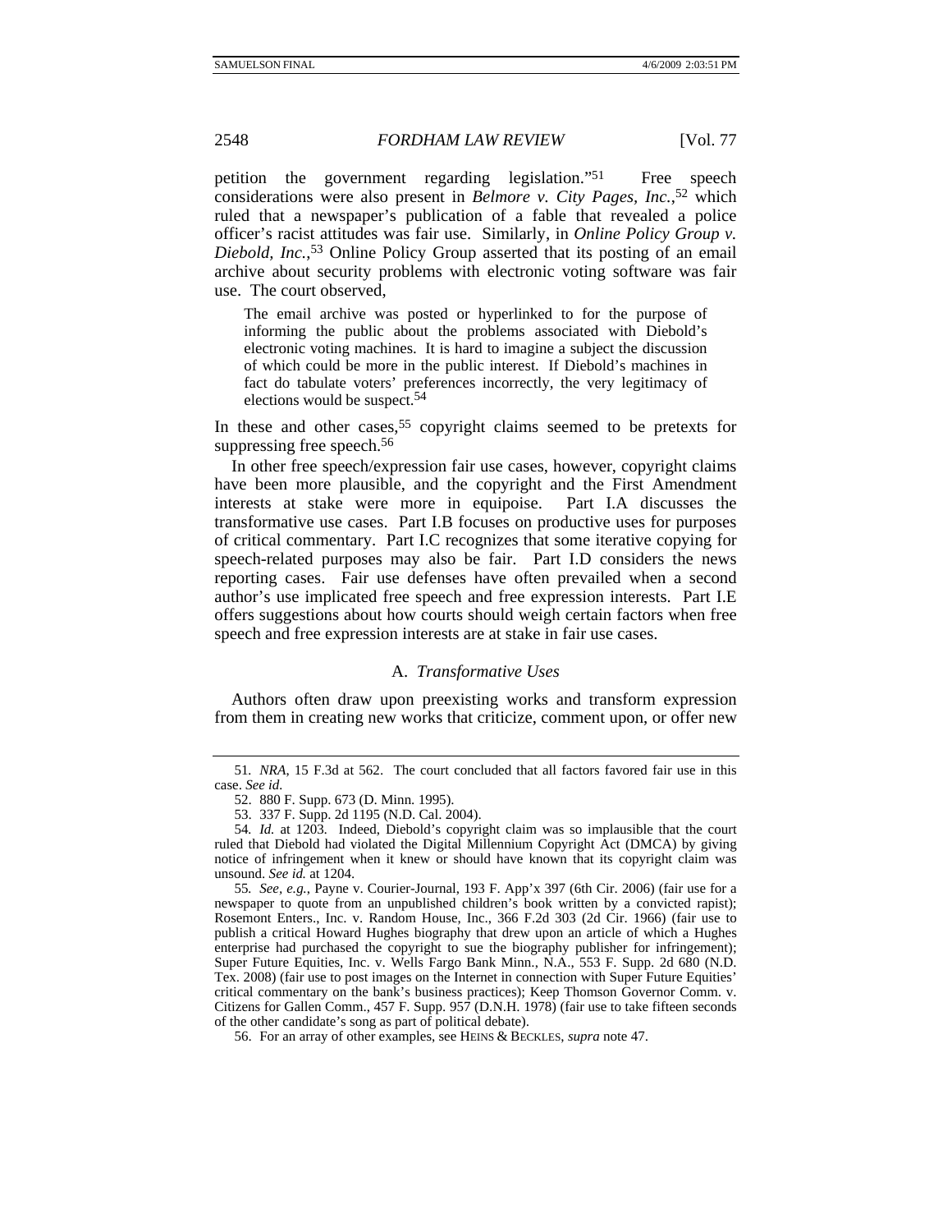petition the government regarding legislation."[51] Free speech considerations were also present in *Belmore v. City Pages, Inc.*,[52] which ruled that a newspaper's publication of a fable that revealed a police officer's racist attitudes was fair use. Similarly, in *Online Policy Group v. Diebold, Inc.*,[53] Online Policy Group asserted that its posting of an email archive about security problems with electronic voting software was fair use. The court observed,

> The email archive was posted or hyperlinked to for the purpose of informing the public about the problems associated with Diebold's electronic voting machines. It is hard to imagine a subject the discussion of which could be more in the public interest. If Diebold's machines in fact do tabulate voters' preferences incorrectly, the very legitimacy of elections would be suspect.[54]

In these and other cases,[55] copyright claims seemed to be pretexts for suppressing free speech.[56]

In other free speech/expression fair use cases, however, copyright claims have been more plausible, and the copyright and the First Amendment interests at stake were more in equipoise. Part I.A discusses the transformative use cases. Part I.B focuses on productive uses for purposes of critical commentary. Part I.C recognizes that some iterative copying for speech-related purposes may also be fair. Part I.D considers the news reporting cases. Fair use defenses have often prevailed when a second author's use implicated free speech and free expression interests. Part I.E offers suggestions about how courts should weigh certain factors when free speech and free expression interests are at stake in fair use cases.

### A. *Transformative Uses*

Authors often draw upon preexisting works and transform expression from them in creating new works that criticize, comment upon, or offer new

---

51. *NRA*, 15 F.3d at 562. The court concluded that all factors favored fair use in this case. *See id.*

52. 880 F. Supp. 673 (D. Minn. 1995).

53. 337 F. Supp. 2d 1195 (N.D. Cal. 2004).

54. *Id.* at 1203. Indeed, Diebold's copyright claim was so implausible that the court ruled that Diebold had violated the Digital Millennium Copyright Act (DMCA) by giving notice of infringement when it knew or should have known that its copyright claim was unsound. *See id.* at 1204.

55. *See, e.g.*, Payne v. Courier-Journal, 193 F. App'x 397 (6th Cir. 2006) (fair use for a newspaper to quote from an unpublished children's book written by a convicted rapist); Rosemont Enters., Inc. v. Random House, Inc., 366 F.2d 303 (2d Cir. 1966) (fair use to publish a critical Howard Hughes biography that drew upon an article of which a Hughes enterprise had purchased the copyright to sue the biography publisher for infringement); Super Future Equities, Inc. v. Wells Fargo Bank Minn., N.A., 553 F. Supp. 2d 680 (N.D. Tex. 2008) (fair use to post images on the Internet in connection with Super Future Equities' critical commentary on the bank's business practices); Keep Thomson Governor Comm. v. Citizens for Gallen Comm., 457 F. Supp. 957 (D.N.H. 1978) (fair use to take fifteen seconds of the other candidate's song as part of political debate).

56. For an array of other examples, see HEINS & BECKLES, *supra* note 47.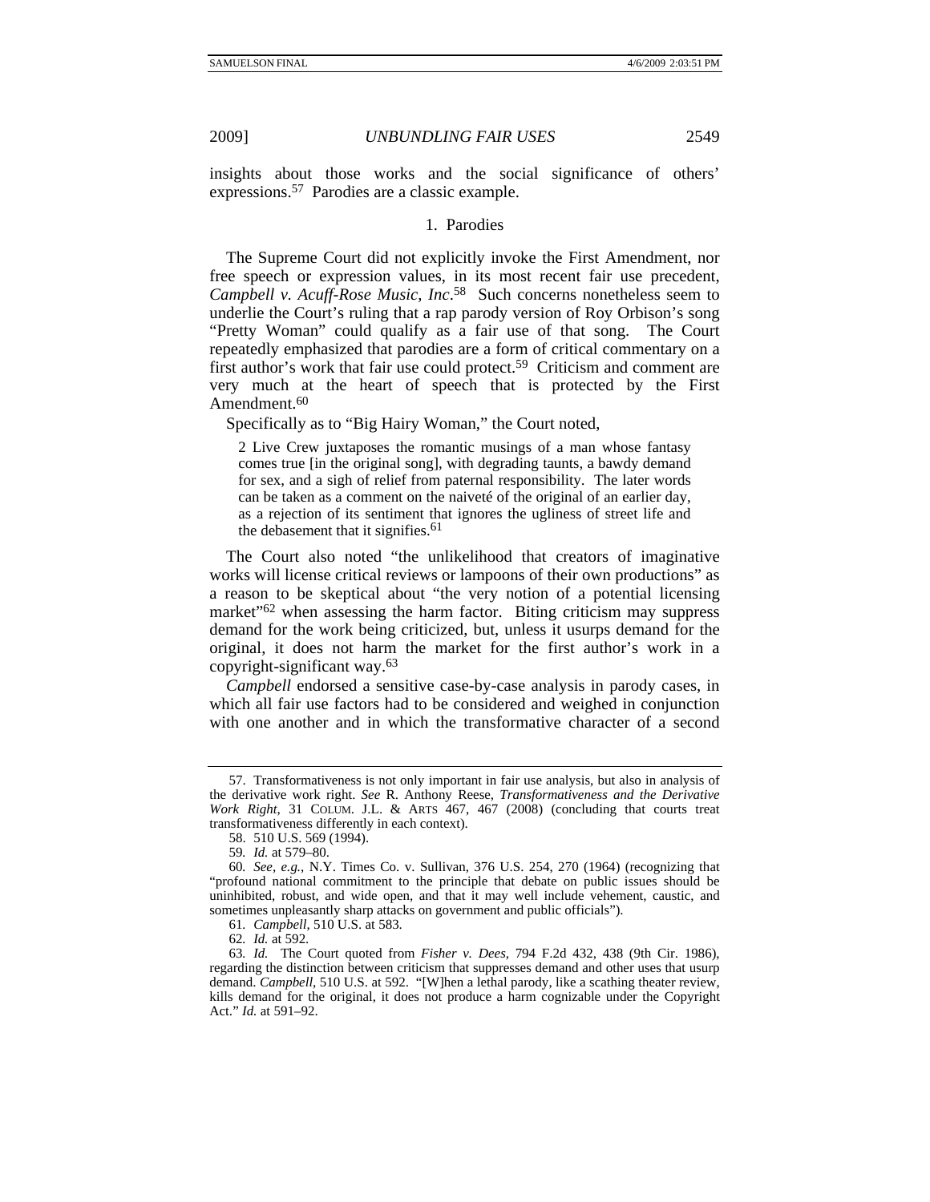insights about those works and the social significance of others' expressions.[57] Parodies are a classic example.

### 1. Parodies

The Supreme Court did not explicitly invoke the First Amendment, nor free speech or expression values, in its most recent fair use precedent, *Campbell v. Acuff-Rose Music, Inc*.[58] Such concerns nonetheless seem to underlie the Court's ruling that a rap parody version of Roy Orbison's song "Pretty Woman" could qualify as a fair use of that song. The Court repeatedly emphasized that parodies are a form of critical commentary on a first author's work that fair use could protect.[59] Criticism and comment are very much at the heart of speech that is protected by the First Amendment.[60]

Specifically as to "Big Hairy Woman," the Court noted,

> 2 Live Crew juxtaposes the romantic musings of a man whose fantasy comes true [in the original song], with degrading taunts, a bawdy demand for sex, and a sigh of relief from paternal responsibility. The later words can be taken as a comment on the naiveté of the original of an earlier day, as a rejection of its sentiment that ignores the ugliness of street life and the debasement that it signifies.[61]

The Court also noted "the unlikelihood that creators of imaginative works will license critical reviews or lampoons of their own productions" as a reason to be skeptical about "the very notion of a potential licensing market"[62] when assessing the harm factor. Biting criticism may suppress demand for the work being criticized, but, unless it usurps demand for the original, it does not harm the market for the first author's work in a copyright-significant way.[63]

*Campbell* endorsed a sensitive case-by-case analysis in parody cases, in which all fair use factors had to be considered and weighed in conjunction with one another and in which the transformative character of a second

---

57. Transformativeness is not only important in fair use analysis, but also in analysis of the derivative work right. *See* R. Anthony Reese, *Transformativeness and the Derivative Work Right*, 31 COLUM. J.L. & ARTS 467, 467 (2008) (concluding that courts treat transformativeness differently in each context).

58. 510 U.S. 569 (1994).

59. *Id.* at 579–80.

60. *See, e.g.*, N.Y. Times Co. v. Sullivan, 376 U.S. 254, 270 (1964) (recognizing that "profound national commitment to the principle that debate on public issues should be uninhibited, robust, and wide open, and that it may well include vehement, caustic, and sometimes unpleasantly sharp attacks on government and public officials").

61. *Campbell*, 510 U.S. at 583.

62. *Id.* at 592.

63. *Id.* The Court quoted from *Fisher v. Dees*, 794 F.2d 432, 438 (9th Cir. 1986), regarding the distinction between criticism that suppresses demand and other uses that usurp demand. *Campbell*, 510 U.S. at 592. "[W]hen a lethal parody, like a scathing theater review, kills demand for the original, it does not produce a harm cognizable under the Copyright Act." *Id.* at 591–92.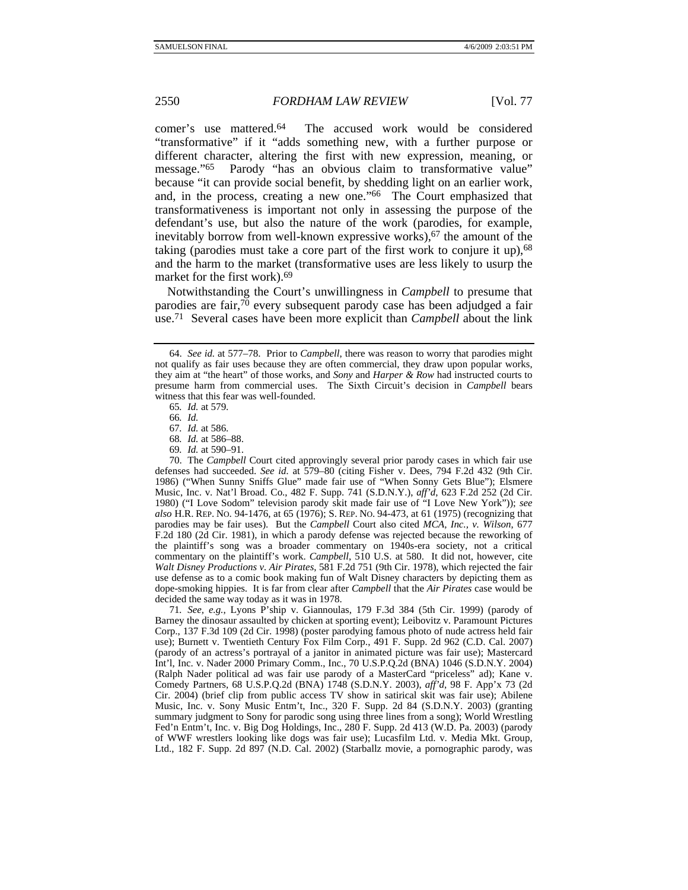comer's use mattered.[64] The accused work would be considered "transformative" if it "adds something new, with a further purpose or different character, altering the first with new expression, meaning, or message."[65] Parody "has an obvious claim to transformative value" because "it can provide social benefit, by shedding light on an earlier work, and, in the process, creating a new one."[66] The Court emphasized that transformativeness is important not only in assessing the purpose of the defendant's use, but also the nature of the work (parodies, for example, inevitably borrow from well-known expressive works),[67] the amount of the taking (parodies must take a core part of the first work to conjure it up),[68] and the harm to the market (transformative uses are less likely to usurp the market for the first work).[69]

Notwithstanding the Court's unwillingness in *Campbell* to presume that parodies are fair,[70] every subsequent parody case has been adjudged a fair use.[71] Several cases have been more explicit than *Campbell* about the link

---

64. *See id.* at 577–78. Prior to *Campbell*, there was reason to worry that parodies might not qualify as fair uses because they are often commercial, they draw upon popular works, they aim at "the heart" of those works, and *Sony* and *Harper & Row* had instructed courts to presume harm from commercial uses. The Sixth Circuit's decision in *Campbell* bears witness that this fear was well-founded.

65. *Id.* at 579.

66. *Id.*

67. *Id.* at 586.

68. *Id.* at 586–88.

69. *Id.* at 590–91.

70. The *Campbell* Court cited approvingly several prior parody cases in which fair use defenses had succeeded. *See id.* at 579–80 (citing Fisher v. Dees, 794 F.2d 432 (9th Cir. 1986) ("When Sunny Sniffs Glue" made fair use of "When Sonny Gets Blue"); Elsmere Music, Inc. v. Nat'l Broad. Co., 482 F. Supp. 741 (S.D.N.Y.), *aff'd*, 623 F.2d 252 (2d Cir. 1980) ("I Love Sodom" television parody skit made fair use of "I Love New York")); *see also* H.R. REP. NO. 94-1476, at 65 (1976); S. REP. NO. 94-473, at 61 (1975) (recognizing that parodies may be fair uses). But the *Campbell* Court also cited *MCA, Inc., v. Wilson*, 677 F.2d 180 (2d Cir. 1981), in which a parody defense was rejected because the reworking of the plaintiff's song was a broader commentary on 1940s-era society, not a critical commentary on the plaintiff's work. *Campbell*, 510 U.S. at 580. It did not, however, cite *Walt Disney Productions v. Air Pirates*, 581 F.2d 751 (9th Cir. 1978), which rejected the fair use defense as to a comic book making fun of Walt Disney characters by depicting them as dope-smoking hippies. It is far from clear after *Campbell* that the *Air Pirates* case would be decided the same way today as it was in 1978.

71. *See, e.g.*, Lyons P'ship v. Giannoulas, 179 F.3d 384 (5th Cir. 1999) (parody of Barney the dinosaur assaulted by chicken at sporting event); Leibovitz v. Paramount Pictures Corp., 137 F.3d 109 (2d Cir. 1998) (poster parodying famous photo of nude actress held fair use); Burnett v. Twentieth Century Fox Film Corp., 491 F. Supp. 2d 962 (C.D. Cal. 2007) (parody of an actress's portrayal of a janitor in animated picture was fair use); Mastercard Int'l, Inc. v. Nader 2000 Primary Comm., Inc., 70 U.S.P.Q.2d (BNA) 1046 (S.D.N.Y. 2004) (Ralph Nader political ad was fair use parody of a MasterCard "priceless" ad); Kane v. Comedy Partners, 68 U.S.P.Q.2d (BNA) 1748 (S.D.N.Y. 2003), *aff'd*, 98 F. App'x 73 (2d Cir. 2004) (brief clip from public access TV show in satirical skit was fair use); Abilene Music, Inc. v. Sony Music Entm't, Inc., 320 F. Supp. 2d 84 (S.D.N.Y. 2003) (granting summary judgment to Sony for parodic song using three lines from a song); World Wrestling Fed'n Entm't, Inc. v. Big Dog Holdings, Inc., 280 F. Supp. 2d 413 (W.D. Pa. 2003) (parody of WWF wrestlers looking like dogs was fair use); Lucasfilm Ltd. v. Media Mkt. Group, Ltd., 182 F. Supp. 2d 897 (N.D. Cal. 2002) (Starballz movie, a pornographic parody, was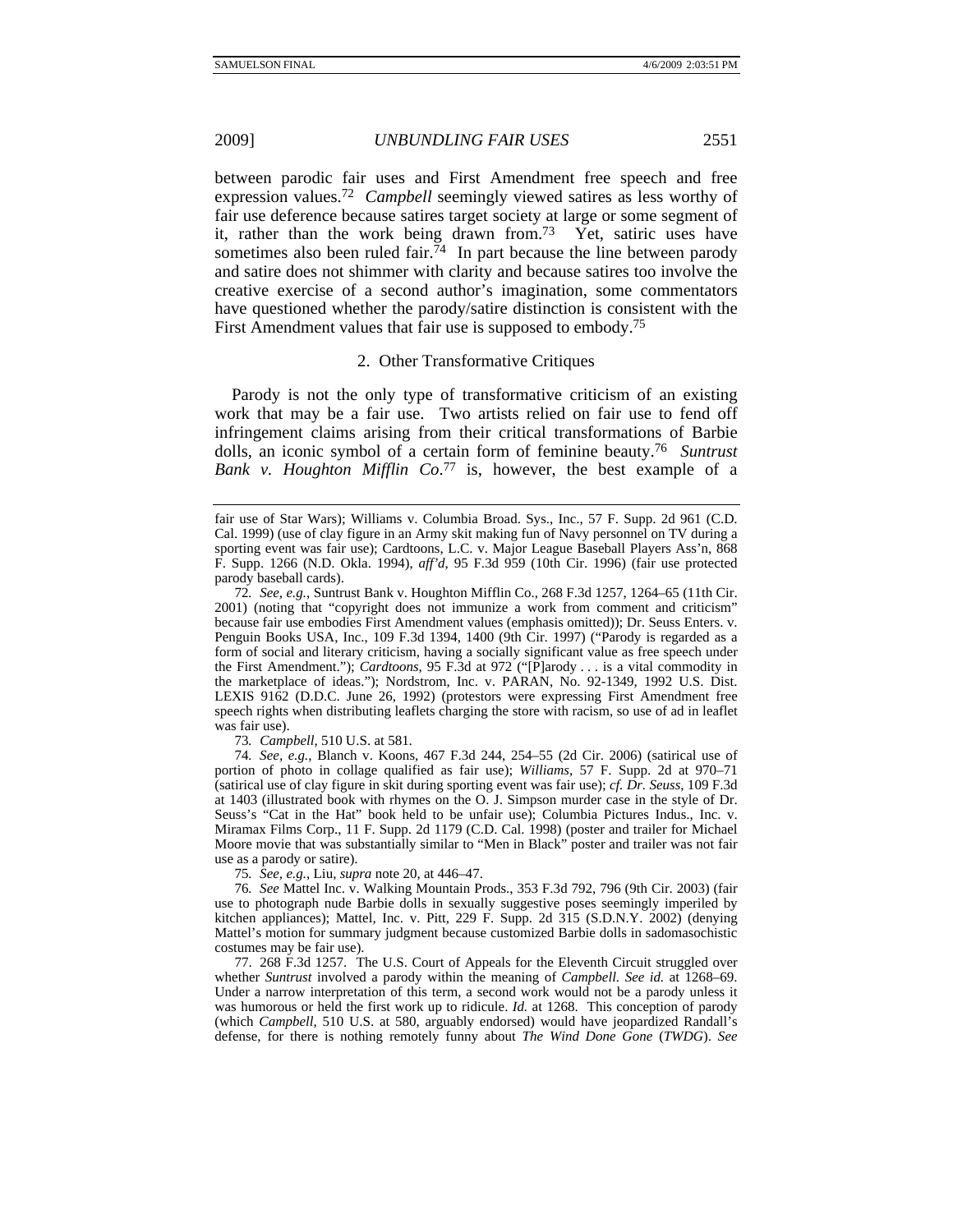between parodic fair uses and First Amendment free speech and free expression values.[72] *Campbell* seemingly viewed satires as less worthy of fair use deference because satires target society at large or some segment of it, rather than the work being drawn from.[73] Yet, satiric uses have sometimes also been ruled fair.[74] In part because the line between parody and satire does not shimmer with clarity and because satires too involve the creative exercise of a second author's imagination, some commentators have questioned whether the parody/satire distinction is consistent with the First Amendment values that fair use is supposed to embody.[75]

### 2. Other Transformative Critiques

Parody is not the only type of transformative criticism of an existing work that may be a fair use. Two artists relied on fair use to fend off infringement claims arising from their critical transformations of Barbie dolls, an iconic symbol of a certain form of feminine beauty.[76] *Suntrust Bank v. Houghton Mifflin Co*.[77] is, however, the best example of a

---

fair use of Star Wars); Williams v. Columbia Broad. Sys., Inc., 57 F. Supp. 2d 961 (C.D. Cal. 1999) (use of clay figure in an Army skit making fun of Navy personnel on TV during a sporting event was fair use); Cardtoons, L.C. v. Major League Baseball Players Ass'n, 868 F. Supp. 1266 (N.D. Okla. 1994), *aff'd*, 95 F.3d 959 (10th Cir. 1996) (fair use protected parody baseball cards).

72. *See, e.g.*, Suntrust Bank v. Houghton Mifflin Co., 268 F.3d 1257, 1264–65 (11th Cir. 2001) (noting that "copyright does not immunize a work from comment and criticism" because fair use embodies First Amendment values (emphasis omitted)); Dr. Seuss Enters. v. Penguin Books USA, Inc., 109 F.3d 1394, 1400 (9th Cir. 1997) ("Parody is regarded as a form of social and literary criticism, having a socially significant value as free speech under the First Amendment."); *Cardtoons*, 95 F.3d at 972 ("[P]arody . . . is a vital commodity in the marketplace of ideas."); Nordstrom, Inc. v. PARAN, No. 92-1349, 1992 U.S. Dist. LEXIS 9162 (D.D.C. June 26, 1992) (protestors were expressing First Amendment free speech rights when distributing leaflets charging the store with racism, so use of ad in leaflet was fair use).

73. *Campbell*, 510 U.S. at 581.

74. *See, e.g.*, Blanch v. Koons, 467 F.3d 244, 254–55 (2d Cir. 2006) (satirical use of portion of photo in collage qualified as fair use); *Williams*, 57 F. Supp. 2d at 970–71 (satirical use of clay figure in skit during sporting event was fair use); *cf. Dr. Seuss*, 109 F.3d at 1403 (illustrated book with rhymes on the O. J. Simpson murder case in the style of Dr. Seuss's "Cat in the Hat" book held to be unfair use); Columbia Pictures Indus., Inc. v. Miramax Films Corp., 11 F. Supp. 2d 1179 (C.D. Cal. 1998) (poster and trailer for Michael Moore movie that was substantially similar to "Men in Black" poster and trailer was not fair use as a parody or satire).

75. *See, e.g.*, Liu, *supra* note 20, at 446–47.

76. *See* Mattel Inc. v. Walking Mountain Prods., 353 F.3d 792, 796 (9th Cir. 2003) (fair use to photograph nude Barbie dolls in sexually suggestive poses seemingly imperiled by kitchen appliances); Mattel, Inc. v. Pitt, 229 F. Supp. 2d 315 (S.D.N.Y. 2002) (denying Mattel's motion for summary judgment because customized Barbie dolls in sadomasochistic costumes may be fair use).

77. 268 F.3d 1257. The U.S. Court of Appeals for the Eleventh Circuit struggled over whether *Suntrust* involved a parody within the meaning of *Campbell*. *See id.* at 1268–69. Under a narrow interpretation of this term, a second work would not be a parody unless it was humorous or held the first work up to ridicule. *Id.* at 1268. This conception of parody (which *Campbell*, 510 U.S. at 580, arguably endorsed) would have jeopardized Randall's defense, for there is nothing remotely funny about *The Wind Done Gone* (*TWDG*). *See*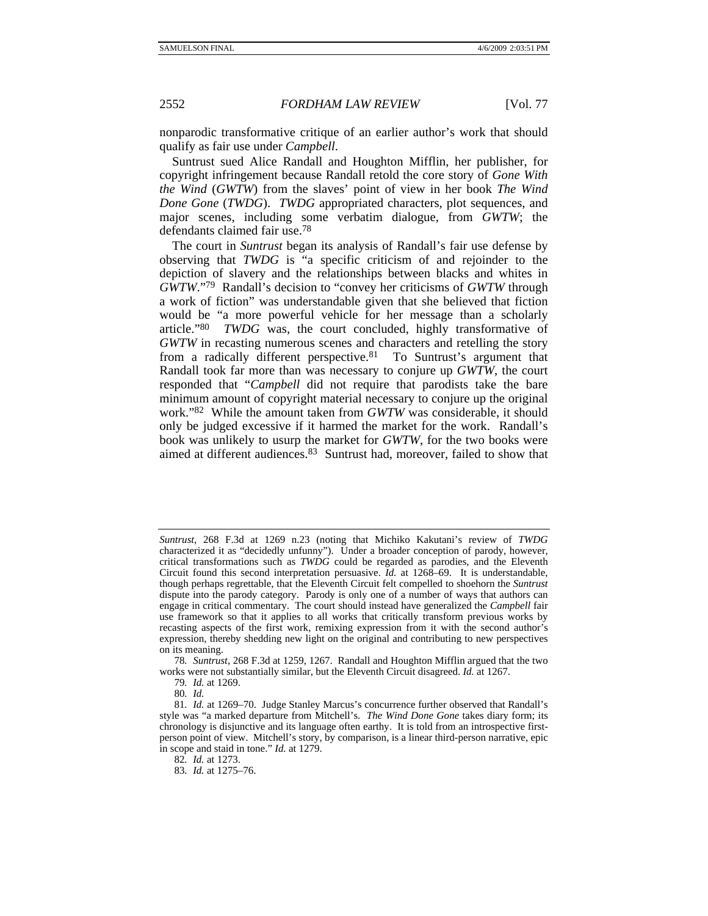nonparodic transformative critique of an earlier author's work that should qualify as fair use under *Campbell*.

Suntrust sued Alice Randall and Houghton Mifflin, her publisher, for copyright infringement because Randall retold the core story of *Gone With the Wind* (*GWTW*) from the slaves' point of view in her book *The Wind Done Gone* (*TWDG*). *TWDG* appropriated characters, plot sequences, and major scenes, including some verbatim dialogue, from *GWTW*; the defendants claimed fair use.[78]

The court in *Suntrust* began its analysis of Randall's fair use defense by observing that *TWDG* is "a specific criticism of and rejoinder to the depiction of slavery and the relationships between blacks and whites in *GWTW*."[79] Randall's decision to "convey her criticisms of *GWTW* through a work of fiction" was understandable given that she believed that fiction would be "a more powerful vehicle for her message than a scholarly article."[80] *TWDG* was, the court concluded, highly transformative of *GWTW* in recasting numerous scenes and characters and retelling the story from a radically different perspective.[81] To Suntrust's argument that Randall took far more than was necessary to conjure up *GWTW*, the court responded that "*Campbell* did not require that parodists take the bare minimum amount of copyright material necessary to conjure up the original work."[82] While the amount taken from *GWTW* was considerable, it should only be judged excessive if it harmed the market for the work. Randall's book was unlikely to usurp the market for *GWTW*, for the two books were aimed at different audiences.[83] Suntrust had, moreover, failed to show that

---

*Suntrust*, 268 F.3d at 1269 n.23 (noting that Michiko Kakutani's review of *TWDG* characterized it as "decidedly unfunny"). Under a broader conception of parody, however, critical transformations such as *TWDG* could be regarded as parodies, and the Eleventh Circuit found this second interpretation persuasive. *Id.* at 1268–69. It is understandable, though perhaps regrettable, that the Eleventh Circuit felt compelled to shoehorn the *Suntrust* dispute into the parody category. Parody is only one of a number of ways that authors can engage in critical commentary. The court should instead have generalized the *Campbell* fair use framework so that it applies to all works that critically transform previous works by recasting aspects of the first work, remixing expression from it with the second author's expression, thereby shedding new light on the original and contributing to new perspectives on its meaning.

78. *Suntrust*, 268 F.3d at 1259, 1267. Randall and Houghton Mifflin argued that the two works were not substantially similar, but the Eleventh Circuit disagreed. *Id.* at 1267.

79. *Id.* at 1269.

80. *Id.*

81. *Id.* at 1269–70. Judge Stanley Marcus's concurrence further observed that Randall's style was "a marked departure from Mitchell's. *The Wind Done Gone* takes diary form; its chronology is disjunctive and its language often earthy. It is told from an introspective first-person point of view. Mitchell's story, by comparison, is a linear third-person narrative, epic in scope and staid in tone." *Id.* at 1279.

82. *Id.* at 1273.

83. *Id.* at 1275–76.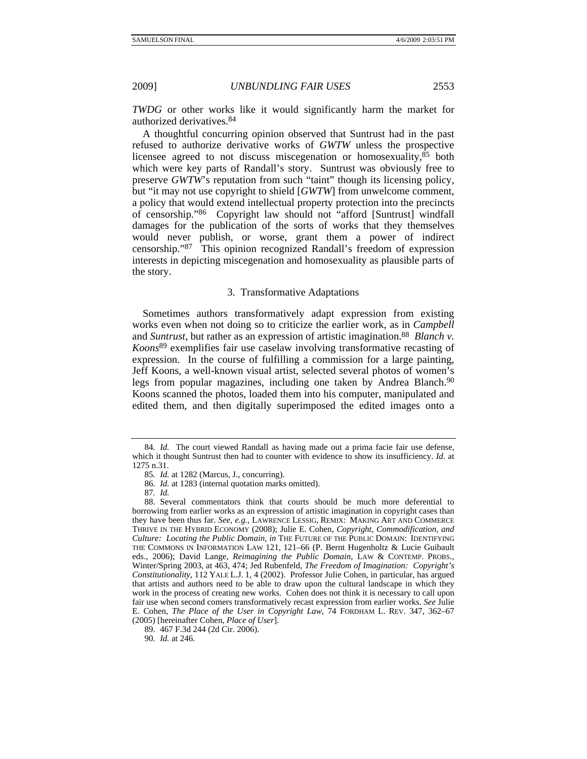*TWDG* or other works like it would significantly harm the market for authorized derivatives.[84]

A thoughtful concurring opinion observed that Suntrust had in the past refused to authorize derivative works of *GWTW* unless the prospective licensee agreed to not discuss miscegenation or homosexuality,[85] both which were key parts of Randall's story. Suntrust was obviously free to preserve *GWTW*'s reputation from such "taint" though its licensing policy, but "it may not use copyright to shield [*GWTW*] from unwelcome comment, a policy that would extend intellectual property protection into the precincts of censorship."[86] Copyright law should not "afford [Suntrust] windfall damages for the publication of the sorts of works that they themselves would never publish, or worse, grant them a power of indirect censorship."[87] This opinion recognized Randall's freedom of expression interests in depicting miscegenation and homosexuality as plausible parts of the story.

### 3. Transformative Adaptations

Sometimes authors transformatively adapt expression from existing works even when not doing so to criticize the earlier work, as in *Campbell* and *Suntrust*, but rather as an expression of artistic imagination.[88] *Blanch v. Koons*[89] exemplifies fair use caselaw involving transformative recasting of expression. In the course of fulfilling a commission for a large painting, Jeff Koons, a well-known visual artist, selected several photos of women's legs from popular magazines, including one taken by Andrea Blanch.[90] Koons scanned the photos, loaded them into his computer, manipulated and edited them, and then digitally superimposed the edited images onto a

---

84. *Id.* The court viewed Randall as having made out a prima facie fair use defense, which it thought Suntrust then had to counter with evidence to show its insufficiency. *Id.* at 1275 n.31.

85. *Id.* at 1282 (Marcus, J., concurring).

86. *Id.* at 1283 (internal quotation marks omitted).

87. *Id.*

88. Several commentators think that courts should be much more deferential to borrowing from earlier works as an expression of artistic imagination in copyright cases than they have been thus far. *See, e.g.*, LAWRENCE LESSIG, REMIX: MAKING ART AND COMMERCE THRIVE IN THE HYBRID ECONOMY (2008); Julie E. Cohen, *Copyright, Commodification, and Culture: Locating the Public Domain*, *in* THE FUTURE OF THE PUBLIC DOMAIN: IDENTIFYING THE COMMONS IN INFORMATION LAW 121, 121–66 (P. Bernt Hugenholtz & Lucie Guibault eds., 2006); David Lange, *Reimagining the Public Domain*, LAW & CONTEMP. PROBS., Winter/Spring 2003, at 463, 474; Jed Rubenfeld, *The Freedom of Imagination: Copyright's Constitutionality*, 112 YALE L.J. 1, 4 (2002). Professor Julie Cohen, in particular, has argued that artists and authors need to be able to draw upon the cultural landscape in which they work in the process of creating new works. Cohen does not think it is necessary to call upon fair use when second comers transformatively recast expression from earlier works. *See* Julie E. Cohen, *The Place of the User in Copyright Law*, 74 FORDHAM L. REV. 347, 362–67 (2005) [hereinafter Cohen, *Place of User*].

89. 467 F.3d 244 (2d Cir. 2006).

90. *Id.* at 246.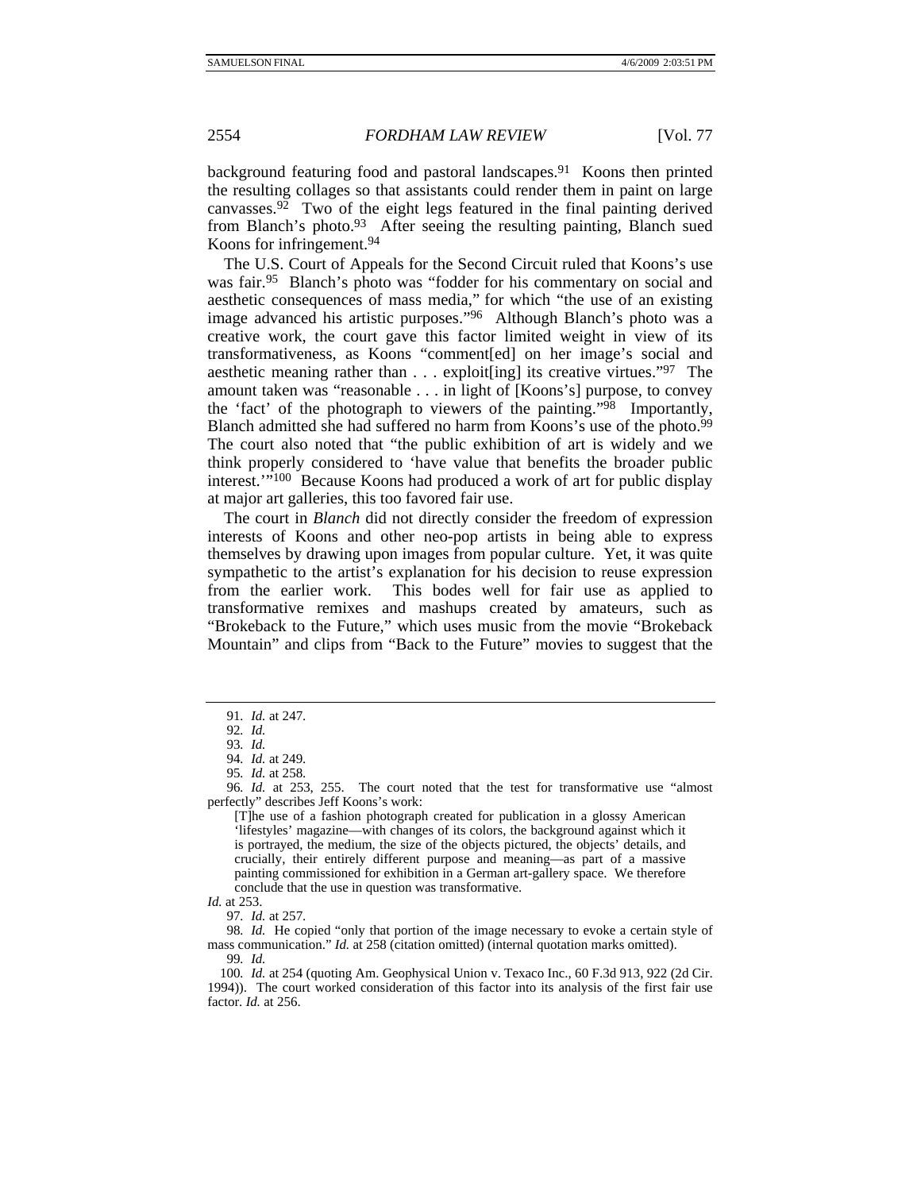background featuring food and pastoral landscapes.[91] Koons then printed the resulting collages so that assistants could render them in paint on large canvasses.[92] Two of the eight legs featured in the final painting derived from Blanch's photo.[93] After seeing the resulting painting, Blanch sued Koons for infringement.[94]

The U.S. Court of Appeals for the Second Circuit ruled that Koons's use was fair.[95] Blanch's photo was "fodder for his commentary on social and aesthetic consequences of mass media," for which "the use of an existing image advanced his artistic purposes."[96] Although Blanch's photo was a creative work, the court gave this factor limited weight in view of its transformativeness, as Koons "comment[ed] on her image's social and aesthetic meaning rather than . . . exploit[ing] its creative virtues."[97] The amount taken was "reasonable . . . in light of [Koons's] purpose, to convey the 'fact' of the photograph to viewers of the painting."[98] Importantly, Blanch admitted she had suffered no harm from Koons's use of the photo.[99] The court also noted that "the public exhibition of art is widely and we think properly considered to 'have value that benefits the broader public interest.'"[100] Because Koons had produced a work of art for public display at major art galleries, this too favored fair use.

The court in *Blanch* did not directly consider the freedom of expression interests of Koons and other neo-pop artists in being able to express themselves by drawing upon images from popular culture. Yet, it was quite sympathetic to the artist's explanation for his decision to reuse expression from the earlier work. This bodes well for fair use as applied to transformative remixes and mashups created by amateurs, such as "Brokeback to the Future," which uses music from the movie "Brokeback Mountain" and clips from "Back to the Future" movies to suggest that the

---

91. *Id.* at 247.

92. *Id.*

93. *Id.*

94. *Id.* at 249.

95. *Id.* at 258.

96. *Id.* at 253, 255. The court noted that the test for transformative use "almost perfectly" describes Jeff Koons's work:

> [T]he use of a fashion photograph created for publication in a glossy American 'lifestyles' magazine—with changes of its colors, the background against which it is portrayed, the medium, the size of the objects pictured, the objects' details, and crucially, their entirely different purpose and meaning—as part of a massive painting commissioned for exhibition in a German art-gallery space. We therefore conclude that the use in question was transformative.

*Id.* at 253.

97. *Id.* at 257.

98. *Id.* He copied "only that portion of the image necessary to evoke a certain style of mass communication." *Id.* at 258 (citation omitted) (internal quotation marks omitted).

99. *Id.*

100. *Id.* at 254 (quoting Am. Geophysical Union v. Texaco Inc., 60 F.3d 913, 922 (2d Cir. 1994)). The court worked consideration of this factor into its analysis of the first fair use factor. *Id.* at 256.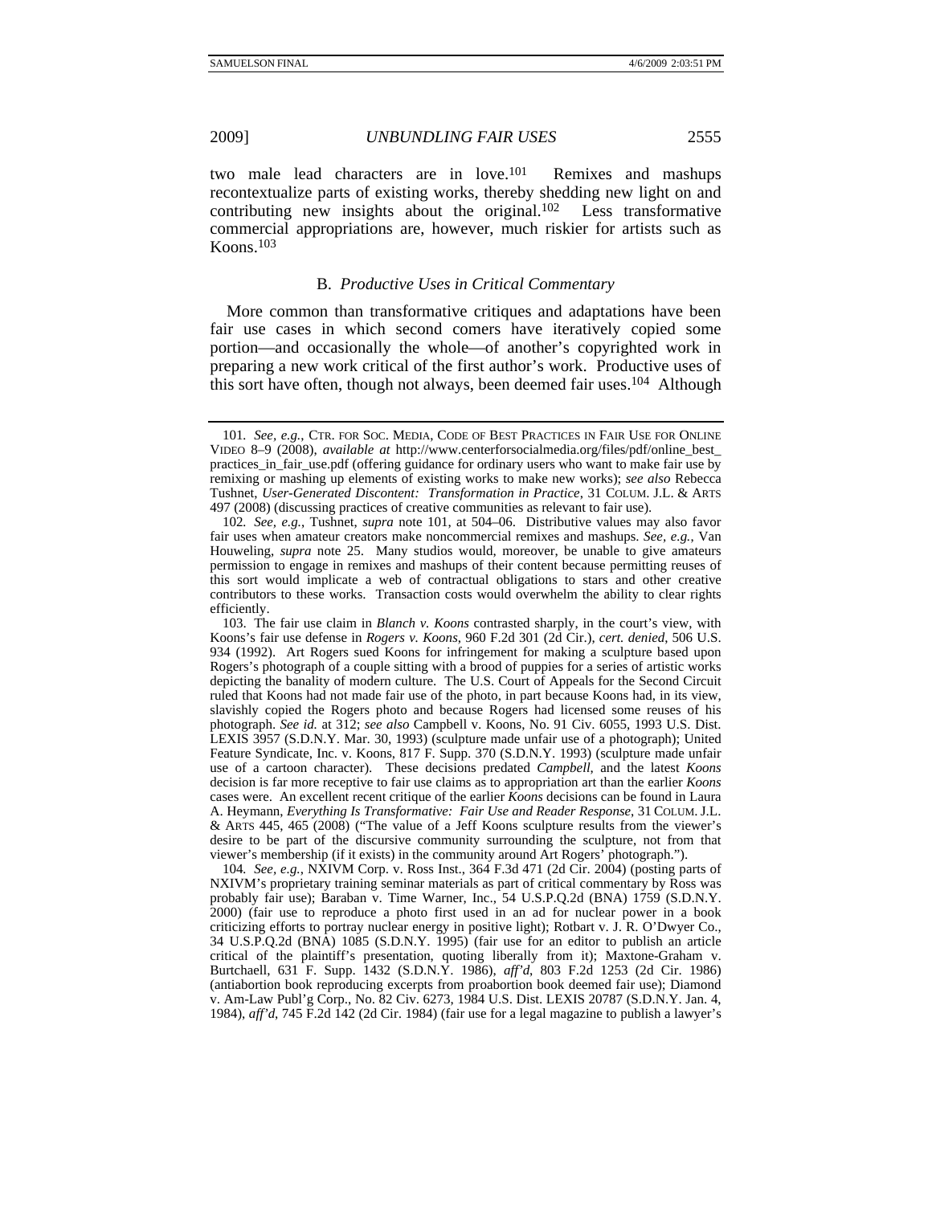two male lead characters are in love.[101] Remixes and mashups recontextualize parts of existing works, thereby shedding new light on and contributing new insights about the original.[102] Less transformative commercial appropriations are, however, much riskier for artists such as Koons.[103]

### B. *Productive Uses in Critical Commentary*

More common than transformative critiques and adaptations have been fair use cases in which second comers have iteratively copied some portion—and occasionally the whole—of another's copyrighted work in preparing a new work critical of the first author's work. Productive uses of this sort have often, though not always, been deemed fair uses.[104] Although

---

101. *See, e.g.*, CTR. FOR SOC. MEDIA, CODE OF BEST PRACTICES IN FAIR USE FOR ONLINE VIDEO 8–9 (2008), *available at* http://www.centerforsocialmedia.org/files/pdf/online_best_practices_in_fair_use.pdf (offering guidance for ordinary users who want to make fair use by remixing or mashing up elements of existing works to make new works); *see also* Rebecca Tushnet, *User-Generated Discontent: Transformation in Practice*, 31 COLUM. J.L. & ARTS 497 (2008) (discussing practices of creative communities as relevant to fair use).

102. *See, e.g.*, Tushnet, *supra* note 101, at 504–06. Distributive values may also favor fair uses when amateur creators make noncommercial remixes and mashups. *See, e.g.*, Van Houweling, *supra* note 25. Many studios would, moreover, be unable to give amateurs permission to engage in remixes and mashups of their content because permitting reuses of this sort would implicate a web of contractual obligations to stars and other creative contributors to these works. Transaction costs would overwhelm the ability to clear rights efficiently.

103. The fair use claim in *Blanch v. Koons* contrasted sharply, in the court's view, with Koons's fair use defense in *Rogers v. Koons*, 960 F.2d 301 (2d Cir.), *cert. denied*, 506 U.S. 934 (1992). Art Rogers sued Koons for infringement for making a sculpture based upon Rogers's photograph of a couple sitting with a brood of puppies for a series of artistic works depicting the banality of modern culture. The U.S. Court of Appeals for the Second Circuit ruled that Koons had not made fair use of the photo, in part because Koons had, in its view, slavishly copied the Rogers photo and because Rogers had licensed some reuses of his photograph. *See id.* at 312; *see also* Campbell v. Koons, No. 91 Civ. 6055, 1993 U.S. Dist. LEXIS 3957 (S.D.N.Y. Mar. 30, 1993) (sculpture made unfair use of a photograph); United Feature Syndicate, Inc. v. Koons, 817 F. Supp. 370 (S.D.N.Y. 1993) (sculpture made unfair use of a cartoon character). These decisions predated *Campbell*, and the latest *Koons* decision is far more receptive to fair use claims as to appropriation art than the earlier *Koons* cases were. An excellent recent critique of the earlier *Koons* decisions can be found in Laura A. Heymann, *Everything Is Transformative: Fair Use and Reader Response*, 31 COLUM. J.L. & ARTS 445, 465 (2008) ("The value of a Jeff Koons sculpture results from the viewer's desire to be part of the discursive community surrounding the sculpture, not from that viewer's membership (if it exists) in the community around Art Rogers' photograph.").

104. *See, e.g.*, NXIVM Corp. v. Ross Inst., 364 F.3d 471 (2d Cir. 2004) (posting parts of NXIVM's proprietary training seminar materials as part of critical commentary by Ross was probably fair use); Baraban v. Time Warner, Inc., 54 U.S.P.Q.2d (BNA) 1759 (S.D.N.Y. 2000) (fair use to reproduce a photo first used in an ad for nuclear power in a book criticizing efforts to portray nuclear energy in positive light); Rotbart v. J. R. O'Dwyer Co., 34 U.S.P.Q.2d (BNA) 1085 (S.D.N.Y. 1995) (fair use for an editor to publish an article critical of the plaintiff's presentation, quoting liberally from it); Maxtone-Graham v. Burtchaell, 631 F. Supp. 1432 (S.D.N.Y. 1986), *aff'd*, 803 F.2d 1253 (2d Cir. 1986) (antiabortion book reproducing excerpts from proabortion book deemed fair use); Diamond v. Am-Law Publ'g Corp., No. 82 Civ. 6273, 1984 U.S. Dist. LEXIS 20787 (S.D.N.Y. Jan. 4, 1984), *aff'd*, 745 F.2d 142 (2d Cir. 1984) (fair use for a legal magazine to publish a lawyer's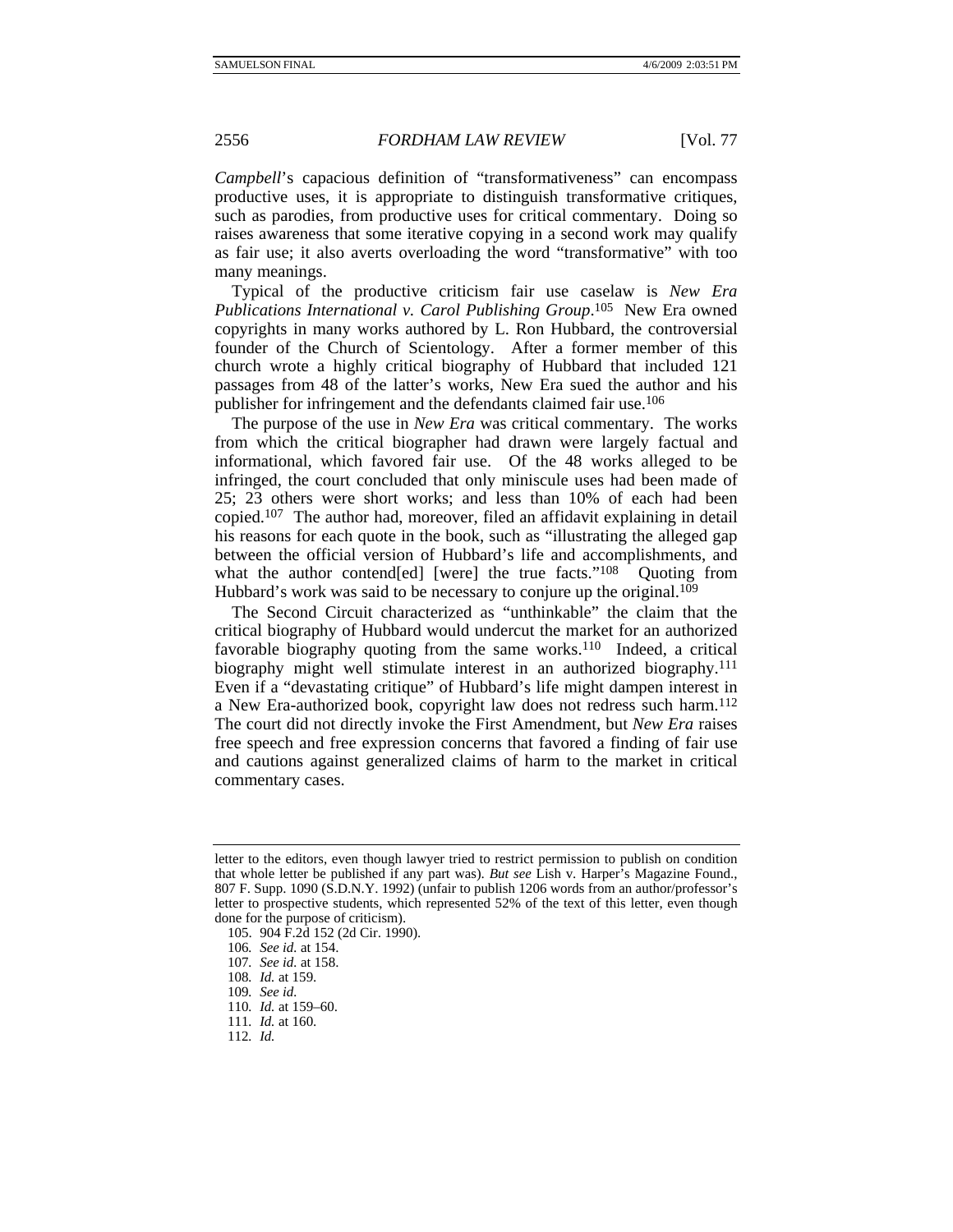*Campbell*'s capacious definition of "transformativeness" can encompass productive uses, it is appropriate to distinguish transformative critiques, such as parodies, from productive uses for critical commentary. Doing so raises awareness that some iterative copying in a second work may qualify as fair use; it also averts overloading the word "transformative" with too many meanings.

Typical of the productive criticism fair use caselaw is *New Era Publications International v. Carol Publishing Group*.[105] New Era owned copyrights in many works authored by L. Ron Hubbard, the controversial founder of the Church of Scientology. After a former member of this church wrote a highly critical biography of Hubbard that included 121 passages from 48 of the latter's works, New Era sued the author and his publisher for infringement and the defendants claimed fair use.[106]

The purpose of the use in *New Era* was critical commentary. The works from which the critical biographer had drawn were largely factual and informational, which favored fair use. Of the 48 works alleged to be infringed, the court concluded that only miniscule uses had been made of 25; 23 others were short works; and less than 10% of each had been copied.[107] The author had, moreover, filed an affidavit explaining in detail his reasons for each quote in the book, such as "illustrating the alleged gap between the official version of Hubbard's life and accomplishments, and what the author contend[ed] [were] the true facts."[108] Quoting from Hubbard's work was said to be necessary to conjure up the original.[109]

The Second Circuit characterized as "unthinkable" the claim that the critical biography of Hubbard would undercut the market for an authorized favorable biography quoting from the same works.[110] Indeed, a critical biography might well stimulate interest in an authorized biography.[111] Even if a "devastating critique" of Hubbard's life might dampen interest in a New Era-authorized book, copyright law does not redress such harm.[112] The court did not directly invoke the First Amendment, but *New Era* raises free speech and free expression concerns that favored a finding of fair use and cautions against generalized claims of harm to the market in critical commentary cases.

---

letter to the editors, even though lawyer tried to restrict permission to publish on condition that whole letter be published if any part was). *But see* Lish v. Harper's Magazine Found., 807 F. Supp. 1090 (S.D.N.Y. 1992) (unfair to publish 1206 words from an author/professor's letter to prospective students, which represented 52% of the text of this letter, even though done for the purpose of criticism).

105. 904 F.2d 152 (2d Cir. 1990).

106. *See id.* at 154.

107. *See id.* at 158.

108. *Id.* at 159.

109. *See id.*

110. *Id.* at 159–60.

111. *Id.* at 160.

112. *Id.*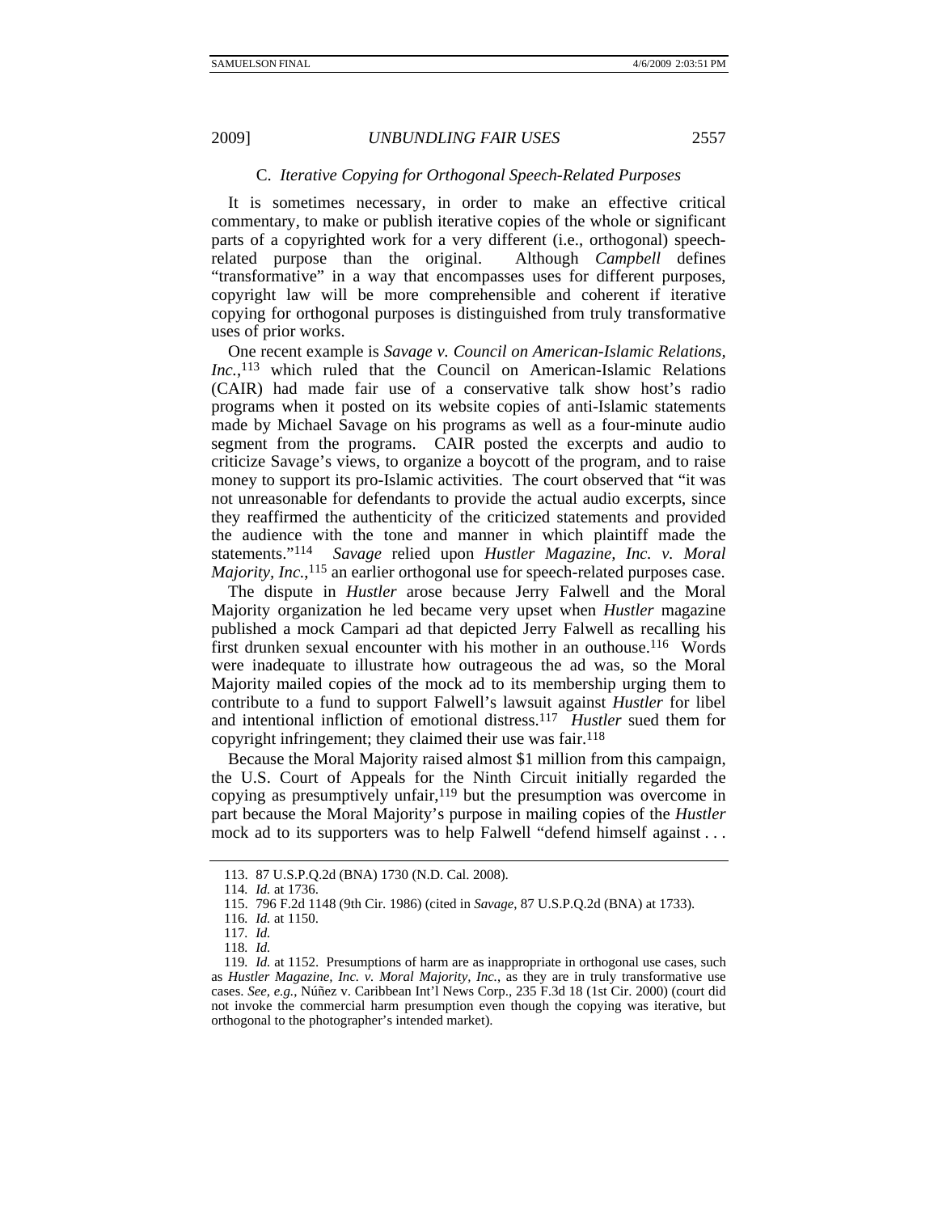### C. *Iterative Copying for Orthogonal Speech-Related Purposes*

It is sometimes necessary, in order to make an effective critical commentary, to make or publish iterative copies of the whole or significant parts of a copyrighted work for a very different (i.e., orthogonal) speech-related purpose than the original. Although *Campbell* defines "transformative" in a way that encompasses uses for different purposes, copyright law will be more comprehensible and coherent if iterative copying for orthogonal purposes is distinguished from truly transformative uses of prior works.

One recent example is *Savage v. Council on American-Islamic Relations, Inc.*,[113] which ruled that the Council on American-Islamic Relations (CAIR) had made fair use of a conservative talk show host's radio programs when it posted on its website copies of anti-Islamic statements made by Michael Savage on his programs as well as a four-minute audio segment from the programs. CAIR posted the excerpts and audio to criticize Savage's views, to organize a boycott of the program, and to raise money to support its pro-Islamic activities. The court observed that "it was not unreasonable for defendants to provide the actual audio excerpts, since they reaffirmed the authenticity of the criticized statements and provided the audience with the tone and manner in which plaintiff made the statements."[114] *Savage* relied upon *Hustler Magazine, Inc. v. Moral Majority, Inc.*,[115] an earlier orthogonal use for speech-related purposes case.

The dispute in *Hustler* arose because Jerry Falwell and the Moral Majority organization he led became very upset when *Hustler* magazine published a mock Campari ad that depicted Jerry Falwell as recalling his first drunken sexual encounter with his mother in an outhouse.[116] Words were inadequate to illustrate how outrageous the ad was, so the Moral Majority mailed copies of the mock ad to its membership urging them to contribute to a fund to support Falwell's lawsuit against *Hustler* for libel and intentional infliction of emotional distress.[117] *Hustler* sued them for copyright infringement; they claimed their use was fair.[118]

Because the Moral Majority raised almost $1 million from this campaign, the U.S. Court of Appeals for the Ninth Circuit initially regarded the copying as presumptively unfair,[119] but the presumption was overcome in part because the Moral Majority's purpose in mailing copies of the *Hustler* mock ad to its supporters was to help Falwell "defend himself against . . .

---

113. 87 U.S.P.Q.2d (BNA) 1730 (N.D. Cal. 2008).

114. *Id.* at 1736.

115. 796 F.2d 1148 (9th Cir. 1986) (cited in *Savage*, 87 U.S.P.Q.2d (BNA) at 1733).

116. *Id.* at 1150.

117. *Id.*

118. *Id.*

119. *Id.* at 1152. Presumptions of harm are as inappropriate in orthogonal use cases, such as *Hustler Magazine, Inc. v. Moral Majority, Inc.*, as they are in truly transformative use cases. *See, e.g.*, Núñez v. Caribbean Int'l News Corp., 235 F.3d 18 (1st Cir. 2000) (court did not invoke the commercial harm presumption even though the copying was iterative, but orthogonal to the photographer's intended market).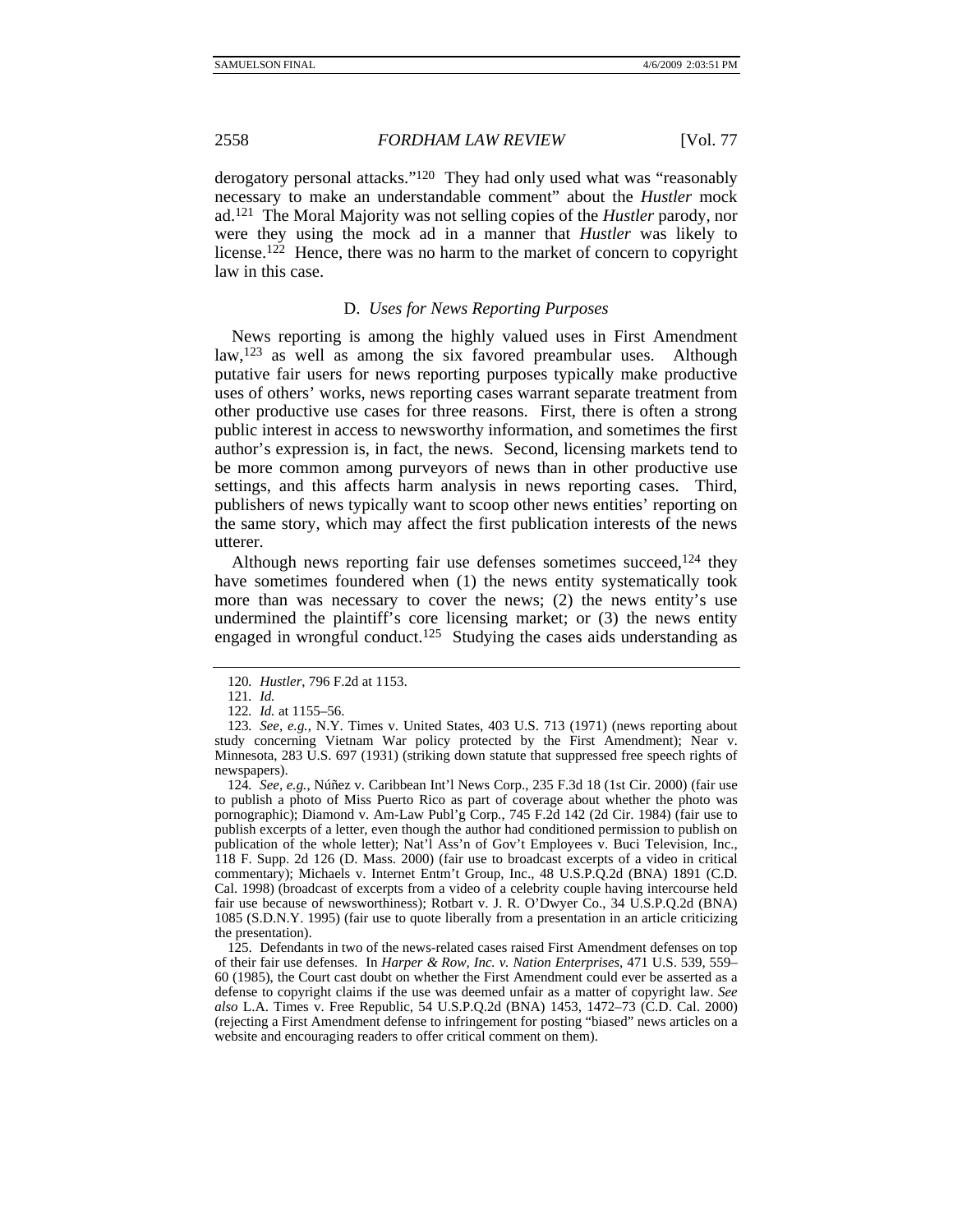derogatory personal attacks."[120] They had only used what was "reasonably necessary to make an understandable comment" about the *Hustler* mock ad.[121] The Moral Majority was not selling copies of the *Hustler* parody, nor were they using the mock ad in a manner that *Hustler* was likely to license.[122] Hence, there was no harm to the market of concern to copyright law in this case.

### D. *Uses for News Reporting Purposes*

News reporting is among the highly valued uses in First Amendment law,[123] as well as among the six favored preambular uses. Although putative fair users for news reporting purposes typically make productive uses of others' works, news reporting cases warrant separate treatment from other productive use cases for three reasons. First, there is often a strong public interest in access to newsworthy information, and sometimes the first author's expression is, in fact, the news. Second, licensing markets tend to be more common among purveyors of news than in other productive use settings, and this affects harm analysis in news reporting cases. Third, publishers of news typically want to scoop other news entities' reporting on the same story, which may affect the first publication interests of the news utterer.

Although news reporting fair use defenses sometimes succeed,[124] they have sometimes foundered when (1) the news entity systematically took more than was necessary to cover the news; (2) the news entity's use undermined the plaintiff's core licensing market; or (3) the news entity engaged in wrongful conduct.[125] Studying the cases aids understanding as

---

120. *Hustler*, 796 F.2d at 1153.

121. *Id.*

122. *Id.* at 1155–56.

123. *See, e.g.*, N.Y. Times v. United States, 403 U.S. 713 (1971) (news reporting about study concerning Vietnam War policy protected by the First Amendment); Near v. Minnesota, 283 U.S. 697 (1931) (striking down statute that suppressed free speech rights of newspapers).

124. *See, e.g.*, Núñez v. Caribbean Int'l News Corp., 235 F.3d 18 (1st Cir. 2000) (fair use to publish a photo of Miss Puerto Rico as part of coverage about whether the photo was pornographic); Diamond v. Am-Law Publ'g Corp., 745 F.2d 142 (2d Cir. 1984) (fair use to publish excerpts of a letter, even though the author had conditioned permission to publish on publication of the whole letter); Nat'l Ass'n of Gov't Employees v. Buci Television, Inc., 118 F. Supp. 2d 126 (D. Mass. 2000) (fair use to broadcast excerpts of a video in critical commentary); Michaels v. Internet Entm't Group, Inc., 48 U.S.P.Q.2d (BNA) 1891 (C.D. Cal. 1998) (broadcast of excerpts from a video of a celebrity couple having intercourse held fair use because of newsworthiness); Rotbart v. J. R. O'Dwyer Co., 34 U.S.P.Q.2d (BNA) 1085 (S.D.N.Y. 1995) (fair use to quote liberally from a presentation in an article criticizing the presentation).

125. Defendants in two of the news-related cases raised First Amendment defenses on top of their fair use defenses. In *Harper & Row, Inc. v. Nation Enterprises*, 471 U.S. 539, 559–60 (1985), the Court cast doubt on whether the First Amendment could ever be asserted as a defense to copyright claims if the use was deemed unfair as a matter of copyright law. *See also* L.A. Times v. Free Republic, 54 U.S.P.Q.2d (BNA) 1453, 1472–73 (C.D. Cal. 2000) (rejecting a First Amendment defense to infringement for posting "biased" news articles on a website and encouraging readers to offer critical comment on them).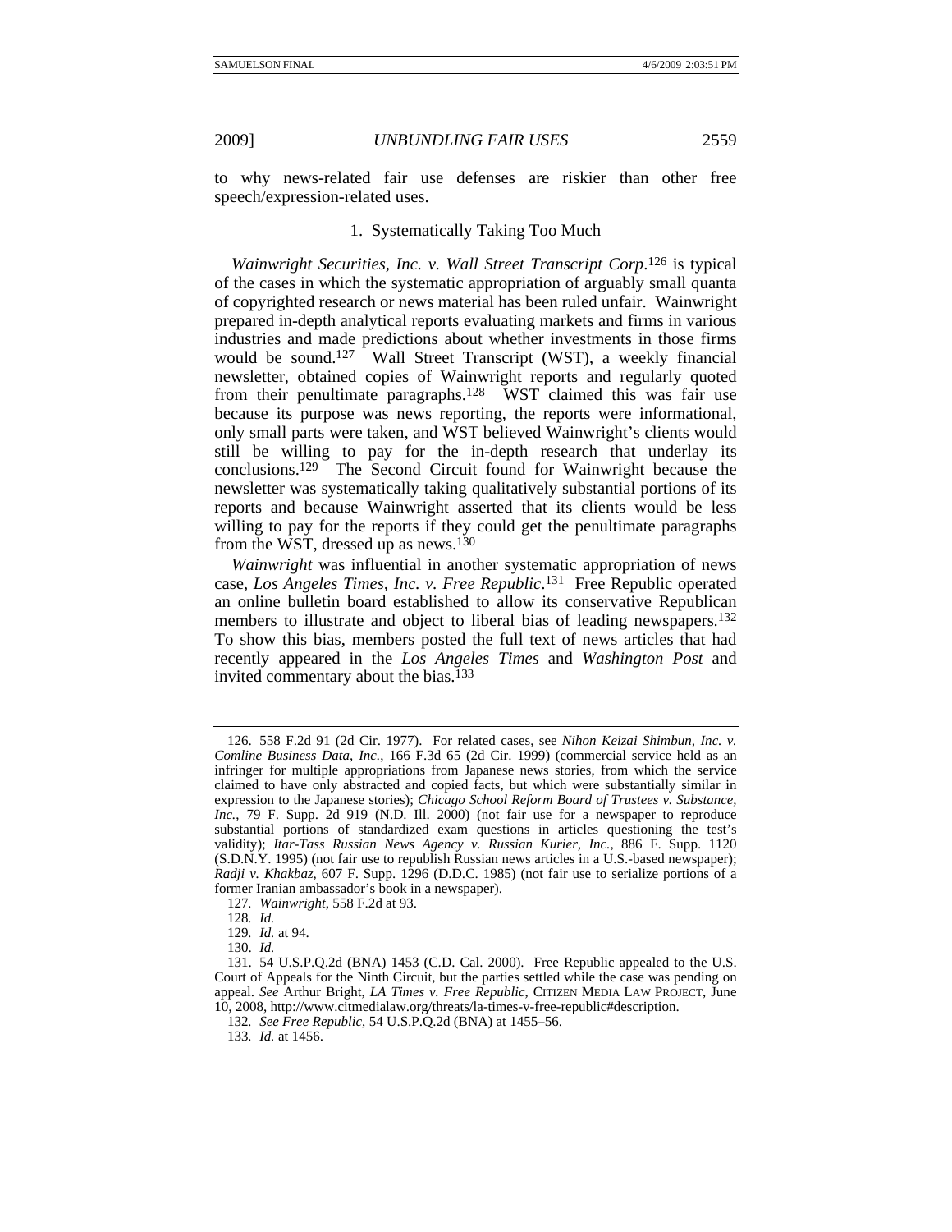to why news-related fair use defenses are riskier than other free speech/expression-related uses.

### 1. Systematically Taking Too Much

*Wainwright Securities, Inc. v. Wall Street Transcript Corp.*[126] is typical of the cases in which the systematic appropriation of arguably small quanta of copyrighted research or news material has been ruled unfair. Wainwright prepared in-depth analytical reports evaluating markets and firms in various industries and made predictions about whether investments in those firms would be sound.[127] Wall Street Transcript (WST), a weekly financial newsletter, obtained copies of Wainwright reports and regularly quoted from their penultimate paragraphs.[128] WST claimed this was fair use because its purpose was news reporting, the reports were informational, only small parts were taken, and WST believed Wainwright's clients would still be willing to pay for the in-depth research that underlay its conclusions.[129] The Second Circuit found for Wainwright because the newsletter was systematically taking qualitatively substantial portions of its reports and because Wainwright asserted that its clients would be less willing to pay for the reports if they could get the penultimate paragraphs from the WST, dressed up as news.[130]

*Wainwright* was influential in another systematic appropriation of news case, *Los Angeles Times, Inc. v. Free Republic*.[131] Free Republic operated an online bulletin board established to allow its conservative Republican members to illustrate and object to liberal bias of leading newspapers.[132] To show this bias, members posted the full text of news articles that had recently appeared in the *Los Angeles Times* and *Washington Post* and invited commentary about the bias.[133]

---

126. 558 F.2d 91 (2d Cir. 1977). For related cases, see *Nihon Keizai Shimbun, Inc. v. Comline Business Data, Inc.*, 166 F.3d 65 (2d Cir. 1999) (commercial service held as an infringer for multiple appropriations from Japanese news stories, from which the service claimed to have only abstracted and copied facts, but which were substantially similar in expression to the Japanese stories); *Chicago School Reform Board of Trustees v. Substance, Inc.*, 79 F. Supp. 2d 919 (N.D. Ill. 2000) (not fair use for a newspaper to reproduce substantial portions of standardized exam questions in articles questioning the test's validity); *Itar-Tass Russian News Agency v. Russian Kurier, Inc.*, 886 F. Supp. 1120 (S.D.N.Y. 1995) (not fair use to republish Russian news articles in a U.S.-based newspaper); *Radji v. Khakbaz*, 607 F. Supp. 1296 (D.D.C. 1985) (not fair use to serialize portions of a former Iranian ambassador's book in a newspaper).

127. *Wainwright*, 558 F.2d at 93.

128. *Id.*

129. *Id.* at 94.

130. *Id.*

131. 54 U.S.P.Q.2d (BNA) 1453 (C.D. Cal. 2000). Free Republic appealed to the U.S. Court of Appeals for the Ninth Circuit, but the parties settled while the case was pending on appeal. *See* Arthur Bright, *LA Times v. Free Republic*, CITIZEN MEDIA LAW PROJECT, June 10, 2008, http://www.citmedialaw.org/threats/la-times-v-free-republic#description.

132. *See Free Republic*, 54 U.S.P.Q.2d (BNA) at 1455–56.

133. *Id.* at 1456.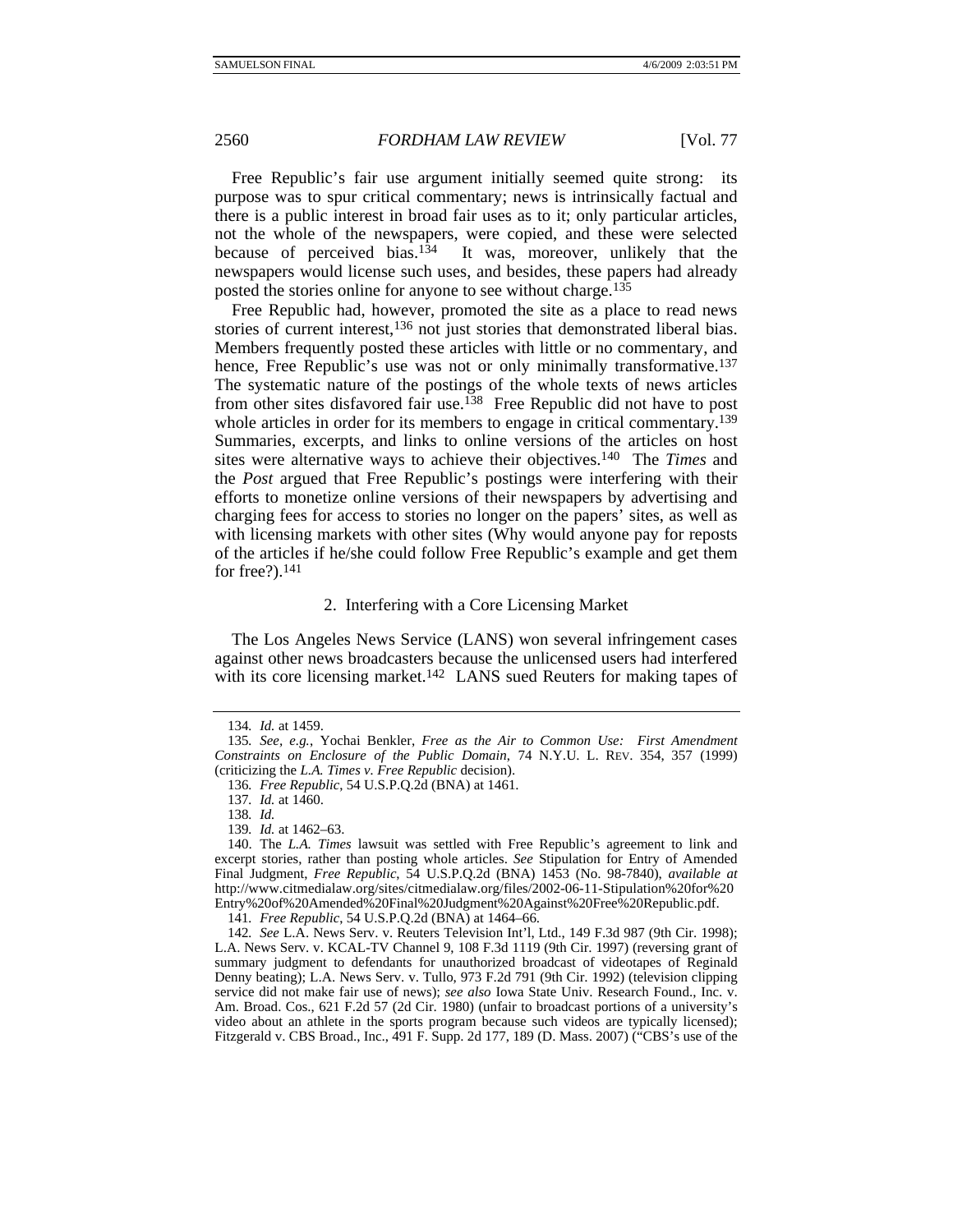Free Republic's fair use argument initially seemed quite strong: its purpose was to spur critical commentary; news is intrinsically factual and there is a public interest in broad fair uses as to it; only particular articles, not the whole of the newspapers, were copied, and these were selected because of perceived bias.[134] It was, moreover, unlikely that the newspapers would license such uses, and besides, these papers had already posted the stories online for anyone to see without charge.[135]

Free Republic had, however, promoted the site as a place to read news stories of current interest,[136] not just stories that demonstrated liberal bias. Members frequently posted these articles with little or no commentary, and hence, Free Republic's use was not or only minimally transformative.[137] The systematic nature of the postings of the whole texts of news articles from other sites disfavored fair use.[138] Free Republic did not have to post whole articles in order for its members to engage in critical commentary.[139] Summaries, excerpts, and links to online versions of the articles on host sites were alternative ways to achieve their objectives.[140] The *Times* and the *Post* argued that Free Republic's postings were interfering with their efforts to monetize online versions of their newspapers by advertising and charging fees for access to stories no longer on the papers' sites, as well as with licensing markets with other sites (Why would anyone pay for reposts of the articles if he/she could follow Free Republic's example and get them for free?).[141]

### 2. Interfering with a Core Licensing Market

The Los Angeles News Service (LANS) won several infringement cases against other news broadcasters because the unlicensed users had interfered with its core licensing market.[142] LANS sued Reuters for making tapes of

---

134. *Id.* at 1459.

135. *See, e.g.*, Yochai Benkler, *Free as the Air to Common Use: First Amendment Constraints on Enclosure of the Public Domain*, 74 N.Y.U. L. REV. 354, 357 (1999) (criticizing the *L.A. Times v. Free Republic* decision).

136. *Free Republic*, 54 U.S.P.Q.2d (BNA) at 1461.

137. *Id.* at 1460.

138. *Id.*

139. *Id.* at 1462–63.

140. The *L.A. Times* lawsuit was settled with Free Republic's agreement to link and excerpt stories, rather than posting whole articles. *See* Stipulation for Entry of Amended Final Judgment, *Free Republic*, 54 U.S.P.Q.2d (BNA) 1453 (No. 98-7840), *available at* http://www.citmedialaw.org/sites/citmedialaw.org/files/2002-06-11-Stipulation%20for%20Entry%20of%20Amended%20Final%20Judgment%20Against%20Free%20Republic.pdf.

141. *Free Republic*, 54 U.S.P.Q.2d (BNA) at 1464–66.

142. *See* L.A. News Serv. v. Reuters Television Int'l, Ltd., 149 F.3d 987 (9th Cir. 1998); L.A. News Serv. v. KCAL-TV Channel 9, 108 F.3d 1119 (9th Cir. 1997) (reversing grant of summary judgment to defendants for unauthorized broadcast of videotapes of Reginald Denny beating); L.A. News Serv. v. Tullo, 973 F.2d 791 (9th Cir. 1992) (television clipping service did not make fair use of news); *see also* Iowa State Univ. Research Found., Inc. v. Am. Broad. Cos., 621 F.2d 57 (2d Cir. 1980) (unfair to broadcast portions of a university's video about an athlete in the sports program because such videos are typically licensed); Fitzgerald v. CBS Broad., Inc., 491 F. Supp. 2d 177, 189 (D. Mass. 2007) ("CBS's use of the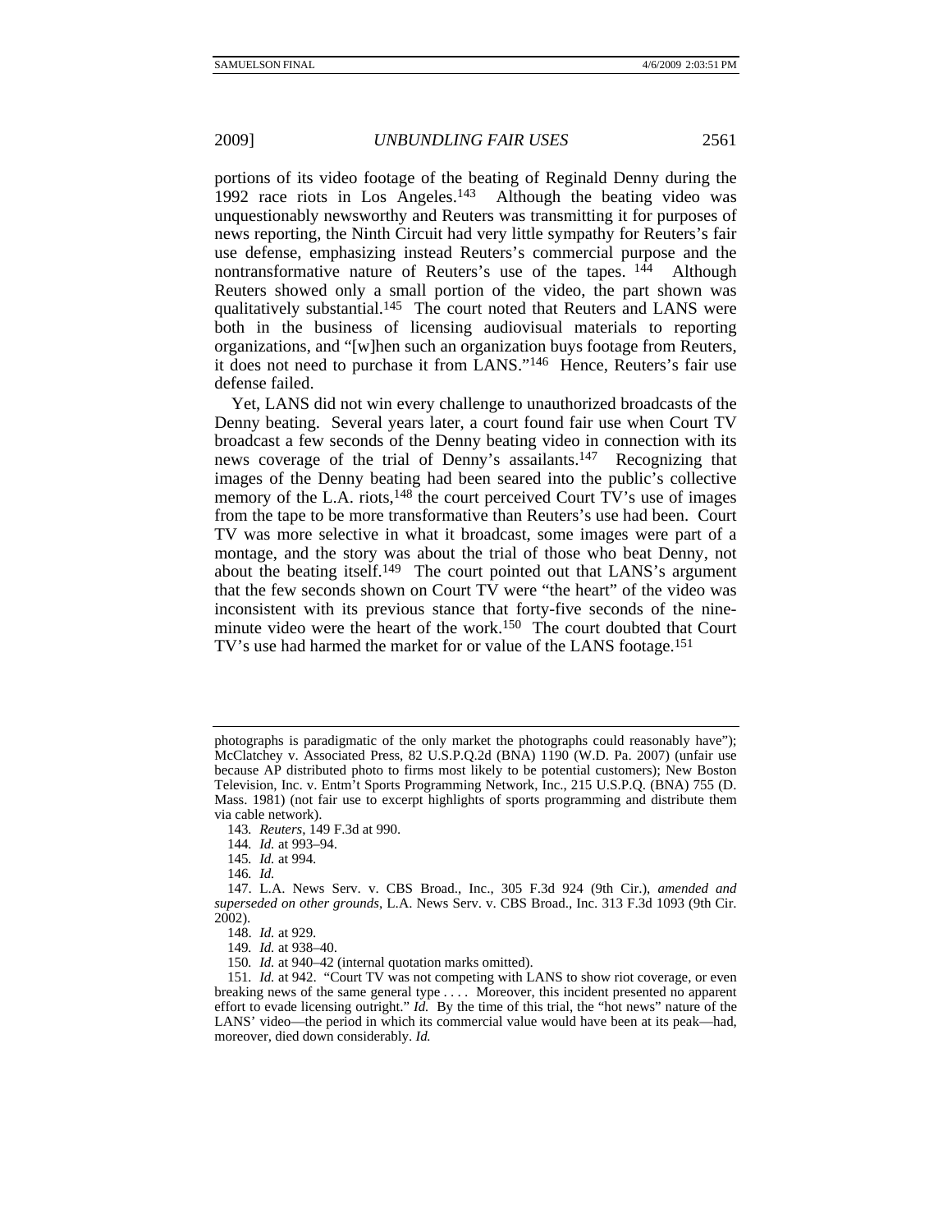portions of its video footage of the beating of Reginald Denny during the 1992 race riots in Los Angeles.[143] Although the beating video was unquestionably newsworthy and Reuters was transmitting it for purposes of news reporting, the Ninth Circuit had very little sympathy for Reuters's fair use defense, emphasizing instead Reuters's commercial purpose and the nontransformative nature of Reuters's use of the tapes.[144] Although Reuters showed only a small portion of the video, the part shown was qualitatively substantial.[145] The court noted that Reuters and LANS were both in the business of licensing audiovisual materials to reporting organizations, and "[w]hen such an organization buys footage from Reuters, it does not need to purchase it from LANS."[146] Hence, Reuters's fair use defense failed.

Yet, LANS did not win every challenge to unauthorized broadcasts of the Denny beating. Several years later, a court found fair use when Court TV broadcast a few seconds of the Denny beating video in connection with its news coverage of the trial of Denny's assailants.[147] Recognizing that images of the Denny beating had been seared into the public's collective memory of the L.A. riots,[148] the court perceived Court TV's use of images from the tape to be more transformative than Reuters's use had been. Court TV was more selective in what it broadcast, some images were part of a montage, and the story was about the trial of those who beat Denny, not about the beating itself.[149] The court pointed out that LANS's argument that the few seconds shown on Court TV were "the heart" of the video was inconsistent with its previous stance that forty-five seconds of the nine-minute video were the heart of the work.[150] The court doubted that Court TV's use had harmed the market for or value of the LANS footage.[151]

---

photographs is paradigmatic of the only market the photographs could reasonably have"); McClatchey v. Associated Press, 82 U.S.P.Q.2d (BNA) 1190 (W.D. Pa. 2007) (unfair use because AP distributed photo to firms most likely to be potential customers); New Boston Television, Inc. v. Entm't Sports Programming Network, Inc., 215 U.S.P.Q. (BNA) 755 (D. Mass. 1981) (not fair use to excerpt highlights of sports programming and distribute them via cable network).

143. *Reuters*, 149 F.3d at 990.

144. *Id.* at 993–94.

145. *Id.* at 994.

146. *Id.*

147. L.A. News Serv. v. CBS Broad., Inc., 305 F.3d 924 (9th Cir.), *amended and superseded on other grounds*, L.A. News Serv. v. CBS Broad., Inc. 313 F.3d 1093 (9th Cir. 2002).

148. *Id.* at 929.

149. *Id.* at 938–40.

150. *Id.* at 940–42 (internal quotation marks omitted).

151. *Id.* at 942. "Court TV was not competing with LANS to show riot coverage, or even breaking news of the same general type . . . . Moreover, this incident presented no apparent effort to evade licensing outright." *Id.* By the time of this trial, the "hot news" nature of the LANS' video—the period in which its commercial value would have been at its peak—had, moreover, died down considerably. *Id.*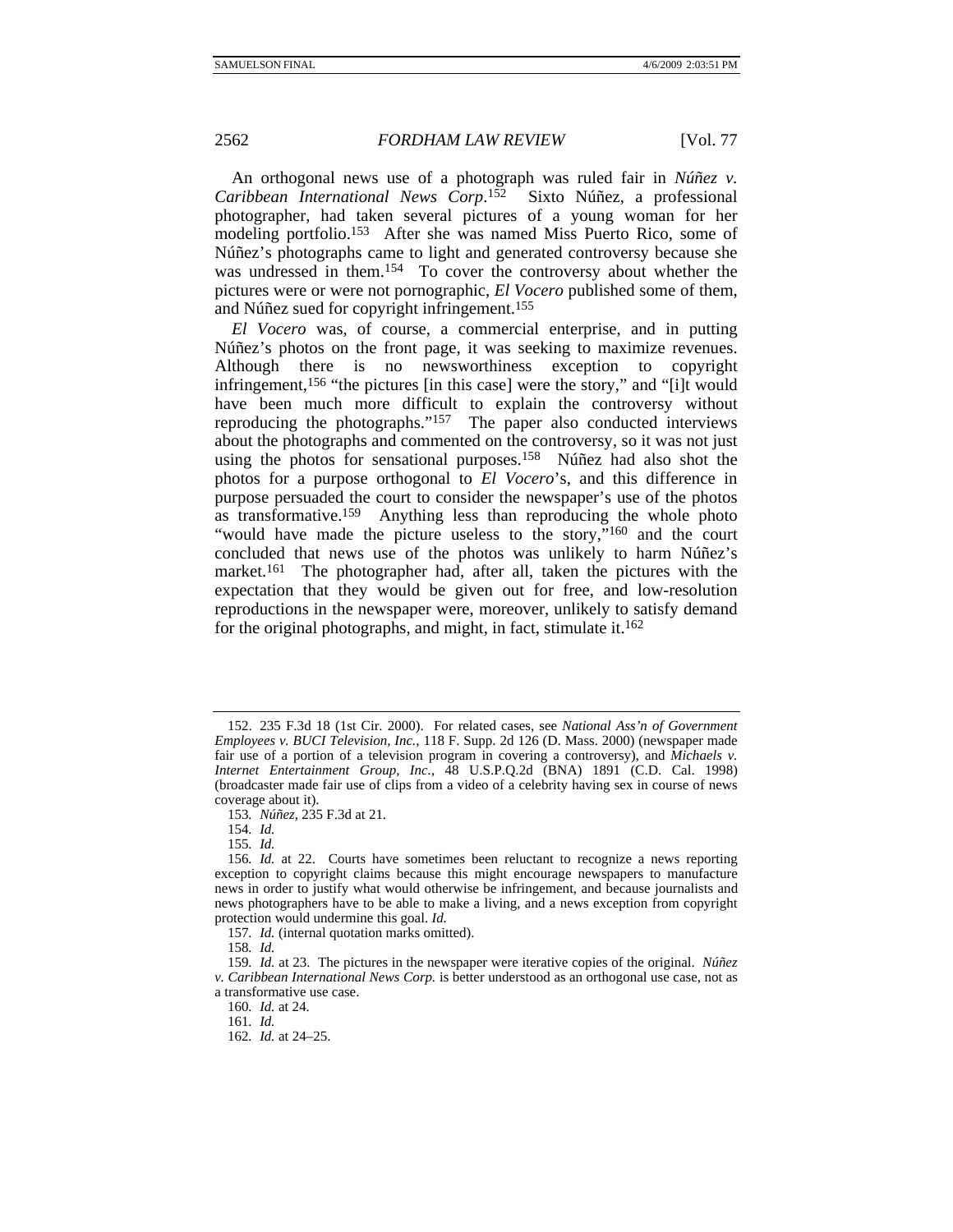An orthogonal news use of a photograph was ruled fair in *Núñez v. Caribbean International News Corp.*[152] Sixto Núñez, a professional photographer, had taken several pictures of a young woman for her modeling portfolio.[153] After she was named Miss Puerto Rico, some of Núñez's photographs came to light and generated controversy because she was undressed in them.[154] To cover the controversy about whether the pictures were or were not pornographic, *El Vocero* published some of them, and Núñez sued for copyright infringement.[155]

*El Vocero* was, of course, a commercial enterprise, and in putting Núñez's photos on the front page, it was seeking to maximize revenues. Although there is no newsworthiness exception to copyright infringement,[156] "the pictures [in this case] were the story," and "[i]t would have been much more difficult to explain the controversy without reproducing the photographs."[157] The paper also conducted interviews about the photographs and commented on the controversy, so it was not just using the photos for sensational purposes.[158] Núñez had also shot the photos for a purpose orthogonal to *El Vocero*'s, and this difference in purpose persuaded the court to consider the newspaper's use of the photos as transformative.[159] Anything less than reproducing the whole photo "would have made the picture useless to the story,"[160] and the court concluded that news use of the photos was unlikely to harm Núñez's market.[161] The photographer had, after all, taken the pictures with the expectation that they would be given out for free, and low-resolution reproductions in the newspaper were, moreover, unlikely to satisfy demand for the original photographs, and might, in fact, stimulate it.[162]

---

152. 235 F.3d 18 (1st Cir. 2000). For related cases, see *National Ass'n of Government Employees v. BUCI Television, Inc.*, 118 F. Supp. 2d 126 (D. Mass. 2000) (newspaper made fair use of a portion of a television program in covering a controversy), and *Michaels v. Internet Entertainment Group, Inc.*, 48 U.S.P.Q.2d (BNA) 1891 (C.D. Cal. 1998) (broadcaster made fair use of clips from a video of a celebrity having sex in course of news coverage about it).

153. *Núñez*, 235 F.3d at 21.

154. *Id.*

155. *Id.*

156. *Id.* at 22. Courts have sometimes been reluctant to recognize a news reporting exception to copyright claims because this might encourage newspapers to manufacture news in order to justify what would otherwise be infringement, and because journalists and news photographers have to be able to make a living, and a news exception from copyright protection would undermine this goal. *Id.*

157. *Id.* (internal quotation marks omitted).

158. *Id.*

159. *Id.* at 23. The pictures in the newspaper were iterative copies of the original. *Núñez v. Caribbean International News Corp.* is better understood as an orthogonal use case, not as a transformative use case.

160. *Id.* at 24.

161. *Id.*

162. *Id.* at 24–25.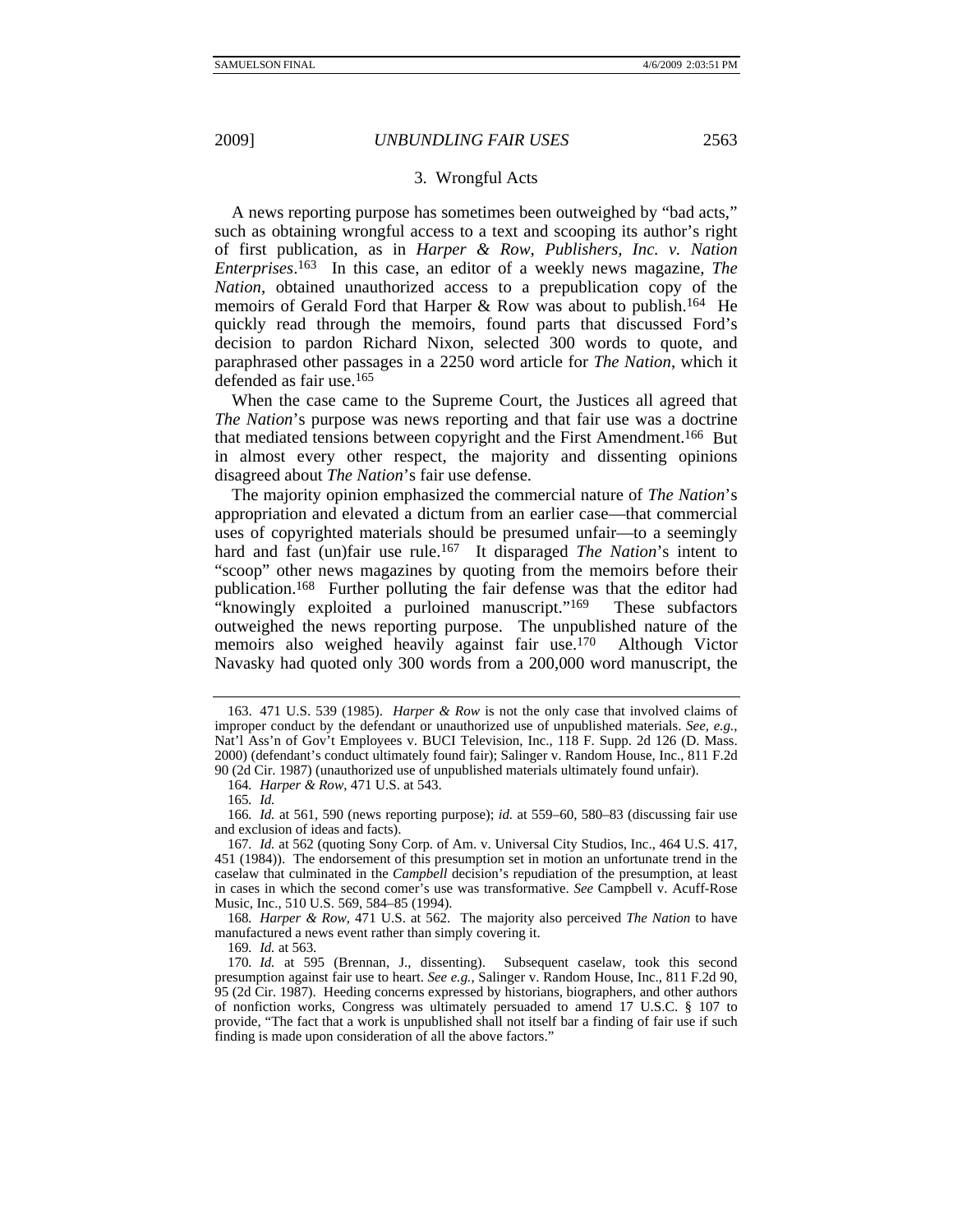### 3. Wrongful Acts

A news reporting purpose has sometimes been outweighed by "bad acts," such as obtaining wrongful access to a text and scooping its author's right of first publication, as in *Harper & Row, Publishers, Inc. v. Nation Enterprises*.[163] In this case, an editor of a weekly news magazine, *The Nation*, obtained unauthorized access to a prepublication copy of the memoirs of Gerald Ford that Harper & Row was about to publish.[164] He quickly read through the memoirs, found parts that discussed Ford's decision to pardon Richard Nixon, selected 300 words to quote, and paraphrased other passages in a 2250 word article for *The Nation*, which it defended as fair use.[165]

When the case came to the Supreme Court, the Justices all agreed that *The Nation*'s purpose was news reporting and that fair use was a doctrine that mediated tensions between copyright and the First Amendment.[166] But in almost every other respect, the majority and dissenting opinions disagreed about *The Nation*'s fair use defense.

The majority opinion emphasized the commercial nature of *The Nation*'s appropriation and elevated a dictum from an earlier case—that commercial uses of copyrighted materials should be presumed unfair—to a seemingly hard and fast (un)fair use rule.[167] It disparaged *The Nation*'s intent to "scoop" other news magazines by quoting from the memoirs before their publication.[168] Further polluting the fair defense was that the editor had "knowingly exploited a purloined manuscript."[169] These subfactors outweighed the news reporting purpose. The unpublished nature of the memoirs also weighed heavily against fair use.[170] Although Victor Navasky had quoted only 300 words from a 200,000 word manuscript, the

---

163. 471 U.S. 539 (1985). *Harper & Row* is not the only case that involved claims of improper conduct by the defendant or unauthorized use of unpublished materials. *See, e.g.*, Nat'l Ass'n of Gov't Employees v. BUCI Television, Inc., 118 F. Supp. 2d 126 (D. Mass. 2000) (defendant's conduct ultimately found fair); Salinger v. Random House, Inc., 811 F.2d 90 (2d Cir. 1987) (unauthorized use of unpublished materials ultimately found unfair).

164. *Harper & Row*, 471 U.S. at 543.

165. *Id.*

166. *Id.* at 561, 590 (news reporting purpose); *id.* at 559–60, 580–83 (discussing fair use and exclusion of ideas and facts).

167. *Id.* at 562 (quoting Sony Corp. of Am. v. Universal City Studios, Inc., 464 U.S. 417, 451 (1984)). The endorsement of this presumption set in motion an unfortunate trend in the caselaw that culminated in the *Campbell* decision's repudiation of the presumption, at least in cases in which the second comer's use was transformative. *See* Campbell v. Acuff-Rose Music, Inc., 510 U.S. 569, 584–85 (1994).

168. *Harper & Row*, 471 U.S. at 562. The majority also perceived *The Nation* to have manufactured a news event rather than simply covering it.

169. *Id.* at 563.

170. *Id.* at 595 (Brennan, J., dissenting). Subsequent caselaw, took this second presumption against fair use to heart. *See e.g.*, Salinger v. Random House, Inc., 811 F.2d 90, 95 (2d Cir. 1987). Heeding concerns expressed by historians, biographers, and other authors of nonfiction works, Congress was ultimately persuaded to amend 17 U.S.C. § 107 to provide, "The fact that a work is unpublished shall not itself bar a finding of fair use if such finding is made upon consideration of all the above factors."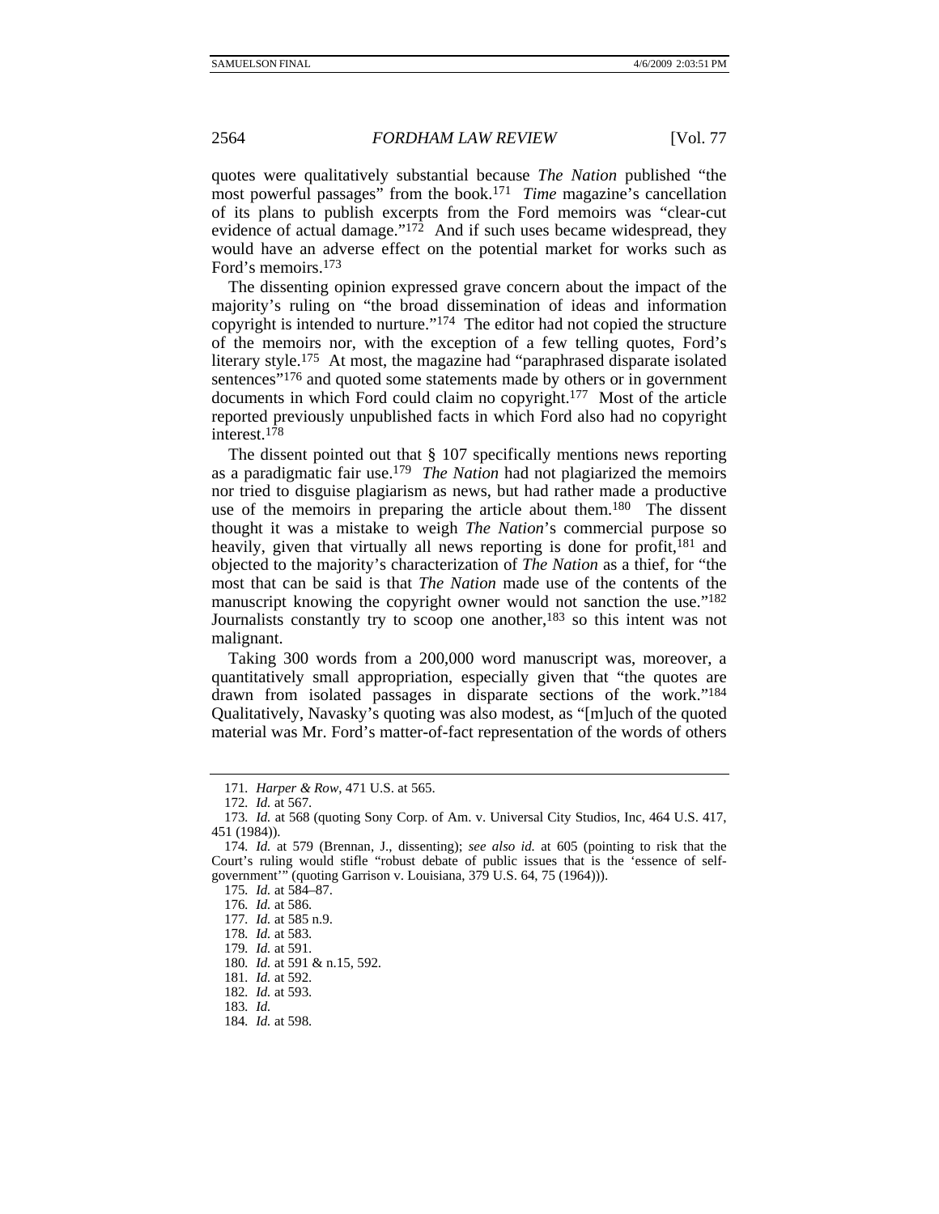quotes were qualitatively substantial because *The Nation* published "the most powerful passages" from the book.[171] *Time* magazine's cancellation of its plans to publish excerpts from the Ford memoirs was "clear-cut evidence of actual damage."[172] And if such uses became widespread, they would have an adverse effect on the potential market for works such as Ford's memoirs.[173]

The dissenting opinion expressed grave concern about the impact of the majority's ruling on "the broad dissemination of ideas and information copyright is intended to nurture."[174] The editor had not copied the structure of the memoirs nor, with the exception of a few telling quotes, Ford's literary style.[175] At most, the magazine had "paraphrased disparate isolated sentences"[176] and quoted some statements made by others or in government documents in which Ford could claim no copyright.[177] Most of the article reported previously unpublished facts in which Ford also had no copyright interest.[178]

The dissent pointed out that § 107 specifically mentions news reporting as a paradigmatic fair use.[179] *The Nation* had not plagiarized the memoirs nor tried to disguise plagiarism as news, but had rather made a productive use of the memoirs in preparing the article about them.[180] The dissent thought it was a mistake to weigh *The Nation*'s commercial purpose so heavily, given that virtually all news reporting is done for profit,[181] and objected to the majority's characterization of *The Nation* as a thief, for "the most that can be said is that *The Nation* made use of the contents of the manuscript knowing the copyright owner would not sanction the use."[182] Journalists constantly try to scoop one another,[183] so this intent was not malignant.

Taking 300 words from a 200,000 word manuscript was, moreover, a quantitatively small appropriation, especially given that "the quotes are drawn from isolated passages in disparate sections of the work."[184] Qualitatively, Navasky's quoting was also modest, as "[m]uch of the quoted material was Mr. Ford's matter-of-fact representation of the words of others

171. *Harper & Row*, 471 U.S. at 565.

172. *Id.* at 567.

173. *Id.* at 568 (quoting Sony Corp. of Am. v. Universal City Studios, Inc, 464 U.S. 417, 451 (1984)).

174. *Id.* at 579 (Brennan, J., dissenting); *see also id.* at 605 (pointing to risk that the Court's ruling would stifle "robust debate of public issues that is the 'essence of self-government'" (quoting Garrison v. Louisiana, 379 U.S. 64, 75 (1964))).

175. *Id.* at 584–87.

176. *Id.* at 586.

177. *Id.* at 585 n.9.

178. *Id.* at 583.

179. *Id.* at 591.

180. *Id.* at 591 & n.15, 592.

181. *Id.* at 592.

182. *Id.* at 593.

183. *Id.*

184. *Id.* at 598.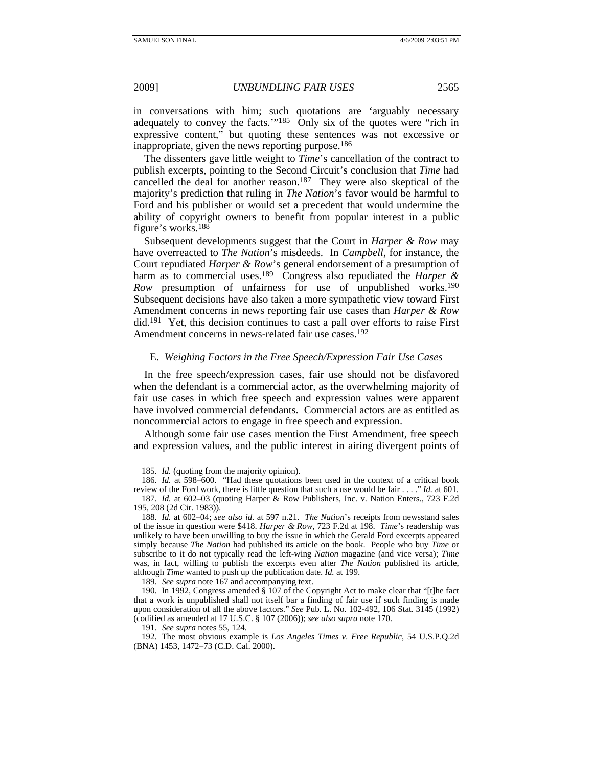in conversations with him; such quotations are 'arguably necessary adequately to convey the facts.'"[185] Only six of the quotes were "rich in expressive content," but quoting these sentences was not excessive or inappropriate, given the news reporting purpose.[186]

The dissenters gave little weight to *Time*'s cancellation of the contract to publish excerpts, pointing to the Second Circuit's conclusion that *Time* had cancelled the deal for another reason.[187] They were also skeptical of the majority's prediction that ruling in *The Nation*'s favor would be harmful to Ford and his publisher or would set a precedent that would undermine the ability of copyright owners to benefit from popular interest in a public figure's works.[188]

Subsequent developments suggest that the Court in *Harper & Row* may have overreacted to *The Nation*'s misdeeds. In *Campbell*, for instance, the Court repudiated *Harper & Row*'s general endorsement of a presumption of harm as to commercial uses.[189] Congress also repudiated the *Harper & Row* presumption of unfairness for use of unpublished works.[190] Subsequent decisions have also taken a more sympathetic view toward First Amendment concerns in news reporting fair use cases than *Harper & Row* did.[191] Yet, this decision continues to cast a pall over efforts to raise First Amendment concerns in news-related fair use cases.[192]

### E. *Weighing Factors in the Free Speech/Expression Fair Use Cases*

In the free speech/expression cases, fair use should not be disfavored when the defendant is a commercial actor, as the overwhelming majority of fair use cases in which free speech and expression values were apparent have involved commercial defendants. Commercial actors are as entitled as noncommercial actors to engage in free speech and expression.

Although some fair use cases mention the First Amendment, free speech and expression values, and the public interest in airing divergent points of

---

185. *Id.* (quoting from the majority opinion).

186. *Id.* at 598–600. "Had these quotations been used in the context of a critical book review of the Ford work, there is little question that such a use would be fair . . . ." *Id.* at 601.

187. *Id.* at 602–03 (quoting Harper & Row Publishers, Inc. v. Nation Enters., 723 F.2d 195, 208 (2d Cir. 1983)).

188. *Id.* at 602–04; *see also id.* at 597 n.21. *The Nation*'s receipts from newsstand sales of the issue in question were $418. *Harper & Row*, 723 F.2d at 198. *Time*'s readership was unlikely to have been unwilling to buy the issue in which the Gerald Ford excerpts appeared simply because *The Nation* had published its article on the book. People who buy *Time* or subscribe to it do not typically read the left-wing *Nation* magazine (and vice versa); *Time* was, in fact, willing to publish the excerpts even after *The Nation* published its article, although *Time* wanted to push up the publication date. *Id.* at 199.

189. *See supra* note 167 and accompanying text.

190. In 1992, Congress amended § 107 of the Copyright Act to make clear that "[t]he fact that a work is unpublished shall not itself bar a finding of fair use if such finding is made upon consideration of all the above factors." *See* Pub. L. No. 102-492, 106 Stat. 3145 (1992) (codified as amended at 17 U.S.C. § 107 (2006)); *see also supra* note 170.

191. *See supra* notes 55, 124.

192. The most obvious example is *Los Angeles Times v. Free Republic*, 54 U.S.P.Q.2d (BNA) 1453, 1472–73 (C.D. Cal. 2000).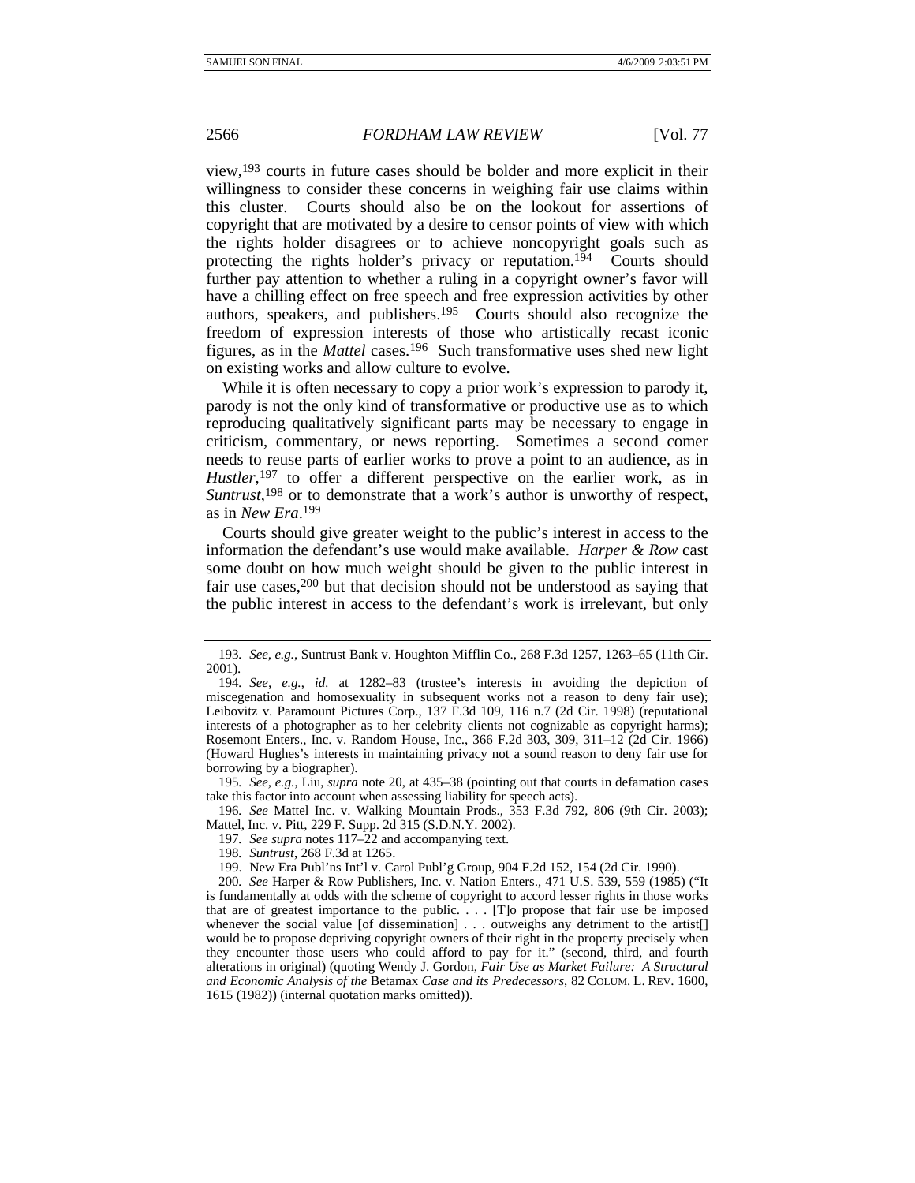view,[193] courts in future cases should be bolder and more explicit in their willingness to consider these concerns in weighing fair use claims within this cluster. Courts should also be on the lookout for assertions of copyright that are motivated by a desire to censor points of view with which the rights holder disagrees or to achieve noncopyright goals such as protecting the rights holder's privacy or reputation.[194] Courts should further pay attention to whether a ruling in a copyright owner's favor will have a chilling effect on free speech and free expression activities by other authors, speakers, and publishers.[195] Courts should also recognize the freedom of expression interests of those who artistically recast iconic figures, as in the *Mattel* cases.[196] Such transformative uses shed new light on existing works and allow culture to evolve.

While it is often necessary to copy a prior work's expression to parody it, parody is not the only kind of transformative or productive use as to which reproducing qualitatively significant parts may be necessary to engage in criticism, commentary, or news reporting. Sometimes a second comer needs to reuse parts of earlier works to prove a point to an audience, as in *Hustler*,[197] to offer a different perspective on the earlier work, as in *Suntrust*,[198] or to demonstrate that a work's author is unworthy of respect, as in *New Era*.[199]

Courts should give greater weight to the public's interest in access to the information the defendant's use would make available. *Harper & Row* cast some doubt on how much weight should be given to the public interest in fair use cases,[200] but that decision should not be understood as saying that the public interest in access to the defendant's work is irrelevant, but only

---

193. *See, e.g.*, Suntrust Bank v. Houghton Mifflin Co., 268 F.3d 1257, 1263–65 (11th Cir. 2001).

194. *See, e.g.*, *id.* at 1282–83 (trustee's interests in avoiding the depiction of miscegenation and homosexuality in subsequent works not a reason to deny fair use); Leibovitz v. Paramount Pictures Corp., 137 F.3d 109, 116 n.7 (2d Cir. 1998) (reputational interests of a photographer as to her celebrity clients not cognizable as copyright harms); Rosemont Enters., Inc. v. Random House, Inc., 366 F.2d 303, 309, 311–12 (2d Cir. 1966) (Howard Hughes's interests in maintaining privacy not a sound reason to deny fair use for borrowing by a biographer).

195. *See, e.g.*, Liu, *supra* note 20, at 435–38 (pointing out that courts in defamation cases take this factor into account when assessing liability for speech acts).

196. *See* Mattel Inc. v. Walking Mountain Prods., 353 F.3d 792, 806 (9th Cir. 2003); Mattel, Inc. v. Pitt, 229 F. Supp. 2d 315 (S.D.N.Y. 2002).

197. *See supra* notes 117–22 and accompanying text.

198. *Suntrust*, 268 F.3d at 1265.

199. New Era Publ'ns Int'l v. Carol Publ'g Group, 904 F.2d 152, 154 (2d Cir. 1990).

200. *See* Harper & Row Publishers, Inc. v. Nation Enters., 471 U.S. 539, 559 (1985) ("It is fundamentally at odds with the scheme of copyright to accord lesser rights in those works that are of greatest importance to the public. . . . [T]o propose that fair use be imposed whenever the social value [of dissemination] . . . outweighs any detriment to the artist[] would be to propose depriving copyright owners of their right in the property precisely when they encounter those users who could afford to pay for it." (second, third, and fourth alterations in original) (quoting Wendy J. Gordon, *Fair Use as Market Failure: A Structural and Economic Analysis of the* Betamax *Case and its Predecessors*, 82 COLUM. L. REV. 1600, 1615 (1982)) (internal quotation marks omitted)).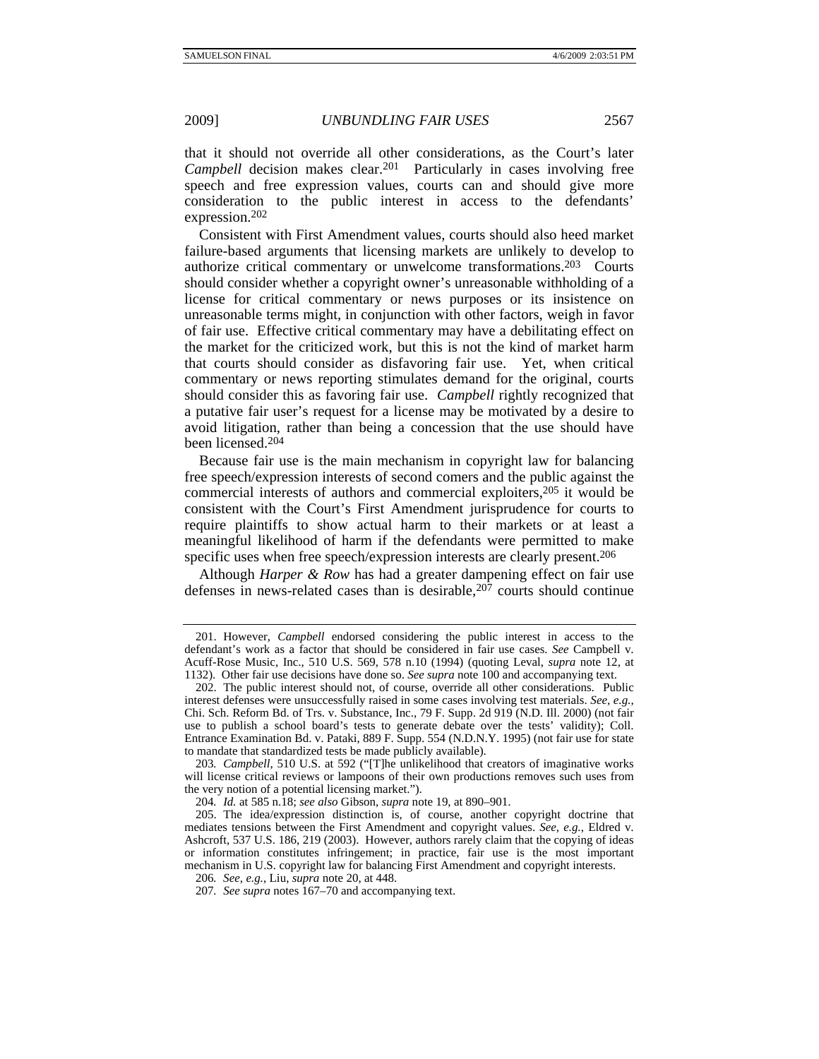that it should not override all other considerations, as the Court's later *Campbell* decision makes clear.[201] Particularly in cases involving free speech and free expression values, courts can and should give more consideration to the public interest in access to the defendants' expression.[202]

Consistent with First Amendment values, courts should also heed market failure-based arguments that licensing markets are unlikely to develop to authorize critical commentary or unwelcome transformations.[203] Courts should consider whether a copyright owner's unreasonable withholding of a license for critical commentary or news purposes or its insistence on unreasonable terms might, in conjunction with other factors, weigh in favor of fair use. Effective critical commentary may have a debilitating effect on the market for the criticized work, but this is not the kind of market harm that courts should consider as disfavoring fair use. Yet, when critical commentary or news reporting stimulates demand for the original, courts should consider this as favoring fair use. *Campbell* rightly recognized that a putative fair user's request for a license may be motivated by a desire to avoid litigation, rather than being a concession that the use should have been licensed.[204]

Because fair use is the main mechanism in copyright law for balancing free speech/expression interests of second comers and the public against the commercial interests of authors and commercial exploiters,[205] it would be consistent with the Court's First Amendment jurisprudence for courts to require plaintiffs to show actual harm to their markets or at least a meaningful likelihood of harm if the defendants were permitted to make specific uses when free speech/expression interests are clearly present.[206]

Although *Harper & Row* has had a greater dampening effect on fair use defenses in news-related cases than is desirable,[207] courts should continue

---

201. However, *Campbell* endorsed considering the public interest in access to the defendant's work as a factor that should be considered in fair use cases. *See* Campbell v. Acuff-Rose Music, Inc., 510 U.S. 569, 578 n.10 (1994) (quoting Leval, *supra* note 12, at 1132). Other fair use decisions have done so. *See supra* note 100 and accompanying text.

202. The public interest should not, of course, override all other considerations. Public interest defenses were unsuccessfully raised in some cases involving test materials. *See, e.g.*, Chi. Sch. Reform Bd. of Trs. v. Substance, Inc., 79 F. Supp. 2d 919 (N.D. Ill. 2000) (not fair use to publish a school board's tests to generate debate over the tests' validity); Coll. Entrance Examination Bd. v. Pataki, 889 F. Supp. 554 (N.D.N.Y. 1995) (not fair use for state to mandate that standardized tests be made publicly available).

203. *Campbell*, 510 U.S. at 592 ("[T]he unlikelihood that creators of imaginative works will license critical reviews or lampoons of their own productions removes such uses from the very notion of a potential licensing market.").

204. *Id.* at 585 n.18; *see also* Gibson, *supra* note 19, at 890–901.

205. The idea/expression distinction is, of course, another copyright doctrine that mediates tensions between the First Amendment and copyright values. *See, e.g.*, Eldred v. Ashcroft, 537 U.S. 186, 219 (2003). However, authors rarely claim that the copying of ideas or information constitutes infringement; in practice, fair use is the most important mechanism in U.S. copyright law for balancing First Amendment and copyright interests.

206. *See, e.g.*, Liu, *supra* note 20, at 448.

207. *See supra* notes 167–70 and accompanying text.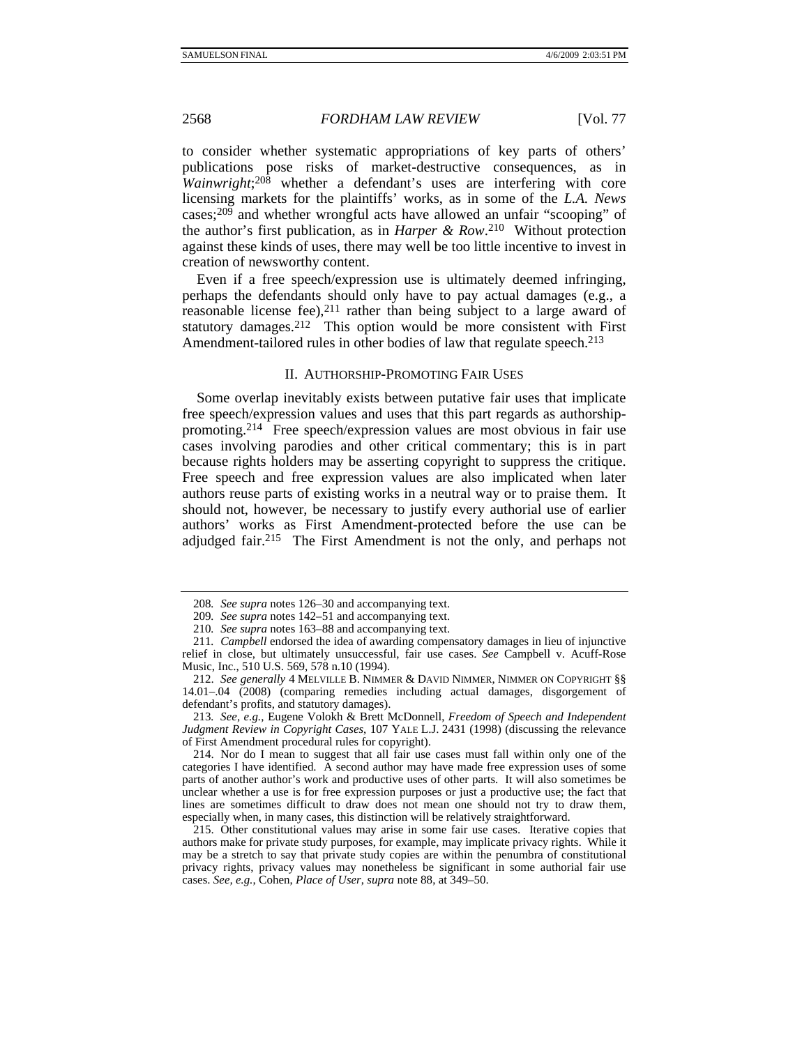to consider whether systematic appropriations of key parts of others' publications pose risks of market-destructive consequences, as in *Wainwright*;[208] whether a defendant's uses are interfering with core licensing markets for the plaintiffs' works, as in some of the *L.A. News* cases;[209] and whether wrongful acts have allowed an unfair "scooping" of the author's first publication, as in *Harper & Row*.[210] Without protection against these kinds of uses, there may well be too little incentive to invest in creation of newsworthy content.

Even if a free speech/expression use is ultimately deemed infringing, perhaps the defendants should only have to pay actual damages (e.g., a reasonable license fee),[211] rather than being subject to a large award of statutory damages.[212] This option would be more consistent with First Amendment-tailored rules in other bodies of law that regulate speech.[213]

## II. AUTHORSHIP-PROMOTING FAIR USES

Some overlap inevitably exists between putative fair uses that implicate free speech/expression values and uses that this part regards as authorship-promoting.[214] Free speech/expression values are most obvious in fair use cases involving parodies and other critical commentary; this is in part because rights holders may be asserting copyright to suppress the critique. Free speech and free expression values are also implicated when later authors reuse parts of existing works in a neutral way or to praise them. It should not, however, be necessary to justify every authorial use of earlier authors' works as First Amendment-protected before the use can be adjudged fair.[215] The First Amendment is not the only, and perhaps not

---

208. *See supra* notes 126–30 and accompanying text.

209. *See supra* notes 142–51 and accompanying text.

210. *See supra* notes 163–88 and accompanying text.

211. *Campbell* endorsed the idea of awarding compensatory damages in lieu of injunctive relief in close, but ultimately unsuccessful, fair use cases. *See* Campbell v. Acuff-Rose Music, Inc., 510 U.S. 569, 578 n.10 (1994).

212. *See generally* 4 MELVILLE B. NIMMER & DAVID NIMMER, NIMMER ON COPYRIGHT §§ 14.01–.04 (2008) (comparing remedies including actual damages, disgorgement of defendant's profits, and statutory damages).

213. *See, e.g.*, Eugene Volokh & Brett McDonnell, *Freedom of Speech and Independent Judgment Review in Copyright Cases*, 107 YALE L.J. 2431 (1998) (discussing the relevance of First Amendment procedural rules for copyright).

214. Nor do I mean to suggest that all fair use cases must fall within only one of the categories I have identified. A second author may have made free expression uses of some parts of another author's work and productive uses of other parts. It will also sometimes be unclear whether a use is for free expression purposes or just a productive use; the fact that lines are sometimes difficult to draw does not mean one should not try to draw them, especially when, in many cases, this distinction will be relatively straightforward.

215. Other constitutional values may arise in some fair use cases. Iterative copies that authors make for private study purposes, for example, may implicate privacy rights. While it may be a stretch to say that private study copies are within the penumbra of constitutional privacy rights, privacy values may nonetheless be significant in some authorial fair use cases. *See, e.g.*, Cohen, *Place of User*, *supra* note 88, at 349–50.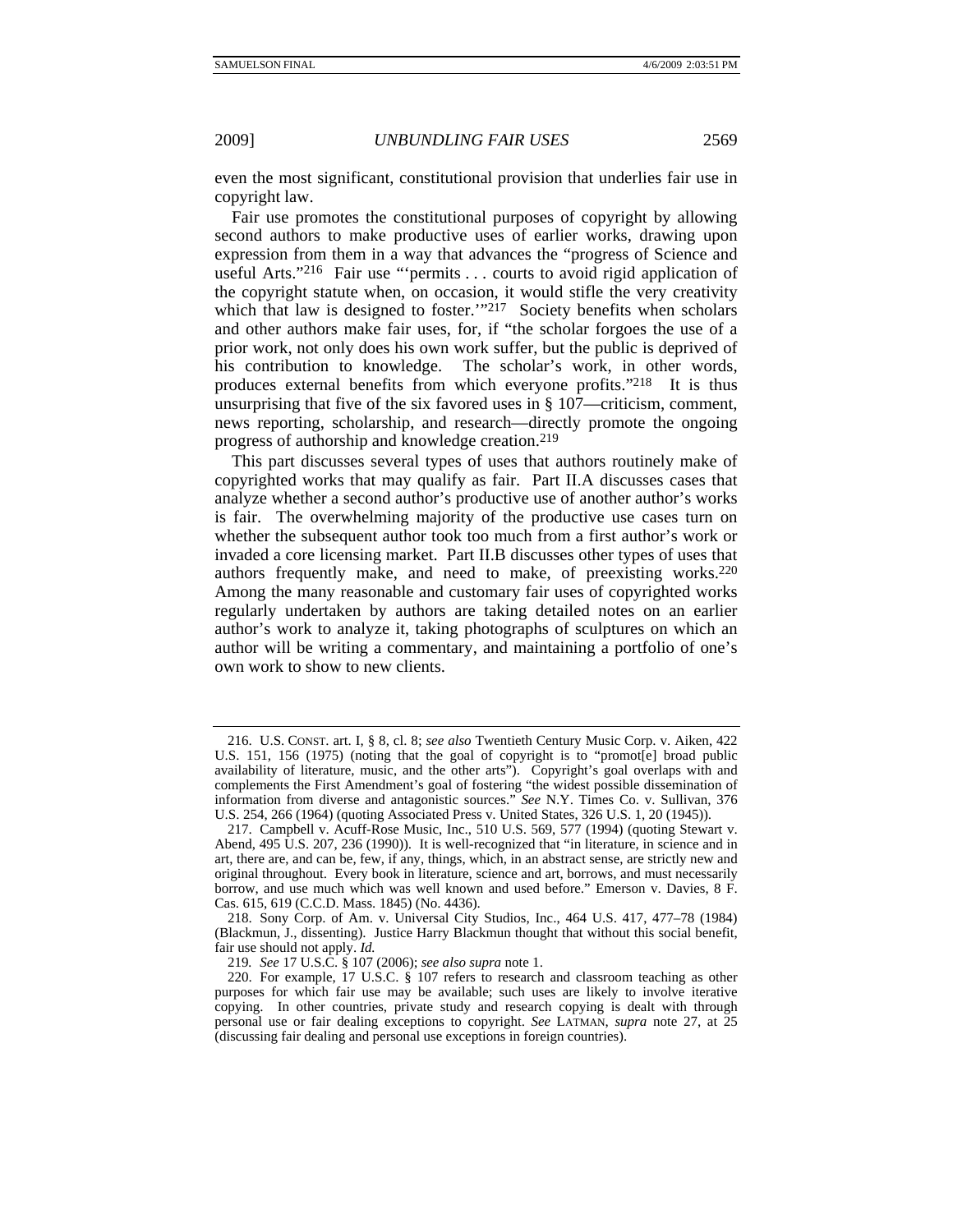even the most significant, constitutional provision that underlies fair use in copyright law.

Fair use promotes the constitutional purposes of copyright by allowing second authors to make productive uses of earlier works, drawing upon expression from them in a way that advances the "progress of Science and useful Arts."[216] Fair use "'permits . . . courts to avoid rigid application of the copyright statute when, on occasion, it would stifle the very creativity which that law is designed to foster.'"[217] Society benefits when scholars and other authors make fair uses, for, if "the scholar forgoes the use of a prior work, not only does his own work suffer, but the public is deprived of his contribution to knowledge. The scholar's work, in other words, produces external benefits from which everyone profits."[218] It is thus unsurprising that five of the six favored uses in § 107—criticism, comment, news reporting, scholarship, and research—directly promote the ongoing progress of authorship and knowledge creation.[219]

This part discusses several types of uses that authors routinely make of copyrighted works that may qualify as fair. Part II.A discusses cases that analyze whether a second author's productive use of another author's works is fair. The overwhelming majority of the productive use cases turn on whether the subsequent author took too much from a first author's work or invaded a core licensing market. Part II.B discusses other types of uses that authors frequently make, and need to make, of preexisting works.[220] Among the many reasonable and customary fair uses of copyrighted works regularly undertaken by authors are taking detailed notes on an earlier author's work to analyze it, taking photographs of sculptures on which an author will be writing a commentary, and maintaining a portfolio of one's own work to show to new clients.

216. U.S. CONST. art. I, § 8, cl. 8; *see also* Twentieth Century Music Corp. v. Aiken, 422 U.S. 151, 156 (1975) (noting that the goal of copyright is to "promot[e] broad public availability of literature, music, and the other arts"). Copyright's goal overlaps with and complements the First Amendment's goal of fostering "the widest possible dissemination of information from diverse and antagonistic sources." *See* N.Y. Times Co. v. Sullivan, 376 U.S. 254, 266 (1964) (quoting Associated Press v. United States, 326 U.S. 1, 20 (1945)).

217. Campbell v. Acuff-Rose Music, Inc., 510 U.S. 569, 577 (1994) (quoting Stewart v. Abend, 495 U.S. 207, 236 (1990)). It is well-recognized that "in literature, in science and in art, there are, and can be, few, if any, things, which, in an abstract sense, are strictly new and original throughout. Every book in literature, science and art, borrows, and must necessarily borrow, and use much which was well known and used before." Emerson v. Davies, 8 F. Cas. 615, 619 (C.C.D. Mass. 1845) (No. 4436).

218. Sony Corp. of Am. v. Universal City Studios, Inc., 464 U.S. 417, 477–78 (1984) (Blackmun, J., dissenting). Justice Harry Blackmun thought that without this social benefit, fair use should not apply. *Id.*

219. *See* 17 U.S.C. § 107 (2006); *see also supra* note 1.

220. For example, 17 U.S.C. § 107 refers to research and classroom teaching as other purposes for which fair use may be available; such uses are likely to involve iterative copying. In other countries, private study and research copying is dealt with through personal use or fair dealing exceptions to copyright. *See* LATMAN, *supra* note 27, at 25 (discussing fair dealing and personal use exceptions in foreign countries).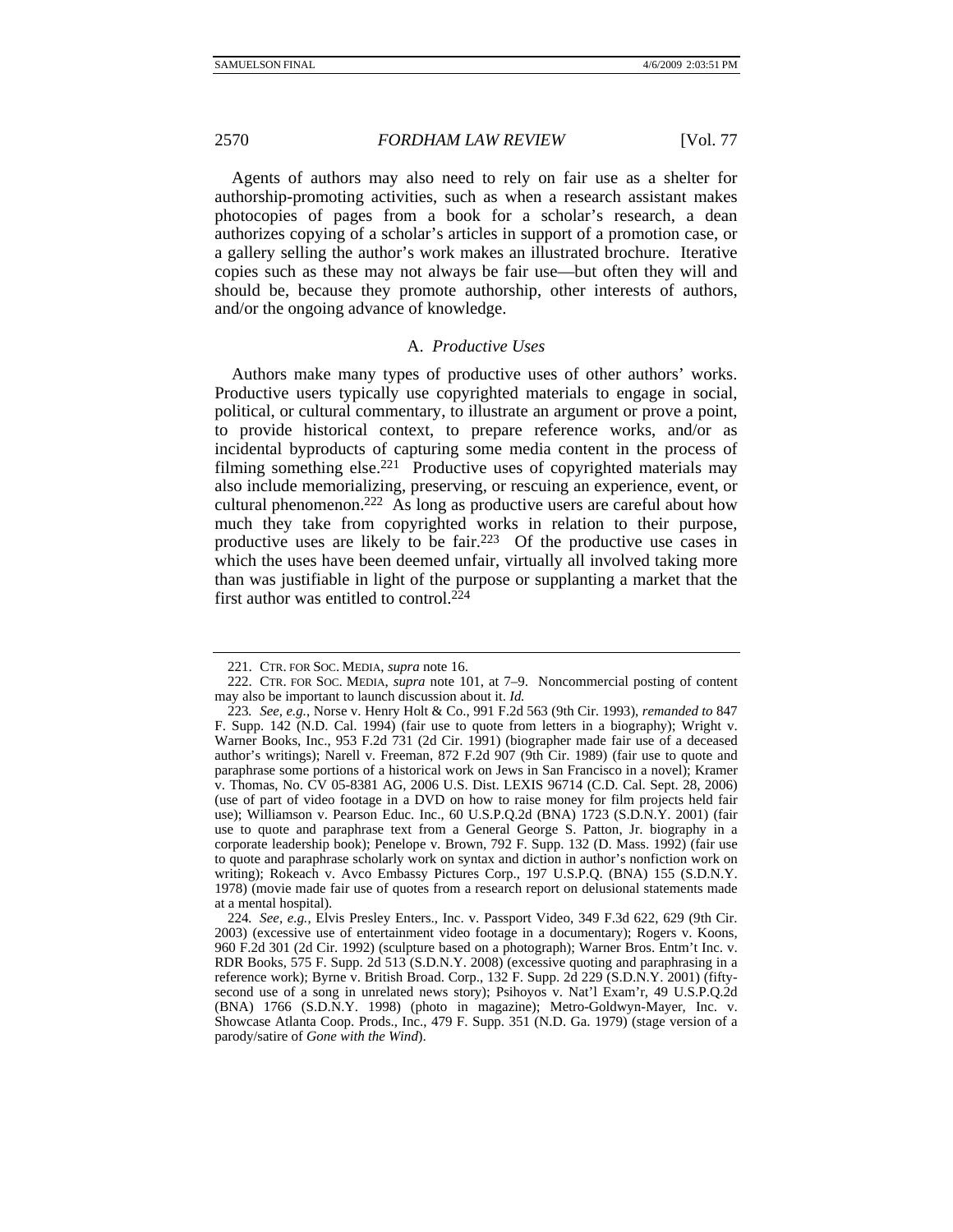Agents of authors may also need to rely on fair use as a shelter for authorship-promoting activities, such as when a research assistant makes photocopies of pages from a book for a scholar's research, a dean authorizes copying of a scholar's articles in support of a promotion case, or a gallery selling the author's work makes an illustrated brochure. Iterative copies such as these may not always be fair use—but often they will and should be, because they promote authorship, other interests of authors, and/or the ongoing advance of knowledge.

### A. *Productive Uses*

Authors make many types of productive uses of other authors' works. Productive users typically use copyrighted materials to engage in social, political, or cultural commentary, to illustrate an argument or prove a point, to provide historical context, to prepare reference works, and/or as incidental byproducts of capturing some media content in the process of filming something else.[221] Productive uses of copyrighted materials may also include memorializing, preserving, or rescuing an experience, event, or cultural phenomenon.[222] As long as productive users are careful about how much they take from copyrighted works in relation to their purpose, productive uses are likely to be fair.[223] Of the productive use cases in which the uses have been deemed unfair, virtually all involved taking more than was justifiable in light of the purpose or supplanting a market that the first author was entitled to control.[224]

---

221. CTR. FOR SOC. MEDIA, *supra* note 16.

222. CTR. FOR SOC. MEDIA, *supra* note 101, at 7–9. Noncommercial posting of content may also be important to launch discussion about it. *Id.*

223. *See, e.g.*, Norse v. Henry Holt & Co., 991 F.2d 563 (9th Cir. 1993), *remanded to* 847 F. Supp. 142 (N.D. Cal. 1994) (fair use to quote from letters in a biography); Wright v. Warner Books, Inc., 953 F.2d 731 (2d Cir. 1991) (biographer made fair use of a deceased author's writings); Narell v. Freeman, 872 F.2d 907 (9th Cir. 1989) (fair use to quote and paraphrase some portions of a historical work on Jews in San Francisco in a novel); Kramer v. Thomas, No. CV 05-8381 AG, 2006 U.S. Dist. LEXIS 96714 (C.D. Cal. Sept. 28, 2006) (use of part of video footage in a DVD on how to raise money for film projects held fair use); Williamson v. Pearson Educ. Inc., 60 U.S.P.Q.2d (BNA) 1723 (S.D.N.Y. 2001) (fair use to quote and paraphrase text from a General George S. Patton, Jr. biography in a corporate leadership book); Penelope v. Brown, 792 F. Supp. 132 (D. Mass. 1992) (fair use to quote and paraphrase scholarly work on syntax and diction in author's nonfiction work on writing); Rokeach v. Avco Embassy Pictures Corp., 197 U.S.P.Q. (BNA) 155 (S.D.N.Y. 1978) (movie made fair use of quotes from a research report on delusional statements made at a mental hospital).

224. *See, e.g.*, Elvis Presley Enters., Inc. v. Passport Video, 349 F.3d 622, 629 (9th Cir. 2003) (excessive use of entertainment video footage in a documentary); Rogers v. Koons, 960 F.2d 301 (2d Cir. 1992) (sculpture based on a photograph); Warner Bros. Entm't Inc. v. RDR Books, 575 F. Supp. 2d 513 (S.D.N.Y. 2008) (excessive quoting and paraphrasing in a reference work); Byrne v. British Broad. Corp., 132 F. Supp. 2d 229 (S.D.N.Y. 2001) (fifty-second use of a song in unrelated news story); Psihoyos v. Nat'l Exam'r, 49 U.S.P.Q.2d (BNA) 1766 (S.D.N.Y. 1998) (photo in magazine); Metro-Goldwyn-Mayer, Inc. v. Showcase Atlanta Coop. Prods., Inc., 479 F. Supp. 351 (N.D. Ga. 1979) (stage version of a parody/satire of *Gone with the Wind*).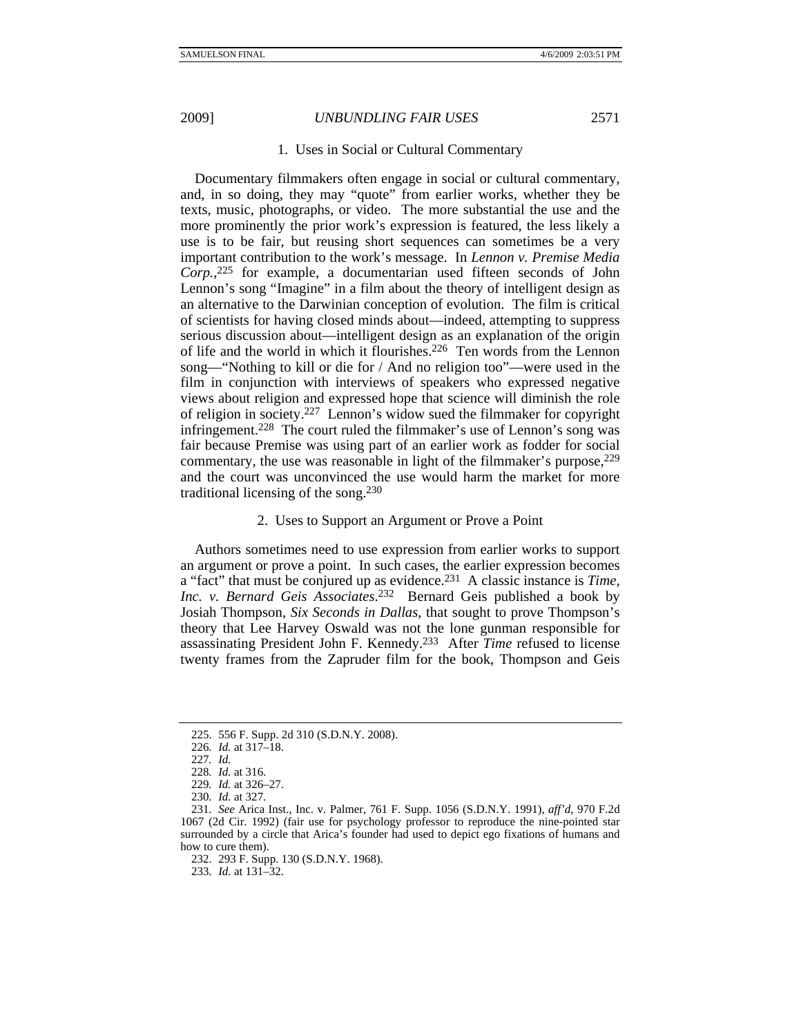### 1. Uses in Social or Cultural Commentary

Documentary filmmakers often engage in social or cultural commentary, and, in so doing, they may "quote" from earlier works, whether they be texts, music, photographs, or video. The more substantial the use and the more prominently the prior work's expression is featured, the less likely a use is to be fair, but reusing short sequences can sometimes be a very important contribution to the work's message. In *Lennon v. Premise Media Corp.*,[225] for example, a documentarian used fifteen seconds of John Lennon's song "Imagine" in a film about the theory of intelligent design as an alternative to the Darwinian conception of evolution. The film is critical of scientists for having closed minds about—indeed, attempting to suppress serious discussion about—intelligent design as an explanation of the origin of life and the world in which it flourishes.[226] Ten words from the Lennon song—"Nothing to kill or die for / And no religion too"—were used in the film in conjunction with interviews of speakers who expressed negative views about religion and expressed hope that science will diminish the role of religion in society.[227] Lennon's widow sued the filmmaker for copyright infringement.[228] The court ruled the filmmaker's use of Lennon's song was fair because Premise was using part of an earlier work as fodder for social commentary, the use was reasonable in light of the filmmaker's purpose,[229] and the court was unconvinced the use would harm the market for more traditional licensing of the song.[230]

### 2. Uses to Support an Argument or Prove a Point

Authors sometimes need to use expression from earlier works to support an argument or prove a point. In such cases, the earlier expression becomes a "fact" that must be conjured up as evidence.[231] A classic instance is *Time, Inc. v. Bernard Geis Associates*.[232] Bernard Geis published a book by Josiah Thompson, *Six Seconds in Dallas*, that sought to prove Thompson's theory that Lee Harvey Oswald was not the lone gunman responsible for assassinating President John F. Kennedy.[233] After *Time* refused to license twenty frames from the Zapruder film for the book, Thompson and Geis

---

225. 556 F. Supp. 2d 310 (S.D.N.Y. 2008).

226. *Id.* at 317–18.

227. *Id.*

228. *Id.* at 316.

229. *Id.* at 326–27.

230. *Id.* at 327.

231. *See* Arica Inst., Inc. v. Palmer, 761 F. Supp. 1056 (S.D.N.Y. 1991), *aff'd*, 970 F.2d 1067 (2d Cir. 1992) (fair use for psychology professor to reproduce the nine-pointed star surrounded by a circle that Arica's founder had used to depict ego fixations of humans and how to cure them).

232. 293 F. Supp. 130 (S.D.N.Y. 1968).

233. *Id.* at 131–32.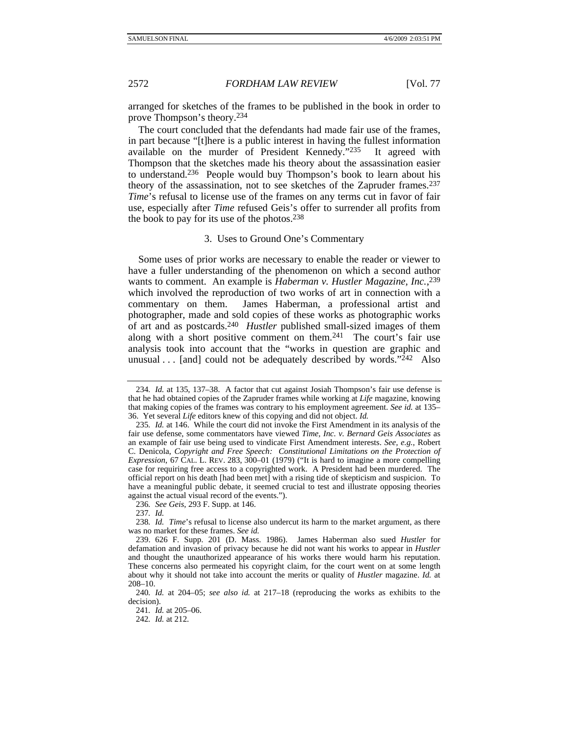arranged for sketches of the frames to be published in the book in order to prove Thompson's theory.[234]

The court concluded that the defendants had made fair use of the frames, in part because "[t]here is a public interest in having the fullest information available on the murder of President Kennedy."[235] It agreed with Thompson that the sketches made his theory about the assassination easier to understand.[236] People would buy Thompson's book to learn about his theory of the assassination, not to see sketches of the Zapruder frames.[237] *Time*'s refusal to license use of the frames on any terms cut in favor of fair use, especially after *Time* refused Geis's offer to surrender all profits from the book to pay for its use of the photos.[238]

### 3. Uses to Ground One's Commentary

Some uses of prior works are necessary to enable the reader or viewer to have a fuller understanding of the phenomenon on which a second author wants to comment. An example is *Haberman v. Hustler Magazine, Inc.*,[239] which involved the reproduction of two works of art in connection with a commentary on them. James Haberman, a professional artist and photographer, made and sold copies of these works as photographic works of art and as postcards.[240] *Hustler* published small-sized images of them along with a short positive comment on them.[241] The court's fair use analysis took into account that the "works in question are graphic and unusual . . . [and] could not be adequately described by words."[242] Also

---

234. *Id.* at 135, 137–38. A factor that cut against Josiah Thompson's fair use defense is that he had obtained copies of the Zapruder frames while working at *Life* magazine, knowing that making copies of the frames was contrary to his employment agreement. *See id.* at 135–36. Yet several *Life* editors knew of this copying and did not object. *Id.*

235. *Id.* at 146. While the court did not invoke the First Amendment in its analysis of the fair use defense, some commentators have viewed *Time, Inc. v. Bernard Geis Associates* as an example of fair use being used to vindicate First Amendment interests. *See, e.g.*, Robert C. Denicola, *Copyright and Free Speech: Constitutional Limitations on the Protection of Expression*, 67 CAL. L. REV. 283, 300–01 (1979) ("It is hard to imagine a more compelling case for requiring free access to a copyrighted work. A President had been murdered. The official report on his death [had been met] with a rising tide of skepticism and suspicion. To have a meaningful public debate, it seemed crucial to test and illustrate opposing theories against the actual visual record of the events.").

236. *See Geis*, 293 F. Supp. at 146.

237. *Id.*

238. *Id.* *Time*'s refusal to license also undercut its harm to the market argument, as there was no market for these frames. *See id.*

239. 626 F. Supp. 201 (D. Mass. 1986). James Haberman also sued *Hustler* for defamation and invasion of privacy because he did not want his works to appear in *Hustler* and thought the unauthorized appearance of his works there would harm his reputation. These concerns also permeated his copyright claim, for the court went on at some length about why it should not take into account the merits or quality of *Hustler* magazine. *Id.* at 208–10.

240. *Id.* at 204–05; *see also id.* at 217–18 (reproducing the works as exhibits to the decision).

241. *Id.* at 205–06.

242. *Id.* at 212.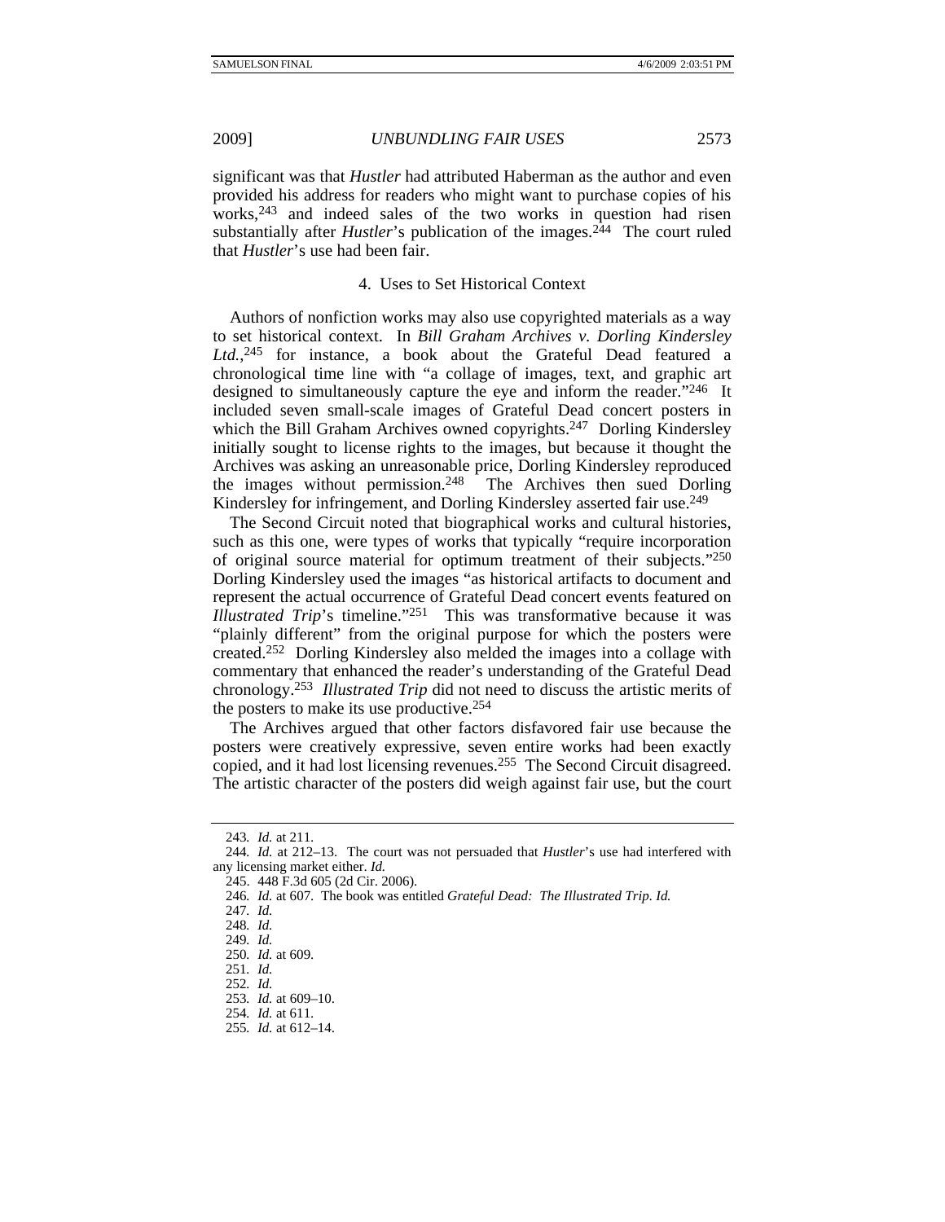significant was that *Hustler* had attributed Haberman as the author and even provided his address for readers who might want to purchase copies of his works,[243] and indeed sales of the two works in question had risen substantially after *Hustler*'s publication of the images.[244] The court ruled that *Hustler*'s use had been fair.

### 4. Uses to Set Historical Context

Authors of nonfiction works may also use copyrighted materials as a way to set historical context. In *Bill Graham Archives v. Dorling Kindersley Ltd.*,[245] for instance, a book about the Grateful Dead featured a chronological time line with "a collage of images, text, and graphic art designed to simultaneously capture the eye and inform the reader."[246] It included seven small-scale images of Grateful Dead concert posters in which the Bill Graham Archives owned copyrights.[247] Dorling Kindersley initially sought to license rights to the images, but because it thought the Archives was asking an unreasonable price, Dorling Kindersley reproduced the images without permission.[248] The Archives then sued Dorling Kindersley for infringement, and Dorling Kindersley asserted fair use.[249]

The Second Circuit noted that biographical works and cultural histories, such as this one, were types of works that typically "require incorporation of original source material for optimum treatment of their subjects."[250] Dorling Kindersley used the images "as historical artifacts to document and represent the actual occurrence of Grateful Dead concert events featured on *Illustrated Trip*'s timeline."[251] This was transformative because it was "plainly different" from the original purpose for which the posters were created.[252] Dorling Kindersley also melded the images into a collage with commentary that enhanced the reader's understanding of the Grateful Dead chronology.[253] *Illustrated Trip* did not need to discuss the artistic merits of the posters to make its use productive.[254]

The Archives argued that other factors disfavored fair use because the posters were creatively expressive, seven entire works had been exactly copied, and it had lost licensing revenues.[255] The Second Circuit disagreed. The artistic character of the posters did weigh against fair use, but the court

---

243. *Id.* at 211.

244. *Id.* at 212–13. The court was not persuaded that *Hustler*'s use had interfered with any licensing market either. *Id.*

245. 448 F.3d 605 (2d Cir. 2006).

246. *Id.* at 607. The book was entitled *Grateful Dead: The Illustrated Trip*. *Id.*

247. *Id.*

248. *Id.*

249. *Id.*

250. *Id.* at 609.

251. *Id.*

252. *Id.*

253. *Id.* at 609–10.

254. *Id.* at 611.

255. *Id.* at 612–14.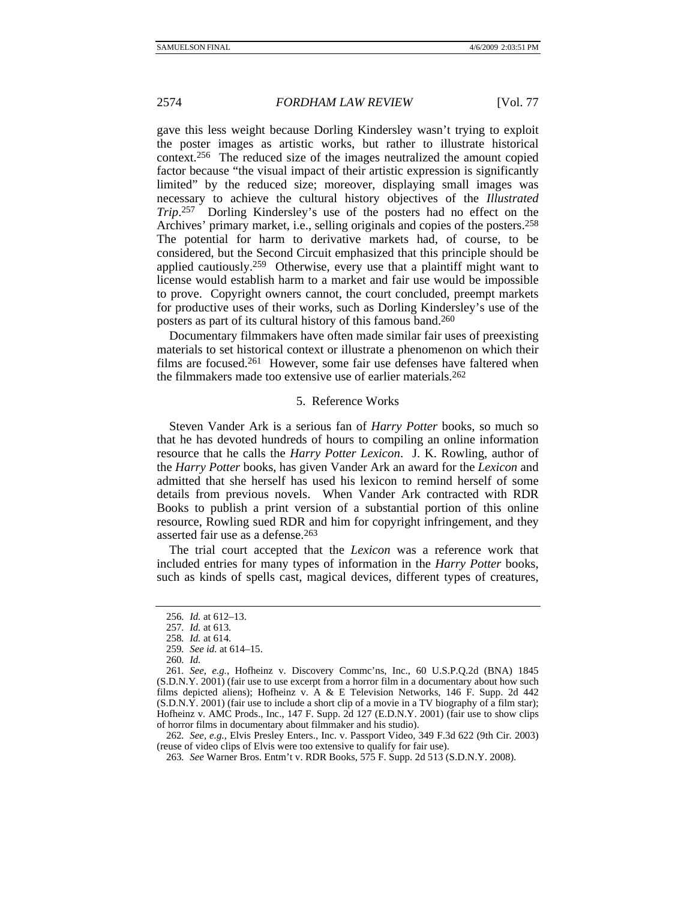gave this less weight because Dorling Kindersley wasn't trying to exploit the poster images as artistic works, but rather to illustrate historical context.[256] The reduced size of the images neutralized the amount copied factor because "the visual impact of their artistic expression is significantly limited" by the reduced size; moreover, displaying small images was necessary to achieve the cultural history objectives of the *Illustrated Trip*.[257] Dorling Kindersley's use of the posters had no effect on the Archives' primary market, i.e., selling originals and copies of the posters.[258] The potential for harm to derivative markets had, of course, to be considered, but the Second Circuit emphasized that this principle should be applied cautiously.[259] Otherwise, every use that a plaintiff might want to license would establish harm to a market and fair use would be impossible to prove. Copyright owners cannot, the court concluded, preempt markets for productive uses of their works, such as Dorling Kindersley's use of the posters as part of its cultural history of this famous band.[260]

Documentary filmmakers have often made similar fair uses of preexisting materials to set historical context or illustrate a phenomenon on which their films are focused.[261] However, some fair use defenses have faltered when the filmmakers made too extensive use of earlier materials.[262]

### 5. Reference Works

Steven Vander Ark is a serious fan of *Harry Potter* books, so much so that he has devoted hundreds of hours to compiling an online information resource that he calls the *Harry Potter Lexicon*. J. K. Rowling, author of the *Harry Potter* books, has given Vander Ark an award for the *Lexicon* and admitted that she herself has used his lexicon to remind herself of some details from previous novels. When Vander Ark contracted with RDR Books to publish a print version of a substantial portion of this online resource, Rowling sued RDR and him for copyright infringement, and they asserted fair use as a defense.[263]

The trial court accepted that the *Lexicon* was a reference work that included entries for many types of information in the *Harry Potter* books, such as kinds of spells cast, magical devices, different types of creatures,

---

256. *Id.* at 612–13.

257. *Id.* at 613.

258. *Id.* at 614.

259. *See id.* at 614–15.

260. *Id.*

261. *See, e.g.*, Hofheinz v. Discovery Commc'ns, Inc., 60 U.S.P.Q.2d (BNA) 1845 (S.D.N.Y. 2001) (fair use to use excerpt from a horror film in a documentary about how such films depicted aliens); Hofheinz v. A & E Television Networks, 146 F. Supp. 2d 442 (S.D.N.Y. 2001) (fair use to include a short clip of a movie in a TV biography of a film star); Hofheinz v. AMC Prods., Inc., 147 F. Supp. 2d 127 (E.D.N.Y. 2001) (fair use to show clips of horror films in documentary about filmmaker and his studio).

262. *See, e.g.*, Elvis Presley Enters., Inc. v. Passport Video, 349 F.3d 622 (9th Cir. 2003) (reuse of video clips of Elvis were too extensive to qualify for fair use).

263. *See* Warner Bros. Entm't v. RDR Books, 575 F. Supp. 2d 513 (S.D.N.Y. 2008).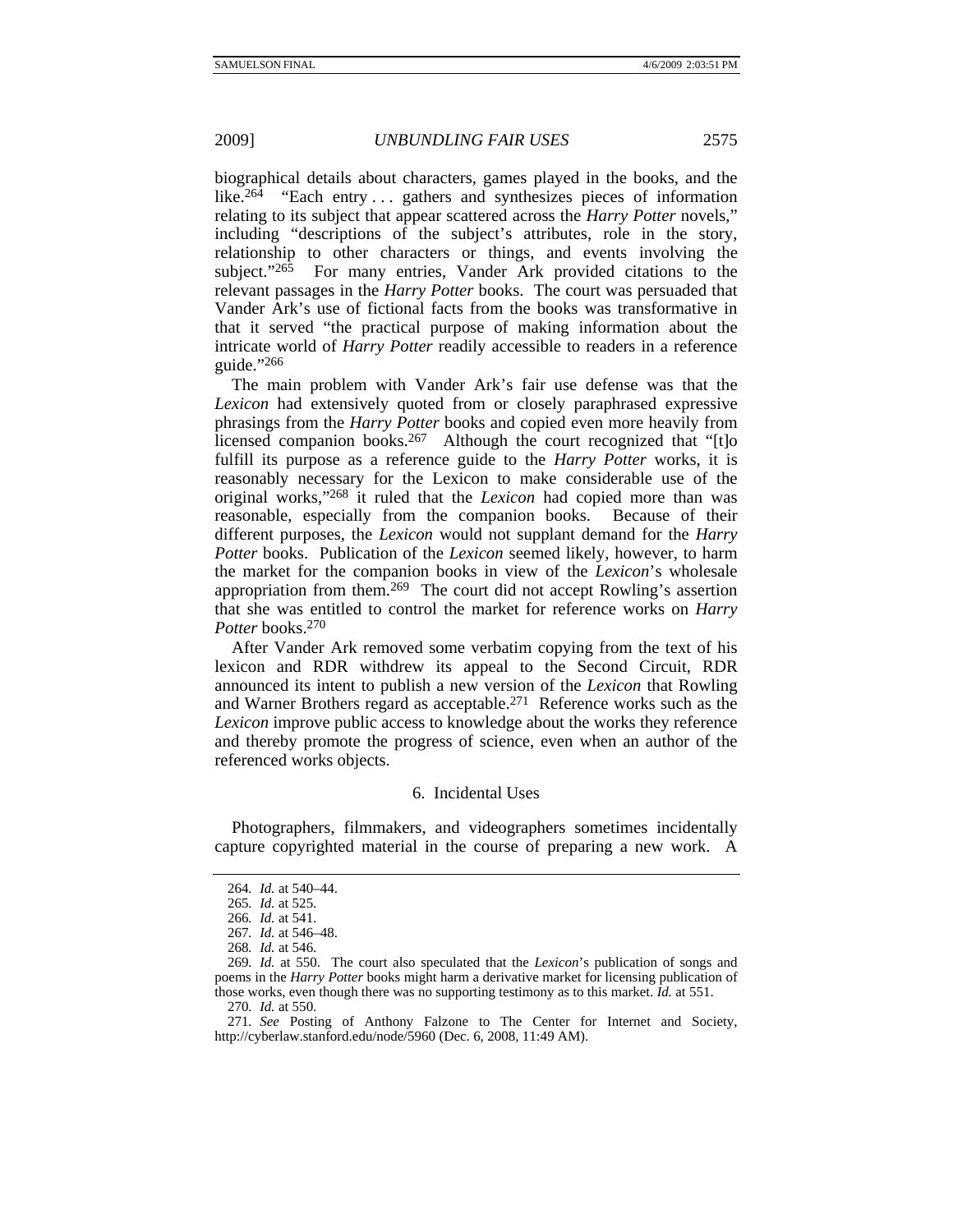biographical details about characters, games played in the books, and the like.[264] "Each entry . . . gathers and synthesizes pieces of information relating to its subject that appear scattered across the *Harry Potter* novels," including "descriptions of the subject's attributes, role in the story, relationship to other characters or things, and events involving the subject."[265] For many entries, Vander Ark provided citations to the relevant passages in the *Harry Potter* books. The court was persuaded that Vander Ark's use of fictional facts from the books was transformative in that it served "the practical purpose of making information about the intricate world of *Harry Potter* readily accessible to readers in a reference guide."[266]

The main problem with Vander Ark's fair use defense was that the *Lexicon* had extensively quoted from or closely paraphrased expressive phrasings from the *Harry Potter* books and copied even more heavily from licensed companion books.[267] Although the court recognized that "[t]o fulfill its purpose as a reference guide to the *Harry Potter* works, it is reasonably necessary for the Lexicon to make considerable use of the original works,"[268] it ruled that the *Lexicon* had copied more than was reasonable, especially from the companion books. Because of their different purposes, the *Lexicon* would not supplant demand for the *Harry Potter* books. Publication of the *Lexicon* seemed likely, however, to harm the market for the companion books in view of the *Lexicon*'s wholesale appropriation from them.[269] The court did not accept Rowling's assertion that she was entitled to control the market for reference works on *Harry Potter* books.[270]

After Vander Ark removed some verbatim copying from the text of his lexicon and RDR withdrew its appeal to the Second Circuit, RDR announced its intent to publish a new version of the *Lexicon* that Rowling and Warner Brothers regard as acceptable.[271] Reference works such as the *Lexicon* improve public access to knowledge about the works they reference and thereby promote the progress of science, even when an author of the referenced works objects.

### 6. Incidental Uses

Photographers, filmmakers, and videographers sometimes incidentally capture copyrighted material in the course of preparing a new work. A

---

264. *Id.* at 540–44.

265. *Id.* at 525.

266. *Id.* at 541.

267. *Id.* at 546–48.

268. *Id.* at 546.

269. *Id.* at 550. The court also speculated that the *Lexicon*'s publication of songs and poems in the *Harry Potter* books might harm a derivative market for licensing publication of those works, even though there was no supporting testimony as to this market. *Id.* at 551.

270. *Id.* at 550.

271. *See* Posting of Anthony Falzone to The Center for Internet and Society, http://cyberlaw.stanford.edu/node/5960 (Dec. 6, 2008, 11:49 AM).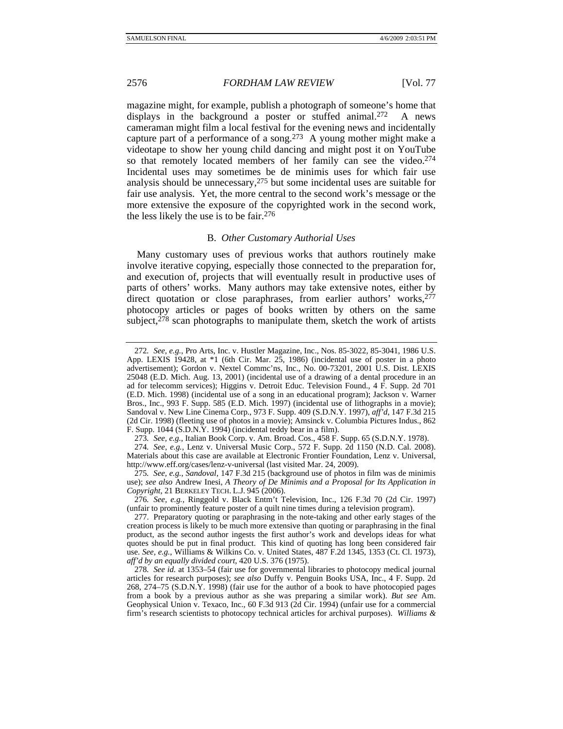magazine might, for example, publish a photograph of someone's home that displays in the background a poster or stuffed animal.[272] A news cameraman might film a local festival for the evening news and incidentally capture part of a performance of a song.[273] A young mother might make a videotape to show her young child dancing and might post it on YouTube so that remotely located members of her family can see the video.[274] Incidental uses may sometimes be de minimis uses for which fair use analysis should be unnecessary,[275] but some incidental uses are suitable for fair use analysis. Yet, the more central to the second work's message or the more extensive the exposure of the copyrighted work in the second work, the less likely the use is to be fair.[276]

### B. *Other Customary Authorial Uses*

Many customary uses of previous works that authors routinely make involve iterative copying, especially those connected to the preparation for, and execution of, projects that will eventually result in productive uses of parts of others' works. Many authors may take extensive notes, either by direct quotation or close paraphrases, from earlier authors' works,[277] photocopy articles or pages of books written by others on the same subject,[278] scan photographs to manipulate them, sketch the work of artists

---

272. *See, e.g.*, Pro Arts, Inc. v. Hustler Magazine, Inc., Nos. 85-3022, 85-3041, 1986 U.S. App. LEXIS 19428, at *1 (6th Cir. Mar. 25, 1986) (incidental use of poster in a photo advertisement); Gordon v. Nextel Commc'ns, Inc., No. 00-73201, 2001 U.S. Dist. LEXIS 25048 (E.D. Mich. Aug. 13, 2001) (incidental use of a drawing of a dental procedure in an ad for telecomm services); Higgins v. Detroit Educ. Television Found., 4 F. Supp. 2d 701 (E.D. Mich. 1998) (incidental use of a song in an educational program); Jackson v. Warner Bros., Inc., 993 F. Supp. 585 (E.D. Mich. 1997) (incidental use of lithographs in a movie); Sandoval v. New Line Cinema Corp., 973 F. Supp. 409 (S.D.N.Y. 1997), *aff'd*, 147 F.3d 215 (2d Cir. 1998) (fleeting use of photos in a movie); Amsinck v. Columbia Pictures Indus., 862 F. Supp. 1044 (S.D.N.Y. 1994) (incidental teddy bear in a film).

273. *See, e.g.*, Italian Book Corp. v. Am. Broad. Cos., 458 F. Supp. 65 (S.D.N.Y. 1978).

274. *See, e.g.*, Lenz v. Universal Music Corp., 572 F. Supp. 2d 1150 (N.D. Cal. 2008). Materials about this case are available at Electronic Frontier Foundation, Lenz v. Universal, http://www.eff.org/cases/lenz-v-universal (last visited Mar. 24, 2009).

275. *See, e.g.*, *Sandoval*, 147 F.3d 215 (background use of photos in film was de minimis use); *see also* Andrew Inesi, *A Theory of De Minimis and a Proposal for Its Application in Copyright*, 21 BERKELEY TECH. L.J. 945 (2006).

276. *See, e.g.*, Ringgold v. Black Entm't Television, Inc., 126 F.3d 70 (2d Cir. 1997) (unfair to prominently feature poster of a quilt nine times during a television program).

277. Preparatory quoting or paraphrasing in the note-taking and other early stages of the creation process is likely to be much more extensive than quoting or paraphrasing in the final product, as the second author ingests the first author's work and develops ideas for what quotes should be put in final product. This kind of quoting has long been considered fair use. *See, e.g.*, Williams & Wilkins Co. v. United States, 487 F.2d 1345, 1353 (Ct. Cl. 1973), *aff'd by an equally divided court*, 420 U.S. 376 (1975).

278. *See id.* at 1353–54 (fair use for governmental libraries to photocopy medical journal articles for research purposes); *see also* Duffy v. Penguin Books USA, Inc., 4 F. Supp. 2d 268, 274–75 (S.D.N.Y. 1998) (fair use for the author of a book to have photocopied pages from a book by a previous author as she was preparing a similar work). *But see* Am. Geophysical Union v. Texaco, Inc., 60 F.3d 913 (2d Cir. 1994) (unfair use for a commercial firm's research scientists to photocopy technical articles for archival purposes). *Williams &*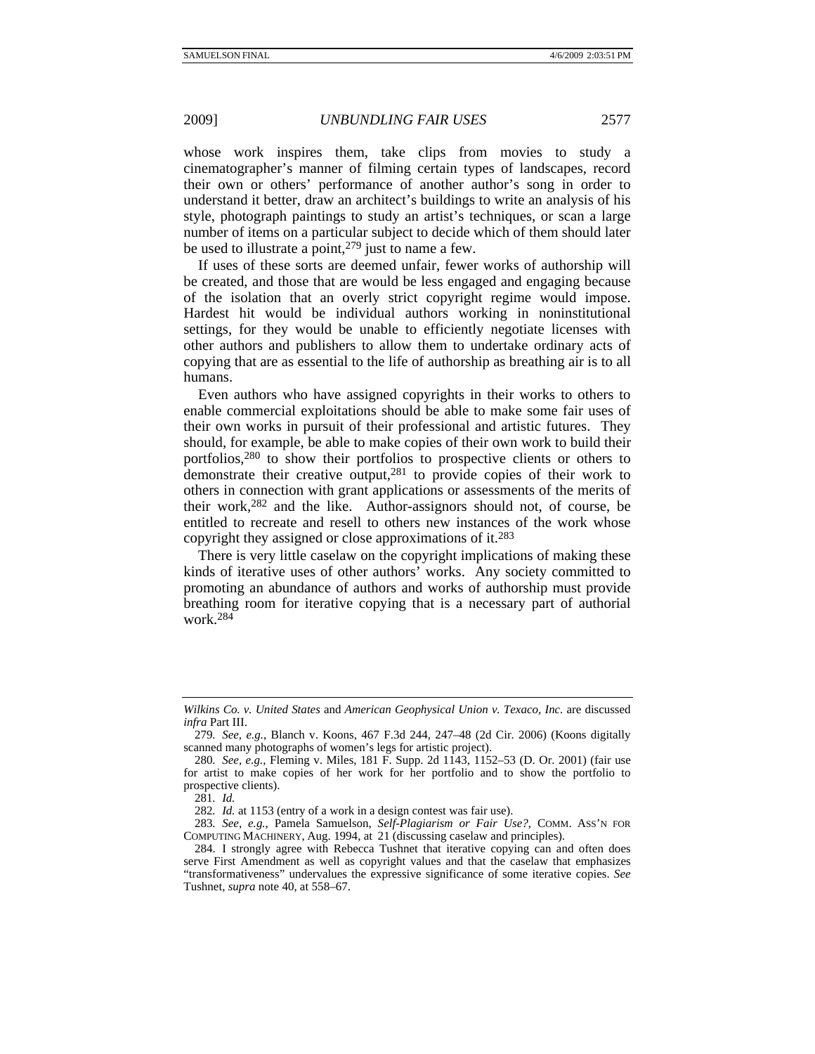whose work inspires them, take clips from movies to study a cinematographer's manner of filming certain types of landscapes, record their own or others' performance of another author's song in order to understand it better, draw an architect's buildings to write an analysis of his style, photograph paintings to study an artist's techniques, or scan a large number of items on a particular subject to decide which of them should later be used to illustrate a point,[279] just to name a few.

If uses of these sorts are deemed unfair, fewer works of authorship will be created, and those that are would be less engaged and engaging because of the isolation that an overly strict copyright regime would impose. Hardest hit would be individual authors working in noninstitutional settings, for they would be unable to efficiently negotiate licenses with other authors and publishers to allow them to undertake ordinary acts of copying that are as essential to the life of authorship as breathing air is to all humans.

Even authors who have assigned copyrights in their works to others to enable commercial exploitations should be able to make some fair uses of their own works in pursuit of their professional and artistic futures. They should, for example, be able to make copies of their own work to build their portfolios,[280] to show their portfolios to prospective clients or others to demonstrate their creative output,[281] to provide copies of their work to others in connection with grant applications or assessments of the merits of their work,[282] and the like. Author-assignors should not, of course, be entitled to recreate and resell to others new instances of the work whose copyright they assigned or close approximations of it.[283]

There is very little caselaw on the copyright implications of making these kinds of iterative uses of other authors' works. Any society committed to promoting an abundance of authors and works of authorship must provide breathing room for iterative copying that is a necessary part of authorial work.[284]

---

*Wilkins Co. v. United States* and *American Geophysical Union v. Texaco, Inc.* are discussed *infra* Part III.

279. *See, e.g.*, Blanch v. Koons, 467 F.3d 244, 247–48 (2d Cir. 2006) (Koons digitally scanned many photographs of women's legs for artistic project).

280. *See, e.g.*, Fleming v. Miles, 181 F. Supp. 2d 1143, 1152–53 (D. Or. 2001) (fair use for artist to make copies of her work for her portfolio and to show the portfolio to prospective clients).

281. *Id.*

282. *Id.* at 1153 (entry of a work in a design contest was fair use).

283. *See, e.g.*, Pamela Samuelson, *Self-Plagiarism or Fair Use?*, COMM. ASS'N FOR COMPUTING MACHINERY, Aug. 1994, at 21 (discussing caselaw and principles).

284. I strongly agree with Rebecca Tushnet that iterative copying can and often does serve First Amendment as well as copyright values and that the caselaw that emphasizes "transformativeness" undervalues the expressive significance of some iterative copies. *See* Tushnet, *supra* note 40, at 558–67.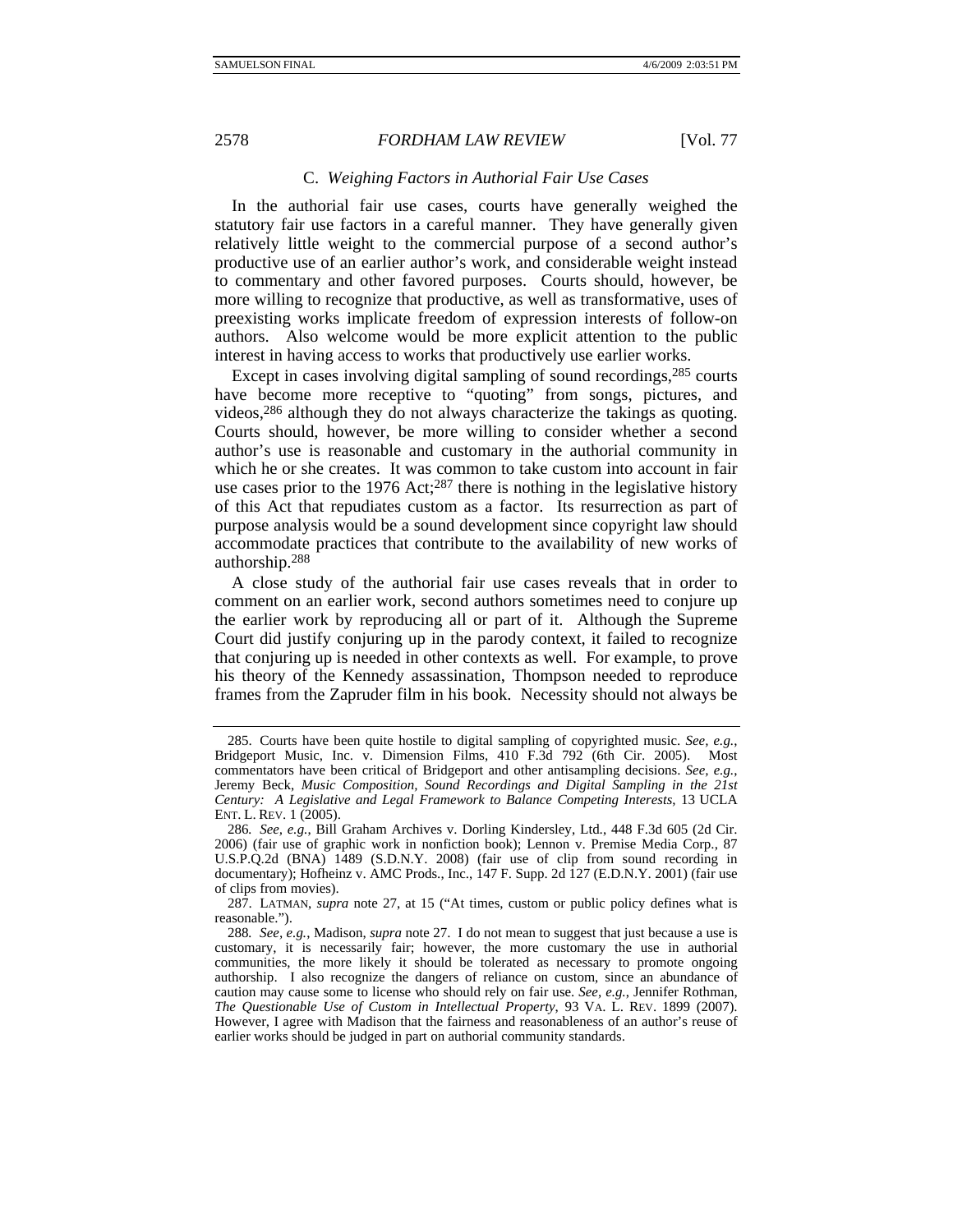### C. *Weighing Factors in Authorial Fair Use Cases*

In the authorial fair use cases, courts have generally weighed the statutory fair use factors in a careful manner. They have generally given relatively little weight to the commercial purpose of a second author's productive use of an earlier author's work, and considerable weight instead to commentary and other favored purposes. Courts should, however, be more willing to recognize that productive, as well as transformative, uses of preexisting works implicate freedom of expression interests of follow-on authors. Also welcome would be more explicit attention to the public interest in having access to works that productively use earlier works.

Except in cases involving digital sampling of sound recordings,[285] courts have become more receptive to "quoting" from songs, pictures, and videos,[286] although they do not always characterize the takings as quoting. Courts should, however, be more willing to consider whether a second author's use is reasonable and customary in the authorial community in which he or she creates. It was common to take custom into account in fair use cases prior to the 1976 Act;[287] there is nothing in the legislative history of this Act that repudiates custom as a factor. Its resurrection as part of purpose analysis would be a sound development since copyright law should accommodate practices that contribute to the availability of new works of authorship.[288]

A close study of the authorial fair use cases reveals that in order to comment on an earlier work, second authors sometimes need to conjure up the earlier work by reproducing all or part of it. Although the Supreme Court did justify conjuring up in the parody context, it failed to recognize that conjuring up is needed in other contexts as well. For example, to prove his theory of the Kennedy assassination, Thompson needed to reproduce frames from the Zapruder film in his book. Necessity should not always be

---

285. Courts have been quite hostile to digital sampling of copyrighted music. *See, e.g.*, Bridgeport Music, Inc. v. Dimension Films, 410 F.3d 792 (6th Cir. 2005). Most commentators have been critical of Bridgeport and other antisampling decisions. *See, e.g.*, Jeremy Beck, *Music Composition, Sound Recordings and Digital Sampling in the 21st Century: A Legislative and Legal Framework to Balance Competing Interests*, 13 UCLA ENT. L. REV. 1 (2005).

286. *See, e.g.*, Bill Graham Archives v. Dorling Kindersley, Ltd., 448 F.3d 605 (2d Cir. 2006) (fair use of graphic work in nonfiction book); Lennon v. Premise Media Corp., 87 U.S.P.Q.2d (BNA) 1489 (S.D.N.Y. 2008) (fair use of clip from sound recording in documentary); Hofheinz v. AMC Prods., Inc., 147 F. Supp. 2d 127 (E.D.N.Y. 2001) (fair use of clips from movies).

287. LATMAN, *supra* note 27, at 15 ("At times, custom or public policy defines what is reasonable.").

288. *See, e.g.*, Madison, *supra* note 27. I do not mean to suggest that just because a use is customary, it is necessarily fair; however, the more customary the use in authorial communities, the more likely it should be tolerated as necessary to promote ongoing authorship. I also recognize the dangers of reliance on custom, since an abundance of caution may cause some to license who should rely on fair use. *See, e.g.*, Jennifer Rothman, *The Questionable Use of Custom in Intellectual Property*, 93 VA. L. REV. 1899 (2007). However, I agree with Madison that the fairness and reasonableness of an author's reuse of earlier works should be judged in part on authorial community standards.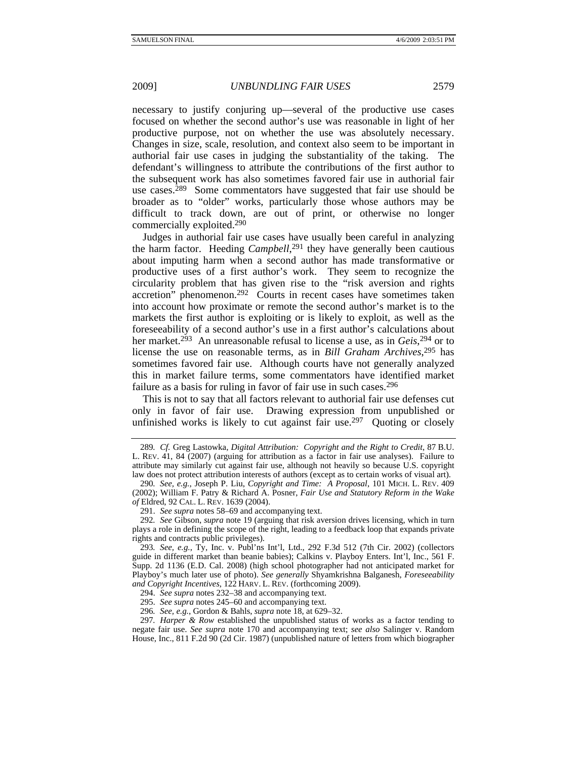necessary to justify conjuring up—several of the productive use cases focused on whether the second author's use was reasonable in light of her productive purpose, not on whether the use was absolutely necessary. Changes in size, scale, resolution, and context also seem to be important in authorial fair use cases in judging the substantiality of the taking. The defendant's willingness to attribute the contributions of the first author to the subsequent work has also sometimes favored fair use in authorial fair use cases.[289] Some commentators have suggested that fair use should be broader as to "older" works, particularly those whose authors may be difficult to track down, are out of print, or otherwise no longer commercially exploited.[290]

Judges in authorial fair use cases have usually been careful in analyzing the harm factor. Heeding *Campbell*,[291] they have generally been cautious about imputing harm when a second author has made transformative or productive uses of a first author's work. They seem to recognize the circularity problem that has given rise to the "risk aversion and rights accretion" phenomenon.[292] Courts in recent cases have sometimes taken into account how proximate or remote the second author's market is to the markets the first author is exploiting or is likely to exploit, as well as the foreseeability of a second author's use in a first author's calculations about her market.[293] An unreasonable refusal to license a use, as in *Geis*,[294] or to license the use on reasonable terms, as in *Bill Graham Archives*,[295] has sometimes favored fair use. Although courts have not generally analyzed this in market failure terms, some commentators have identified market failure as a basis for ruling in favor of fair use in such cases.[296]

This is not to say that all factors relevant to authorial fair use defenses cut only in favor of fair use. Drawing expression from unpublished or unfinished works is likely to cut against fair use.[297] Quoting or closely

---

289. *Cf.* Greg Lastowka, *Digital Attribution: Copyright and the Right to Credit*, 87 B.U. L. REV. 41, 84 (2007) (arguing for attribution as a factor in fair use analyses). Failure to attribute may similarly cut against fair use, although not heavily so because U.S. copyright law does not protect attribution interests of authors (except as to certain works of visual art).

290. *See, e.g.*, Joseph P. Liu, *Copyright and Time: A Proposal*, 101 MICH. L. REV. 409 (2002); William F. Patry & Richard A. Posner, *Fair Use and Statutory Reform in the Wake of* Eldred, 92 CAL. L. REV. 1639 (2004).

291. *See supra* notes 58–69 and accompanying text.

292. *See* Gibson, *supra* note 19 (arguing that risk aversion drives licensing, which in turn plays a role in defining the scope of the right, leading to a feedback loop that expands private rights and contracts public privileges).

293. *See, e.g.*, Ty, Inc. v. Publ'ns Int'l, Ltd., 292 F.3d 512 (7th Cir. 2002) (collectors guide in different market than beanie babies); Calkins v. Playboy Enters. Int'l, Inc., 561 F. Supp. 2d 1136 (E.D. Cal. 2008) (high school photographer had not anticipated market for Playboy's much later use of photo). *See generally* Shyamkrishna Balganesh, *Foreseeability and Copyright Incentives*, 122 HARV. L. REV. (forthcoming 2009).

294. *See supra* notes 232–38 and accompanying text.

295. *See supra* notes 245–60 and accompanying text.

296. *See, e.g.*, Gordon & Bahls, *supra* note 18, at 629–32.

297. *Harper & Row* established the unpublished status of works as a factor tending to negate fair use. *See supra* note 170 and accompanying text; *see also* Salinger v. Random House, Inc., 811 F.2d 90 (2d Cir. 1987) (unpublished nature of letters from which biographer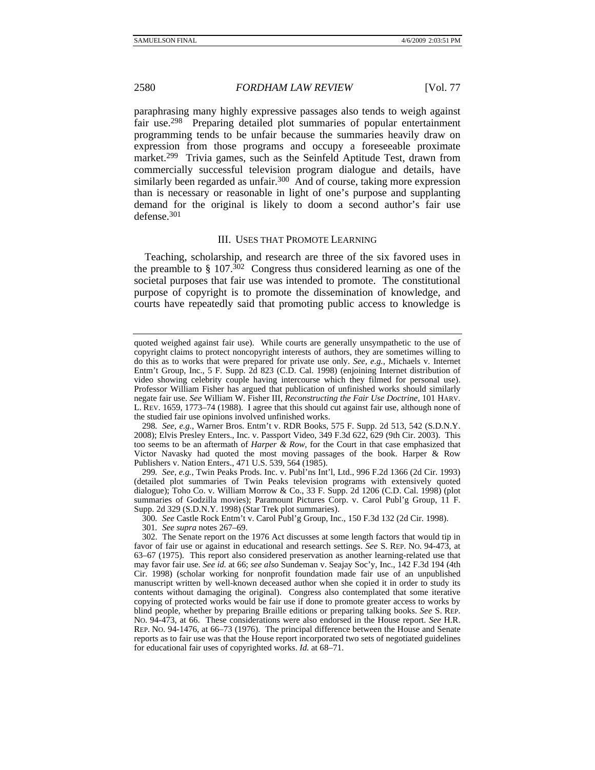paraphrasing many highly expressive passages also tends to weigh against fair use.[298] Preparing detailed plot summaries of popular entertainment programming tends to be unfair because the summaries heavily draw on expression from those programs and occupy a foreseeable proximate market.[299] Trivia games, such as the Seinfeld Aptitude Test, drawn from commercially successful television program dialogue and details, have similarly been regarded as unfair.[300] And of course, taking more expression than is necessary or reasonable in light of one's purpose and supplanting demand for the original is likely to doom a second author's fair use defense.[301]

## III. USES THAT PROMOTE LEARNING

Teaching, scholarship, and research are three of the six favored uses in the preamble to § 107.[302] Congress thus considered learning as one of the societal purposes that fair use was intended to promote. The constitutional purpose of copyright is to promote the dissemination of knowledge, and courts have repeatedly said that promoting public access to knowledge is

---

quoted weighed against fair use). While courts are generally unsympathetic to the use of copyright claims to protect noncopyright interests of authors, they are sometimes willing to do this as to works that were prepared for private use only. *See, e.g.*, Michaels v. Internet Entm't Group, Inc., 5 F. Supp. 2d 823 (C.D. Cal. 1998) (enjoining Internet distribution of video showing celebrity couple having intercourse which they filmed for personal use). Professor William Fisher has argued that publication of unfinished works should similarly negate fair use. *See* William W. Fisher III, *Reconstructing the Fair Use Doctrine*, 101 HARV. L. REV. 1659, 1773–74 (1988). I agree that this should cut against fair use, although none of the studied fair use opinions involved unfinished works.

298. *See, e.g.*, Warner Bros. Entm't v. RDR Books, 575 F. Supp. 2d 513, 542 (S.D.N.Y. 2008); Elvis Presley Enters., Inc. v. Passport Video, 349 F.3d 622, 629 (9th Cir. 2003). This too seems to be an aftermath of *Harper & Row*, for the Court in that case emphasized that Victor Navasky had quoted the most moving passages of the book. Harper & Row Publishers v. Nation Enters., 471 U.S. 539, 564 (1985).

299. *See, e.g.*, Twin Peaks Prods. Inc. v. Publ'ns Int'l, Ltd., 996 F.2d 1366 (2d Cir. 1993) (detailed plot summaries of Twin Peaks television programs with extensively quoted dialogue); Toho Co. v. William Morrow & Co., 33 F. Supp. 2d 1206 (C.D. Cal. 1998) (plot summaries of Godzilla movies); Paramount Pictures Corp. v. Carol Publ'g Group, 11 F. Supp. 2d 329 (S.D.N.Y. 1998) (Star Trek plot summaries).

300. *See* Castle Rock Entm't v. Carol Publ'g Group, Inc., 150 F.3d 132 (2d Cir. 1998).

301. *See supra* notes 267–69.

302. The Senate report on the 1976 Act discusses at some length factors that would tip in favor of fair use or against in educational and research settings. *See* S. REP. NO. 94-473, at 63–67 (1975). This report also considered preservation as another learning-related use that may favor fair use. *See id.* at 66; *see also* Sundeman v. Seajay Soc'y, Inc., 142 F.3d 194 (4th Cir. 1998) (scholar working for nonprofit foundation made fair use of an unpublished manuscript written by well-known deceased author when she copied it in order to study its contents without damaging the original). Congress also contemplated that some iterative copying of protected works would be fair use if done to promote greater access to works by blind people, whether by preparing Braille editions or preparing talking books. *See* S. REP. NO. 94-473, at 66. These considerations were also endorsed in the House report. *See* H.R. REP. NO. 94-1476, at 66–73 (1976). The principal difference between the House and Senate reports as to fair use was that the House report incorporated two sets of negotiated guidelines for educational fair uses of copyrighted works. *Id.* at 68–71.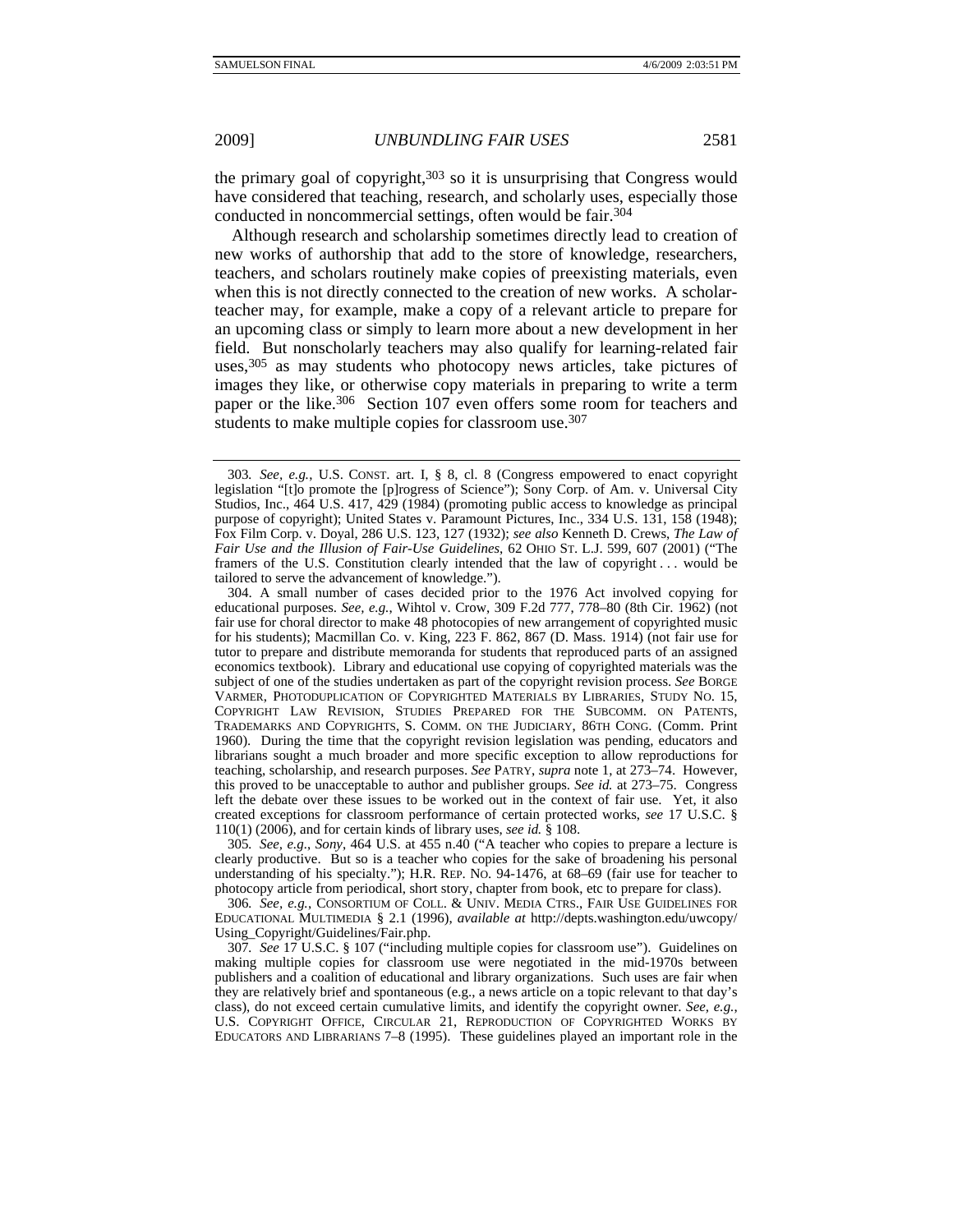the primary goal of copyright,[303] so it is unsurprising that Congress would have considered that teaching, research, and scholarly uses, especially those conducted in noncommercial settings, often would be fair.[304]

Although research and scholarship sometimes directly lead to creation of new works of authorship that add to the store of knowledge, researchers, teachers, and scholars routinely make copies of preexisting materials, even when this is not directly connected to the creation of new works. A scholar-teacher may, for example, make a copy of a relevant article to prepare for an upcoming class or simply to learn more about a new development in her field. But nonscholarly teachers may also qualify for learning-related fair uses,[305] as may students who photocopy news articles, take pictures of images they like, or otherwise copy materials in preparing to write a term paper or the like.[306] Section 107 even offers some room for teachers and students to make multiple copies for classroom use.[307]

---

303. *See, e.g.*, U.S. CONST. art. I, § 8, cl. 8 (Congress empowered to enact copyright legislation "[t]o promote the [p]rogress of Science"); Sony Corp. of Am. v. Universal City Studios, Inc., 464 U.S. 417, 429 (1984) (promoting public access to knowledge as principal purpose of copyright); United States v. Paramount Pictures, Inc., 334 U.S. 131, 158 (1948); Fox Film Corp. v. Doyal, 286 U.S. 123, 127 (1932); *see also* Kenneth D. Crews, *The Law of Fair Use and the Illusion of Fair-Use Guidelines*, 62 OHIO ST. L.J. 599, 607 (2001) ("The framers of the U.S. Constitution clearly intended that the law of copyright . . . would be tailored to serve the advancement of knowledge.").

304. A small number of cases decided prior to the 1976 Act involved copying for educational purposes. *See, e.g.*, Wihtol v. Crow, 309 F.2d 777, 778–80 (8th Cir. 1962) (not fair use for choral director to make 48 photocopies of new arrangement of copyrighted music for his students); Macmillan Co. v. King, 223 F. 862, 867 (D. Mass. 1914) (not fair use for tutor to prepare and distribute memoranda for students that reproduced parts of an assigned economics textbook). Library and educational use copying of copyrighted materials was the subject of one of the studies undertaken as part of the copyright revision process. *See* BORGE VARMER, PHOTODUPLICATION OF COPYRIGHTED MATERIALS BY LIBRARIES, STUDY NO. 15, COPYRIGHT LAW REVISION, STUDIES PREPARED FOR THE SUBCOMM. ON PATENTS, TRADEMARKS AND COPYRIGHTS, S. COMM. ON THE JUDICIARY, 86TH CONG. (Comm. Print 1960). During the time that the copyright revision legislation was pending, educators and librarians sought a much broader and more specific exception to allow reproductions for teaching, scholarship, and research purposes. *See* PATRY, *supra* note 1, at 273–74. However, this proved to be unacceptable to author and publisher groups. *See id.* at 273–75. Congress left the debate over these issues to be worked out in the context of fair use. Yet, it also created exceptions for classroom performance of certain protected works, *see* 17 U.S.C. § 110(1) (2006), and for certain kinds of library uses, *see id.* § 108.

305. *See, e.g.*, *Sony*, 464 U.S. at 455 n.40 ("A teacher who copies to prepare a lecture is clearly productive. But so is a teacher who copies for the sake of broadening his personal understanding of his specialty."); H.R. REP. NO. 94-1476, at 68–69 (fair use for teacher to photocopy article from periodical, short story, chapter from book, etc to prepare for class).

306. *See, e.g.*, CONSORTIUM OF COLL. & UNIV. MEDIA CTRS., FAIR USE GUIDELINES FOR EDUCATIONAL MULTIMEDIA § 2.1 (1996), *available at* http://depts.washington.edu/uwcopy/Using_Copyright/Guidelines/Fair.php.

307. *See* 17 U.S.C. § 107 ("including multiple copies for classroom use"). Guidelines on making multiple copies for classroom use were negotiated in the mid-1970s between publishers and a coalition of educational and library organizations. Such uses are fair when they are relatively brief and spontaneous (e.g., a news article on a topic relevant to that day's class), do not exceed certain cumulative limits, and identify the copyright owner. *See, e.g.*, U.S. COPYRIGHT OFFICE, CIRCULAR 21, REPRODUCTION OF COPYRIGHTED WORKS BY EDUCATORS AND LIBRARIANS 7–8 (1995). These guidelines played an important role in the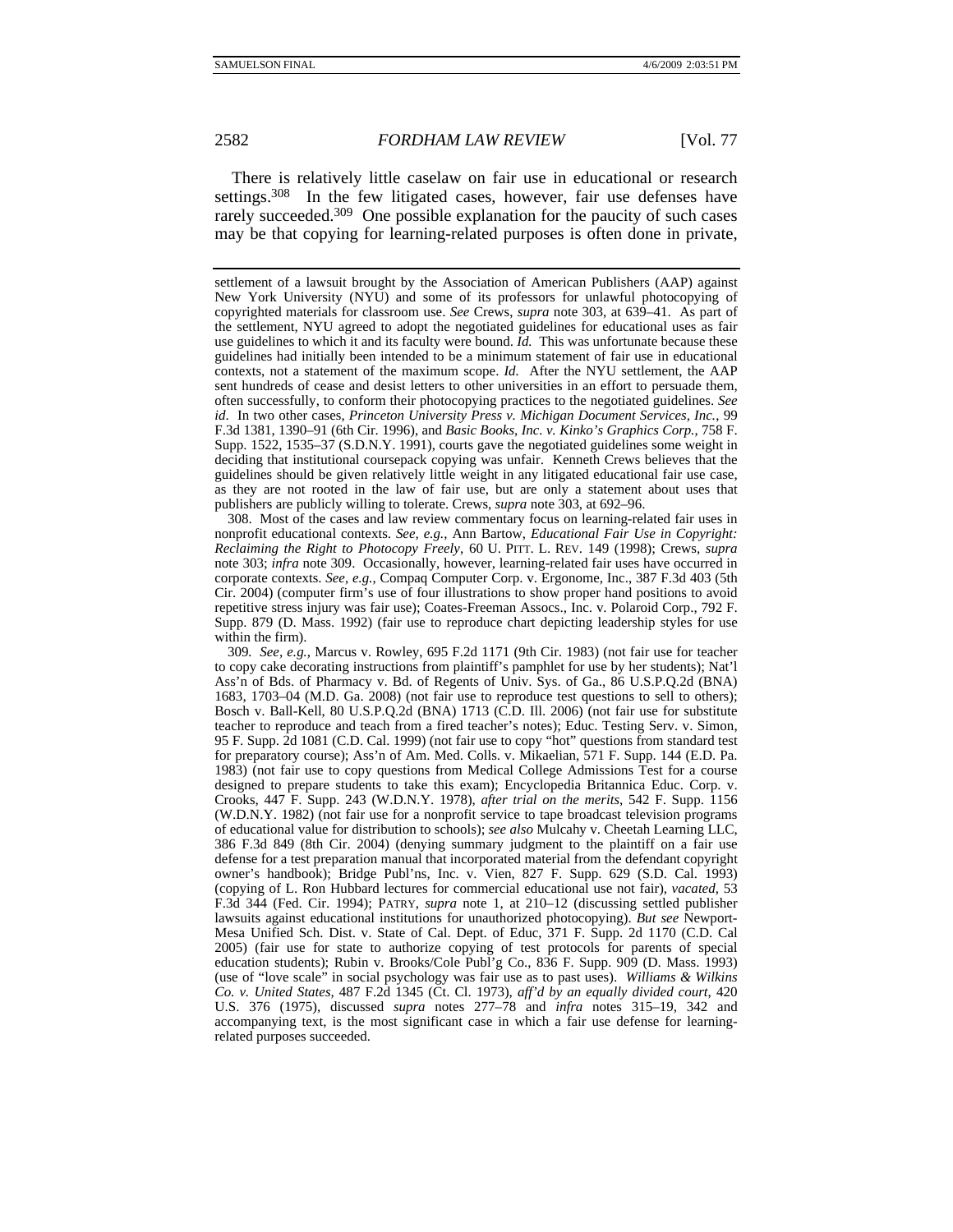There is relatively little caselaw on fair use in educational or research settings.[308] In the few litigated cases, however, fair use defenses have rarely succeeded.[309] One possible explanation for the paucity of such cases may be that copying for learning-related purposes is often done in private,

---

settlement of a lawsuit brought by the Association of American Publishers (AAP) against New York University (NYU) and some of its professors for unlawful photocopying of copyrighted materials for classroom use. *See* Crews, *supra* note 303, at 639–41. As part of the settlement, NYU agreed to adopt the negotiated guidelines for educational uses as fair use guidelines to which it and its faculty were bound. *Id.* This was unfortunate because these guidelines had initially been intended to be a minimum statement of fair use in educational contexts, not a statement of the maximum scope. *Id.* After the NYU settlement, the AAP sent hundreds of cease and desist letters to other universities in an effort to persuade them, often successfully, to conform their photocopying practices to the negotiated guidelines. *See id.* In two other cases, *Princeton University Press v. Michigan Document Services, Inc.*, 99 F.3d 1381, 1390–91 (6th Cir. 1996), and *Basic Books, Inc. v. Kinko's Graphics Corp.*, 758 F. Supp. 1522, 1535–37 (S.D.N.Y. 1991), courts gave the negotiated guidelines some weight in deciding that institutional coursepack copying was unfair. Kenneth Crews believes that the guidelines should be given relatively little weight in any litigated educational fair use case, as they are not rooted in the law of fair use, but are only a statement about uses that publishers are publicly willing to tolerate. Crews, *supra* note 303, at 692–96.

308. Most of the cases and law review commentary focus on learning-related fair uses in nonprofit educational contexts. *See, e.g.*, Ann Bartow, *Educational Fair Use in Copyright: Reclaiming the Right to Photocopy Freely*, 60 U. PITT. L. REV. 149 (1998); Crews, *supra* note 303; *infra* note 309. Occasionally, however, learning-related fair uses have occurred in corporate contexts. *See, e.g.*, Compaq Computer Corp. v. Ergonome, Inc., 387 F.3d 403 (5th Cir. 2004) (computer firm's use of four illustrations to show proper hand positions to avoid repetitive stress injury was fair use); Coates-Freeman Assocs., Inc. v. Polaroid Corp., 792 F. Supp. 879 (D. Mass. 1992) (fair use to reproduce chart depicting leadership styles for use within the firm).

309. *See, e.g.*, Marcus v. Rowley, 695 F.2d 1171 (9th Cir. 1983) (not fair use for teacher to copy cake decorating instructions from plaintiff's pamphlet for use by her students); Nat'l Ass'n of Bds. of Pharmacy v. Bd. of Regents of Univ. Sys. of Ga., 86 U.S.P.Q.2d (BNA) 1683, 1703–04 (M.D. Ga. 2008) (not fair use to reproduce test questions to sell to others); Bosch v. Ball-Kell, 80 U.S.P.Q.2d (BNA) 1713 (C.D. Ill. 2006) (not fair use for substitute teacher to reproduce and teach from a fired teacher's notes); Educ. Testing Serv. v. Simon, 95 F. Supp. 2d 1081 (C.D. Cal. 1999) (not fair use to copy "hot" questions from standard test for preparatory course); Ass'n of Am. Med. Colls. v. Mikaelian, 571 F. Supp. 144 (E.D. Pa. 1983) (not fair use to copy questions from Medical College Admissions Test for a course designed to prepare students to take this exam); Encyclopedia Britannica Educ. Corp. v. Crooks, 447 F. Supp. 243 (W.D.N.Y. 1978), *after trial on the merits*, 542 F. Supp. 1156 (W.D.N.Y. 1982) (not fair use for a nonprofit service to tape broadcast television programs of educational value for distribution to schools); *see also* Mulcahy v. Cheetah Learning LLC, 386 F.3d 849 (8th Cir. 2004) (denying summary judgment to the plaintiff on a fair use defense for a test preparation manual that incorporated material from the defendant copyright owner's handbook); Bridge Publ'ns, Inc. v. Vien, 827 F. Supp. 629 (S.D. Cal. 1993) (copying of L. Ron Hubbard lectures for commercial educational use not fair), *vacated*, 53 F.3d 344 (Fed. Cir. 1994); PATRY, *supra* note 1, at 210–12 (discussing settled publisher lawsuits against educational institutions for unauthorized photocopying). *But see* Newport-Mesa Unified Sch. Dist. v. State of Cal. Dept. of Educ, 371 F. Supp. 2d 1170 (C.D. Cal 2005) (fair use for state to authorize copying of test protocols for parents of special education students); Rubin v. Brooks/Cole Publ'g Co., 836 F. Supp. 909 (D. Mass. 1993) (use of "love scale" in social psychology was fair use as to past uses). *Williams & Wilkins Co. v. United States*, 487 F.2d 1345 (Ct. Cl. 1973), *aff'd by an equally divided court*, 420 U.S. 376 (1975), discussed *supra* notes 277–78 and *infra* notes 315–19, 342 and accompanying text, is the most significant case in which a fair use defense for learning-related purposes succeeded.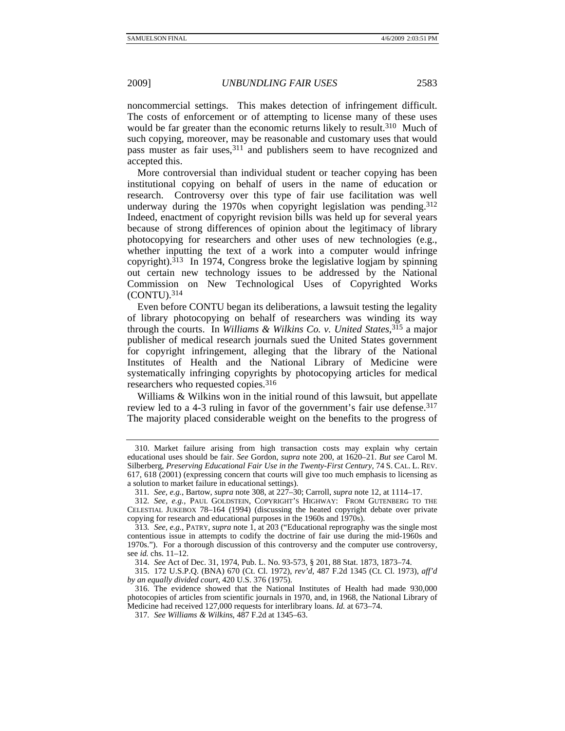noncommercial settings. This makes detection of infringement difficult. The costs of enforcement or of attempting to license many of these uses would be far greater than the economic returns likely to result.[310] Much of such copying, moreover, may be reasonable and customary uses that would pass muster as fair uses,[311] and publishers seem to have recognized and accepted this.

More controversial than individual student or teacher copying has been institutional copying on behalf of users in the name of education or research. Controversy over this type of fair use facilitation was well underway during the 1970s when copyright legislation was pending.[312] Indeed, enactment of copyright revision bills was held up for several years because of strong differences of opinion about the legitimacy of library photocopying for researchers and other uses of new technologies (e.g., whether inputting the text of a work into a computer would infringe copyright).[313] In 1974, Congress broke the legislative logjam by spinning out certain new technology issues to be addressed by the National Commission on New Technological Uses of Copyrighted Works (CONTU).[314]

Even before CONTU began its deliberations, a lawsuit testing the legality of library photocopying on behalf of researchers was winding its way through the courts. In *Williams & Wilkins Co. v. United States*,[315] a major publisher of medical research journals sued the United States government for copyright infringement, alleging that the library of the National Institutes of Health and the National Library of Medicine were systematically infringing copyrights by photocopying articles for medical researchers who requested copies.[316]

Williams & Wilkins won in the initial round of this lawsuit, but appellate review led to a 4-3 ruling in favor of the government's fair use defense.[317] The majority placed considerable weight on the benefits to the progress of

---

310. Market failure arising from high transaction costs may explain why certain educational uses should be fair. *See* Gordon, *supra* note 200, at 1620–21. *But see* Carol M. Silberberg, *Preserving Educational Fair Use in the Twenty-First Century*, 74 S. CAL. L. REV. 617, 618 (2001) (expressing concern that courts will give too much emphasis to licensing as a solution to market failure in educational settings).

311. *See, e.g.*, Bartow, *supra* note 308, at 227–30; Carroll, *supra* note 12, at 1114–17.

312. *See, e.g.*, PAUL GOLDSTEIN, COPYRIGHT'S HIGHWAY: FROM GUTENBERG TO THE CELESTIAL JUKEBOX 78–164 (1994) (discussing the heated copyright debate over private copying for research and educational purposes in the 1960s and 1970s).

313. *See, e.g.*, PATRY, *supra* note 1, at 203 ("Educational reprography was the single most contentious issue in attempts to codify the doctrine of fair use during the mid-1960s and 1970s."). For a thorough discussion of this controversy and the computer use controversy, see *id.* chs. 11–12.

314. *See* Act of Dec. 31, 1974, Pub. L. No. 93-573, § 201, 88 Stat. 1873, 1873–74.

315. 172 U.S.P.Q. (BNA) 670 (Ct. Cl. 1972), *rev'd*, 487 F.2d 1345 (Ct. Cl. 1973), *aff'd by an equally divided court*, 420 U.S. 376 (1975).

316. The evidence showed that the National Institutes of Health had made 930,000 photocopies of articles from scientific journals in 1970, and, in 1968, the National Library of Medicine had received 127,000 requests for interlibrary loans. *Id.* at 673–74.

317. *See Williams & Wilkins*, 487 F.2d at 1345–63.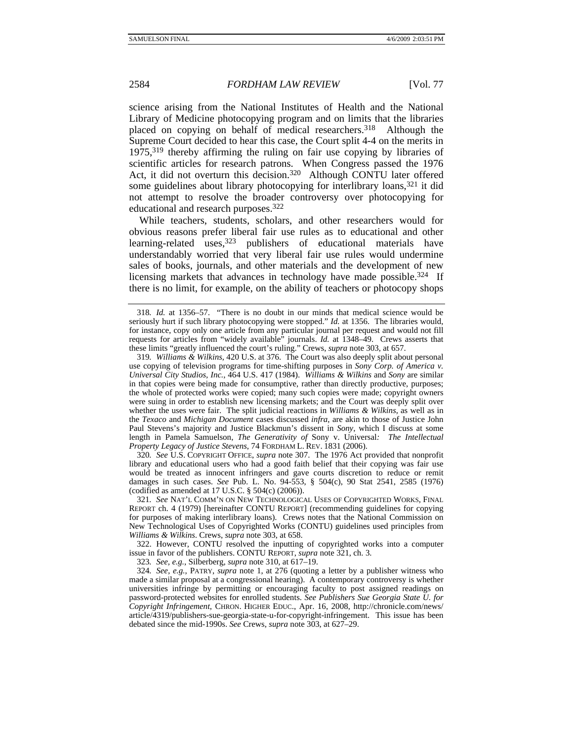science arising from the National Institutes of Health and the National Library of Medicine photocopying program and on limits that the libraries placed on copying on behalf of medical researchers.[318] Although the Supreme Court decided to hear this case, the Court split 4-4 on the merits in 1975,[319] thereby affirming the ruling on fair use copying by libraries of scientific articles for research patrons. When Congress passed the 1976 Act, it did not overturn this decision.[320] Although CONTU later offered some guidelines about library photocopying for interlibrary loans,[321] it did not attempt to resolve the broader controversy over photocopying for educational and research purposes.[322]

While teachers, students, scholars, and other researchers would for obvious reasons prefer liberal fair use rules as to educational and other learning-related uses,[323] publishers of educational materials have understandably worried that very liberal fair use rules would undermine sales of books, journals, and other materials and the development of new licensing markets that advances in technology have made possible.[324] If there is no limit, for example, on the ability of teachers or photocopy shops

---

318. *Id.* at 1356–57. "There is no doubt in our minds that medical science would be seriously hurt if such library photocopying were stopped." *Id.* at 1356. The libraries would, for instance, copy only one article from any particular journal per request and would not fill requests for articles from "widely available" journals. *Id.* at 1348–49. Crews asserts that these limits "greatly influenced the court's ruling." Crews, *supra* note 303, at 657.

319. *Williams & Wilkins*, 420 U.S. at 376. The Court was also deeply split about personal use copying of television programs for time-shifting purposes in *Sony Corp. of America v. Universal City Studios, Inc.*, 464 U.S. 417 (1984). *Williams & Wilkins* and *Sony* are similar in that copies were being made for consumptive, rather than directly productive, purposes; the whole of protected works were copied; many such copies were made; copyright owners were suing in order to establish new licensing markets; and the Court was deeply split over whether the uses were fair. The split judicial reactions in *Williams & Wilkins*, as well as in the *Texaco* and *Michigan Document* cases discussed *infra*, are akin to those of Justice John Paul Stevens's majority and Justice Blackmun's dissent in *Sony*, which I discuss at some length in Pamela Samuelson, *The Generativity of* Sony v. Universal*: The Intellectual Property Legacy of Justice Stevens*, 74 FORDHAM L. REV. 1831 (2006).

320. *See* U.S. COPYRIGHT OFFICE, *supra* note 307. The 1976 Act provided that nonprofit library and educational users who had a good faith belief that their copying was fair use would be treated as innocent infringers and gave courts discretion to reduce or remit damages in such cases. *See* Pub. L. No. 94-553, § 504(c), 90 Stat 2541, 2585 (1976) (codified as amended at 17 U.S.C. § 504(c) (2006)).

321. *See* NAT'L COMM'N ON NEW TECHNOLOGICAL USES OF COPYRIGHTED WORKS, FINAL REPORT ch. 4 (1979) [hereinafter CONTU REPORT] (recommending guidelines for copying for purposes of making interlibrary loans). Crews notes that the National Commission on New Technological Uses of Copyrighted Works (CONTU) guidelines used principles from *Williams & Wilkins*. Crews, *supra* note 303, at 658.

322. However, CONTU resolved the inputting of copyrighted works into a computer issue in favor of the publishers. CONTU REPORT, *supra* note 321, ch. 3.

323. *See, e.g.*, Silberberg, *supra* note 310, at 617–19.

324. *See, e.g.*, PATRY, *supra* note 1, at 276 (quoting a letter by a publisher witness who made a similar proposal at a congressional hearing). A contemporary controversy is whether universities infringe by permitting or encouraging faculty to post assigned readings on password-protected websites for enrolled students. *See Publishers Sue Georgia State U. for Copyright Infringement*, CHRON. HIGHER EDUC., Apr. 16, 2008, http://chronicle.com/news/article/4319/publishers-sue-georgia-state-u-for-copyright-infringement. This issue has been debated since the mid-1990s. *See* Crews, *supra* note 303, at 627–29.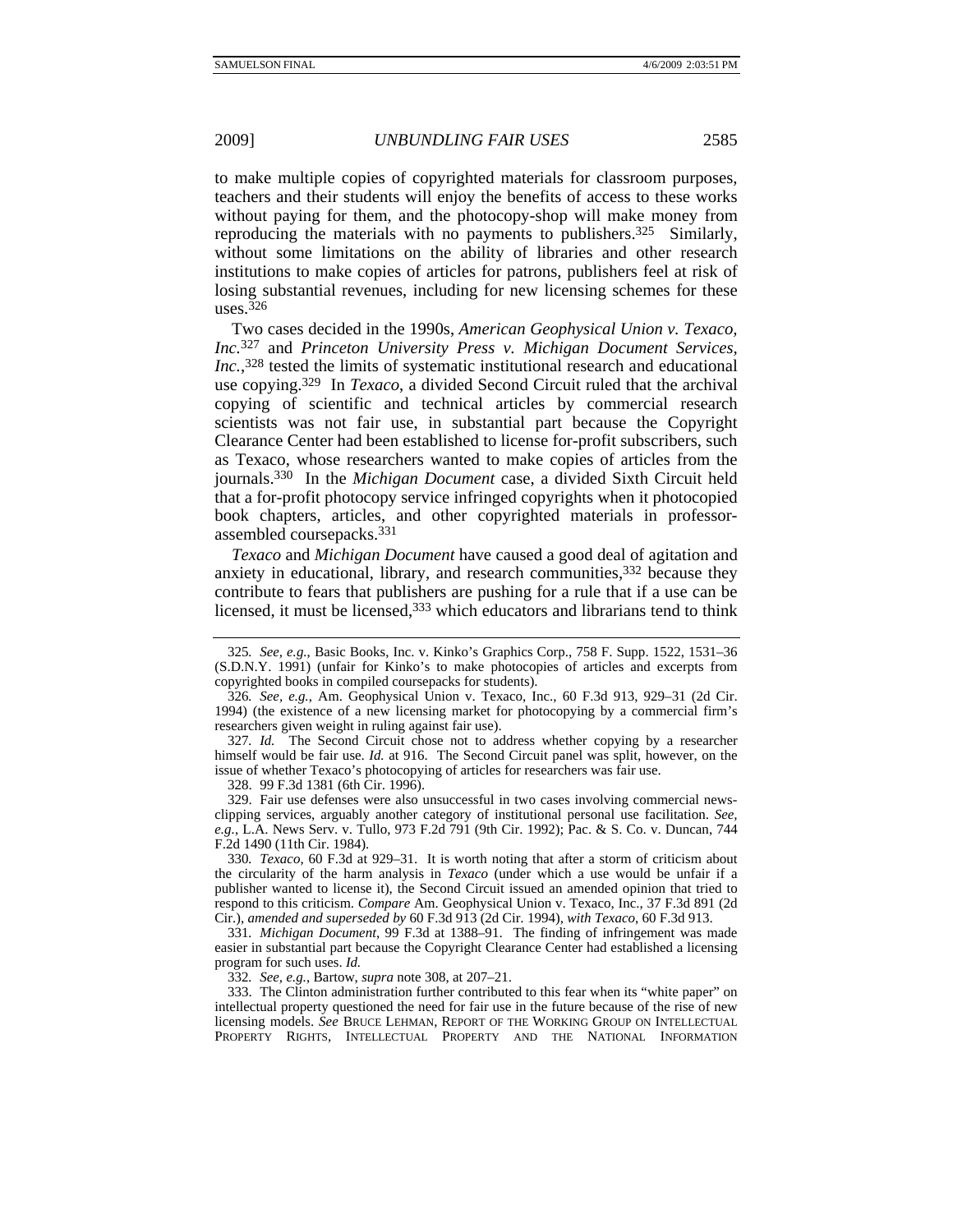to make multiple copies of copyrighted materials for classroom purposes, teachers and their students will enjoy the benefits of access to these works without paying for them, and the photocopy-shop will make money from reproducing the materials with no payments to publishers.[325] Similarly, without some limitations on the ability of libraries and other research institutions to make copies of articles for patrons, publishers feel at risk of losing substantial revenues, including for new licensing schemes for these uses.[326]

Two cases decided in the 1990s, *American Geophysical Union v. Texaco, Inc.*[327] and *Princeton University Press v. Michigan Document Services, Inc.*,[328] tested the limits of systematic institutional research and educational use copying.[329] In *Texaco*, a divided Second Circuit ruled that the archival copying of scientific and technical articles by commercial research scientists was not fair use, in substantial part because the Copyright Clearance Center had been established to license for-profit subscribers, such as Texaco, whose researchers wanted to make copies of articles from the journals.[330] In the *Michigan Document* case, a divided Sixth Circuit held that a for-profit photocopy service infringed copyrights when it photocopied book chapters, articles, and other copyrighted materials in professor-assembled coursepacks.[331]

*Texaco* and *Michigan Document* have caused a good deal of agitation and anxiety in educational, library, and research communities,[332] because they contribute to fears that publishers are pushing for a rule that if a use can be licensed, it must be licensed,[333] which educators and librarians tend to think

---

325. *See, e.g.*, Basic Books, Inc. v. Kinko's Graphics Corp., 758 F. Supp. 1522, 1531–36 (S.D.N.Y. 1991) (unfair for Kinko's to make photocopies of articles and excerpts from copyrighted books in compiled coursepacks for students).

326. *See, e.g.*, Am. Geophysical Union v. Texaco, Inc., 60 F.3d 913, 929–31 (2d Cir. 1994) (the existence of a new licensing market for photocopying by a commercial firm's researchers given weight in ruling against fair use).

327. *Id.* The Second Circuit chose not to address whether copying by a researcher himself would be fair use. *Id.* at 916. The Second Circuit panel was split, however, on the issue of whether Texaco's photocopying of articles for researchers was fair use.

328. 99 F.3d 1381 (6th Cir. 1996).

329. Fair use defenses were also unsuccessful in two cases involving commercial news-clipping services, arguably another category of institutional personal use facilitation. *See, e.g.*, L.A. News Serv. v. Tullo, 973 F.2d 791 (9th Cir. 1992); Pac. & S. Co. v. Duncan, 744 F.2d 1490 (11th Cir. 1984).

330. *Texaco*, 60 F.3d at 929–31. It is worth noting that after a storm of criticism about the circularity of the harm analysis in *Texaco* (under which a use would be unfair if a publisher wanted to license it), the Second Circuit issued an amended opinion that tried to respond to this criticism. *Compare* Am. Geophysical Union v. Texaco, Inc., 37 F.3d 891 (2d Cir.), *amended and superseded by* 60 F.3d 913 (2d Cir. 1994), *with Texaco*, 60 F.3d 913.

331. *Michigan Document*, 99 F.3d at 1388–91. The finding of infringement was made easier in substantial part because the Copyright Clearance Center had established a licensing program for such uses. *Id.*

332. *See, e.g.*, Bartow, *supra* note 308, at 207–21.

333. The Clinton administration further contributed to this fear when its "white paper" on intellectual property questioned the need for fair use in the future because of the rise of new licensing models. *See* BRUCE LEHMAN, REPORT OF THE WORKING GROUP ON INTELLECTUAL PROPERTY RIGHTS, INTELLECTUAL PROPERTY AND THE NATIONAL INFORMATION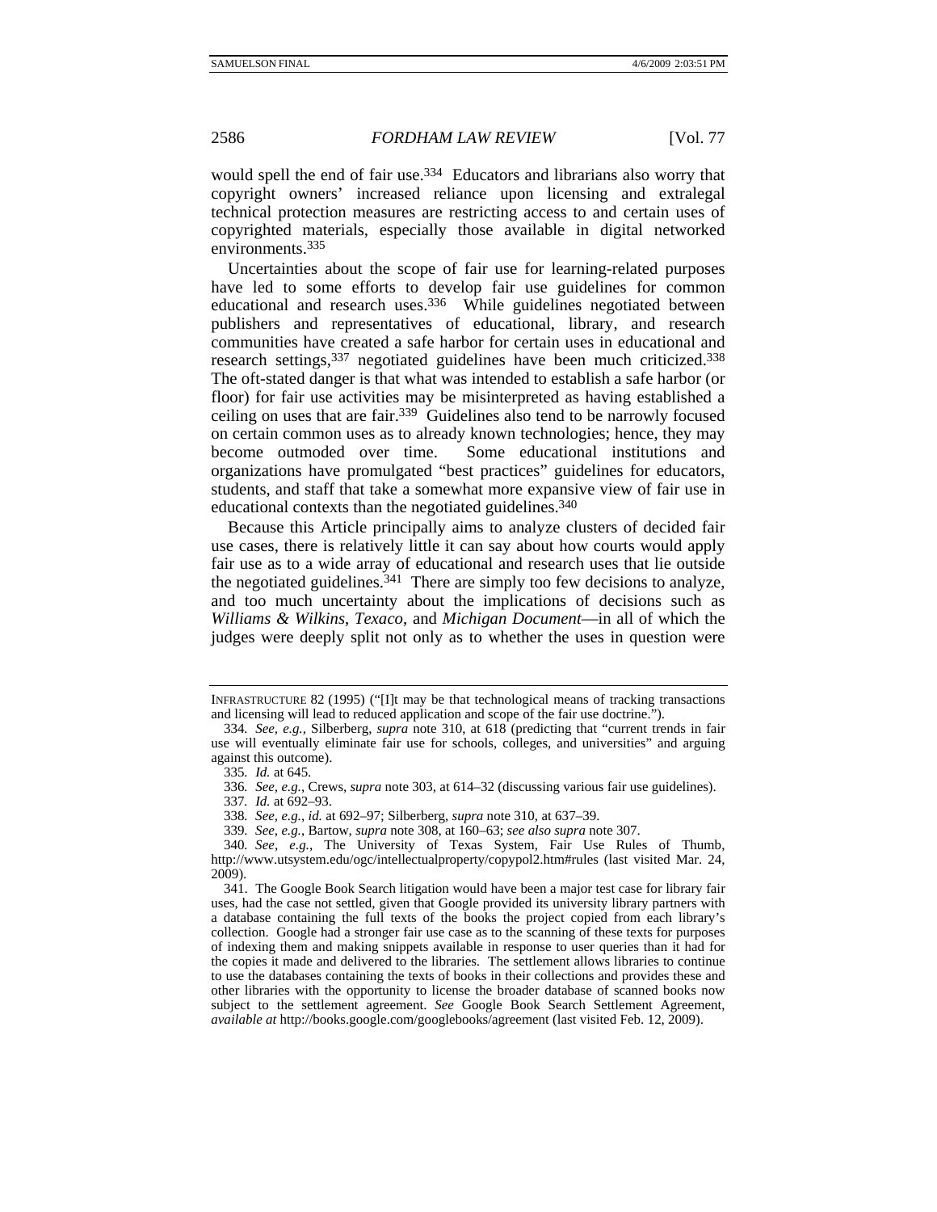would spell the end of fair use.[334] Educators and librarians also worry that copyright owners' increased reliance upon licensing and extralegal technical protection measures are restricting access to and certain uses of copyrighted materials, especially those available in digital networked environments.[335]

Uncertainties about the scope of fair use for learning-related purposes have led to some efforts to develop fair use guidelines for common educational and research uses.[336] While guidelines negotiated between publishers and representatives of educational, library, and research communities have created a safe harbor for certain uses in educational and research settings,[337] negotiated guidelines have been much criticized.[338] The oft-stated danger is that what was intended to establish a safe harbor (or floor) for fair use activities may be misinterpreted as having established a ceiling on uses that are fair.[339] Guidelines also tend to be narrowly focused on certain common uses as to already known technologies; hence, they may become outmoded over time. Some educational institutions and organizations have promulgated "best practices" guidelines for educators, students, and staff that take a somewhat more expansive view of fair use in educational contexts than the negotiated guidelines.[340]

Because this Article principally aims to analyze clusters of decided fair use cases, there is relatively little it can say about how courts would apply fair use as to a wide array of educational and research uses that lie outside the negotiated guidelines.[341] There are simply too few decisions to analyze, and too much uncertainty about the implications of decisions such as *Williams & Wilkins*, *Texaco*, and *Michigan Document*—in all of which the judges were deeply split not only as to whether the uses in question were

---

INFRASTRUCTURE 82 (1995) ("[I]t may be that technological means of tracking transactions and licensing will lead to reduced application and scope of the fair use doctrine.").

334. *See, e.g.*, Silberberg, *supra* note 310, at 618 (predicting that "current trends in fair use will eventually eliminate fair use for schools, colleges, and universities" and arguing against this outcome).

335. *Id.* at 645.

336. *See, e.g.*, Crews, *supra* note 303, at 614–32 (discussing various fair use guidelines).

337. *Id.* at 692–93.

338. *See, e.g.*, *id.* at 692–97; Silberberg, *supra* note 310, at 637–39.

339. *See, e.g.*, Bartow, *supra* note 308, at 160–63; *see also supra* note 307.

340. *See, e.g.*, The University of Texas System, Fair Use Rules of Thumb, http://www.utsystem.edu/ogc/intellectualproperty/copypol2.htm#rules (last visited Mar. 24, 2009).

341. The Google Book Search litigation would have been a major test case for library fair uses, had the case not settled, given that Google provided its university library partners with a database containing the full texts of the books the project copied from each library's collection. Google had a stronger fair use case as to the scanning of these texts for purposes of indexing them and making snippets available in response to user queries than it had for the copies it made and delivered to the libraries. The settlement allows libraries to continue to use the databases containing the texts of books in their collections and provides these and other libraries with the opportunity to license the broader database of scanned books now subject to the settlement agreement. *See* Google Book Search Settlement Agreement, *available at* http://books.google.com/googlebooks/agreement (last visited Feb. 12, 2009).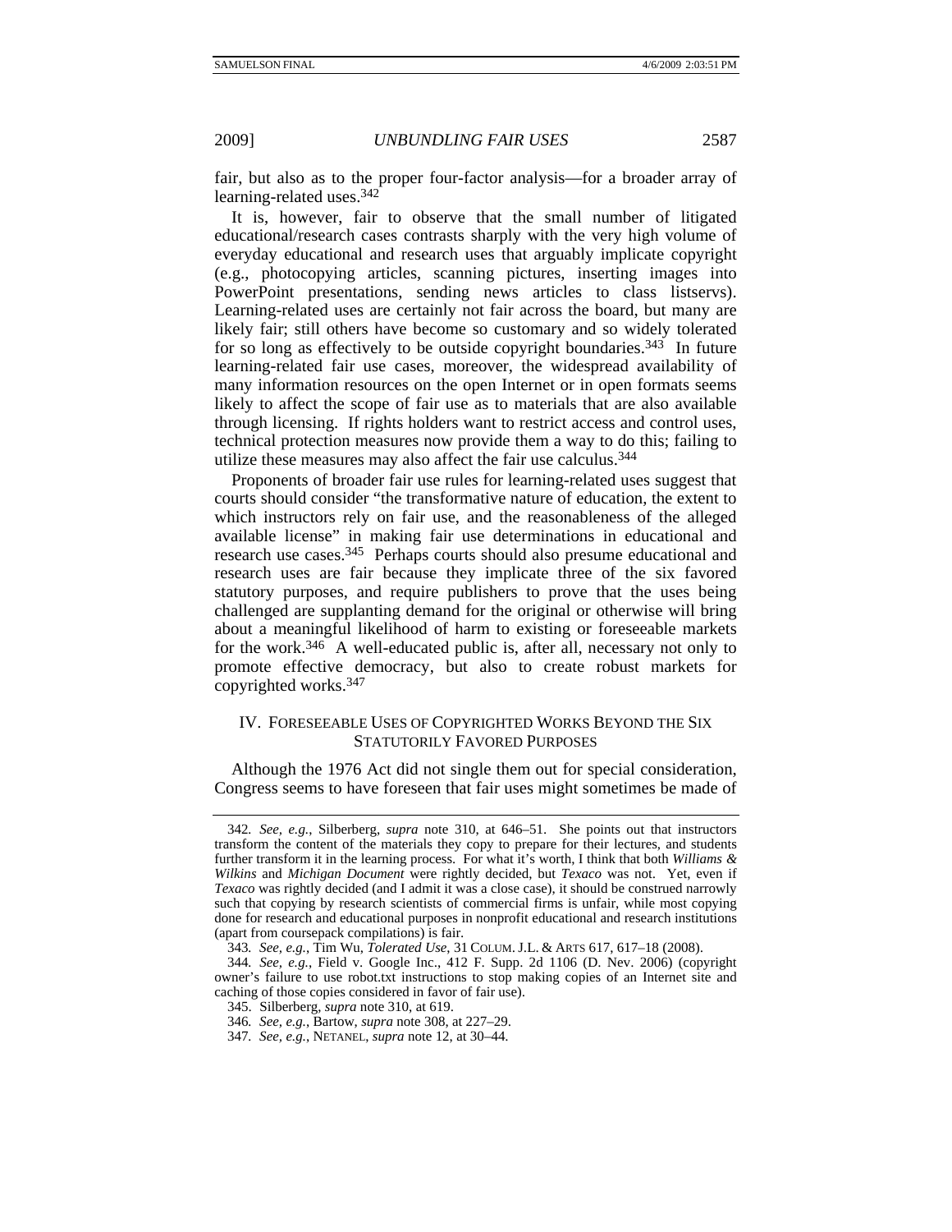fair, but also as to the proper four-factor analysis—for a broader array of learning-related uses.[342]

It is, however, fair to observe that the small number of litigated educational/research cases contrasts sharply with the very high volume of everyday educational and research uses that arguably implicate copyright (e.g., photocopying articles, scanning pictures, inserting images into PowerPoint presentations, sending news articles to class listservs). Learning-related uses are certainly not fair across the board, but many are likely fair; still others have become so customary and so widely tolerated for so long as effectively to be outside copyright boundaries.[343] In future learning-related fair use cases, moreover, the widespread availability of many information resources on the open Internet or in open formats seems likely to affect the scope of fair use as to materials that are also available through licensing. If rights holders want to restrict access and control uses, technical protection measures now provide them a way to do this; failing to utilize these measures may also affect the fair use calculus.[344]

Proponents of broader fair use rules for learning-related uses suggest that courts should consider "the transformative nature of education, the extent to which instructors rely on fair use, and the reasonableness of the alleged available license" in making fair use determinations in educational and research use cases.[345] Perhaps courts should also presume educational and research uses are fair because they implicate three of the six favored statutory purposes, and require publishers to prove that the uses being challenged are supplanting demand for the original or otherwise will bring about a meaningful likelihood of harm to existing or foreseeable markets for the work.[346] A well-educated public is, after all, necessary not only to promote effective democracy, but also to create robust markets for copyrighted works.[347]

## IV. FORESEEABLE USES OF COPYRIGHTED WORKS BEYOND THE SIX STATUTORILY FAVORED PURPOSES

Although the 1976 Act did not single them out for special consideration, Congress seems to have foreseen that fair uses might sometimes be made of

---

342. *See, e.g.*, Silberberg, *supra* note 310, at 646–51. She points out that instructors transform the content of the materials they copy to prepare for their lectures, and students further transform it in the learning process. For what it's worth, I think that both *Williams & Wilkins* and *Michigan Document* were rightly decided, but *Texaco* was not. Yet, even if *Texaco* was rightly decided (and I admit it was a close case), it should be construed narrowly such that copying by research scientists of commercial firms is unfair, while most copying done for research and educational purposes in nonprofit educational and research institutions (apart from coursepack compilations) is fair.

343. *See, e.g.*, Tim Wu, *Tolerated Use*, 31 COLUM. J.L. & ARTS 617, 617–18 (2008).

344. *See, e.g.*, Field v. Google Inc., 412 F. Supp. 2d 1106 (D. Nev. 2006) (copyright owner's failure to use robot.txt instructions to stop making copies of an Internet site and caching of those copies considered in favor of fair use).

345. Silberberg, *supra* note 310, at 619.

346. *See, e.g.*, Bartow, *supra* note 308, at 227–29.

347. *See, e.g.*, NETANEL, *supra* note 12, at 30–44.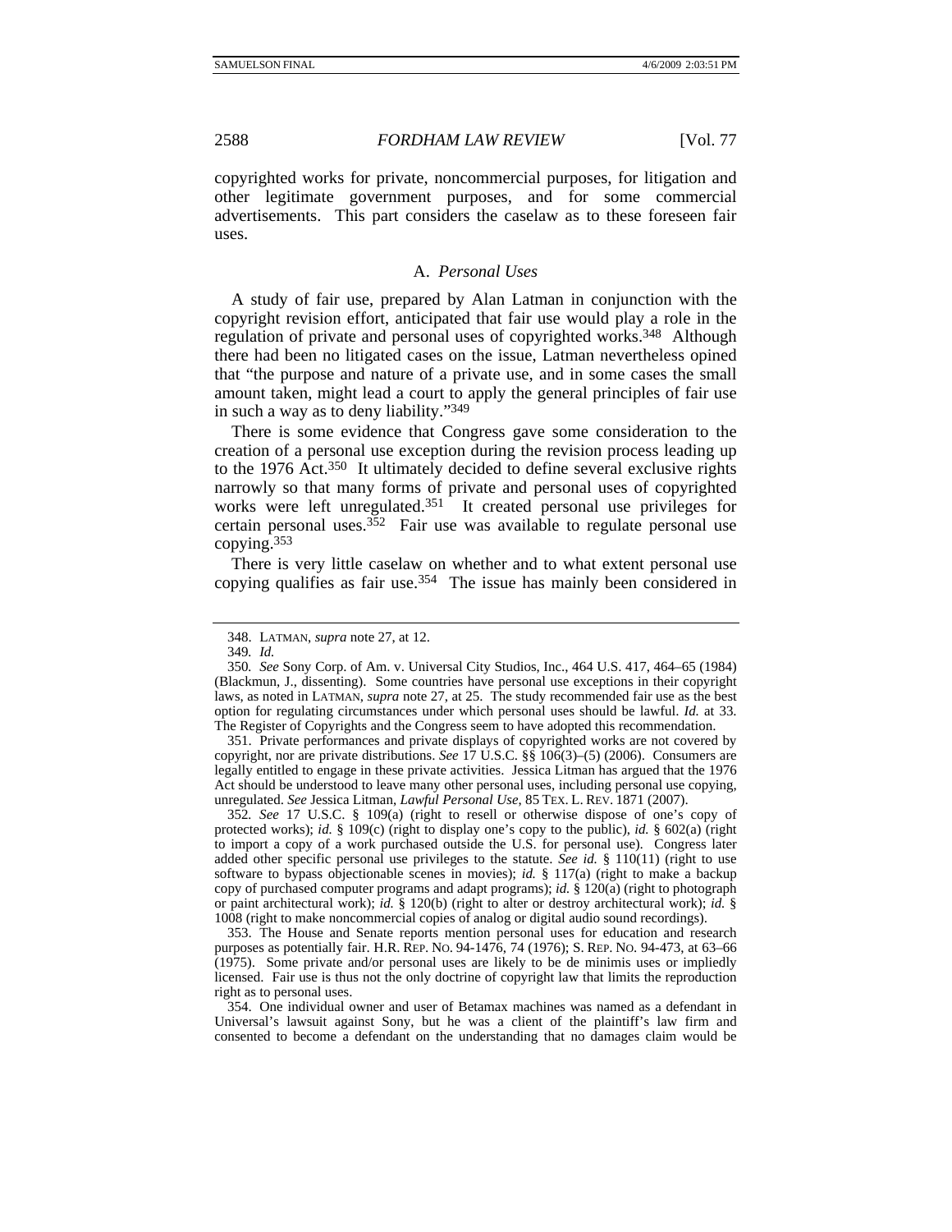copyrighted works for private, noncommercial purposes, for litigation and other legitimate government purposes, and for some commercial advertisements. This part considers the caselaw as to these foreseen fair uses.

### A. *Personal Uses*

A study of fair use, prepared by Alan Latman in conjunction with the copyright revision effort, anticipated that fair use would play a role in the regulation of private and personal uses of copyrighted works.[348] Although there had been no litigated cases on the issue, Latman nevertheless opined that "the purpose and nature of a private use, and in some cases the small amount taken, might lead a court to apply the general principles of fair use in such a way as to deny liability."[349]

There is some evidence that Congress gave some consideration to the creation of a personal use exception during the revision process leading up to the 1976 Act.[350] It ultimately decided to define several exclusive rights narrowly so that many forms of private and personal uses of copyrighted works were left unregulated.[351] It created personal use privileges for certain personal uses.[352] Fair use was available to regulate personal use copying.[353]

There is very little caselaw on whether and to what extent personal use copying qualifies as fair use.[354] The issue has mainly been considered in

---

348. LATMAN, *supra* note 27, at 12.

349. *Id.*

350. *See* Sony Corp. of Am. v. Universal City Studios, Inc., 464 U.S. 417, 464–65 (1984) (Blackmun, J., dissenting). Some countries have personal use exceptions in their copyright laws, as noted in LATMAN, *supra* note 27, at 25. The study recommended fair use as the best option for regulating circumstances under which personal uses should be lawful. *Id.* at 33. The Register of Copyrights and the Congress seem to have adopted this recommendation.

351. Private performances and private displays of copyrighted works are not covered by copyright, nor are private distributions. *See* 17 U.S.C. §§ 106(3)–(5) (2006). Consumers are legally entitled to engage in these private activities. Jessica Litman has argued that the 1976 Act should be understood to leave many other personal uses, including personal use copying, unregulated. *See* Jessica Litman, *Lawful Personal Use*, 85 TEX. L. REV. 1871 (2007).

352. *See* 17 U.S.C. § 109(a) (right to resell or otherwise dispose of one's copy of protected works); *id.* § 109(c) (right to display one's copy to the public), *id.* § 602(a) (right to import a copy of a work purchased outside the U.S. for personal use). Congress later added other specific personal use privileges to the statute. *See id.* § 110(11) (right to use software to bypass objectionable scenes in movies); *id.* § 117(a) (right to make a backup copy of purchased computer programs and adapt programs); *id.* § 120(a) (right to photograph or paint architectural work); *id.* § 120(b) (right to alter or destroy architectural work); *id.* § 1008 (right to make noncommercial copies of analog or digital audio sound recordings).

353. The House and Senate reports mention personal uses for education and research purposes as potentially fair. H.R. REP. NO. 94-1476, 74 (1976); S. REP. NO. 94-473, at 63–66 (1975). Some private and/or personal uses are likely to be de minimis uses or impliedly licensed. Fair use is thus not the only doctrine of copyright law that limits the reproduction right as to personal uses.

354. One individual owner and user of Betamax machines was named as a defendant in Universal's lawsuit against Sony, but he was a client of the plaintiff's law firm and consented to become a defendant on the understanding that no damages claim would be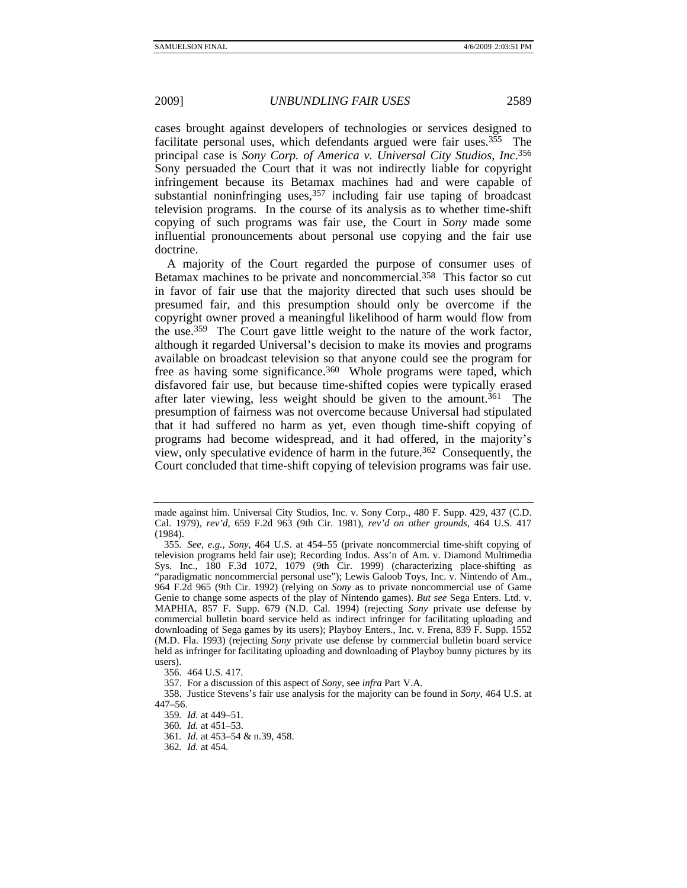cases brought against developers of technologies or services designed to facilitate personal uses, which defendants argued were fair uses.[355] The principal case is *Sony Corp. of America v. Universal City Studios, Inc*.[356] Sony persuaded the Court that it was not indirectly liable for copyright infringement because its Betamax machines had and were capable of substantial noninfringing uses,[357] including fair use taping of broadcast television programs. In the course of its analysis as to whether time-shift copying of such programs was fair use, the Court in *Sony* made some influential pronouncements about personal use copying and the fair use doctrine.

A majority of the Court regarded the purpose of consumer uses of Betamax machines to be private and noncommercial.[358] This factor so cut in favor of fair use that the majority directed that such uses should be presumed fair, and this presumption should only be overcome if the copyright owner proved a meaningful likelihood of harm would flow from the use.[359] The Court gave little weight to the nature of the work factor, although it regarded Universal's decision to make its movies and programs available on broadcast television so that anyone could see the program for free as having some significance.[360] Whole programs were taped, which disfavored fair use, but because time-shifted copies were typically erased after later viewing, less weight should be given to the amount.[361] The presumption of fairness was not overcome because Universal had stipulated that it had suffered no harm as yet, even though time-shift copying of programs had become widespread, and it had offered, in the majority's view, only speculative evidence of harm in the future.[362] Consequently, the Court concluded that time-shift copying of television programs was fair use.

---

made against him. Universal City Studios, Inc. v. Sony Corp., 480 F. Supp. 429, 437 (C.D. Cal. 1979), *rev'd*, 659 F.2d 963 (9th Cir. 1981), *rev'd on other grounds*, 464 U.S. 417 (1984).

355. *See, e.g.*, *Sony*, 464 U.S. at 454–55 (private noncommercial time-shift copying of television programs held fair use); Recording Indus. Ass'n of Am. v. Diamond Multimedia Sys. Inc., 180 F.3d 1072, 1079 (9th Cir. 1999) (characterizing place-shifting as "paradigmatic noncommercial personal use"); Lewis Galoob Toys, Inc. v. Nintendo of Am., 964 F.2d 965 (9th Cir. 1992) (relying on *Sony* as to private noncommercial use of Game Genie to change some aspects of the play of Nintendo games). *But see* Sega Enters. Ltd. v. MAPHIA, 857 F. Supp. 679 (N.D. Cal. 1994) (rejecting *Sony* private use defense by commercial bulletin board service held as indirect infringer for facilitating uploading and downloading of Sega games by its users); Playboy Enters., Inc. v. Frena, 839 F. Supp. 1552 (M.D. Fla. 1993) (rejecting *Sony* private use defense by commercial bulletin board service held as infringer for facilitating uploading and downloading of Playboy bunny pictures by its users).

356. 464 U.S. 417.

357. For a discussion of this aspect of *Sony*, see *infra* Part V.A.

358. Justice Stevens's fair use analysis for the majority can be found in *Sony*, 464 U.S. at 447–56.

359. *Id.* at 449–51.

360. *Id.* at 451–53.

361. *Id.* at 453–54 & n.39, 458.

362. *Id.* at 454.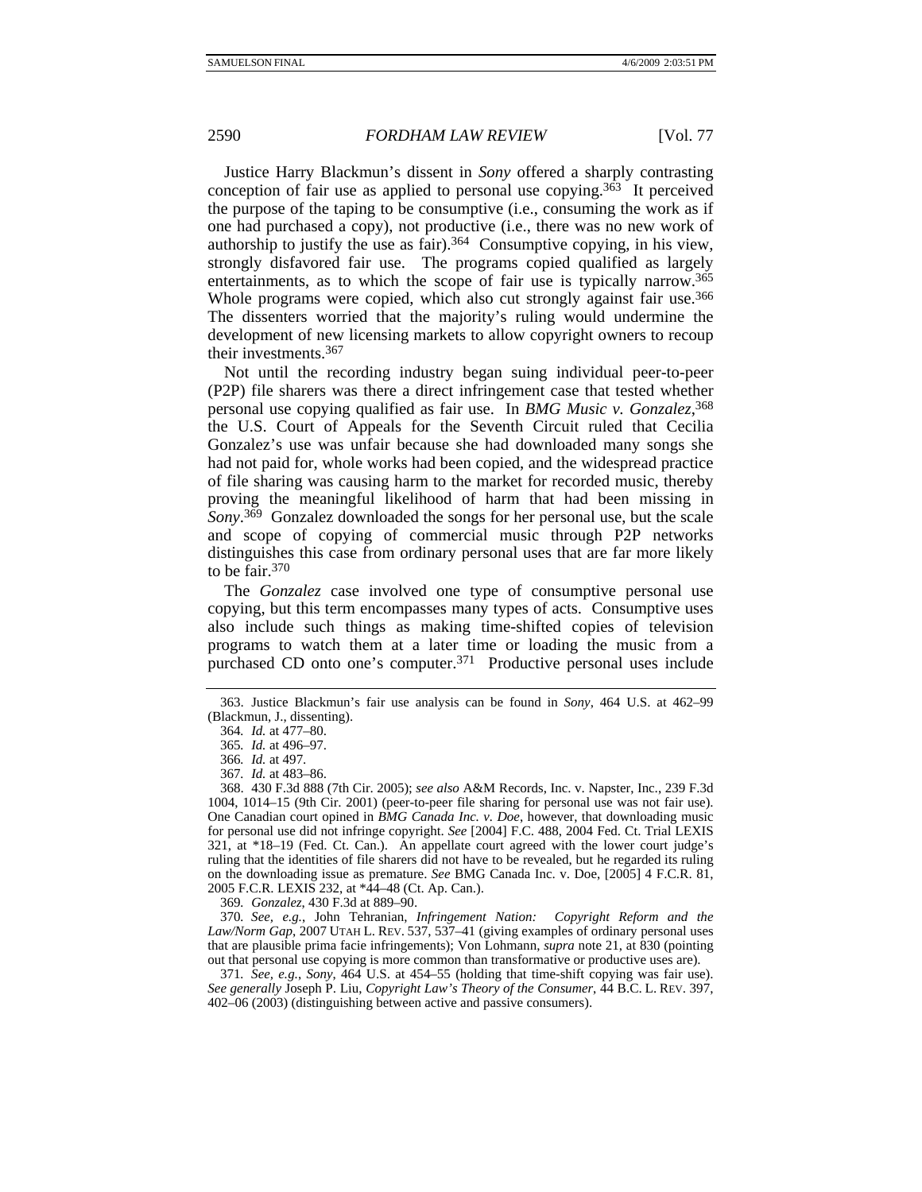Justice Harry Blackmun's dissent in *Sony* offered a sharply contrasting conception of fair use as applied to personal use copying.[363] It perceived the purpose of the taping to be consumptive (i.e., consuming the work as if one had purchased a copy), not productive (i.e., there was no new work of authorship to justify the use as fair).[364] Consumptive copying, in his view, strongly disfavored fair use. The programs copied qualified as largely entertainments, as to which the scope of fair use is typically narrow.[365] Whole programs were copied, which also cut strongly against fair use.[366] The dissenters worried that the majority's ruling would undermine the development of new licensing markets to allow copyright owners to recoup their investments.[367]

Not until the recording industry began suing individual peer-to-peer (P2P) file sharers was there a direct infringement case that tested whether personal use copying qualified as fair use. In *BMG Music v. Gonzalez*,[368] the U.S. Court of Appeals for the Seventh Circuit ruled that Cecilia Gonzalez's use was unfair because she had downloaded many songs she had not paid for, whole works had been copied, and the widespread practice of file sharing was causing harm to the market for recorded music, thereby proving the meaningful likelihood of harm that had been missing in *Sony*.[369] Gonzalez downloaded the songs for her personal use, but the scale and scope of copying of commercial music through P2P networks distinguishes this case from ordinary personal uses that are far more likely to be fair.[370]

The *Gonzalez* case involved one type of consumptive personal use copying, but this term encompasses many types of acts. Consumptive uses also include such things as making time-shifted copies of television programs to watch them at a later time or loading the music from a purchased CD onto one's computer.[371] Productive personal uses include

---

363. Justice Blackmun's fair use analysis can be found in *Sony*, 464 U.S. at 462–99 (Blackmun, J., dissenting).

364. *Id.* at 477–80.

365. *Id.* at 496–97.

366. *Id.* at 497.

367. *Id.* at 483–86.

368. 430 F.3d 888 (7th Cir. 2005); *see also* A&M Records, Inc. v. Napster, Inc., 239 F.3d 1004, 1014–15 (9th Cir. 2001) (peer-to-peer file sharing for personal use was not fair use). One Canadian court opined in *BMG Canada Inc. v. Doe*, however, that downloading music for personal use did not infringe copyright. *See* [2004] F.C. 488, 2004 Fed. Ct. Trial LEXIS 321, at *18–19 (Fed. Ct. Can.). An appellate court agreed with the lower court judge's ruling that the identities of file sharers did not have to be revealed, but he regarded its ruling on the downloading issue as premature. *See* BMG Canada Inc. v. Doe, [2005] 4 F.C.R. 81, 2005 F.C.R. LEXIS 232, at *44–48 (Ct. Ap. Can.).

369. *Gonzalez*, 430 F.3d at 889–90.

370. *See, e.g.*, John Tehranian, *Infringement Nation: Copyright Reform and the Law/Norm Gap*, 2007 UTAH L. REV. 537, 537–41 (giving examples of ordinary personal uses that are plausible prima facie infringements); Von Lohmann, *supra* note 21, at 830 (pointing out that personal use copying is more common than transformative or productive uses are).

371. *See, e.g.*, *Sony*, 464 U.S. at 454–55 (holding that time-shift copying was fair use). *See generally* Joseph P. Liu, *Copyright Law's Theory of the Consumer*, 44 B.C. L. REV. 397, 402–06 (2003) (distinguishing between active and passive consumers).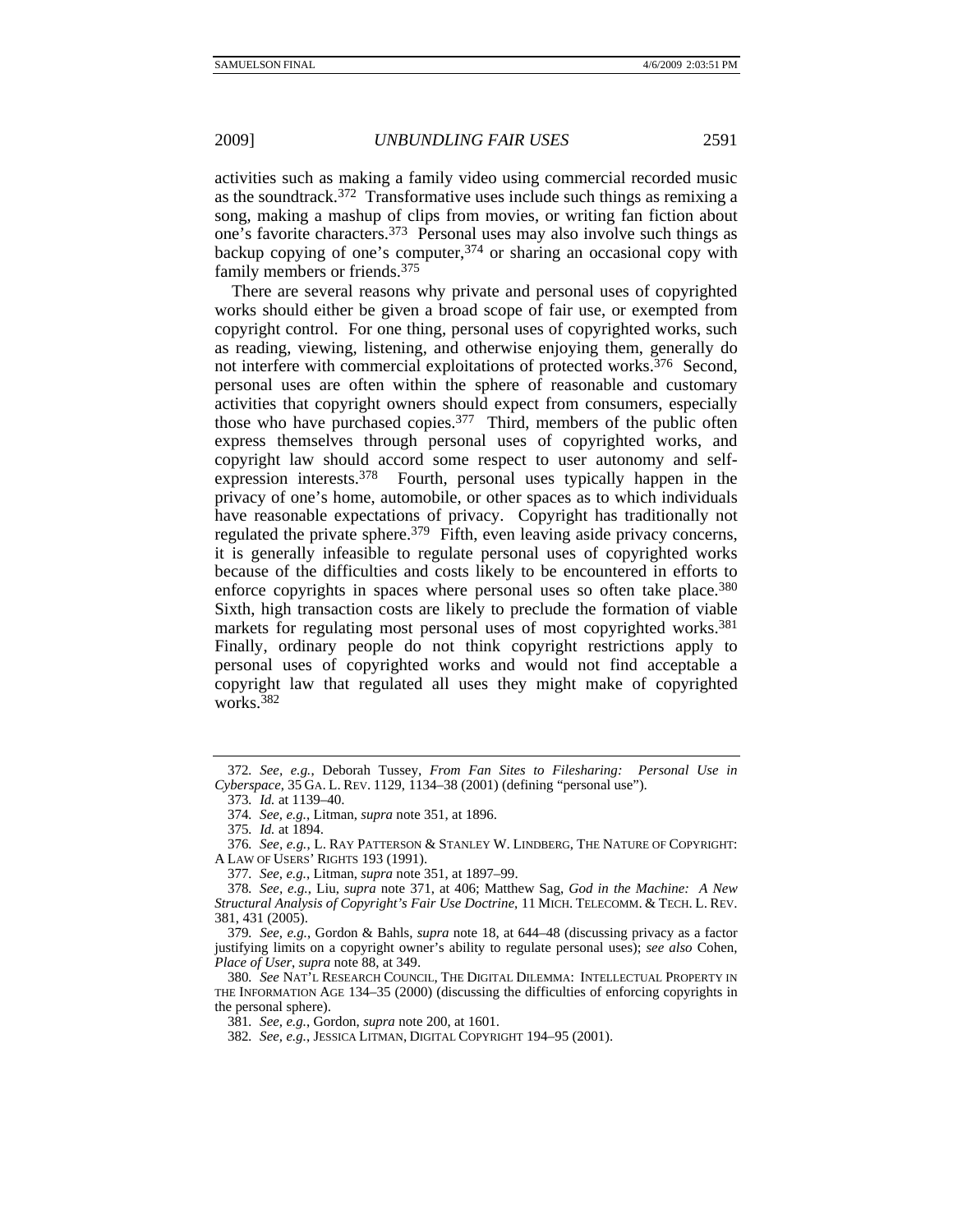activities such as making a family video using commercial recorded music as the soundtrack.[372] Transformative uses include such things as remixing a song, making a mashup of clips from movies, or writing fan fiction about one's favorite characters.[373] Personal uses may also involve such things as backup copying of one's computer,[374] or sharing an occasional copy with family members or friends.[375]

There are several reasons why private and personal uses of copyrighted works should either be given a broad scope of fair use, or exempted from copyright control. For one thing, personal uses of copyrighted works, such as reading, viewing, listening, and otherwise enjoying them, generally do not interfere with commercial exploitations of protected works.[376] Second, personal uses are often within the sphere of reasonable and customary activities that copyright owners should expect from consumers, especially those who have purchased copies.[377] Third, members of the public often express themselves through personal uses of copyrighted works, and copyright law should accord some respect to user autonomy and self-expression interests.[378] Fourth, personal uses typically happen in the privacy of one's home, automobile, or other spaces as to which individuals have reasonable expectations of privacy. Copyright has traditionally not regulated the private sphere.[379] Fifth, even leaving aside privacy concerns, it is generally infeasible to regulate personal uses of copyrighted works because of the difficulties and costs likely to be encountered in efforts to enforce copyrights in spaces where personal uses so often take place.[380] Sixth, high transaction costs are likely to preclude the formation of viable markets for regulating most personal uses of most copyrighted works.[381] Finally, ordinary people do not think copyright restrictions apply to personal uses of copyrighted works and would not find acceptable a copyright law that regulated all uses they might make of copyrighted works.[382]

---

372. *See, e.g.*, Deborah Tussey, *From Fan Sites to Filesharing: Personal Use in Cyberspace*, 35 GA. L. REV. 1129, 1134–38 (2001) (defining "personal use").

373. *Id.* at 1139–40.

374. *See, e.g.*, Litman, *supra* note 351, at 1896.

375. *Id.* at 1894.

376. *See, e.g.*, L. RAY PATTERSON & STANLEY W. LINDBERG, THE NATURE OF COPYRIGHT: A LAW OF USERS' RIGHTS 193 (1991).

377. *See, e.g.*, Litman, *supra* note 351, at 1897–99.

378. *See, e.g.*, Liu, *supra* note 371, at 406; Matthew Sag, *God in the Machine: A New Structural Analysis of Copyright's Fair Use Doctrine*, 11 MICH. TELECOMM. & TECH. L. REV. 381, 431 (2005).

379. *See, e.g.*, Gordon & Bahls, *supra* note 18, at 644–48 (discussing privacy as a factor justifying limits on a copyright owner's ability to regulate personal uses); *see also* Cohen, *Place of User*, *supra* note 88, at 349.

380. *See* NAT'L RESEARCH COUNCIL, THE DIGITAL DILEMMA: INTELLECTUAL PROPERTY IN THE INFORMATION AGE 134–35 (2000) (discussing the difficulties of enforcing copyrights in the personal sphere).

381. *See, e.g.*, Gordon, *supra* note 200, at 1601.

382. *See, e.g.*, JESSICA LITMAN, DIGITAL COPYRIGHT 194–95 (2001).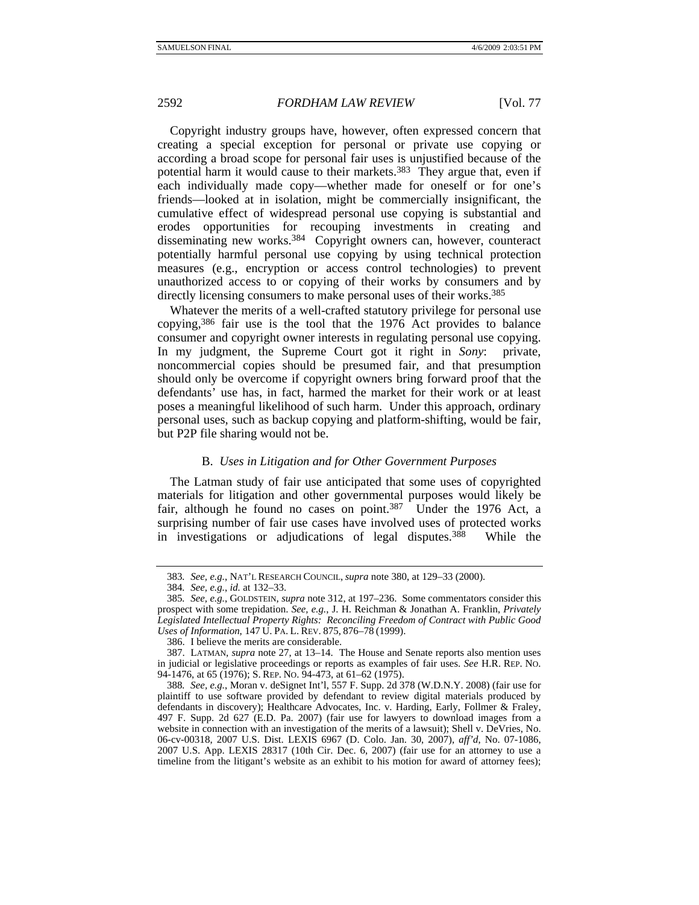Copyright industry groups have, however, often expressed concern that creating a special exception for personal or private use copying or according a broad scope for personal fair uses is unjustified because of the potential harm it would cause to their markets.[383] They argue that, even if each individually made copy—whether made for oneself or for one's friends—looked at in isolation, might be commercially insignificant, the cumulative effect of widespread personal use copying is substantial and erodes opportunities for recouping investments in creating and disseminating new works.[384] Copyright owners can, however, counteract potentially harmful personal use copying by using technical protection measures (e.g., encryption or access control technologies) to prevent unauthorized access to or copying of their works by consumers and by directly licensing consumers to make personal uses of their works.[385]

Whatever the merits of a well-crafted statutory privilege for personal use copying,[386] fair use is the tool that the 1976 Act provides to balance consumer and copyright owner interests in regulating personal use copying. In my judgment, the Supreme Court got it right in *Sony*: private, noncommercial copies should be presumed fair, and that presumption should only be overcome if copyright owners bring forward proof that the defendants' use has, in fact, harmed the market for their work or at least poses a meaningful likelihood of such harm. Under this approach, ordinary personal uses, such as backup copying and platform-shifting, would be fair, but P2P file sharing would not be.

### B. *Uses in Litigation and for Other Government Purposes*

The Latman study of fair use anticipated that some uses of copyrighted materials for litigation and other governmental purposes would likely be fair, although he found no cases on point.[387] Under the 1976 Act, a surprising number of fair use cases have involved uses of protected works in investigations or adjudications of legal disputes.[388] While the

---

383. *See, e.g.*, NAT'L RESEARCH COUNCIL, *supra* note 380, at 129–33 (2000).

384. *See, e.g.*, *id.* at 132–33.

385. *See, e.g.*, GOLDSTEIN, *supra* note 312, at 197–236. Some commentators consider this prospect with some trepidation. *See, e.g.*, J. H. Reichman & Jonathan A. Franklin, *Privately Legislated Intellectual Property Rights: Reconciling Freedom of Contract with Public Good Uses of Information*, 147 U. PA. L. REV. 875, 876–78 (1999).

386. I believe the merits are considerable.

387. LATMAN, *supra* note 27, at 13–14. The House and Senate reports also mention uses in judicial or legislative proceedings or reports as examples of fair uses. *See* H.R. REP. NO. 94-1476, at 65 (1976); S. REP. NO. 94-473, at 61–62 (1975).

388. *See, e.g.*, Moran v. deSignet Int'l, 557 F. Supp. 2d 378 (W.D.N.Y. 2008) (fair use for plaintiff to use software provided by defendant to review digital materials produced by defendants in discovery); Healthcare Advocates, Inc. v. Harding, Early, Follmer & Fraley, 497 F. Supp. 2d 627 (E.D. Pa. 2007) (fair use for lawyers to download images from a website in connection with an investigation of the merits of a lawsuit); Shell v. DeVries, No. 06-cv-00318, 2007 U.S. Dist. LEXIS 6967 (D. Colo. Jan. 30, 2007), *aff'd*, No. 07-1086, 2007 U.S. App. LEXIS 28317 (10th Cir. Dec. 6, 2007) (fair use for an attorney to use a timeline from the litigant's website as an exhibit to his motion for award of attorney fees);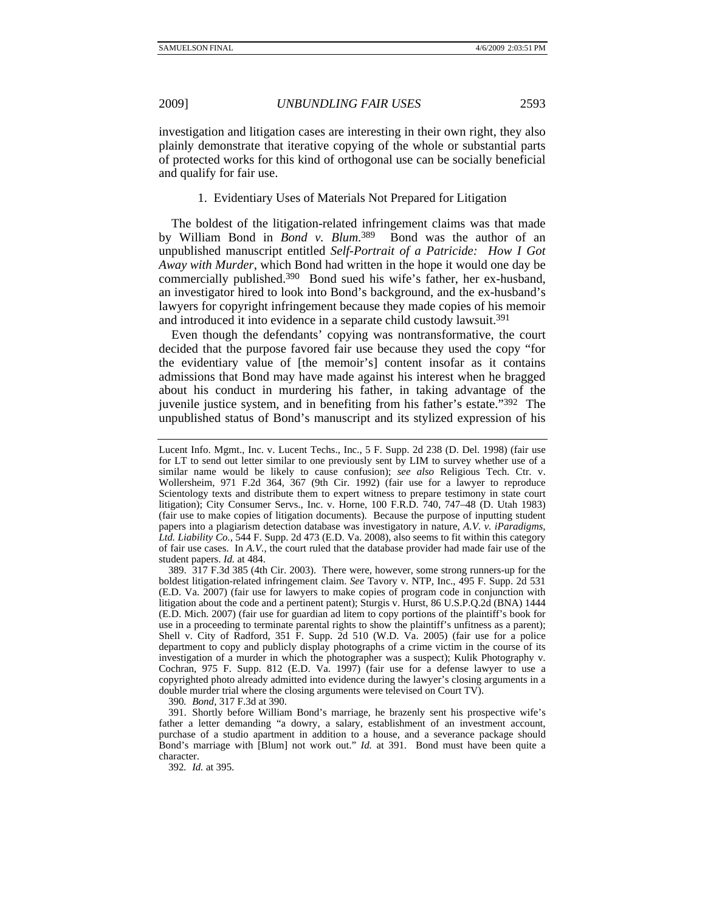investigation and litigation cases are interesting in their own right, they also plainly demonstrate that iterative copying of the whole or substantial parts of protected works for this kind of orthogonal use can be socially beneficial and qualify for fair use.

### 1. Evidentiary Uses of Materials Not Prepared for Litigation

The boldest of the litigation-related infringement claims was that made by William Bond in *Bond v. Blum*.[389] Bond was the author of an unpublished manuscript entitled *Self-Portrait of a Patricide: How I Got Away with Murder*, which Bond had written in the hope it would one day be commercially published.[390] Bond sued his wife's father, her ex-husband, an investigator hired to look into Bond's background, and the ex-husband's lawyers for copyright infringement because they made copies of his memoir and introduced it into evidence in a separate child custody lawsuit.[391]

Even though the defendants' copying was nontransformative, the court decided that the purpose favored fair use because they used the copy "for the evidentiary value of [the memoir's] content insofar as it contains admissions that Bond may have made against his interest when he bragged about his conduct in murdering his father, in taking advantage of the juvenile justice system, and in benefiting from his father's estate."[392] The unpublished status of Bond's manuscript and its stylized expression of his

---

Lucent Info. Mgmt., Inc. v. Lucent Techs., Inc., 5 F. Supp. 2d 238 (D. Del. 1998) (fair use for LT to send out letter similar to one previously sent by LIM to survey whether use of a similar name would be likely to cause confusion); *see also* Religious Tech. Ctr. v. Wollersheim, 971 F.2d 364, 367 (9th Cir. 1992) (fair use for a lawyer to reproduce Scientology texts and distribute them to expert witness to prepare testimony in state court litigation); City Consumer Servs., Inc. v. Horne, 100 F.R.D. 740, 747–48 (D. Utah 1983) (fair use to make copies of litigation documents). Because the purpose of inputting student papers into a plagiarism detection database was investigatory in nature, *A.V. v. iParadigms, Ltd. Liability Co.*, 544 F. Supp. 2d 473 (E.D. Va. 2008), also seems to fit within this category of fair use cases. In *A.V.*, the court ruled that the database provider had made fair use of the student papers. *Id.* at 484.

389. 317 F.3d 385 (4th Cir. 2003). There were, however, some strong runners-up for the boldest litigation-related infringement claim. *See* Tavory v. NTP, Inc., 495 F. Supp. 2d 531 (E.D. Va. 2007) (fair use for lawyers to make copies of program code in conjunction with litigation about the code and a pertinent patent); Sturgis v. Hurst, 86 U.S.P.Q.2d (BNA) 1444 (E.D. Mich. 2007) (fair use for guardian ad litem to copy portions of the plaintiff's book for use in a proceeding to terminate parental rights to show the plaintiff's unfitness as a parent); Shell v. City of Radford, 351 F. Supp. 2d 510 (W.D. Va. 2005) (fair use for a police department to copy and publicly display photographs of a crime victim in the course of its investigation of a murder in which the photographer was a suspect); Kulik Photography v. Cochran, 975 F. Supp. 812 (E.D. Va. 1997) (fair use for a defense lawyer to use a copyrighted photo already admitted into evidence during the lawyer's closing arguments in a double murder trial where the closing arguments were televised on Court TV).

390. *Bond*, 317 F.3d at 390.

391. Shortly before William Bond's marriage, he brazenly sent his prospective wife's father a letter demanding "a dowry, a salary, establishment of an investment account, purchase of a studio apartment in addition to a house, and a severance package should Bond's marriage with [Blum] not work out." *Id.* at 391. Bond must have been quite a character.

392. *Id.* at 395.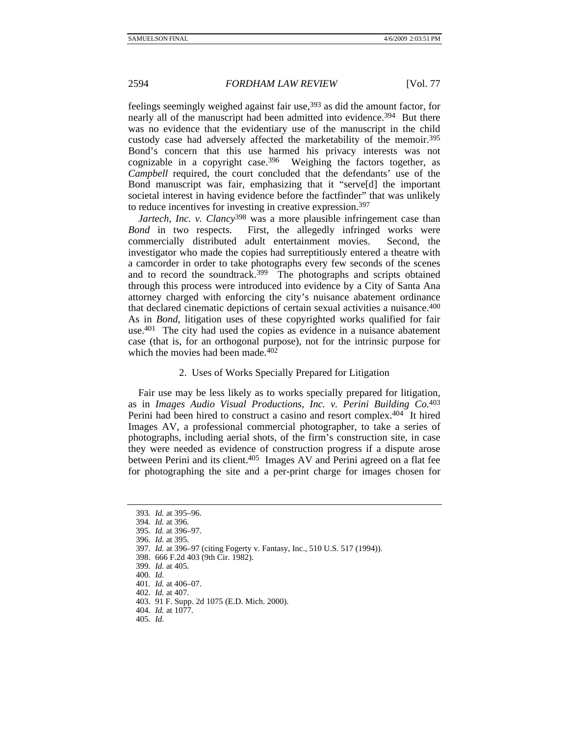feelings seemingly weighed against fair use,[393] as did the amount factor, for nearly all of the manuscript had been admitted into evidence.[394] But there was no evidence that the evidentiary use of the manuscript in the child custody case had adversely affected the marketability of the memoir.[395] Bond's concern that this use harmed his privacy interests was not cognizable in a copyright case.[396] Weighing the factors together, as *Campbell* required, the court concluded that the defendants' use of the Bond manuscript was fair, emphasizing that it "serve[d] the important societal interest in having evidence before the factfinder" that was unlikely to reduce incentives for investing in creative expression.[397]

*Jartech, Inc. v. Clancy*[398] was a more plausible infringement case than *Bond* in two respects. First, the allegedly infringed works were commercially distributed adult entertainment movies. Second, the investigator who made the copies had surreptitiously entered a theatre with a camcorder in order to take photographs every few seconds of the scenes and to record the soundtrack.[399] The photographs and scripts obtained through this process were introduced into evidence by a City of Santa Ana attorney charged with enforcing the city's nuisance abatement ordinance that declared cinematic depictions of certain sexual activities a nuisance.[400] As in *Bond*, litigation uses of these copyrighted works qualified for fair use.[401] The city had used the copies as evidence in a nuisance abatement case (that is, for an orthogonal purpose), not for the intrinsic purpose for which the movies had been made.[402]

### 2. Uses of Works Specially Prepared for Litigation

Fair use may be less likely as to works specially prepared for litigation, as in *Images Audio Visual Productions, Inc. v. Perini Building Co.*[403] Perini had been hired to construct a casino and resort complex.[404] It hired Images AV, a professional commercial photographer, to take a series of photographs, including aerial shots, of the firm's construction site, in case they were needed as evidence of construction progress if a dispute arose between Perini and its client.[405] Images AV and Perini agreed on a flat fee for photographing the site and a per-print charge for images chosen for

---

393. *Id.* at 395–96.
394. *Id.* at 396.
395. *Id.* at 396–97.
396. *Id.* at 395.
397. *Id.* at 396–97 (citing Fogerty v. Fantasy, Inc., 510 U.S. 517 (1994)).
398. 666 F.2d 403 (9th Cir. 1982).
399. *Id.* at 405.
400. *Id.*
401. *Id.* at 406–07.
402. *Id.* at 407.
403. 91 F. Supp. 2d 1075 (E.D. Mich. 2000).
404. *Id.* at 1077.
405. *Id.*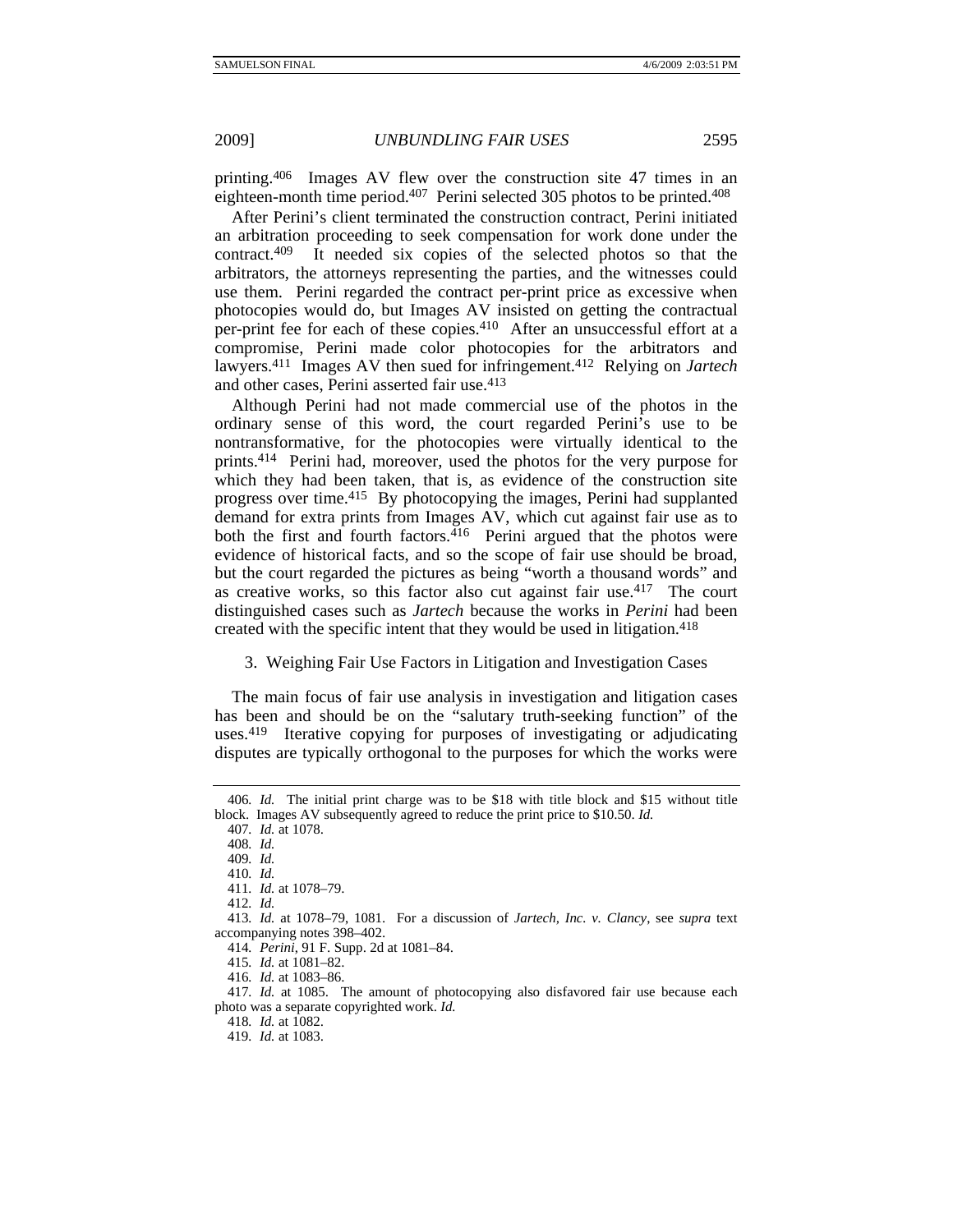printing.[406] Images AV flew over the construction site 47 times in an eighteen-month time period.[407] Perini selected 305 photos to be printed.[408]

After Perini's client terminated the construction contract, Perini initiated an arbitration proceeding to seek compensation for work done under the contract.[409] It needed six copies of the selected photos so that the arbitrators, the attorneys representing the parties, and the witnesses could use them. Perini regarded the contract per-print price as excessive when photocopies would do, but Images AV insisted on getting the contractual per-print fee for each of these copies.[410] After an unsuccessful effort at a compromise, Perini made color photocopies for the arbitrators and lawyers.[411] Images AV then sued for infringement.[412] Relying on *Jartech* and other cases, Perini asserted fair use.[413]

Although Perini had not made commercial use of the photos in the ordinary sense of this word, the court regarded Perini's use to be nontransformative, for the photocopies were virtually identical to the prints.[414] Perini had, moreover, used the photos for the very purpose for which they had been taken, that is, as evidence of the construction site progress over time.[415] By photocopying the images, Perini had supplanted demand for extra prints from Images AV, which cut against fair use as to both the first and fourth factors.[416] Perini argued that the photos were evidence of historical facts, and so the scope of fair use should be broad, but the court regarded the pictures as being "worth a thousand words" and as creative works, so this factor also cut against fair use.[417] The court distinguished cases such as *Jartech* because the works in *Perini* had been created with the specific intent that they would be used in litigation.[418]

### 3. Weighing Fair Use Factors in Litigation and Investigation Cases

The main focus of fair use analysis in investigation and litigation cases has been and should be on the "salutary truth-seeking function" of the uses.[419] Iterative copying for purposes of investigating or adjudicating disputes are typically orthogonal to the purposes for which the works were

---

406. *Id.* The initial print charge was to be $18 with title block and $15 without title block. Images AV subsequently agreed to reduce the print price to $10.50. *Id.*

407. *Id.* at 1078.

408. *Id.*

409. *Id.*

410. *Id.*

411. *Id.* at 1078–79.

412. *Id.*

413. *Id.* at 1078–79, 1081. For a discussion of *Jartech, Inc. v. Clancy*, see *supra* text accompanying notes 398–402.

414. *Perini*, 91 F. Supp. 2d at 1081–84.

415. *Id.* at 1081–82.

416. *Id.* at 1083–86.

417. *Id.* at 1085. The amount of photocopying also disfavored fair use because each photo was a separate copyrighted work. *Id.*

418. *Id.* at 1082.

419. *Id.* at 1083.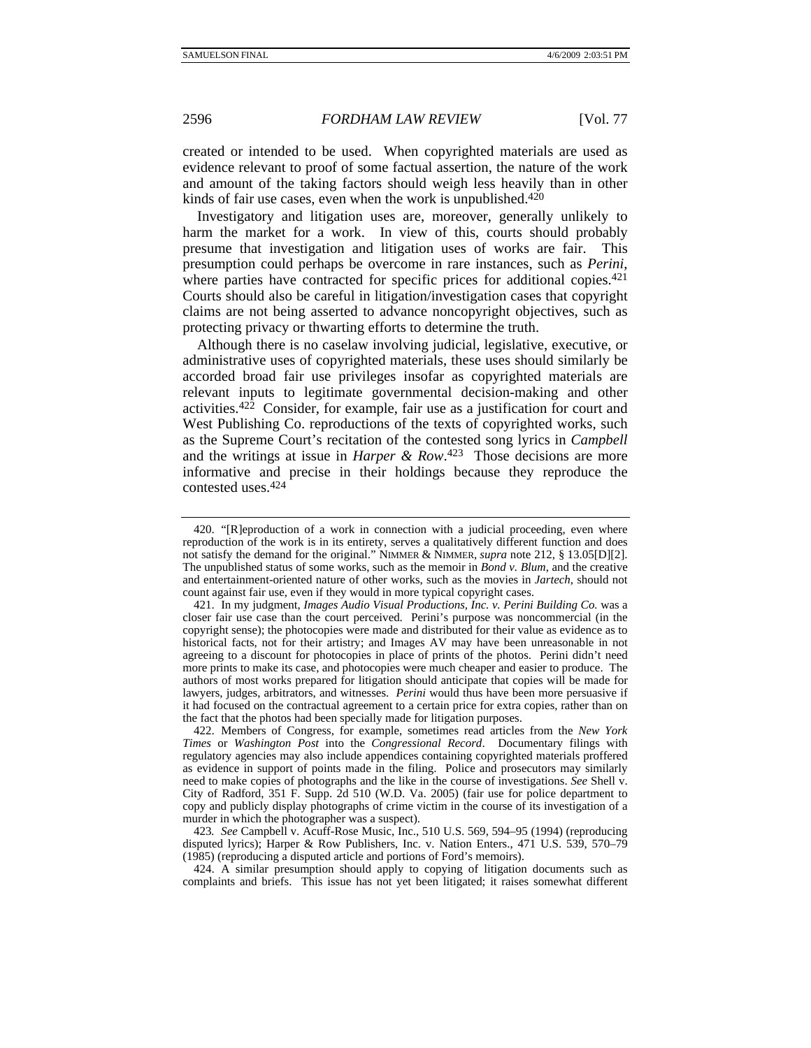created or intended to be used. When copyrighted materials are used as evidence relevant to proof of some factual assertion, the nature of the work and amount of the taking factors should weigh less heavily than in other kinds of fair use cases, even when the work is unpublished.[420]

Investigatory and litigation uses are, moreover, generally unlikely to harm the market for a work. In view of this, courts should probably presume that investigation and litigation uses of works are fair. This presumption could perhaps be overcome in rare instances, such as *Perini*, where parties have contracted for specific prices for additional copies.[421] Courts should also be careful in litigation/investigation cases that copyright claims are not being asserted to advance noncopyright objectives, such as protecting privacy or thwarting efforts to determine the truth.

Although there is no caselaw involving judicial, legislative, executive, or administrative uses of copyrighted materials, these uses should similarly be accorded broad fair use privileges insofar as copyrighted materials are relevant inputs to legitimate governmental decision-making and other activities.[422] Consider, for example, fair use as a justification for court and West Publishing Co. reproductions of the texts of copyrighted works, such as the Supreme Court's recitation of the contested song lyrics in *Campbell* and the writings at issue in *Harper & Row*.[423] Those decisions are more informative and precise in their holdings because they reproduce the contested uses.[424]

---

420. "[R]eproduction of a work in connection with a judicial proceeding, even where reproduction of the work is in its entirety, serves a qualitatively different function and does not satisfy the demand for the original." NIMMER & NIMMER, *supra* note 212, § 13.05[D][2]. The unpublished status of some works, such as the memoir in *Bond v. Blum*, and the creative and entertainment-oriented nature of other works, such as the movies in *Jartech*, should not count against fair use, even if they would in more typical copyright cases.

421. In my judgment, *Images Audio Visual Productions, Inc. v. Perini Building Co.* was a closer fair use case than the court perceived. Perini's purpose was noncommercial (in the copyright sense); the photocopies were made and distributed for their value as evidence as to historical facts, not for their artistry; and Images AV may have been unreasonable in not agreeing to a discount for photocopies in place of prints of the photos. Perini didn't need more prints to make its case, and photocopies were much cheaper and easier to produce. The authors of most works prepared for litigation should anticipate that copies will be made for lawyers, judges, arbitrators, and witnesses. *Perini* would thus have been more persuasive if it had focused on the contractual agreement to a certain price for extra copies, rather than on the fact that the photos had been specially made for litigation purposes.

422. Members of Congress, for example, sometimes read articles from the *New York Times* or *Washington Post* into the *Congressional Record*. Documentary filings with regulatory agencies may also include appendices containing copyrighted materials proffered as evidence in support of points made in the filing. Police and prosecutors may similarly need to make copies of photographs and the like in the course of investigations. *See* Shell v. City of Radford, 351 F. Supp. 2d 510 (W.D. Va. 2005) (fair use for police department to copy and publicly display photographs of crime victim in the course of its investigation of a murder in which the photographer was a suspect).

423. *See* Campbell v. Acuff-Rose Music, Inc., 510 U.S. 569, 594–95 (1994) (reproducing disputed lyrics); Harper & Row Publishers, Inc. v. Nation Enters., 471 U.S. 539, 570–79 (1985) (reproducing a disputed article and portions of Ford's memoirs).

424. A similar presumption should apply to copying of litigation documents such as complaints and briefs. This issue has not yet been litigated; it raises somewhat different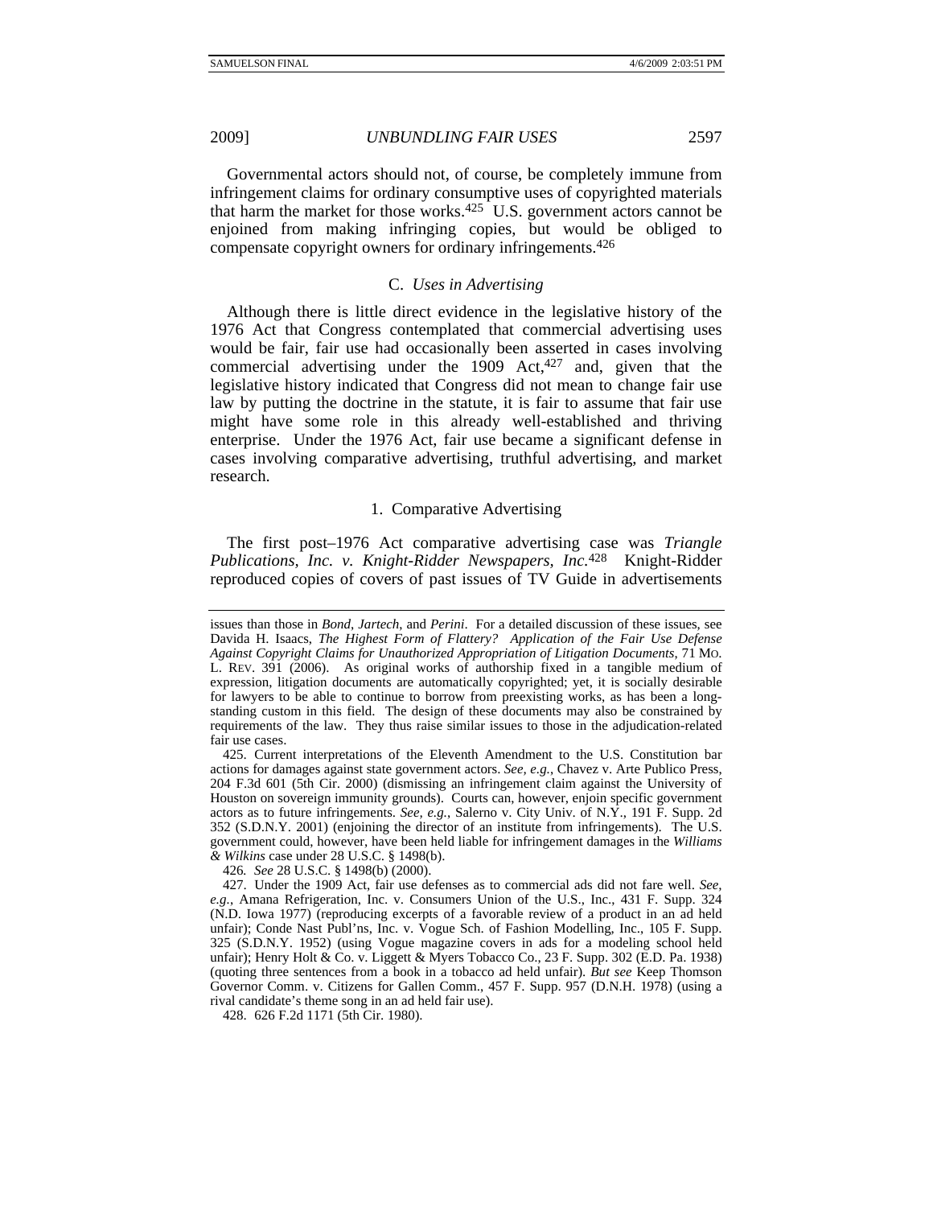Governmental actors should not, of course, be completely immune from infringement claims for ordinary consumptive uses of copyrighted materials that harm the market for those works.[425] U.S. government actors cannot be enjoined from making infringing copies, but would be obliged to compensate copyright owners for ordinary infringements.[426]

### C. *Uses in Advertising*

Although there is little direct evidence in the legislative history of the 1976 Act that Congress contemplated that commercial advertising uses would be fair, fair use had occasionally been asserted in cases involving commercial advertising under the 1909 Act,[427] and, given that the legislative history indicated that Congress did not mean to change fair use law by putting the doctrine in the statute, it is fair to assume that fair use might have some role in this already well-established and thriving enterprise. Under the 1976 Act, fair use became a significant defense in cases involving comparative advertising, truthful advertising, and market research.

#### 1. Comparative Advertising

The first post–1976 Act comparative advertising case was *Triangle Publications, Inc. v. Knight-Ridder Newspapers, Inc.*[428] Knight-Ridder reproduced copies of covers of past issues of TV Guide in advertisements

---

issues than those in *Bond*, *Jartech*, and *Perini*. For a detailed discussion of these issues, see Davida H. Isaacs, *The Highest Form of Flattery? Application of the Fair Use Defense Against Copyright Claims for Unauthorized Appropriation of Litigation Documents*, 71 MO. L. REV. 391 (2006). As original works of authorship fixed in a tangible medium of expression, litigation documents are automatically copyrighted; yet, it is socially desirable for lawyers to be able to continue to borrow from preexisting works, as has been a long-standing custom in this field. The design of these documents may also be constrained by requirements of the law. They thus raise similar issues to those in the adjudication-related fair use cases.

425. Current interpretations of the Eleventh Amendment to the U.S. Constitution bar actions for damages against state government actors. *See, e.g.*, Chavez v. Arte Publico Press, 204 F.3d 601 (5th Cir. 2000) (dismissing an infringement claim against the University of Houston on sovereign immunity grounds). Courts can, however, enjoin specific government actors as to future infringements. *See, e.g.*, Salerno v. City Univ. of N.Y., 191 F. Supp. 2d 352 (S.D.N.Y. 2001) (enjoining the director of an institute from infringements). The U.S. government could, however, have been held liable for infringement damages in the *Williams & Wilkins* case under 28 U.S.C. § 1498(b).

426. *See* 28 U.S.C. § 1498(b) (2000).

427. Under the 1909 Act, fair use defenses as to commercial ads did not fare well. *See, e.g.*, Amana Refrigeration, Inc. v. Consumers Union of the U.S., Inc., 431 F. Supp. 324 (N.D. Iowa 1977) (reproducing excerpts of a favorable review of a product in an ad held unfair); Conde Nast Publ'ns, Inc. v. Vogue Sch. of Fashion Modelling, Inc., 105 F. Supp. 325 (S.D.N.Y. 1952) (using Vogue magazine covers in ads for a modeling school held unfair); Henry Holt & Co. v. Liggett & Myers Tobacco Co., 23 F. Supp. 302 (E.D. Pa. 1938) (quoting three sentences from a book in a tobacco ad held unfair). *But see* Keep Thomson Governor Comm. v. Citizens for Gallen Comm., 457 F. Supp. 957 (D.N.H. 1978) (using a rival candidate's theme song in an ad held fair use).

428. 626 F.2d 1171 (5th Cir. 1980).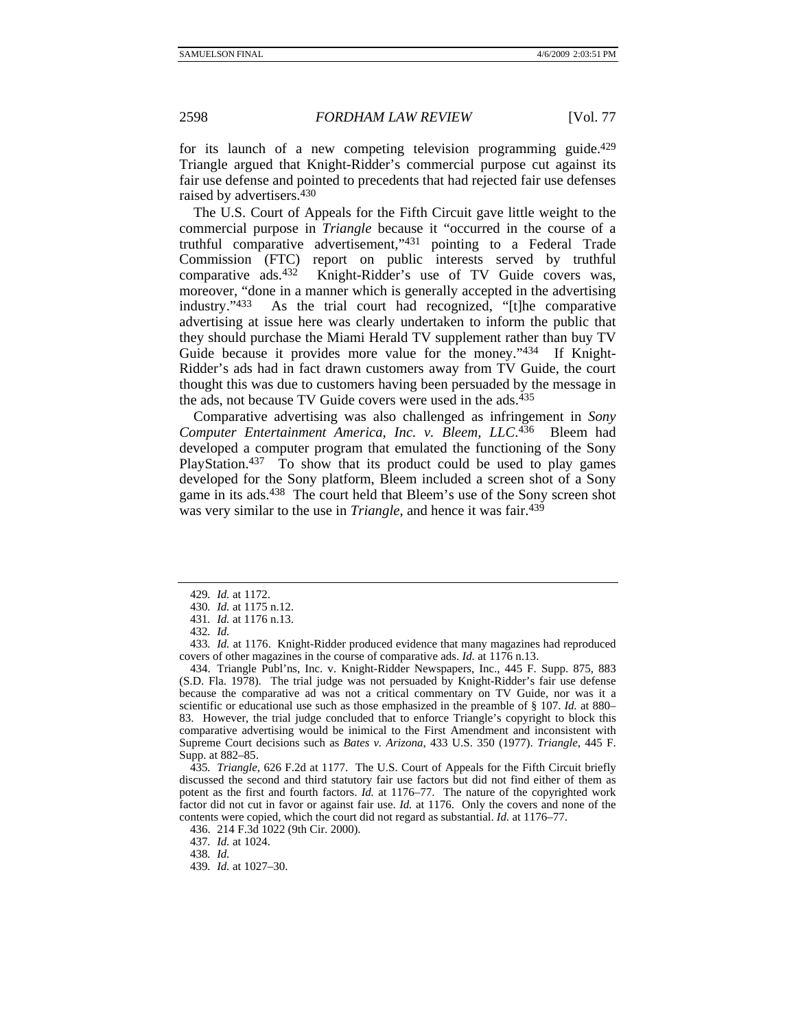for its launch of a new competing television programming guide.[429] Triangle argued that Knight-Ridder's commercial purpose cut against its fair use defense and pointed to precedents that had rejected fair use defenses raised by advertisers.[430]

The U.S. Court of Appeals for the Fifth Circuit gave little weight to the commercial purpose in *Triangle* because it "occurred in the course of a truthful comparative advertisement,"[431] pointing to a Federal Trade Commission (FTC) report on public interests served by truthful comparative ads.[432] Knight-Ridder's use of TV Guide covers was, moreover, "done in a manner which is generally accepted in the advertising industry."[433] As the trial court had recognized, "[t]he comparative advertising at issue here was clearly undertaken to inform the public that they should purchase the Miami Herald TV supplement rather than buy TV Guide because it provides more value for the money."[434] If Knight-Ridder's ads had in fact drawn customers away from TV Guide, the court thought this was due to customers having been persuaded by the message in the ads, not because TV Guide covers were used in the ads.[435]

Comparative advertising was also challenged as infringement in *Sony Computer Entertainment America, Inc. v. Bleem, LLC*.[436] Bleem had developed a computer program that emulated the functioning of the Sony PlayStation.[437] To show that its product could be used to play games developed for the Sony platform, Bleem included a screen shot of a Sony game in its ads.[438] The court held that Bleem's use of the Sony screen shot was very similar to the use in *Triangle*, and hence it was fair.[439]

---

429. *Id.* at 1172.

430. *Id.* at 1175 n.12.

431. *Id.* at 1176 n.13.

432. *Id.*

433. *Id.* at 1176. Knight-Ridder produced evidence that many magazines had reproduced covers of other magazines in the course of comparative ads. *Id.* at 1176 n.13.

434. Triangle Publ'ns, Inc. v. Knight-Ridder Newspapers, Inc., 445 F. Supp. 875, 883 (S.D. Fla. 1978). The trial judge was not persuaded by Knight-Ridder's fair use defense because the comparative ad was not a critical commentary on TV Guide, nor was it a scientific or educational use such as those emphasized in the preamble of § 107. *Id.* at 880–83. However, the trial judge concluded that to enforce Triangle's copyright to block this comparative advertising would be inimical to the First Amendment and inconsistent with Supreme Court decisions such as *Bates v. Arizona*, 433 U.S. 350 (1977). *Triangle*, 445 F. Supp. at 882–85.

435. *Triangle*, 626 F.2d at 1177. The U.S. Court of Appeals for the Fifth Circuit briefly discussed the second and third statutory fair use factors but did not find either of them as potent as the first and fourth factors. *Id.* at 1176–77. The nature of the copyrighted work factor did not cut in favor or against fair use. *Id.* at 1176. Only the covers and none of the contents were copied, which the court did not regard as substantial. *Id.* at 1176–77.

436. 214 F.3d 1022 (9th Cir. 2000).

437. *Id.* at 1024.

438. *Id.*

439. *Id.* at 1027–30.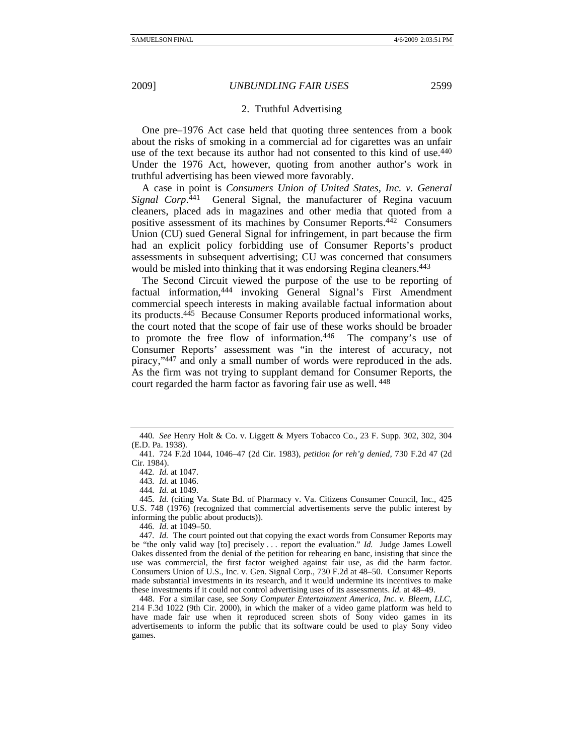### 2. Truthful Advertising

One pre–1976 Act case held that quoting three sentences from a book about the risks of smoking in a commercial ad for cigarettes was an unfair use of the text because its author had not consented to this kind of use.[440] Under the 1976 Act, however, quoting from another author's work in truthful advertising has been viewed more favorably.

A case in point is *Consumers Union of United States, Inc. v. General Signal Corp*.[441] General Signal, the manufacturer of Regina vacuum cleaners, placed ads in magazines and other media that quoted from a positive assessment of its machines by Consumer Reports.[442] Consumers Union (CU) sued General Signal for infringement, in part because the firm had an explicit policy forbidding use of Consumer Reports's product assessments in subsequent advertising; CU was concerned that consumers would be misled into thinking that it was endorsing Regina cleaners.[443]

The Second Circuit viewed the purpose of the use to be reporting of factual information,[444] invoking General Signal's First Amendment commercial speech interests in making available factual information about its products.[445] Because Consumer Reports produced informational works, the court noted that the scope of fair use of these works should be broader to promote the free flow of information.[446] The company's use of Consumer Reports' assessment was "in the interest of accuracy, not piracy,"[447] and only a small number of words were reproduced in the ads. As the firm was not trying to supplant demand for Consumer Reports, the court regarded the harm factor as favoring fair use as well.[448]

---

440. *See* Henry Holt & Co. v. Liggett & Myers Tobacco Co., 23 F. Supp. 302, 302, 304 (E.D. Pa. 1938).

441. 724 F.2d 1044, 1046–47 (2d Cir. 1983), *petition for reh'g denied*, 730 F.2d 47 (2d Cir. 1984).

442. *Id.* at 1047.

443. *Id.* at 1046.

444. *Id.* at 1049.

445. *Id.* (citing Va. State Bd. of Pharmacy v. Va. Citizens Consumer Council, Inc., 425 U.S. 748 (1976) (recognized that commercial advertisements serve the public interest by informing the public about products)).

446. *Id.* at 1049–50.

447. *Id.* The court pointed out that copying the exact words from Consumer Reports may be "the only valid way [to] precisely . . . report the evaluation." *Id.* Judge James Lowell Oakes dissented from the denial of the petition for rehearing en banc, insisting that since the use was commercial, the first factor weighed against fair use, as did the harm factor. Consumers Union of U.S., Inc. v. Gen. Signal Corp., 730 F.2d at 48–50. Consumer Reports made substantial investments in its research, and it would undermine its incentives to make these investments if it could not control advertising uses of its assessments. *Id.* at 48–49.

448. For a similar case, see *Sony Computer Entertainment America, Inc. v. Bleem, LLC*, 214 F.3d 1022 (9th Cir. 2000), in which the maker of a video game platform was held to have made fair use when it reproduced screen shots of Sony video games in its advertisements to inform the public that its software could be used to play Sony video games.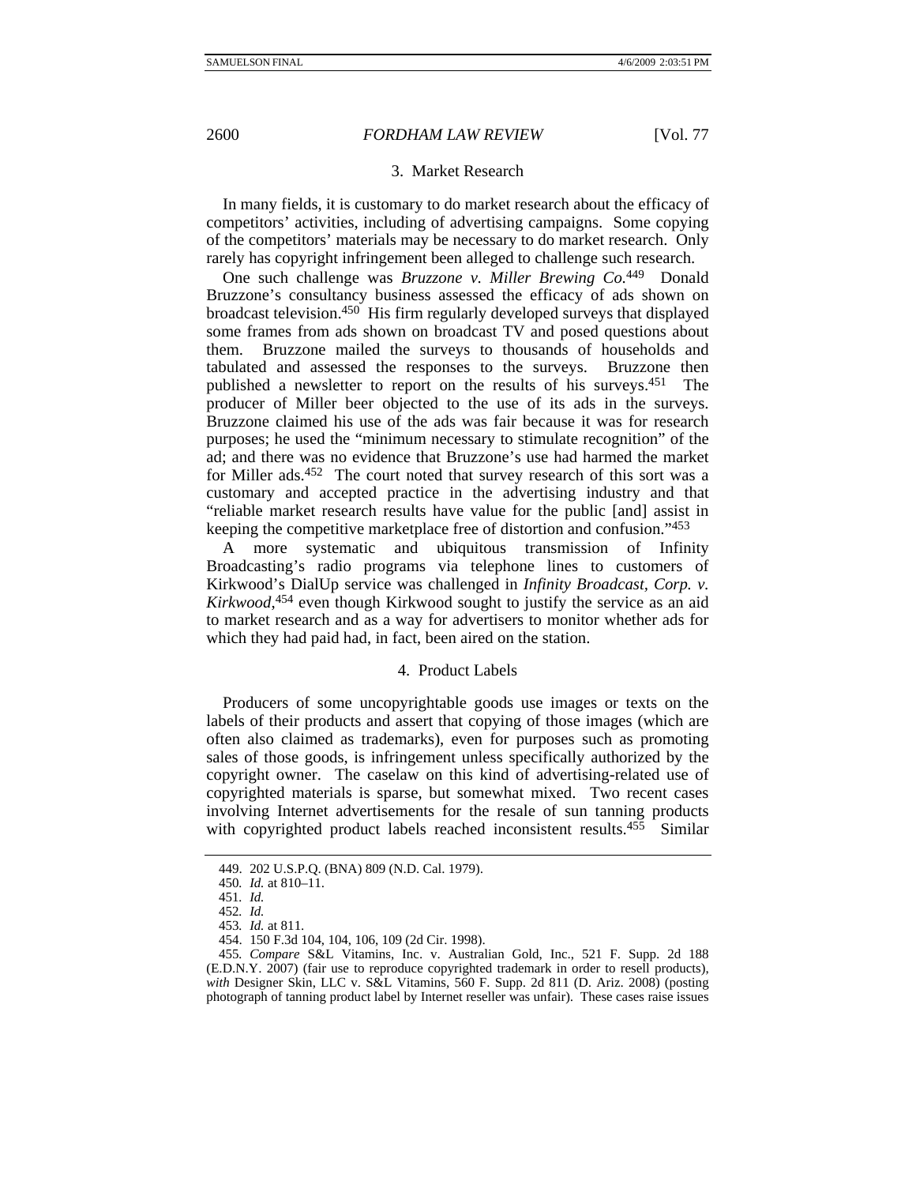### 3. Market Research

In many fields, it is customary to do market research about the efficacy of competitors' activities, including of advertising campaigns. Some copying of the competitors' materials may be necessary to do market research. Only rarely has copyright infringement been alleged to challenge such research.

One such challenge was *Bruzzone v. Miller Brewing Co.*[449] Donald Bruzzone's consultancy business assessed the efficacy of ads shown on broadcast television.[450] His firm regularly developed surveys that displayed some frames from ads shown on broadcast TV and posed questions about them. Bruzzone mailed the surveys to thousands of households and tabulated and assessed the responses to the surveys. Bruzzone then published a newsletter to report on the results of his surveys.[451] The producer of Miller beer objected to the use of its ads in the surveys. Bruzzone claimed his use of the ads was fair because it was for research purposes; he used the "minimum necessary to stimulate recognition" of the ad; and there was no evidence that Bruzzone's use had harmed the market for Miller ads.[452] The court noted that survey research of this sort was a customary and accepted practice in the advertising industry and that "reliable market research results have value for the public [and] assist in keeping the competitive marketplace free of distortion and confusion."[453]

A more systematic and ubiquitous transmission of Infinity Broadcasting's radio programs via telephone lines to customers of Kirkwood's DialUp service was challenged in *Infinity Broadcast, Corp. v. Kirkwood*,[454] even though Kirkwood sought to justify the service as an aid to market research and as a way for advertisers to monitor whether ads for which they had paid had, in fact, been aired on the station.

### 4. Product Labels

Producers of some uncopyrightable goods use images or texts on the labels of their products and assert that copying of those images (which are often also claimed as trademarks), even for purposes such as promoting sales of those goods, is infringement unless specifically authorized by the copyright owner. The caselaw on this kind of advertising-related use of copyrighted materials is sparse, but somewhat mixed. Two recent cases involving Internet advertisements for the resale of sun tanning products with copyrighted product labels reached inconsistent results.[455] Similar

---

449. 202 U.S.P.Q. (BNA) 809 (N.D. Cal. 1979).

450. *Id.* at 810–11.

451. *Id.*

452. *Id.*

453. *Id.* at 811.

454. 150 F.3d 104, 104, 106, 109 (2d Cir. 1998).

455. *Compare* S&L Vitamins, Inc. v. Australian Gold, Inc., 521 F. Supp. 2d 188 (E.D.N.Y. 2007) (fair use to reproduce copyrighted trademark in order to resell products), *with* Designer Skin, LLC v. S&L Vitamins, 560 F. Supp. 2d 811 (D. Ariz. 2008) (posting photograph of tanning product label by Internet reseller was unfair). These cases raise issues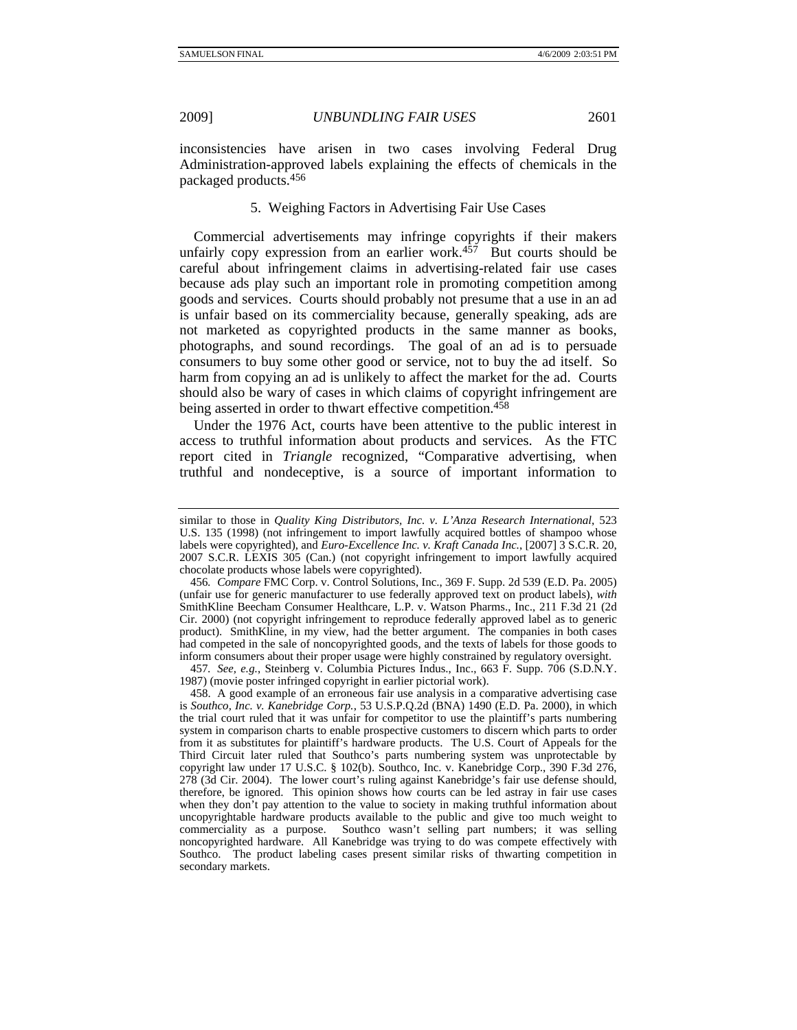inconsistencies have arisen in two cases involving Federal Drug Administration-approved labels explaining the effects of chemicals in the packaged products.[456]

### 5. Weighing Factors in Advertising Fair Use Cases

Commercial advertisements may infringe copyrights if their makers unfairly copy expression from an earlier work.[457] But courts should be careful about infringement claims in advertising-related fair use cases because ads play such an important role in promoting competition among goods and services. Courts should probably not presume that a use in an ad is unfair based on its commerciality because, generally speaking, ads are not marketed as copyrighted products in the same manner as books, photographs, and sound recordings. The goal of an ad is to persuade consumers to buy some other good or service, not to buy the ad itself. So harm from copying an ad is unlikely to affect the market for the ad. Courts should also be wary of cases in which claims of copyright infringement are being asserted in order to thwart effective competition.[458]

Under the 1976 Act, courts have been attentive to the public interest in access to truthful information about products and services. As the FTC report cited in *Triangle* recognized, "Comparative advertising, when truthful and nondeceptive, is a source of important information to

---

similar to those in *Quality King Distributors, Inc. v. L'Anza Research International*, 523 U.S. 135 (1998) (not infringement to import lawfully acquired bottles of shampoo whose labels were copyrighted), and *Euro-Excellence Inc. v. Kraft Canada Inc.*, [2007] 3 S.C.R. 20, 2007 S.C.R. LEXIS 305 (Can.) (not copyright infringement to import lawfully acquired chocolate products whose labels were copyrighted).

456. *Compare* FMC Corp. v. Control Solutions, Inc., 369 F. Supp. 2d 539 (E.D. Pa. 2005) (unfair use for generic manufacturer to use federally approved text on product labels), *with* SmithKline Beecham Consumer Healthcare, L.P. v. Watson Pharms., Inc., 211 F.3d 21 (2d Cir. 2000) (not copyright infringement to reproduce federally approved label as to generic product). SmithKline, in my view, had the better argument. The companies in both cases had competed in the sale of noncopyrighted goods, and the texts of labels for those goods to inform consumers about their proper usage were highly constrained by regulatory oversight.

457. *See, e.g.*, Steinberg v. Columbia Pictures Indus., Inc., 663 F. Supp. 706 (S.D.N.Y. 1987) (movie poster infringed copyright in earlier pictorial work).

458. A good example of an erroneous fair use analysis in a comparative advertising case is *Southco, Inc. v. Kanebridge Corp.*, 53 U.S.P.Q.2d (BNA) 1490 (E.D. Pa. 2000), in which the trial court ruled that it was unfair for competitor to use the plaintiff's parts numbering system in comparison charts to enable prospective customers to discern which parts to order from it as substitutes for plaintiff's hardware products. The U.S. Court of Appeals for the Third Circuit later ruled that Southco's parts numbering system was unprotectable by copyright law under 17 U.S.C. § 102(b). Southco, Inc. v. Kanebridge Corp., 390 F.3d 276, 278 (3d Cir. 2004). The lower court's ruling against Kanebridge's fair use defense should, therefore, be ignored. This opinion shows how courts can be led astray in fair use cases when they don't pay attention to the value to society in making truthful information about uncopyrightable hardware products available to the public and give too much weight to commerciality as a purpose. Southco wasn't selling part numbers; it was selling noncopyrighted hardware. All Kanebridge was trying to do was compete effectively with Southco. The product labeling cases present similar risks of thwarting competition in secondary markets.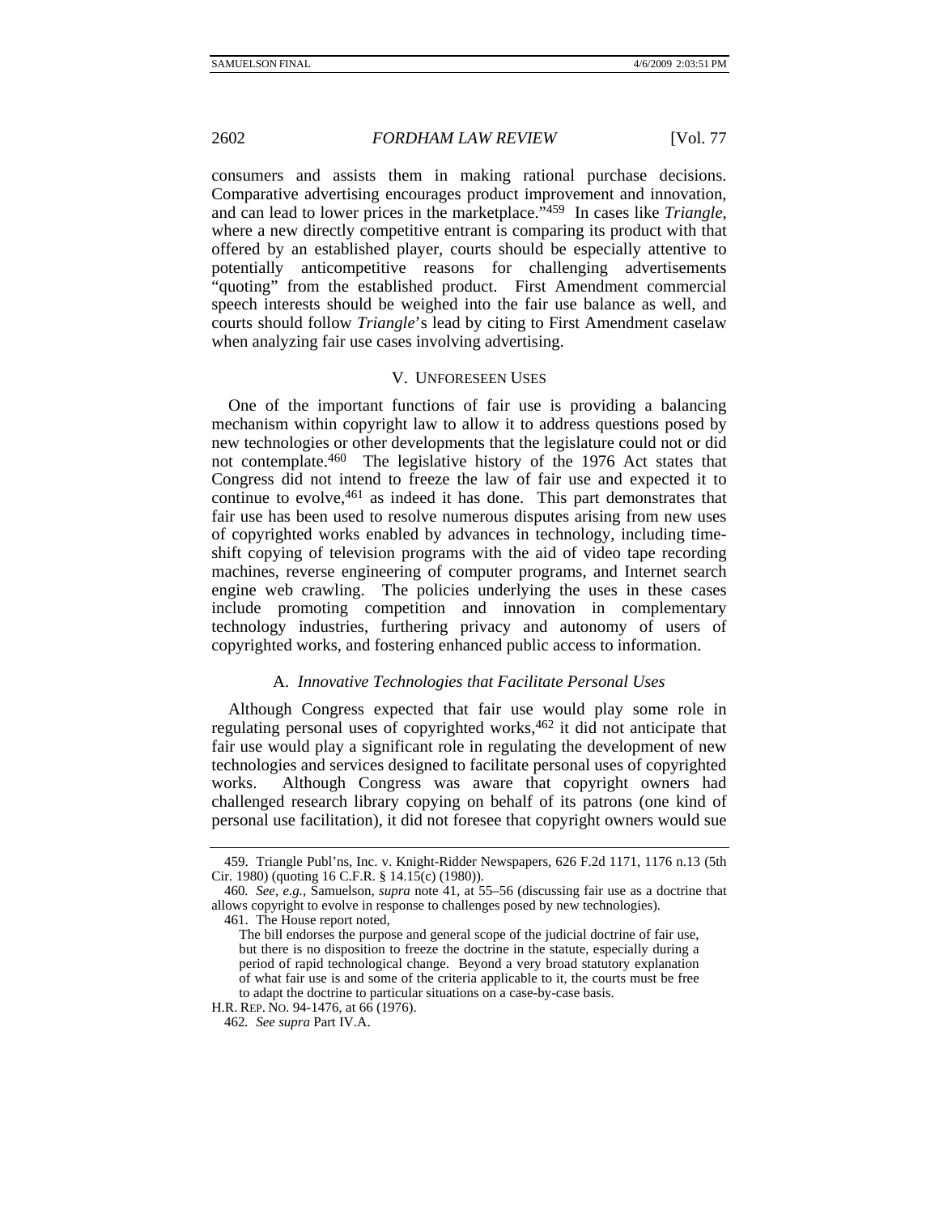consumers and assists them in making rational purchase decisions. Comparative advertising encourages product improvement and innovation, and can lead to lower prices in the marketplace."[459] In cases like *Triangle*, where a new directly competitive entrant is comparing its product with that offered by an established player, courts should be especially attentive to potentially anticompetitive reasons for challenging advertisements "quoting" from the established product. First Amendment commercial speech interests should be weighed into the fair use balance as well, and courts should follow *Triangle*'s lead by citing to First Amendment caselaw when analyzing fair use cases involving advertising.

## V. UNFORESEEN USES

One of the important functions of fair use is providing a balancing mechanism within copyright law to allow it to address questions posed by new technologies or other developments that the legislature could not or did not contemplate.[460] The legislative history of the 1976 Act states that Congress did not intend to freeze the law of fair use and expected it to continue to evolve,[461] as indeed it has done. This part demonstrates that fair use has been used to resolve numerous disputes arising from new uses of copyrighted works enabled by advances in technology, including time-shift copying of television programs with the aid of video tape recording machines, reverse engineering of computer programs, and Internet search engine web crawling. The policies underlying the uses in these cases include promoting competition and innovation in complementary technology industries, furthering privacy and autonomy of users of copyrighted works, and fostering enhanced public access to information.

### A. *Innovative Technologies that Facilitate Personal Uses*

Although Congress expected that fair use would play some role in regulating personal uses of copyrighted works,[462] it did not anticipate that fair use would play a significant role in regulating the development of new technologies and services designed to facilitate personal uses of copyrighted works. Although Congress was aware that copyright owners had challenged research library copying on behalf of its patrons (one kind of personal use facilitation), it did not foresee that copyright owners would sue

---

459. Triangle Publ'ns, Inc. v. Knight-Ridder Newspapers, 626 F.2d 1171, 1176 n.13 (5th Cir. 1980) (quoting 16 C.F.R. § 14.15(c) (1980)).

460. *See, e.g.*, Samuelson, *supra* note 41, at 55–56 (discussing fair use as a doctrine that allows copyright to evolve in response to challenges posed by new technologies).

461. The House report noted,

> The bill endorses the purpose and general scope of the judicial doctrine of fair use, but there is no disposition to freeze the doctrine in the statute, especially during a period of rapid technological change. Beyond a very broad statutory explanation of what fair use is and some of the criteria applicable to it, the courts must be free to adapt the doctrine to particular situations on a case-by-case basis.

H.R. REP. NO. 94-1476, at 66 (1976).

462. *See supra* Part IV.A.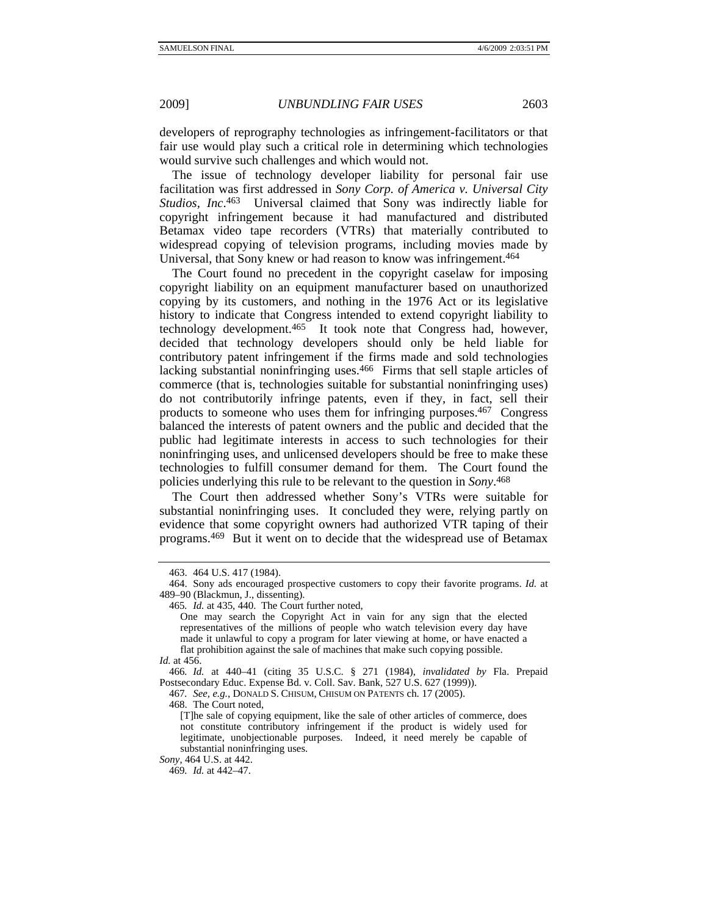developers of reprography technologies as infringement-facilitators or that fair use would play such a critical role in determining which technologies would survive such challenges and which would not.

The issue of technology developer liability for personal fair use facilitation was first addressed in *Sony Corp. of America v. Universal City Studios, Inc*.[463] Universal claimed that Sony was indirectly liable for copyright infringement because it had manufactured and distributed Betamax video tape recorders (VTRs) that materially contributed to widespread copying of television programs, including movies made by Universal, that Sony knew or had reason to know was infringement.[464]

The Court found no precedent in the copyright caselaw for imposing copyright liability on an equipment manufacturer based on unauthorized copying by its customers, and nothing in the 1976 Act or its legislative history to indicate that Congress intended to extend copyright liability to technology development.[465] It took note that Congress had, however, decided that technology developers should only be held liable for contributory patent infringement if the firms made and sold technologies lacking substantial noninfringing uses.[466] Firms that sell staple articles of commerce (that is, technologies suitable for substantial noninfringing uses) do not contributorily infringe patents, even if they, in fact, sell their products to someone who uses them for infringing purposes.[467] Congress balanced the interests of patent owners and the public and decided that the public had legitimate interests in access to such technologies for their noninfringing uses, and unlicensed developers should be free to make these technologies to fulfill consumer demand for them. The Court found the policies underlying this rule to be relevant to the question in *Sony*.[468]

The Court then addressed whether Sony's VTRs were suitable for substantial noninfringing uses. It concluded they were, relying partly on evidence that some copyright owners had authorized VTR taping of their programs.[469] But it went on to decide that the widespread use of Betamax

---

463. 464 U.S. 417 (1984).

464. Sony ads encouraged prospective customers to copy their favorite programs. *Id.* at 489–90 (Blackmun, J., dissenting).

465. *Id.* at 435, 440. The Court further noted,

> One may search the Copyright Act in vain for any sign that the elected representatives of the millions of people who watch television every day have made it unlawful to copy a program for later viewing at home, or have enacted a flat prohibition against the sale of machines that make such copying possible.

*Id.* at 456.

466. *Id.* at 440–41 (citing 35 U.S.C. § 271 (1984), *invalidated by* Fla. Prepaid Postsecondary Educ. Expense Bd. v. Coll. Sav. Bank, 527 U.S. 627 (1999)).

467. *See, e.g.*, DONALD S. CHISUM, CHISUM ON PATENTS ch. 17 (2005).

468. The Court noted,

> [T]he sale of copying equipment, like the sale of other articles of commerce, does not constitute contributory infringement if the product is widely used for legitimate, unobjectionable purposes. Indeed, it need merely be capable of substantial noninfringing uses.

*Sony*, 464 U.S. at 442.

469. *Id.* at 442–47.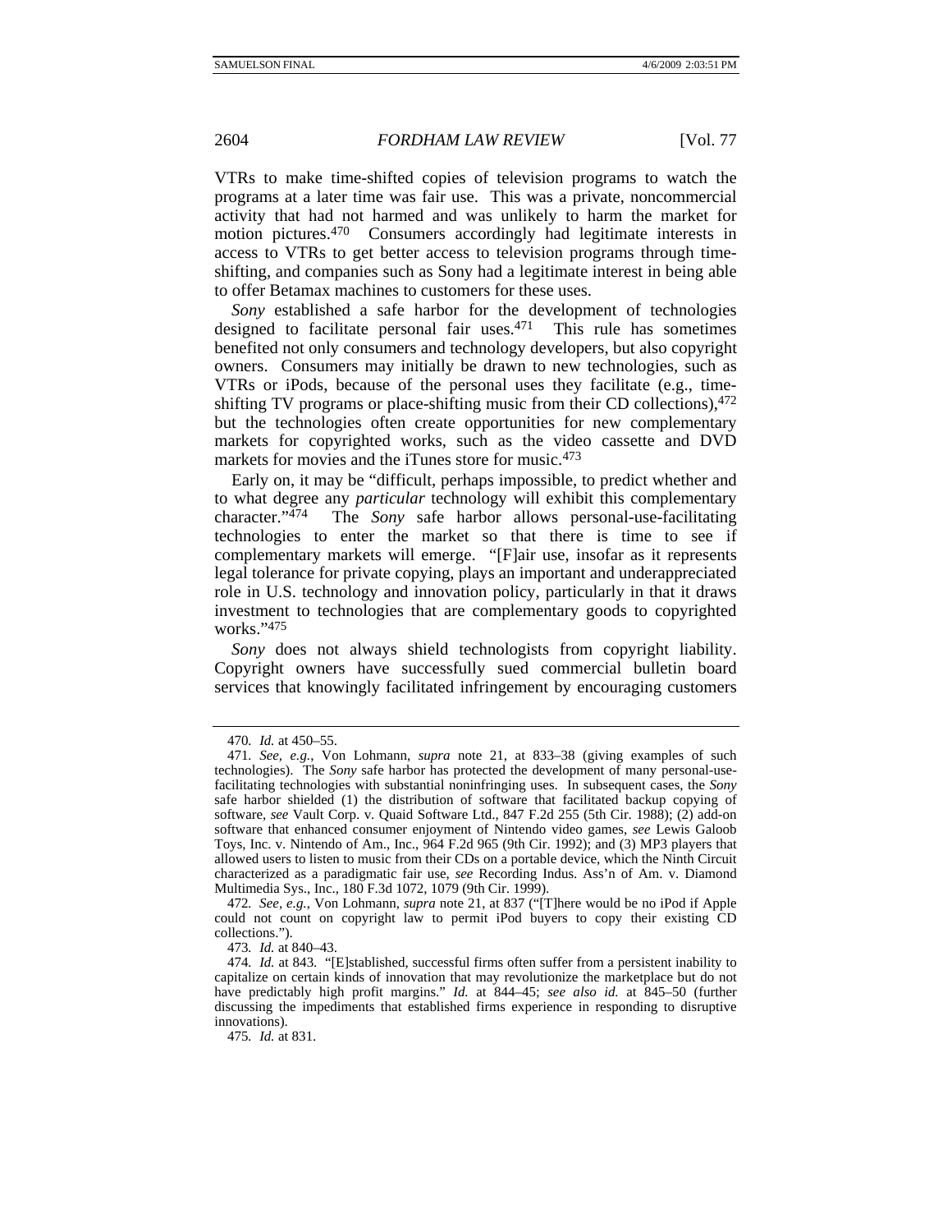VTRs to make time-shifted copies of television programs to watch the programs at a later time was fair use. This was a private, noncommercial activity that had not harmed and was unlikely to harm the market for motion pictures.[470] Consumers accordingly had legitimate interests in access to VTRs to get better access to television programs through time-shifting, and companies such as Sony had a legitimate interest in being able to offer Betamax machines to customers for these uses.

*Sony* established a safe harbor for the development of technologies designed to facilitate personal fair uses.[471] This rule has sometimes benefited not only consumers and technology developers, but also copyright owners. Consumers may initially be drawn to new technologies, such as VTRs or iPods, because of the personal uses they facilitate (e.g., time-shifting TV programs or place-shifting music from their CD collections),[472] but the technologies often create opportunities for new complementary markets for copyrighted works, such as the video cassette and DVD markets for movies and the iTunes store for music.[473]

Early on, it may be "difficult, perhaps impossible, to predict whether and to what degree any *particular* technology will exhibit this complementary character."[474] The *Sony* safe harbor allows personal-use-facilitating technologies to enter the market so that there is time to see if complementary markets will emerge. "[F]air use, insofar as it represents legal tolerance for private copying, plays an important and underappreciated role in U.S. technology and innovation policy, particularly in that it draws investment to technologies that are complementary goods to copyrighted works."[475]

*Sony* does not always shield technologists from copyright liability. Copyright owners have successfully sued commercial bulletin board services that knowingly facilitated infringement by encouraging customers

---

470. *Id.* at 450–55.

471. *See, e.g.*, Von Lohmann, *supra* note 21, at 833–38 (giving examples of such technologies). The *Sony* safe harbor has protected the development of many personal-use-facilitating technologies with substantial noninfringing uses. In subsequent cases, the *Sony* safe harbor shielded (1) the distribution of software that facilitated backup copying of software, *see* Vault Corp. v. Quaid Software Ltd., 847 F.2d 255 (5th Cir. 1988); (2) add-on software that enhanced consumer enjoyment of Nintendo video games, *see* Lewis Galoob Toys, Inc. v. Nintendo of Am., Inc., 964 F.2d 965 (9th Cir. 1992); and (3) MP3 players that allowed users to listen to music from their CDs on a portable device, which the Ninth Circuit characterized as a paradigmatic fair use, *see* Recording Indus. Ass'n of Am. v. Diamond Multimedia Sys., Inc., 180 F.3d 1072, 1079 (9th Cir. 1999).

472. *See, e.g.*, Von Lohmann, *supra* note 21, at 837 ("[T]here would be no iPod if Apple could not count on copyright law to permit iPod buyers to copy their existing CD collections.").

473. *Id.* at 840–43.

474. *Id.* at 843. "[E]stablished, successful firms often suffer from a persistent inability to capitalize on certain kinds of innovation that may revolutionize the marketplace but do not have predictably high profit margins." *Id.* at 844–45; *see also id.* at 845–50 (further discussing the impediments that established firms experience in responding to disruptive innovations).

475. *Id.* at 831.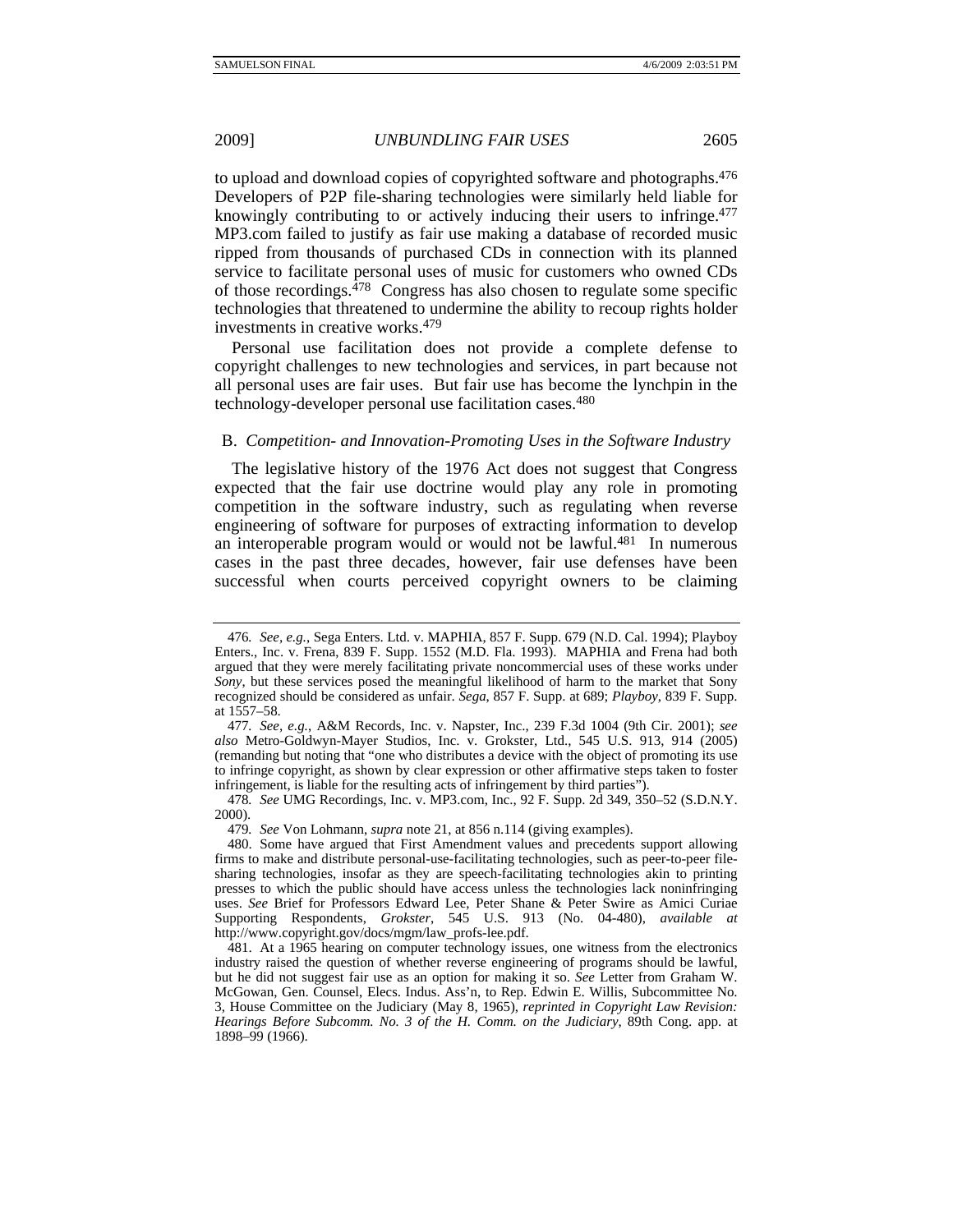to upload and download copies of copyrighted software and photographs.[476] Developers of P2P file-sharing technologies were similarly held liable for knowingly contributing to or actively inducing their users to infringe.[477] MP3.com failed to justify as fair use making a database of recorded music ripped from thousands of purchased CDs in connection with its planned service to facilitate personal uses of music for customers who owned CDs of those recordings.[478] Congress has also chosen to regulate some specific technologies that threatened to undermine the ability to recoup rights holder investments in creative works.[479]

Personal use facilitation does not provide a complete defense to copyright challenges to new technologies and services, in part because not all personal uses are fair uses. But fair use has become the lynchpin in the technology-developer personal use facilitation cases.[480]

### B. *Competition- and Innovation-Promoting Uses in the Software Industry*

The legislative history of the 1976 Act does not suggest that Congress expected that the fair use doctrine would play any role in promoting competition in the software industry, such as regulating when reverse engineering of software for purposes of extracting information to develop an interoperable program would or would not be lawful.[481] In numerous cases in the past three decades, however, fair use defenses have been successful when courts perceived copyright owners to be claiming

---

476. *See, e.g.*, Sega Enters. Ltd. v. MAPHIA, 857 F. Supp. 679 (N.D. Cal. 1994); Playboy Enters., Inc. v. Frena, 839 F. Supp. 1552 (M.D. Fla. 1993). MAPHIA and Frena had both argued that they were merely facilitating private noncommercial uses of these works under *Sony*, but these services posed the meaningful likelihood of harm to the market that Sony recognized should be considered as unfair. *Sega*, 857 F. Supp. at 689; *Playboy*, 839 F. Supp. at 1557–58.

477. *See, e.g.*, A&M Records, Inc. v. Napster, Inc., 239 F.3d 1004 (9th Cir. 2001); *see also* Metro-Goldwyn-Mayer Studios, Inc. v. Grokster, Ltd., 545 U.S. 913, 914 (2005) (remanding but noting that "one who distributes a device with the object of promoting its use to infringe copyright, as shown by clear expression or other affirmative steps taken to foster infringement, is liable for the resulting acts of infringement by third parties").

478. *See* UMG Recordings, Inc. v. MP3.com, Inc., 92 F. Supp. 2d 349, 350–52 (S.D.N.Y. 2000).

479. *See* Von Lohmann, *supra* note 21, at 856 n.114 (giving examples).

480. Some have argued that First Amendment values and precedents support allowing firms to make and distribute personal-use-facilitating technologies, such as peer-to-peer file-sharing technologies, insofar as they are speech-facilitating technologies akin to printing presses to which the public should have access unless the technologies lack noninfringing uses. *See* Brief for Professors Edward Lee, Peter Shane & Peter Swire as Amici Curiae Supporting Respondents, *Grokster*, 545 U.S. 913 (No. 04-480), *available at* http://www.copyright.gov/docs/mgm/law_profs-lee.pdf.

481. At a 1965 hearing on computer technology issues, one witness from the electronics industry raised the question of whether reverse engineering of programs should be lawful, but he did not suggest fair use as an option for making it so. *See* Letter from Graham W. McGowan, Gen. Counsel, Elecs. Indus. Ass'n, to Rep. Edwin E. Willis, Subcommittee No. 3, House Committee on the Judiciary (May 8, 1965), *reprinted in Copyright Law Revision: Hearings Before Subcomm. No. 3 of the H. Comm. on the Judiciary*, 89th Cong. app. at 1898–99 (1966).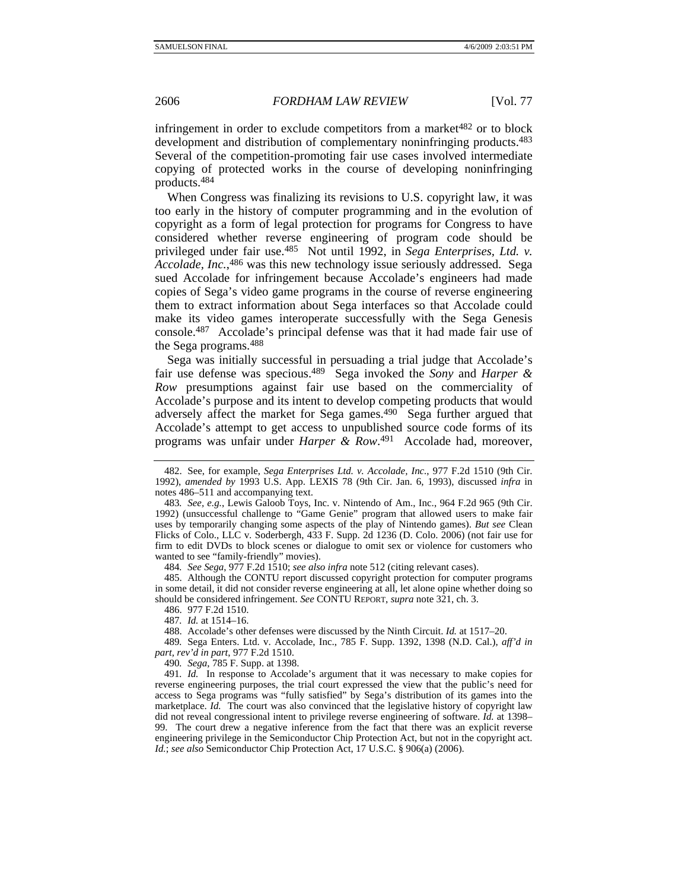infringement in order to exclude competitors from a market[482] or to block development and distribution of complementary noninfringing products.[483] Several of the competition-promoting fair use cases involved intermediate copying of protected works in the course of developing noninfringing products.[484]

When Congress was finalizing its revisions to U.S. copyright law, it was too early in the history of computer programming and in the evolution of copyright as a form of legal protection for programs for Congress to have considered whether reverse engineering of program code should be privileged under fair use.[485] Not until 1992, in *Sega Enterprises, Ltd. v. Accolade, Inc.*,[486] was this new technology issue seriously addressed. Sega sued Accolade for infringement because Accolade's engineers had made copies of Sega's video game programs in the course of reverse engineering them to extract information about Sega interfaces so that Accolade could make its video games interoperate successfully with the Sega Genesis console.[487] Accolade's principal defense was that it had made fair use of the Sega programs.[488]

Sega was initially successful in persuading a trial judge that Accolade's fair use defense was specious.[489] Sega invoked the *Sony* and *Harper & Row* presumptions against fair use based on the commerciality of Accolade's purpose and its intent to develop competing products that would adversely affect the market for Sega games.[490] Sega further argued that Accolade's attempt to get access to unpublished source code forms of its programs was unfair under *Harper & Row*.[491] Accolade had, moreover,

---

482. See, for example, *Sega Enterprises Ltd. v. Accolade, Inc.*, 977 F.2d 1510 (9th Cir. 1992), *amended by* 1993 U.S. App. LEXIS 78 (9th Cir. Jan. 6, 1993), discussed *infra* in notes 486–511 and accompanying text.

483. *See, e.g.*, Lewis Galoob Toys, Inc. v. Nintendo of Am., Inc., 964 F.2d 965 (9th Cir. 1992) (unsuccessful challenge to "Game Genie" program that allowed users to make fair uses by temporarily changing some aspects of the play of Nintendo games). *But see* Clean Flicks of Colo., LLC v. Soderbergh, 433 F. Supp. 2d 1236 (D. Colo. 2006) (not fair use for firm to edit DVDs to block scenes or dialogue to omit sex or violence for customers who wanted to see "family-friendly" movies).

484. *See Sega*, 977 F.2d 1510; *see also infra* note 512 (citing relevant cases).

485. Although the CONTU report discussed copyright protection for computer programs in some detail, it did not consider reverse engineering at all, let alone opine whether doing so should be considered infringement. *See* CONTU REPORT, *supra* note 321, ch. 3.

486. 977 F.2d 1510.

487. *Id.* at 1514–16.

488. Accolade's other defenses were discussed by the Ninth Circuit. *Id.* at 1517–20.

489. Sega Enters. Ltd. v. Accolade, Inc., 785 F. Supp. 1392, 1398 (N.D. Cal.), *aff'd in part, rev'd in part*, 977 F.2d 1510.

490. *Sega*, 785 F. Supp. at 1398.

491. *Id.* In response to Accolade's argument that it was necessary to make copies for reverse engineering purposes, the trial court expressed the view that the public's need for access to Sega programs was "fully satisfied" by Sega's distribution of its games into the marketplace. *Id.* The court was also convinced that the legislative history of copyright law did not reveal congressional intent to privilege reverse engineering of software. *Id.* at 1398–99. The court drew a negative inference from the fact that there was an explicit reverse engineering privilege in the Semiconductor Chip Protection Act, but not in the copyright act. *Id.*; *see also* Semiconductor Chip Protection Act, 17 U.S.C. § 906(a) (2006).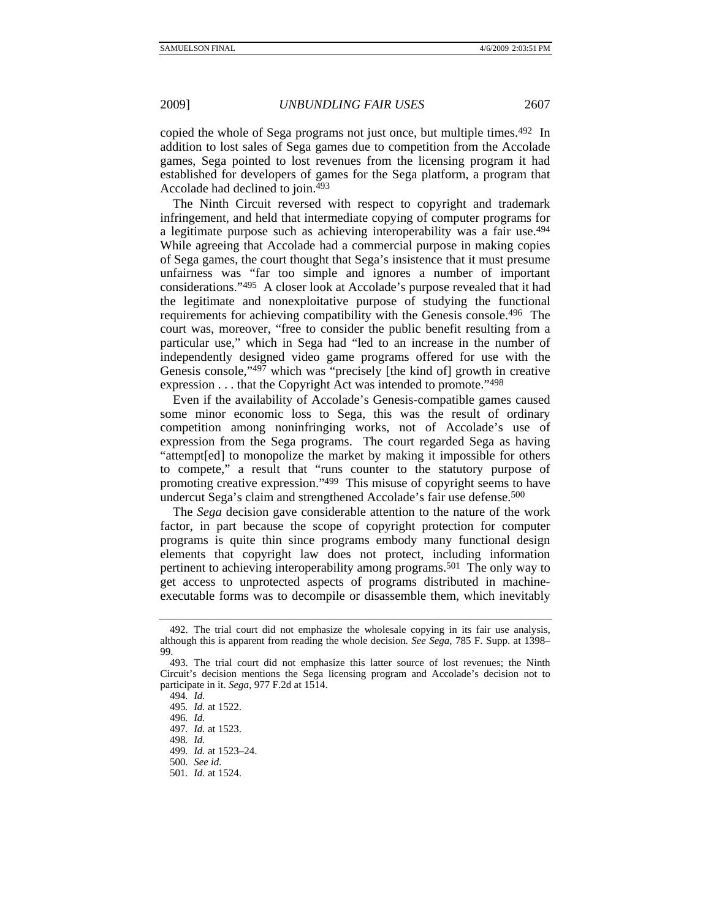copied the whole of Sega programs not just once, but multiple times.[492] In addition to lost sales of Sega games due to competition from the Accolade games, Sega pointed to lost revenues from the licensing program it had established for developers of games for the Sega platform, a program that Accolade had declined to join.[493]

The Ninth Circuit reversed with respect to copyright and trademark infringement, and held that intermediate copying of computer programs for a legitimate purpose such as achieving interoperability was a fair use.[494] While agreeing that Accolade had a commercial purpose in making copies of Sega games, the court thought that Sega's insistence that it must presume unfairness was "far too simple and ignores a number of important considerations."[495] A closer look at Accolade's purpose revealed that it had the legitimate and nonexploitative purpose of studying the functional requirements for achieving compatibility with the Genesis console.[496] The court was, moreover, "free to consider the public benefit resulting from a particular use," which in Sega had "led to an increase in the number of independently designed video game programs offered for use with the Genesis console,"[497] which was "precisely [the kind of] growth in creative expression . . . that the Copyright Act was intended to promote."[498]

Even if the availability of Accolade's Genesis-compatible games caused some minor economic loss to Sega, this was the result of ordinary competition among noninfringing works, not of Accolade's use of expression from the Sega programs. The court regarded Sega as having "attempt[ed] to monopolize the market by making it impossible for others to compete," a result that "runs counter to the statutory purpose of promoting creative expression."[499] This misuse of copyright seems to have undercut Sega's claim and strengthened Accolade's fair use defense.[500]

The *Sega* decision gave considerable attention to the nature of the work factor, in part because the scope of copyright protection for computer programs is quite thin since programs embody many functional design elements that copyright law does not protect, including information pertinent to achieving interoperability among programs.[501] The only way to get access to unprotected aspects of programs distributed in machine-executable forms was to decompile or disassemble them, which inevitably

---

492. The trial court did not emphasize the wholesale copying in its fair use analysis, although this is apparent from reading the whole decision. *See Sega*, 785 F. Supp. at 1398–99.

493. The trial court did not emphasize this latter source of lost revenues; the Ninth Circuit's decision mentions the Sega licensing program and Accolade's decision not to participate in it. *Sega*, 977 F.2d at 1514.

494. *Id.*

495. *Id.* at 1522.

496. *Id.*

497. *Id.* at 1523.

498. *Id.*

499. *Id.* at 1523–24.

500. *See id.*

501. *Id.* at 1524.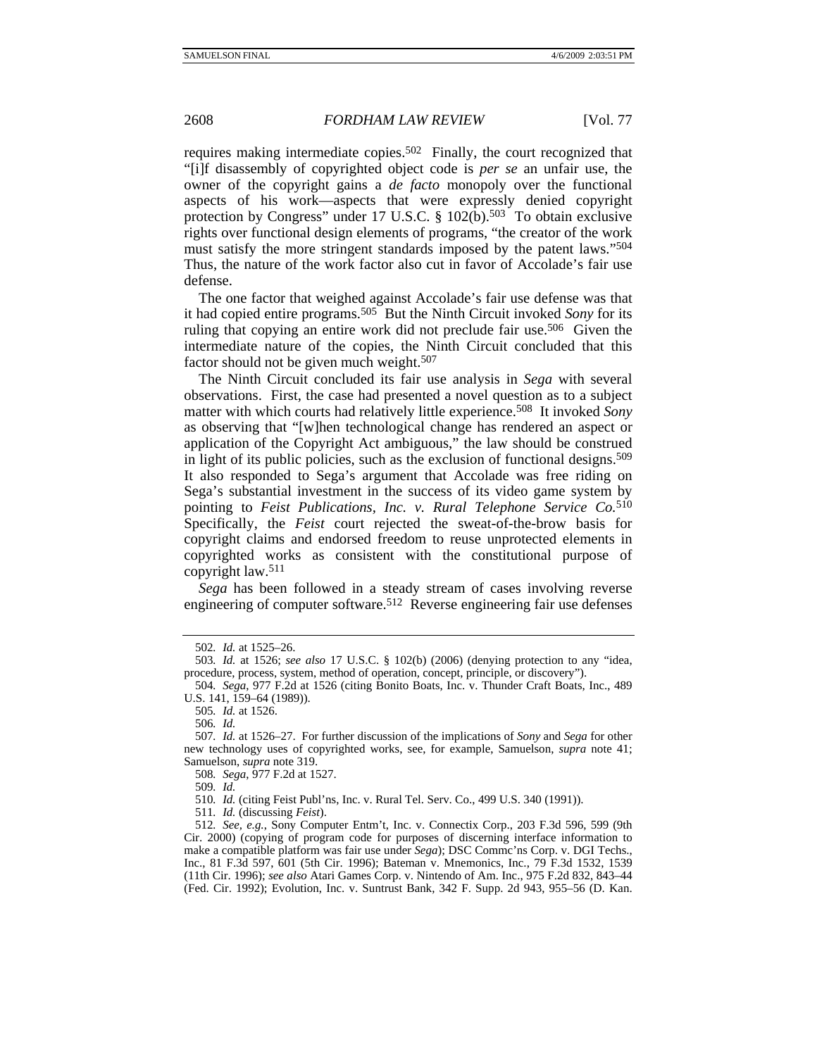requires making intermediate copies.[502] Finally, the court recognized that "[i]f disassembly of copyrighted object code is *per se* an unfair use, the owner of the copyright gains a *de facto* monopoly over the functional aspects of his work—aspects that were expressly denied copyright protection by Congress" under 17 U.S.C. § 102(b).[503] To obtain exclusive rights over functional design elements of programs, "the creator of the work must satisfy the more stringent standards imposed by the patent laws."[504] Thus, the nature of the work factor also cut in favor of Accolade's fair use defense.

The one factor that weighed against Accolade's fair use defense was that it had copied entire programs.[505] But the Ninth Circuit invoked *Sony* for its ruling that copying an entire work did not preclude fair use.[506] Given the intermediate nature of the copies, the Ninth Circuit concluded that this factor should not be given much weight.[507]

The Ninth Circuit concluded its fair use analysis in *Sega* with several observations. First, the case had presented a novel question as to a subject matter with which courts had relatively little experience.[508] It invoked *Sony* as observing that "[w]hen technological change has rendered an aspect or application of the Copyright Act ambiguous," the law should be construed in light of its public policies, such as the exclusion of functional designs.[509] It also responded to Sega's argument that Accolade was free riding on Sega's substantial investment in the success of its video game system by pointing to *Feist Publications, Inc. v. Rural Telephone Service Co.*[510] Specifically, the *Feist* court rejected the sweat-of-the-brow basis for copyright claims and endorsed freedom to reuse unprotected elements in copyrighted works as consistent with the constitutional purpose of copyright law.[511]

*Sega* has been followed in a steady stream of cases involving reverse engineering of computer software.[512] Reverse engineering fair use defenses

---

502. *Id.* at 1525–26.

503. *Id.* at 1526; *see also* 17 U.S.C. § 102(b) (2006) (denying protection to any "idea, procedure, process, system, method of operation, concept, principle, or discovery").

504. *Sega*, 977 F.2d at 1526 (citing Bonito Boats, Inc. v. Thunder Craft Boats, Inc., 489 U.S. 141, 159–64 (1989)).

505. *Id.* at 1526.

506. *Id.*

507. *Id.* at 1526–27. For further discussion of the implications of *Sony* and *Sega* for other new technology uses of copyrighted works, see, for example, Samuelson, *supra* note 41; Samuelson, *supra* note 319.

508. *Sega*, 977 F.2d at 1527.

509. *Id.*

510. *Id.* (citing Feist Publ'ns, Inc. v. Rural Tel. Serv. Co., 499 U.S. 340 (1991)).

511. *Id.* (discussing *Feist*).

512. *See, e.g.*, Sony Computer Entm't, Inc. v. Connectix Corp., 203 F.3d 596, 599 (9th Cir. 2000) (copying of program code for purposes of discerning interface information to make a compatible platform was fair use under *Sega*); DSC Commc'ns Corp. v. DGI Techs., Inc., 81 F.3d 597, 601 (5th Cir. 1996); Bateman v. Mnemonics, Inc., 79 F.3d 1532, 1539 (11th Cir. 1996); *see also* Atari Games Corp. v. Nintendo of Am. Inc., 975 F.2d 832, 843–44 (Fed. Cir. 1992); Evolution, Inc. v. Suntrust Bank, 342 F. Supp. 2d 943, 955–56 (D. Kan.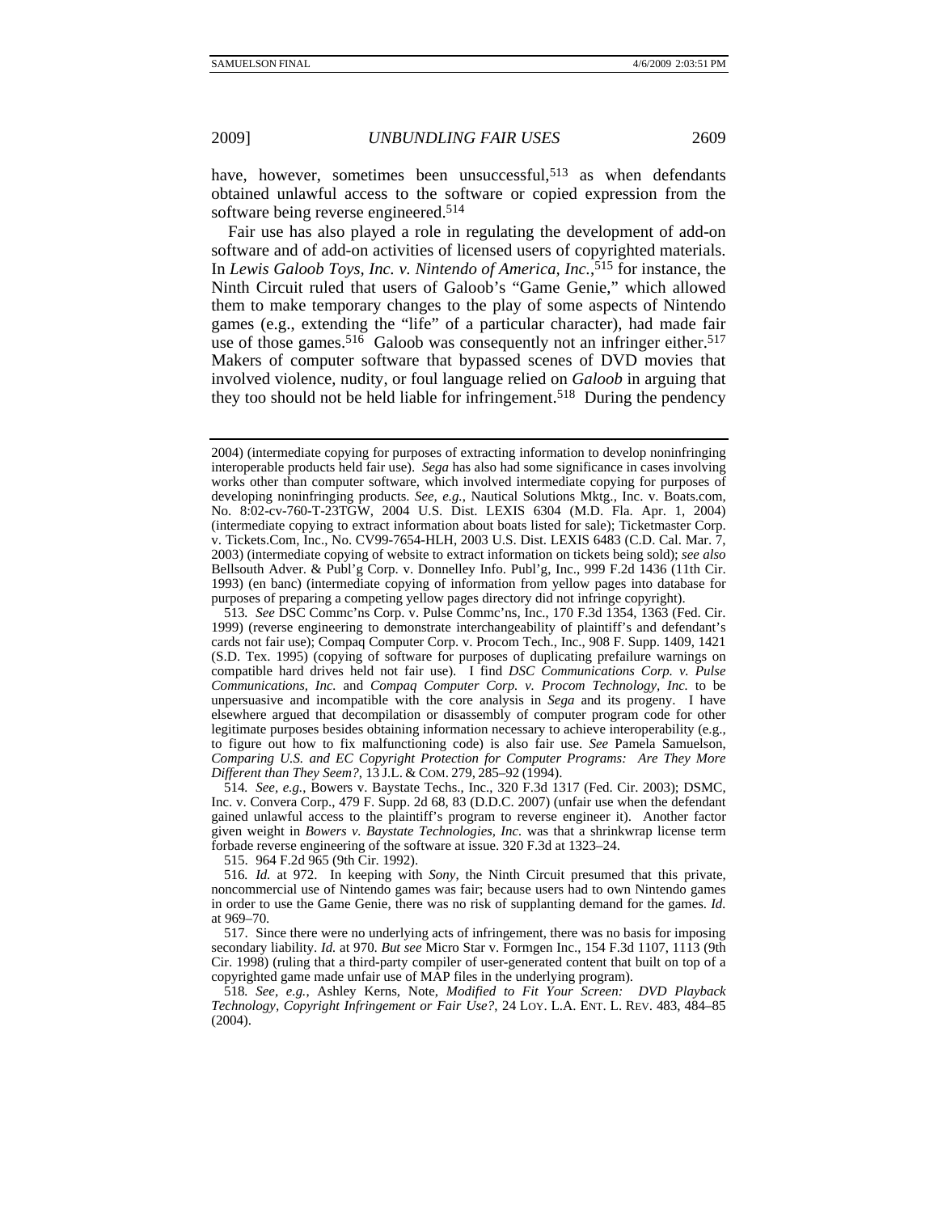have, however, sometimes been unsuccessful,[513] as when defendants obtained unlawful access to the software or copied expression from the software being reverse engineered.[514]

Fair use has also played a role in regulating the development of add-on software and of add-on activities of licensed users of copyrighted materials. In *Lewis Galoob Toys, Inc. v. Nintendo of America, Inc.*,[515] for instance, the Ninth Circuit ruled that users of Galoob's "Game Genie," which allowed them to make temporary changes to the play of some aspects of Nintendo games (e.g., extending the "life" of a particular character), had made fair use of those games.[516] Galoob was consequently not an infringer either.[517] Makers of computer software that bypassed scenes of DVD movies that involved violence, nudity, or foul language relied on *Galoob* in arguing that they too should not be held liable for infringement.[518] During the pendency

---

2004) (intermediate copying for purposes of extracting information to develop noninfringing interoperable products held fair use). *Sega* has also had some significance in cases involving works other than computer software, which involved intermediate copying for purposes of developing noninfringing products. *See, e.g.*, Nautical Solutions Mktg., Inc. v. Boats.com, No. 8:02-cv-760-T-23TGW, 2004 U.S. Dist. LEXIS 6304 (M.D. Fla. Apr. 1, 2004) (intermediate copying to extract information about boats listed for sale); Ticketmaster Corp. v. Tickets.Com, Inc., No. CV99-7654-HLH, 2003 U.S. Dist. LEXIS 6483 (C.D. Cal. Mar. 7, 2003) (intermediate copying of website to extract information on tickets being sold); *see also* Bellsouth Adver. & Publ'g Corp. v. Donnelley Info. Publ'g, Inc., 999 F.2d 1436 (11th Cir. 1993) (en banc) (intermediate copying of information from yellow pages into database for purposes of preparing a competing yellow pages directory did not infringe copyright).

513. *See* DSC Commc'ns Corp. v. Pulse Commc'ns, Inc., 170 F.3d 1354, 1363 (Fed. Cir. 1999) (reverse engineering to demonstrate interchangeability of plaintiff's and defendant's cards not fair use); Compaq Computer Corp. v. Procom Tech., Inc., 908 F. Supp. 1409, 1421 (S.D. Tex. 1995) (copying of software for purposes of duplicating prefailure warnings on compatible hard drives held not fair use). I find *DSC Communications Corp. v. Pulse Communications, Inc.* and *Compaq Computer Corp. v. Procom Technology, Inc.* to be unpersuasive and incompatible with the core analysis in *Sega* and its progeny. I have elsewhere argued that decompilation or disassembly of computer program code for other legitimate purposes besides obtaining information necessary to achieve interoperability (e.g., to figure out how to fix malfunctioning code) is also fair use. *See* Pamela Samuelson, *Comparing U.S. and EC Copyright Protection for Computer Programs: Are They More Different than They Seem?*, 13 J.L. & COM. 279, 285–92 (1994).

514. *See, e.g.*, Bowers v. Baystate Techs., Inc., 320 F.3d 1317 (Fed. Cir. 2003); DSMC, Inc. v. Convera Corp., 479 F. Supp. 2d 68, 83 (D.D.C. 2007) (unfair use when the defendant gained unlawful access to the plaintiff's program to reverse engineer it). Another factor given weight in *Bowers v. Baystate Technologies, Inc.* was that a shrinkwrap license term forbade reverse engineering of the software at issue. 320 F.3d at 1323–24.

515. 964 F.2d 965 (9th Cir. 1992).

516. *Id.* at 972. In keeping with *Sony*, the Ninth Circuit presumed that this private, noncommercial use of Nintendo games was fair; because users had to own Nintendo games in order to use the Game Genie, there was no risk of supplanting demand for the games. *Id.* at 969–70.

517. Since there were no underlying acts of infringement, there was no basis for imposing secondary liability. *Id.* at 970. *But see* Micro Star v. Formgen Inc., 154 F.3d 1107, 1113 (9th Cir. 1998) (ruling that a third-party compiler of user-generated content that built on top of a copyrighted game made unfair use of MAP files in the underlying program).

518. *See, e.g.*, Ashley Kerns, Note, *Modified to Fit Your Screen: DVD Playback Technology, Copyright Infringement or Fair Use?*, 24 LOY. L.A. ENT. L. REV. 483, 484–85 (2004).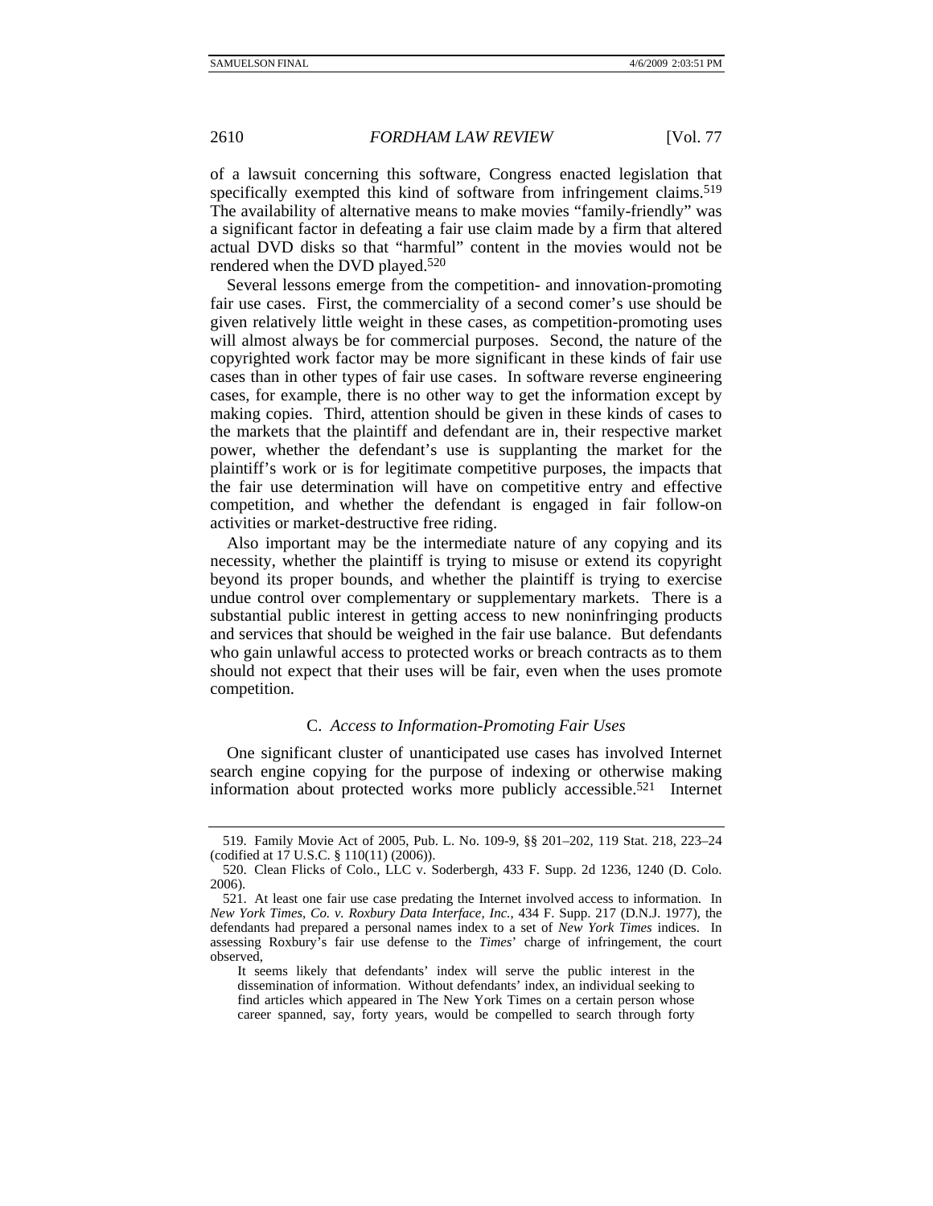of a lawsuit concerning this software, Congress enacted legislation that specifically exempted this kind of software from infringement claims.[519] The availability of alternative means to make movies "family-friendly" was a significant factor in defeating a fair use claim made by a firm that altered actual DVD disks so that "harmful" content in the movies would not be rendered when the DVD played.[520]

Several lessons emerge from the competition- and innovation-promoting fair use cases. First, the commerciality of a second comer's use should be given relatively little weight in these cases, as competition-promoting uses will almost always be for commercial purposes. Second, the nature of the copyrighted work factor may be more significant in these kinds of fair use cases than in other types of fair use cases. In software reverse engineering cases, for example, there is no other way to get the information except by making copies. Third, attention should be given in these kinds of cases to the markets that the plaintiff and defendant are in, their respective market power, whether the defendant's use is supplanting the market for the plaintiff's work or is for legitimate competitive purposes, the impacts that the fair use determination will have on competitive entry and effective competition, and whether the defendant is engaged in fair follow-on activities or market-destructive free riding.

Also important may be the intermediate nature of any copying and its necessity, whether the plaintiff is trying to misuse or extend its copyright beyond its proper bounds, and whether the plaintiff is trying to exercise undue control over complementary or supplementary markets. There is a substantial public interest in getting access to new noninfringing products and services that should be weighed in the fair use balance. But defendants who gain unlawful access to protected works or breach contracts as to them should not expect that their uses will be fair, even when the uses promote competition.

### C. *Access to Information-Promoting Fair Uses*

One significant cluster of unanticipated use cases has involved Internet search engine copying for the purpose of indexing or otherwise making information about protected works more publicly accessible.[521] Internet

---

519. Family Movie Act of 2005, Pub. L. No. 109-9, §§ 201–202, 119 Stat. 218, 223–24 (codified at 17 U.S.C. § 110(11) (2006)).

520. Clean Flicks of Colo., LLC v. Soderbergh, 433 F. Supp. 2d 1236, 1240 (D. Colo. 2006).

521. At least one fair use case predating the Internet involved access to information. In *New York Times, Co. v. Roxbury Data Interface, Inc.*, 434 F. Supp. 217 (D.N.J. 1977), the defendants had prepared a personal names index to a set of *New York Times* indices. In assessing Roxbury's fair use defense to the *Times*' charge of infringement, the court observed,

> It seems likely that defendants' index will serve the public interest in the dissemination of information. Without defendants' index, an individual seeking to find articles which appeared in The New York Times on a certain person whose career spanned, say, forty years, would be compelled to search through forty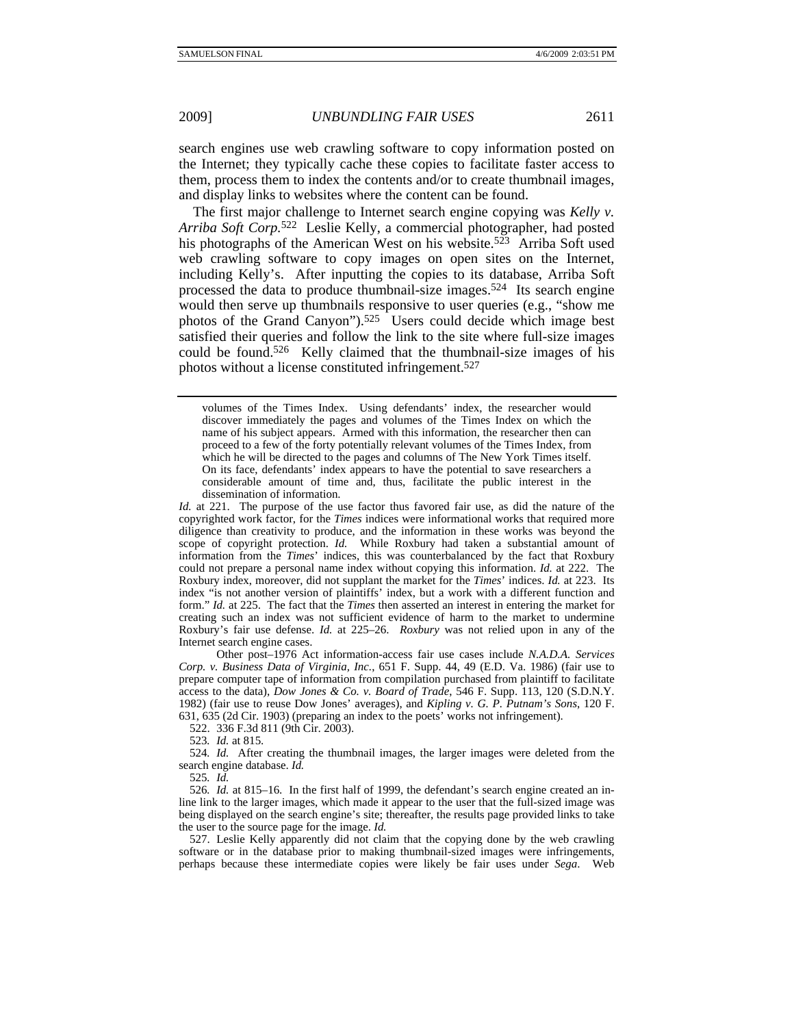search engines use web crawling software to copy information posted on the Internet; they typically cache these copies to facilitate faster access to them, process them to index the contents and/or to create thumbnail images, and display links to websites where the content can be found.

The first major challenge to Internet search engine copying was *Kelly v. Arriba Soft Corp.*[522] Leslie Kelly, a commercial photographer, had posted his photographs of the American West on his website.[523] Arriba Soft used web crawling software to copy images on open sites on the Internet, including Kelly's. After inputting the copies to its database, Arriba Soft processed the data to produce thumbnail-size images.[524] Its search engine would then serve up thumbnails responsive to user queries (e.g., "show me photos of the Grand Canyon").[525] Users could decide which image best satisfied their queries and follow the link to the site where full-size images could be found.[526] Kelly claimed that the thumbnail-size images of his photos without a license constituted infringement.[527]

---

> volumes of the Times Index. Using defendants' index, the researcher would discover immediately the pages and volumes of the Times Index on which the name of his subject appears. Armed with this information, the researcher then can proceed to a few of the forty potentially relevant volumes of the Times Index, from which he will be directed to the pages and columns of The New York Times itself. On its face, defendants' index appears to have the potential to save researchers a considerable amount of time and, thus, facilitate the public interest in the dissemination of information.

*Id.* at 221. The purpose of the use factor thus favored fair use, as did the nature of the copyrighted work factor, for the *Times* indices were informational works that required more diligence than creativity to produce, and the information in these works was beyond the scope of copyright protection. *Id.* While Roxbury had taken a substantial amount of information from the *Times*' indices, this was counterbalanced by the fact that Roxbury could not prepare a personal name index without copying this information. *Id.* at 222. The Roxbury index, moreover, did not supplant the market for the *Times*' indices. *Id.* at 223. Its index "is not another version of plaintiffs' index, but a work with a different function and form." *Id.* at 225. The fact that the *Times* then asserted an interest in entering the market for creating such an index was not sufficient evidence of harm to the market to undermine Roxbury's fair use defense. *Id.* at 225–26. *Roxbury* was not relied upon in any of the Internet search engine cases.

Other post–1976 Act information-access fair use cases include *N.A.D.A. Services Corp. v. Business Data of Virginia, Inc.*, 651 F. Supp. 44, 49 (E.D. Va. 1986) (fair use to prepare computer tape of information from compilation purchased from plaintiff to facilitate access to the data), *Dow Jones & Co. v. Board of Trade*, 546 F. Supp. 113, 120 (S.D.N.Y. 1982) (fair use to reuse Dow Jones' averages), and *Kipling v. G. P. Putnam's Sons*, 120 F. 631, 635 (2d Cir. 1903) (preparing an index to the poets' works not infringement).

522. 336 F.3d 811 (9th Cir. 2003).

523. *Id.* at 815.

524. *Id.* After creating the thumbnail images, the larger images were deleted from the search engine database. *Id.*

525. *Id.*

526. *Id.* at 815–16. In the first half of 1999, the defendant's search engine created an in-line link to the larger images, which made it appear to the user that the full-sized image was being displayed on the search engine's site; thereafter, the results page provided links to take the user to the source page for the image. *Id.*

527. Leslie Kelly apparently did not claim that the copying done by the web crawling software or in the database prior to making thumbnail-sized images were infringements, perhaps because these intermediate copies were likely be fair uses under *Sega*. Web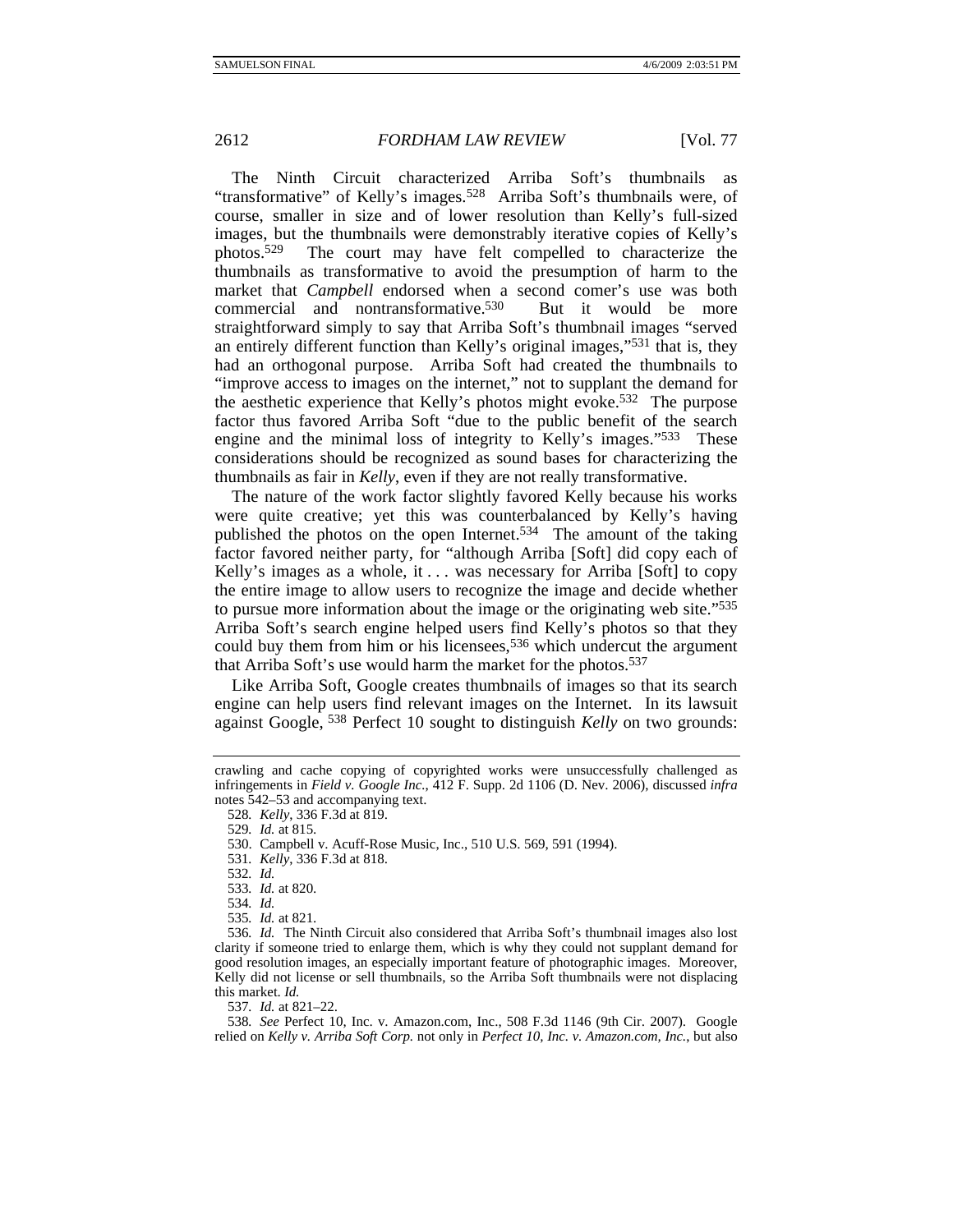The Ninth Circuit characterized Arriba Soft's thumbnails as "transformative" of Kelly's images.[528] Arriba Soft's thumbnails were, of course, smaller in size and of lower resolution than Kelly's full-sized images, but the thumbnails were demonstrably iterative copies of Kelly's photos.[529] The court may have felt compelled to characterize the thumbnails as transformative to avoid the presumption of harm to the market that *Campbell* endorsed when a second comer's use was both commercial and nontransformative.[530] But it would be more straightforward simply to say that Arriba Soft's thumbnail images "served an entirely different function than Kelly's original images,"[531] that is, they had an orthogonal purpose. Arriba Soft had created the thumbnails to "improve access to images on the internet," not to supplant the demand for the aesthetic experience that Kelly's photos might evoke.[532] The purpose factor thus favored Arriba Soft "due to the public benefit of the search engine and the minimal loss of integrity to Kelly's images."[533] These considerations should be recognized as sound bases for characterizing the thumbnails as fair in *Kelly*, even if they are not really transformative.

The nature of the work factor slightly favored Kelly because his works were quite creative; yet this was counterbalanced by Kelly's having published the photos on the open Internet.[534] The amount of the taking factor favored neither party, for "although Arriba [Soft] did copy each of Kelly's images as a whole, it . . . was necessary for Arriba [Soft] to copy the entire image to allow users to recognize the image and decide whether to pursue more information about the image or the originating web site."[535] Arriba Soft's search engine helped users find Kelly's photos so that they could buy them from him or his licensees,[536] which undercut the argument that Arriba Soft's use would harm the market for the photos.[537]

Like Arriba Soft, Google creates thumbnails of images so that its search engine can help users find relevant images on the Internet. In its lawsuit against Google, [538] Perfect 10 sought to distinguish *Kelly* on two grounds:

---

crawling and cache copying of copyrighted works were unsuccessfully challenged as infringements in *Field v. Google Inc.*, 412 F. Supp. 2d 1106 (D. Nev. 2006), discussed *infra* notes 542–53 and accompanying text.

528. *Kelly*, 336 F.3d at 819.

529. *Id.* at 815.

530. Campbell v. Acuff-Rose Music, Inc., 510 U.S. 569, 591 (1994).

531. *Kelly*, 336 F.3d at 818.

532. *Id.*

533. *Id.* at 820.

534. *Id.*

535. *Id.* at 821.

536. *Id.* The Ninth Circuit also considered that Arriba Soft's thumbnail images also lost clarity if someone tried to enlarge them, which is why they could not supplant demand for good resolution images, an especially important feature of photographic images. Moreover, Kelly did not license or sell thumbnails, so the Arriba Soft thumbnails were not displacing this market. *Id.*

537. *Id.* at 821–22.

538. *See* Perfect 10, Inc. v. Amazon.com, Inc., 508 F.3d 1146 (9th Cir. 2007). Google relied on *Kelly v. Arriba Soft Corp.* not only in *Perfect 10, Inc. v. Amazon.com, Inc.*, but also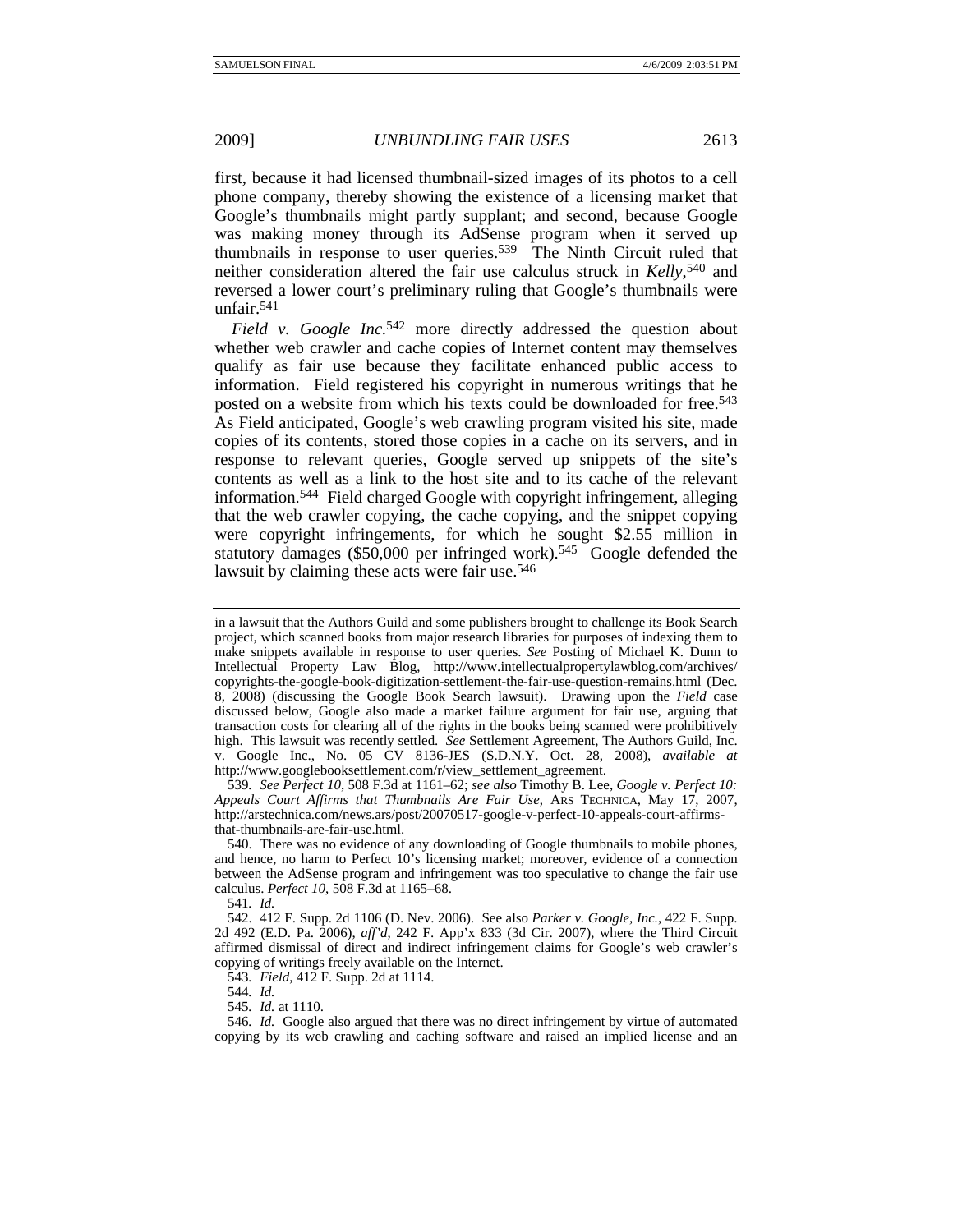first, because it had licensed thumbnail-sized images of its photos to a cell phone company, thereby showing the existence of a licensing market that Google's thumbnails might partly supplant; and second, because Google was making money through its AdSense program when it served up thumbnails in response to user queries.[539] The Ninth Circuit ruled that neither consideration altered the fair use calculus struck in *Kelly*,[540] and reversed a lower court's preliminary ruling that Google's thumbnails were unfair.[541]

*Field v. Google Inc.*[542] more directly addressed the question about whether web crawler and cache copies of Internet content may themselves qualify as fair use because they facilitate enhanced public access to information. Field registered his copyright in numerous writings that he posted on a website from which his texts could be downloaded for free.[543] As Field anticipated, Google's web crawling program visited his site, made copies of its contents, stored those copies in a cache on its servers, and in response to relevant queries, Google served up snippets of the site's contents as well as a link to the host site and to its cache of the relevant information.[544] Field charged Google with copyright infringement, alleging that the web crawler copying, the cache copying, and the snippet copying were copyright infringements, for which he sought $2.55 million in statutory damages ($50,000 per infringed work).[545] Google defended the lawsuit by claiming these acts were fair use.[546]

---

in a lawsuit that the Authors Guild and some publishers brought to challenge its Book Search project, which scanned books from major research libraries for purposes of indexing them to make snippets available in response to user queries. *See* Posting of Michael K. Dunn to Intellectual Property Law Blog, http://www.intellectualpropertylawblog.com/archives/copyrights-the-google-book-digitization-settlement-the-fair-use-question-remains.html (Dec. 8, 2008) (discussing the Google Book Search lawsuit). Drawing upon the *Field* case discussed below, Google also made a market failure argument for fair use, arguing that transaction costs for clearing all of the rights in the books being scanned were prohibitively high. This lawsuit was recently settled. *See* Settlement Agreement, The Authors Guild, Inc. v. Google Inc., No. 05 CV 8136-JES (S.D.N.Y. Oct. 28, 2008), *available at* http://www.googlebooksettlement.com/r/view_settlement_agreement.

539. *See Perfect 10*, 508 F.3d at 1161–62; *see also* Timothy B. Lee, *Google v. Perfect 10: Appeals Court Affirms that Thumbnails Are Fair Use*, ARS TECHNICA, May 17, 2007, http://arstechnica.com/news.ars/post/20070517-google-v-perfect-10-appeals-court-affirms-that-thumbnails-are-fair-use.html.

540. There was no evidence of any downloading of Google thumbnails to mobile phones, and hence, no harm to Perfect 10's licensing market; moreover, evidence of a connection between the AdSense program and infringement was too speculative to change the fair use calculus. *Perfect 10*, 508 F.3d at 1165–68.

541. *Id.*

542. 412 F. Supp. 2d 1106 (D. Nev. 2006). See also *Parker v. Google, Inc.*, 422 F. Supp. 2d 492 (E.D. Pa. 2006), *aff'd*, 242 F. App'x 833 (3d Cir. 2007), where the Third Circuit affirmed dismissal of direct and indirect infringement claims for Google's web crawler's copying of writings freely available on the Internet.

543. *Field*, 412 F. Supp. 2d at 1114.

544. *Id.*

545. *Id.* at 1110.

546. *Id.* Google also argued that there was no direct infringement by virtue of automated copying by its web crawling and caching software and raised an implied license and an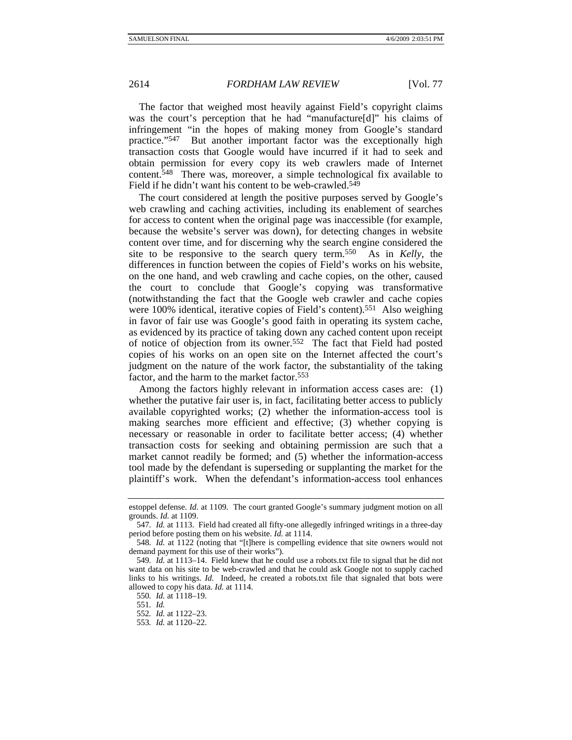The factor that weighed most heavily against Field's copyright claims was the court's perception that he had "manufacture[d]" his claims of infringement "in the hopes of making money from Google's standard practice."[547] But another important factor was the exceptionally high transaction costs that Google would have incurred if it had to seek and obtain permission for every copy its web crawlers made of Internet content.[548] There was, moreover, a simple technological fix available to Field if he didn't want his content to be web-crawled.[549]

The court considered at length the positive purposes served by Google's web crawling and caching activities, including its enablement of searches for access to content when the original page was inaccessible (for example, because the website's server was down), for detecting changes in website content over time, and for discerning why the search engine considered the site to be responsive to the search query term.[550] As in *Kelly*, the differences in function between the copies of Field's works on his website, on the one hand, and web crawling and cache copies, on the other, caused the court to conclude that Google's copying was transformative (notwithstanding the fact that the Google web crawler and cache copies were 100% identical, iterative copies of Field's content).[551] Also weighing in favor of fair use was Google's good faith in operating its system cache, as evidenced by its practice of taking down any cached content upon receipt of notice of objection from its owner.[552] The fact that Field had posted copies of his works on an open site on the Internet affected the court's judgment on the nature of the work factor, the substantiality of the taking factor, and the harm to the market factor.[553]

Among the factors highly relevant in information access cases are: (1) whether the putative fair user is, in fact, facilitating better access to publicly available copyrighted works; (2) whether the information-access tool is making searches more efficient and effective; (3) whether copying is necessary or reasonable in order to facilitate better access; (4) whether transaction costs for seeking and obtaining permission are such that a market cannot readily be formed; and (5) whether the information-access tool made by the defendant is superseding or supplanting the market for the plaintiff's work. When the defendant's information-access tool enhances

---

estoppel defense. *Id.* at 1109. The court granted Google's summary judgment motion on all grounds. *Id.* at 1109.

547. *Id.* at 1113. Field had created all fifty-one allegedly infringed writings in a three-day period before posting them on his website. *Id.* at 1114.

548. *Id.* at 1122 (noting that "[t]here is compelling evidence that site owners would not demand payment for this use of their works").

549. *Id.* at 1113–14. Field knew that he could use a robots.txt file to signal that he did not want data on his site to be web-crawled and that he could ask Google not to supply cached links to his writings. *Id.* Indeed, he created a robots.txt file that signaled that bots were allowed to copy his data. *Id.* at 1114.

550. *Id.* at 1118–19.

551. *Id.*

552. *Id.* at 1122–23.

553. *Id.* at 1120–22.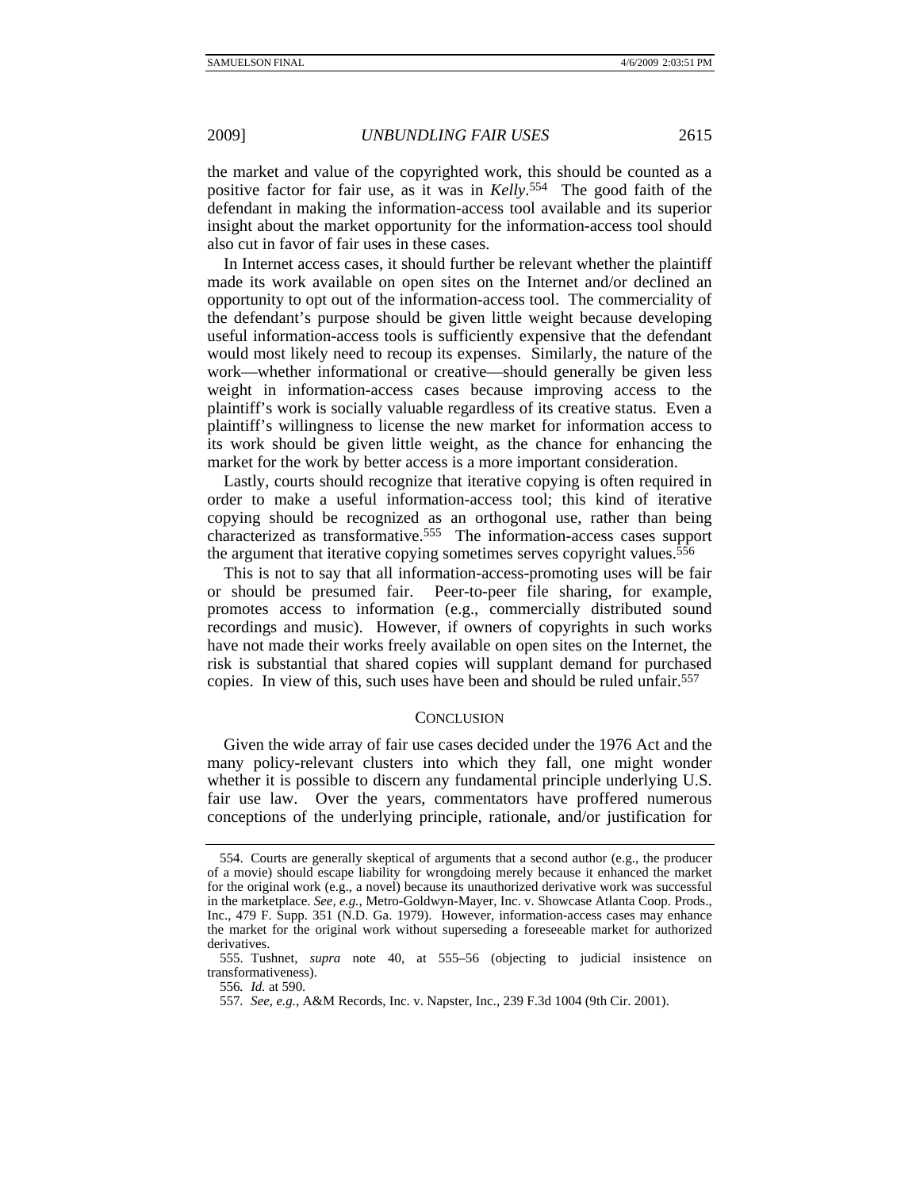the market and value of the copyrighted work, this should be counted as a positive factor for fair use, as it was in *Kelly*.[554] The good faith of the defendant in making the information-access tool available and its superior insight about the market opportunity for the information-access tool should also cut in favor of fair uses in these cases.

In Internet access cases, it should further be relevant whether the plaintiff made its work available on open sites on the Internet and/or declined an opportunity to opt out of the information-access tool. The commerciality of the defendant's purpose should be given little weight because developing useful information-access tools is sufficiently expensive that the defendant would most likely need to recoup its expenses. Similarly, the nature of the work—whether informational or creative—should generally be given less weight in information-access cases because improving access to the plaintiff's work is socially valuable regardless of its creative status. Even a plaintiff's willingness to license the new market for information access to its work should be given little weight, as the chance for enhancing the market for the work by better access is a more important consideration.

Lastly, courts should recognize that iterative copying is often required in order to make a useful information-access tool; this kind of iterative copying should be recognized as an orthogonal use, rather than being characterized as transformative.[555] The information-access cases support the argument that iterative copying sometimes serves copyright values.[556]

This is not to say that all information-access-promoting uses will be fair or should be presumed fair. Peer-to-peer file sharing, for example, promotes access to information (e.g., commercially distributed sound recordings and music). However, if owners of copyrights in such works have not made their works freely available on open sites on the Internet, the risk is substantial that shared copies will supplant demand for purchased copies. In view of this, such uses have been and should be ruled unfair.[557]

## CONCLUSION

Given the wide array of fair use cases decided under the 1976 Act and the many policy-relevant clusters into which they fall, one might wonder whether it is possible to discern any fundamental principle underlying U.S. fair use law. Over the years, commentators have proffered numerous conceptions of the underlying principle, rationale, and/or justification for

---

554. Courts are generally skeptical of arguments that a second author (e.g., the producer of a movie) should escape liability for wrongdoing merely because it enhanced the market for the original work (e.g., a novel) because its unauthorized derivative work was successful in the marketplace. *See, e.g.*, Metro-Goldwyn-Mayer, Inc. v. Showcase Atlanta Coop. Prods., Inc., 479 F. Supp. 351 (N.D. Ga. 1979). However, information-access cases may enhance the market for the original work without superseding a foreseeable market for authorized derivatives.

555. Tushnet, *supra* note 40, at 555–56 (objecting to judicial insistence on transformativeness).

556. *Id.* at 590.

557. *See, e.g.*, A&M Records, Inc. v. Napster, Inc., 239 F.3d 1004 (9th Cir. 2001).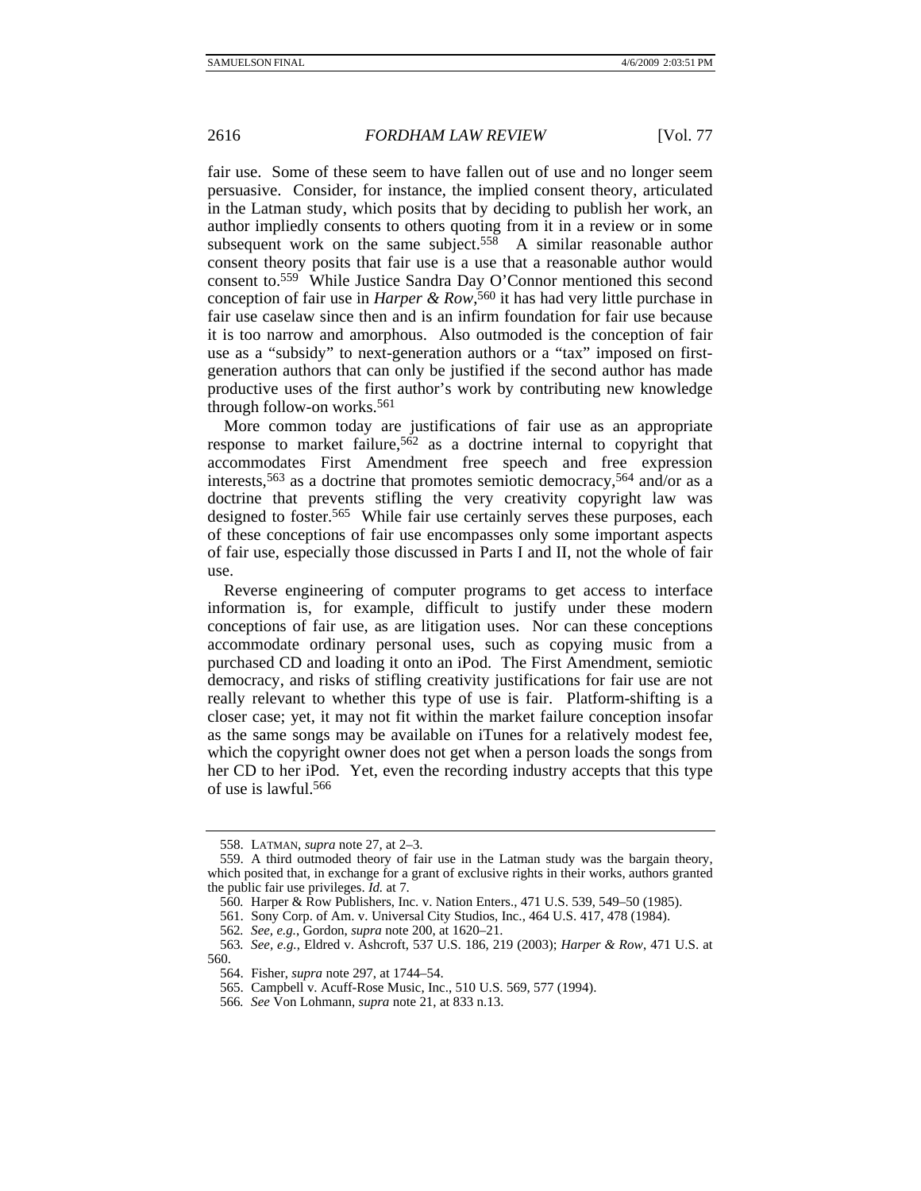fair use. Some of these seem to have fallen out of use and no longer seem persuasive. Consider, for instance, the implied consent theory, articulated in the Latman study, which posits that by deciding to publish her work, an author impliedly consents to others quoting from it in a review or in some subsequent work on the same subject.[558] A similar reasonable author consent theory posits that fair use is a use that a reasonable author would consent to.[559] While Justice Sandra Day O'Connor mentioned this second conception of fair use in *Harper & Row*,[560] it has had very little purchase in fair use caselaw since then and is an infirm foundation for fair use because it is too narrow and amorphous. Also outmoded is the conception of fair use as a "subsidy" to next-generation authors or a "tax" imposed on first-generation authors that can only be justified if the second author has made productive uses of the first author's work by contributing new knowledge through follow-on works.[561]

More common today are justifications of fair use as an appropriate response to market failure,[562] as a doctrine internal to copyright that accommodates First Amendment free speech and free expression interests,[563] as a doctrine that promotes semiotic democracy,[564] and/or as a doctrine that prevents stifling the very creativity copyright law was designed to foster.[565] While fair use certainly serves these purposes, each of these conceptions of fair use encompasses only some important aspects of fair use, especially those discussed in Parts I and II, not the whole of fair use.

Reverse engineering of computer programs to get access to interface information is, for example, difficult to justify under these modern conceptions of fair use, as are litigation uses. Nor can these conceptions accommodate ordinary personal uses, such as copying music from a purchased CD and loading it onto an iPod. The First Amendment, semiotic democracy, and risks of stifling creativity justifications for fair use are not really relevant to whether this type of use is fair. Platform-shifting is a closer case; yet, it may not fit within the market failure conception insofar as the same songs may be available on iTunes for a relatively modest fee, which the copyright owner does not get when a person loads the songs from her CD to her iPod. Yet, even the recording industry accepts that this type of use is lawful.[566]

---

558. LATMAN, *supra* note 27, at 2–3.

559. A third outmoded theory of fair use in the Latman study was the bargain theory, which posited that, in exchange for a grant of exclusive rights in their works, authors granted the public fair use privileges. *Id.* at 7.

560. Harper & Row Publishers, Inc. v. Nation Enters., 471 U.S. 539, 549–50 (1985).

561. Sony Corp. of Am. v. Universal City Studios, Inc., 464 U.S. 417, 478 (1984).

562. *See, e.g.*, Gordon, *supra* note 200, at 1620–21.

563. *See, e.g.*, Eldred v. Ashcroft, 537 U.S. 186, 219 (2003); *Harper & Row*, 471 U.S. at 560.

564. Fisher, *supra* note 297, at 1744–54.

565. Campbell v. Acuff-Rose Music, Inc., 510 U.S. 569, 577 (1994).

566. *See* Von Lohmann, *supra* note 21, at 833 n.13.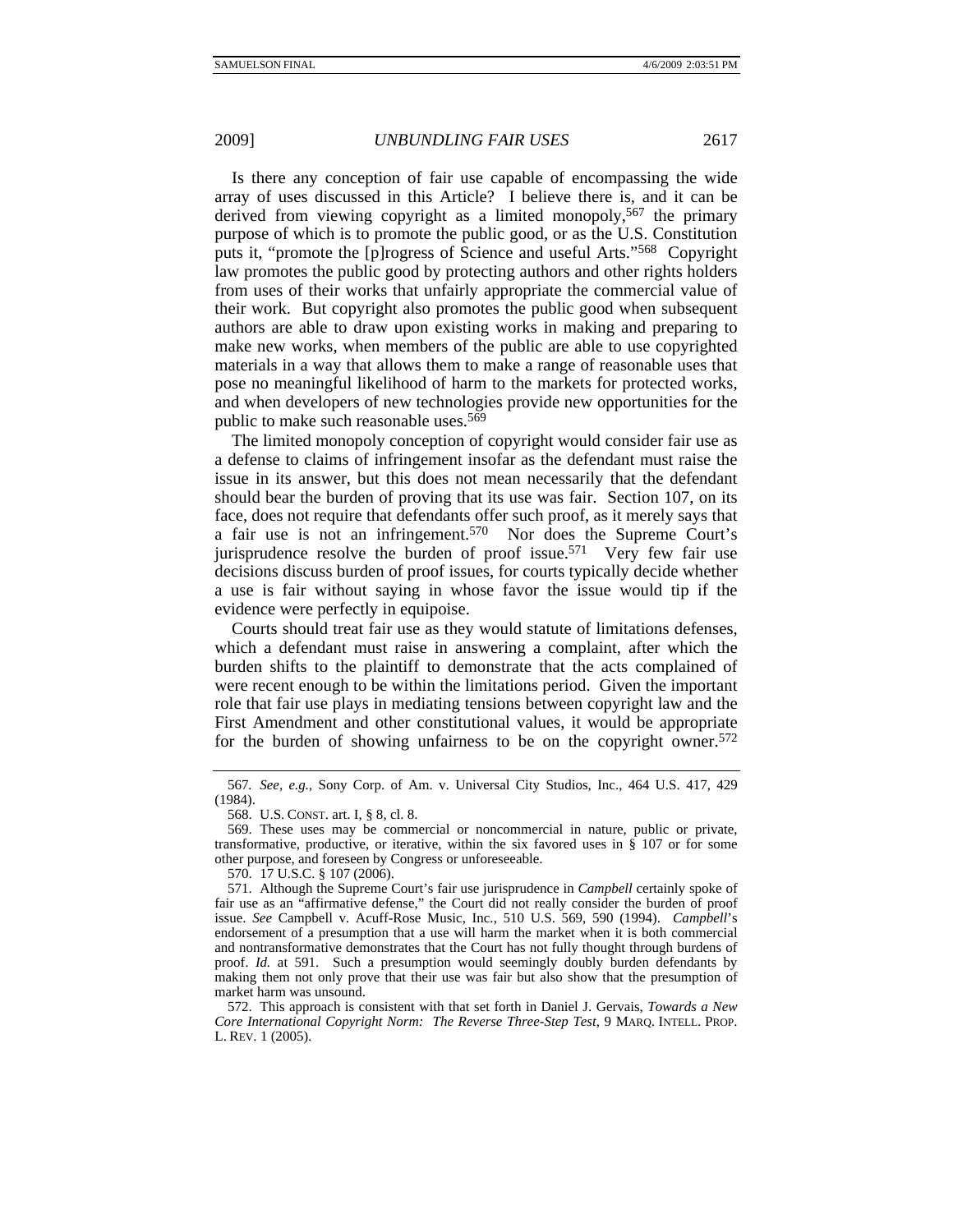Is there any conception of fair use capable of encompassing the wide array of uses discussed in this Article? I believe there is, and it can be derived from viewing copyright as a limited monopoly,[567] the primary purpose of which is to promote the public good, or as the U.S. Constitution puts it, "promote the [p]rogress of Science and useful Arts."[568] Copyright law promotes the public good by protecting authors and other rights holders from uses of their works that unfairly appropriate the commercial value of their work. But copyright also promotes the public good when subsequent authors are able to draw upon existing works in making and preparing to make new works, when members of the public are able to use copyrighted materials in a way that allows them to make a range of reasonable uses that pose no meaningful likelihood of harm to the markets for protected works, and when developers of new technologies provide new opportunities for the public to make such reasonable uses.[569]

The limited monopoly conception of copyright would consider fair use as a defense to claims of infringement insofar as the defendant must raise the issue in its answer, but this does not mean necessarily that the defendant should bear the burden of proving that its use was fair. Section 107, on its face, does not require that defendants offer such proof, as it merely says that a fair use is not an infringement.[570] Nor does the Supreme Court's jurisprudence resolve the burden of proof issue.[571] Very few fair use decisions discuss burden of proof issues, for courts typically decide whether a use is fair without saying in whose favor the issue would tip if the evidence were perfectly in equipoise.

Courts should treat fair use as they would statute of limitations defenses, which a defendant must raise in answering a complaint, after which the burden shifts to the plaintiff to demonstrate that the acts complained of were recent enough to be within the limitations period. Given the important role that fair use plays in mediating tensions between copyright law and the First Amendment and other constitutional values, it would be appropriate for the burden of showing unfairness to be on the copyright owner.[572]

567. *See, e.g.*, Sony Corp. of Am. v. Universal City Studios, Inc., 464 U.S. 417, 429 (1984).

568. U.S. CONST. art. I, § 8, cl. 8.

569. These uses may be commercial or noncommercial in nature, public or private, transformative, productive, or iterative, within the six favored uses in § 107 or for some other purpose, and foreseen by Congress or unforeseeable.

570. 17 U.S.C. § 107 (2006).

571. Although the Supreme Court's fair use jurisprudence in *Campbell* certainly spoke of fair use as an "affirmative defense," the Court did not really consider the burden of proof issue. *See* Campbell v. Acuff-Rose Music, Inc., 510 U.S. 569, 590 (1994). *Campbell*'s endorsement of a presumption that a use will harm the market when it is both commercial and nontransformative demonstrates that the Court has not fully thought through burdens of proof. *Id.* at 591. Such a presumption would seemingly doubly burden defendants by making them not only prove that their use was fair but also show that the presumption of market harm was unsound.

572. This approach is consistent with that set forth in Daniel J. Gervais, *Towards a New Core International Copyright Norm: The Reverse Three-Step Test*, 9 MARQ. INTELL. PROP. L. REV. 1 (2005).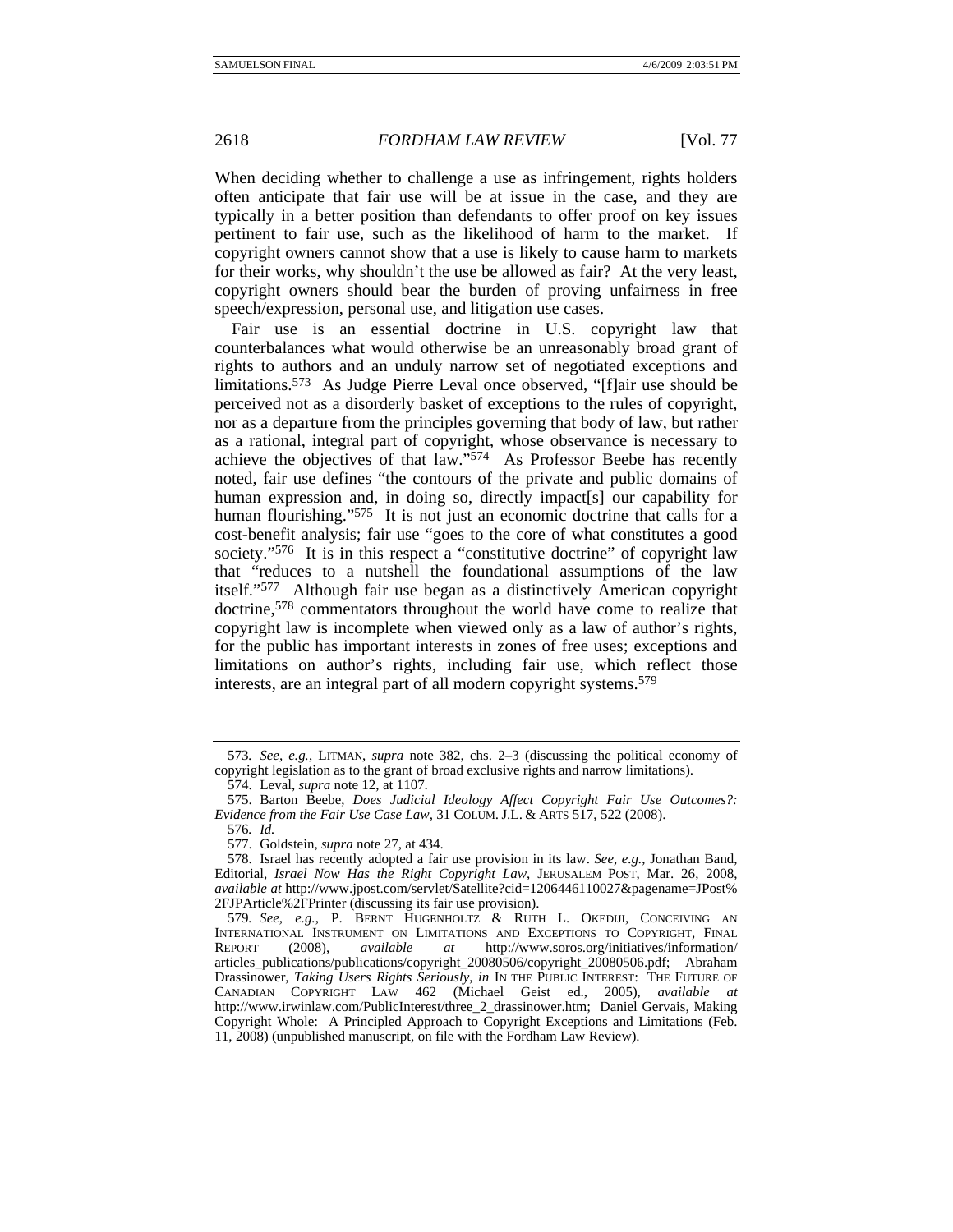When deciding whether to challenge a use as infringement, rights holders often anticipate that fair use will be at issue in the case, and they are typically in a better position than defendants to offer proof on key issues pertinent to fair use, such as the likelihood of harm to the market. If copyright owners cannot show that a use is likely to cause harm to markets for their works, why shouldn't the use be allowed as fair? At the very least, copyright owners should bear the burden of proving unfairness in free speech/expression, personal use, and litigation use cases.

Fair use is an essential doctrine in U.S. copyright law that counterbalances what would otherwise be an unreasonably broad grant of rights to authors and an unduly narrow set of negotiated exceptions and limitations.[573] As Judge Pierre Leval once observed, "[f]air use should be perceived not as a disorderly basket of exceptions to the rules of copyright, nor as a departure from the principles governing that body of law, but rather as a rational, integral part of copyright, whose observance is necessary to achieve the objectives of that law."[574] As Professor Beebe has recently noted, fair use defines "the contours of the private and public domains of human expression and, in doing so, directly impact[s] our capability for human flourishing."[575] It is not just an economic doctrine that calls for a cost-benefit analysis; fair use "goes to the core of what constitutes a good society."[576] It is in this respect a "constitutive doctrine" of copyright law that "reduces to a nutshell the foundational assumptions of the law itself."[577] Although fair use began as a distinctively American copyright doctrine,[578] commentators throughout the world have come to realize that copyright law is incomplete when viewed only as a law of author's rights, for the public has important interests in zones of free uses; exceptions and limitations on author's rights, including fair use, which reflect those interests, are an integral part of all modern copyright systems.[579]

---

573. *See, e.g.*, LITMAN, *supra* note 382, chs. 2–3 (discussing the political economy of copyright legislation as to the grant of broad exclusive rights and narrow limitations).

574. Leval, *supra* note 12, at 1107.

575. Barton Beebe, *Does Judicial Ideology Affect Copyright Fair Use Outcomes?: Evidence from the Fair Use Case Law,* 31 COLUM. J.L. & ARTS 517, 522 (2008).

576. *Id.*

577. Goldstein, *supra* note 27, at 434.

578. Israel has recently adopted a fair use provision in its law. *See, e.g.*, Jonathan Band, Editorial, *Israel Now Has the Right Copyright Law*, JERUSALEM POST, Mar. 26, 2008, *available at* http://www.jpost.com/servlet/Satellite?cid=1206446110027&pagename=JPost%2FJPArticle%2FPrinter (discussing its fair use provision).

579. *See, e.g.*, P. BERNT HUGENHOLTZ & RUTH L. OKEDIJI, CONCEIVING AN INTERNATIONAL INSTRUMENT ON LIMITATIONS AND EXCEPTIONS TO COPYRIGHT, FINAL REPORT (2008), *available at* http://www.soros.org/initiatives/information/articles_publications/publications/copyright_20080506/copyright_20080506.pdf; Abraham Drassinower, *Taking Users Rights Seriously*, *in* IN THE PUBLIC INTEREST: THE FUTURE OF CANADIAN COPYRIGHT LAW 462 (Michael Geist ed., 2005), *available at* http://www.irwinlaw.com/PublicInterest/three_2_drassinower.htm; Daniel Gervais, Making Copyright Whole: A Principled Approach to Copyright Exceptions and Limitations (Feb. 11, 2008) (unpublished manuscript, on file with the Fordham Law Review).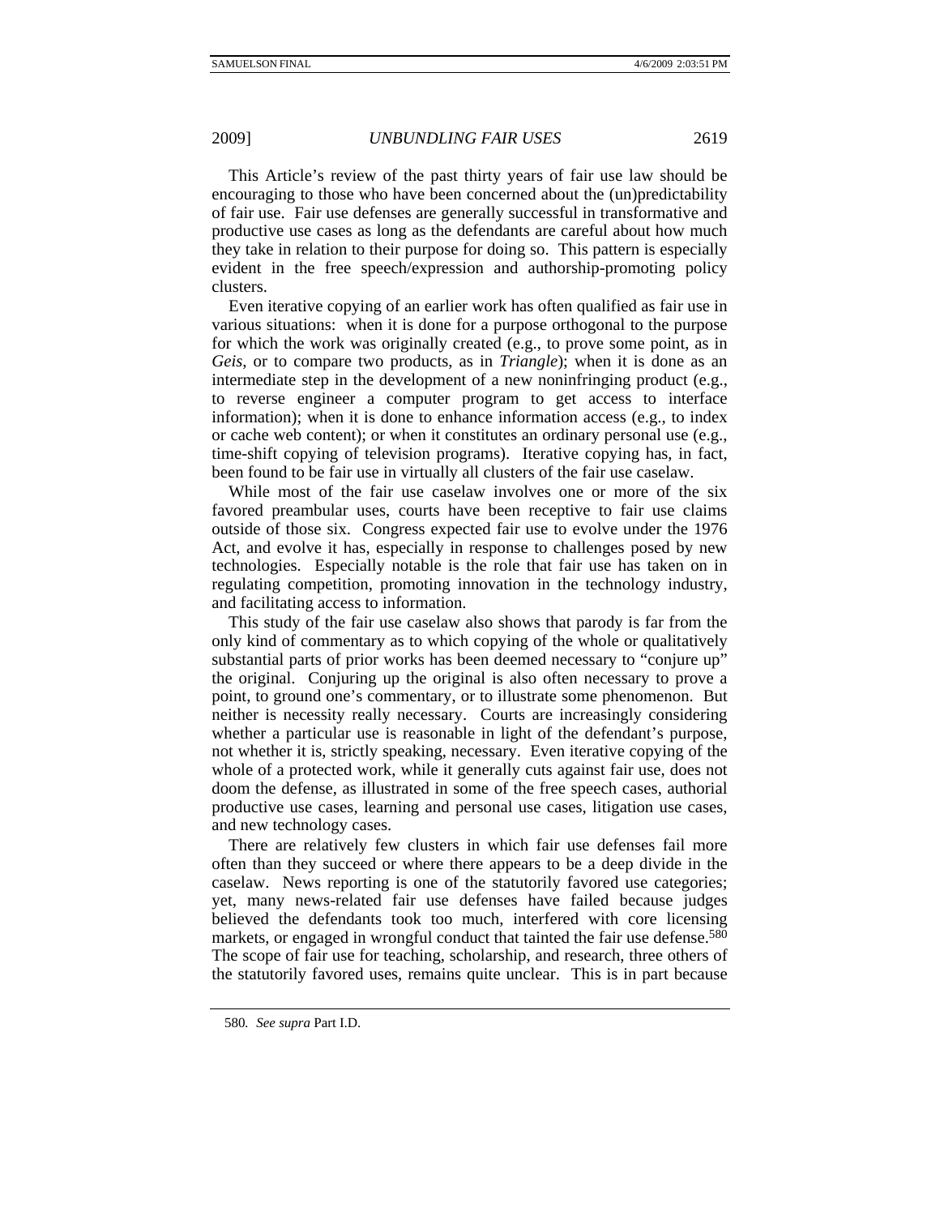This Article's review of the past thirty years of fair use law should be encouraging to those who have been concerned about the (un)predictability of fair use. Fair use defenses are generally successful in transformative and productive use cases as long as the defendants are careful about how much they take in relation to their purpose for doing so. This pattern is especially evident in the free speech/expression and authorship-promoting policy clusters.

Even iterative copying of an earlier work has often qualified as fair use in various situations: when it is done for a purpose orthogonal to the purpose for which the work was originally created (e.g., to prove some point, as in *Geis*, or to compare two products, as in *Triangle*); when it is done as an intermediate step in the development of a new noninfringing product (e.g., to reverse engineer a computer program to get access to interface information); when it is done to enhance information access (e.g., to index or cache web content); or when it constitutes an ordinary personal use (e.g., time-shift copying of television programs). Iterative copying has, in fact, been found to be fair use in virtually all clusters of the fair use caselaw.

While most of the fair use caselaw involves one or more of the six favored preambular uses, courts have been receptive to fair use claims outside of those six. Congress expected fair use to evolve under the 1976 Act, and evolve it has, especially in response to challenges posed by new technologies. Especially notable is the role that fair use has taken on in regulating competition, promoting innovation in the technology industry, and facilitating access to information.

This study of the fair use caselaw also shows that parody is far from the only kind of commentary as to which copying of the whole or qualitatively substantial parts of prior works has been deemed necessary to "conjure up" the original. Conjuring up the original is also often necessary to prove a point, to ground one's commentary, or to illustrate some phenomenon. But neither is necessity really necessary. Courts are increasingly considering whether a particular use is reasonable in light of the defendant's purpose, not whether it is, strictly speaking, necessary. Even iterative copying of the whole of a protected work, while it generally cuts against fair use, does not doom the defense, as illustrated in some of the free speech cases, authorial productive use cases, learning and personal use cases, litigation use cases, and new technology cases.

There are relatively few clusters in which fair use defenses fail more often than they succeed or where there appears to be a deep divide in the caselaw. News reporting is one of the statutorily favored use categories; yet, many news-related fair use defenses have failed because judges believed the defendants took too much, interfered with core licensing markets, or engaged in wrongful conduct that tainted the fair use defense.[580] The scope of fair use for teaching, scholarship, and research, three others of the statutorily favored uses, remains quite unclear. This is in part because

580. *See supra* Part I.D.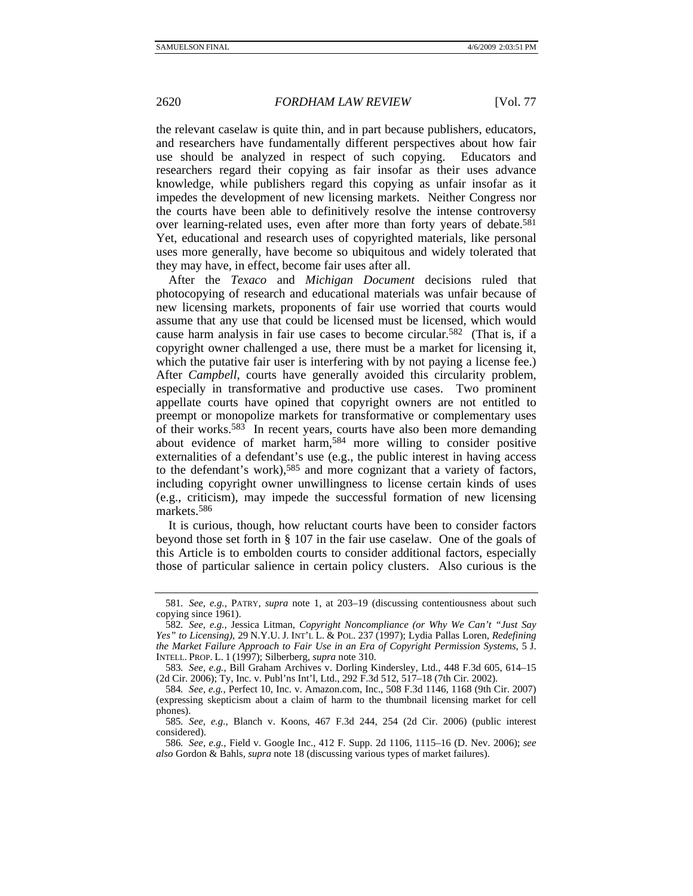the relevant caselaw is quite thin, and in part because publishers, educators, and researchers have fundamentally different perspectives about how fair use should be analyzed in respect of such copying. Educators and researchers regard their copying as fair insofar as their uses advance knowledge, while publishers regard this copying as unfair insofar as it impedes the development of new licensing markets. Neither Congress nor the courts have been able to definitively resolve the intense controversy over learning-related uses, even after more than forty years of debate.[581] Yet, educational and research uses of copyrighted materials, like personal uses more generally, have become so ubiquitous and widely tolerated that they may have, in effect, become fair uses after all.

After the *Texaco* and *Michigan Document* decisions ruled that photocopying of research and educational materials was unfair because of new licensing markets, proponents of fair use worried that courts would assume that any use that could be licensed must be licensed, which would cause harm analysis in fair use cases to become circular.[582] (That is, if a copyright owner challenged a use, there must be a market for licensing it, which the putative fair user is interfering with by not paying a license fee.) After *Campbell*, courts have generally avoided this circularity problem, especially in transformative and productive use cases. Two prominent appellate courts have opined that copyright owners are not entitled to preempt or monopolize markets for transformative or complementary uses of their works.[583] In recent years, courts have also been more demanding about evidence of market harm,[584] more willing to consider positive externalities of a defendant's use (e.g., the public interest in having access to the defendant's work),[585] and more cognizant that a variety of factors, including copyright owner unwillingness to license certain kinds of uses (e.g., criticism), may impede the successful formation of new licensing markets.[586]

It is curious, though, how reluctant courts have been to consider factors beyond those set forth in § 107 in the fair use caselaw. One of the goals of this Article is to embolden courts to consider additional factors, especially those of particular salience in certain policy clusters. Also curious is the

---

581. *See, e.g.*, PATRY, *supra* note 1, at 203–19 (discussing contentiousness about such copying since 1961).

582. *See, e.g.*, Jessica Litman, *Copyright Noncompliance (or Why We Can't "Just Say Yes" to Licensing)*, 29 N.Y.U. J. INT'L L. & POL. 237 (1997); Lydia Pallas Loren, *Redefining the Market Failure Approach to Fair Use in an Era of Copyright Permission Systems*, 5 J. INTELL. PROP. L. 1 (1997); Silberberg, *supra* note 310.

583. *See, e.g.*, Bill Graham Archives v. Dorling Kindersley, Ltd., 448 F.3d 605, 614–15 (2d Cir. 2006); Ty, Inc. v. Publ'ns Int'l, Ltd., 292 F.3d 512, 517–18 (7th Cir. 2002).

584. *See, e.g.*, Perfect 10, Inc. v. Amazon.com, Inc., 508 F.3d 1146, 1168 (9th Cir. 2007) (expressing skepticism about a claim of harm to the thumbnail licensing market for cell phones).

585. *See, e.g.*, Blanch v. Koons, 467 F.3d 244, 254 (2d Cir. 2006) (public interest considered).

586. *See, e.g.*, Field v. Google Inc., 412 F. Supp. 2d 1106, 1115–16 (D. Nev. 2006); *see also* Gordon & Bahls, *supra* note 18 (discussing various types of market failures).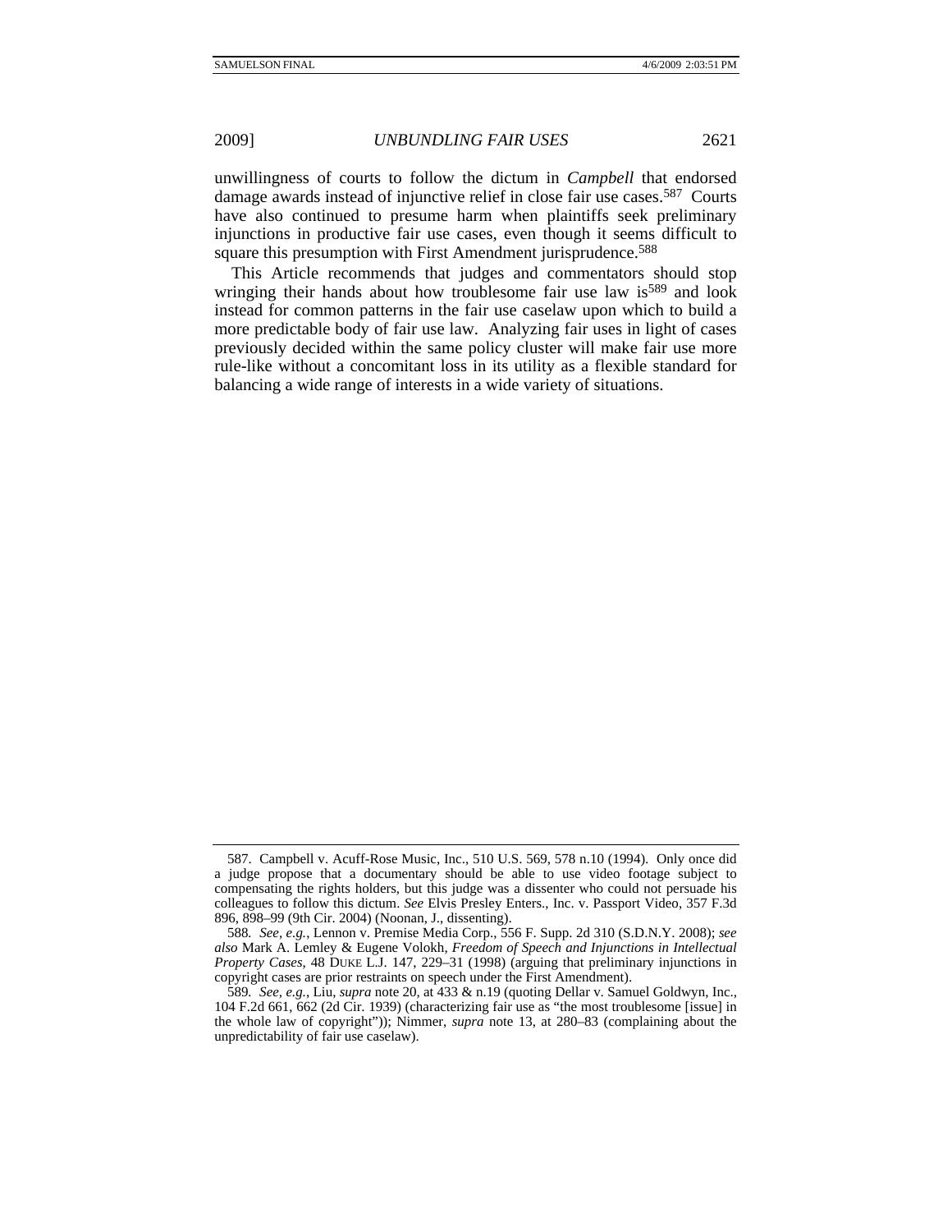unwillingness of courts to follow the dictum in *Campbell* that endorsed damage awards instead of injunctive relief in close fair use cases.[587] Courts have also continued to presume harm when plaintiffs seek preliminary injunctions in productive fair use cases, even though it seems difficult to square this presumption with First Amendment jurisprudence.[588]

This Article recommends that judges and commentators should stop wringing their hands about how troublesome fair use law is[589] and look instead for common patterns in the fair use caselaw upon which to build a more predictable body of fair use law. Analyzing fair uses in light of cases previously decided within the same policy cluster will make fair use more rule-like without a concomitant loss in its utility as a flexible standard for balancing a wide range of interests in a wide variety of situations.

---

587. Campbell v. Acuff-Rose Music, Inc., 510 U.S. 569, 578 n.10 (1994). Only once did a judge propose that a documentary should be able to use video footage subject to compensating the rights holders, but this judge was a dissenter who could not persuade his colleagues to follow this dictum. *See* Elvis Presley Enters., Inc. v. Passport Video, 357 F.3d 896, 898–99 (9th Cir. 2004) (Noonan, J., dissenting).

588. *See, e.g.*, Lennon v. Premise Media Corp., 556 F. Supp. 2d 310 (S.D.N.Y. 2008); *see also* Mark A. Lemley & Eugene Volokh, *Freedom of Speech and Injunctions in Intellectual Property Cases*, 48 DUKE L.J. 147, 229–31 (1998) (arguing that preliminary injunctions in copyright cases are prior restraints on speech under the First Amendment).

589. *See, e.g.*, Liu, *supra* note 20, at 433 & n.19 (quoting Dellar v. Samuel Goldwyn, Inc., 104 F.2d 661, 662 (2d Cir. 1939) (characterizing fair use as "the most troublesome [issue] in the whole law of copyright")); Nimmer, *supra* note 13, at 280–83 (complaining about the unpredictability of fair use caselaw).